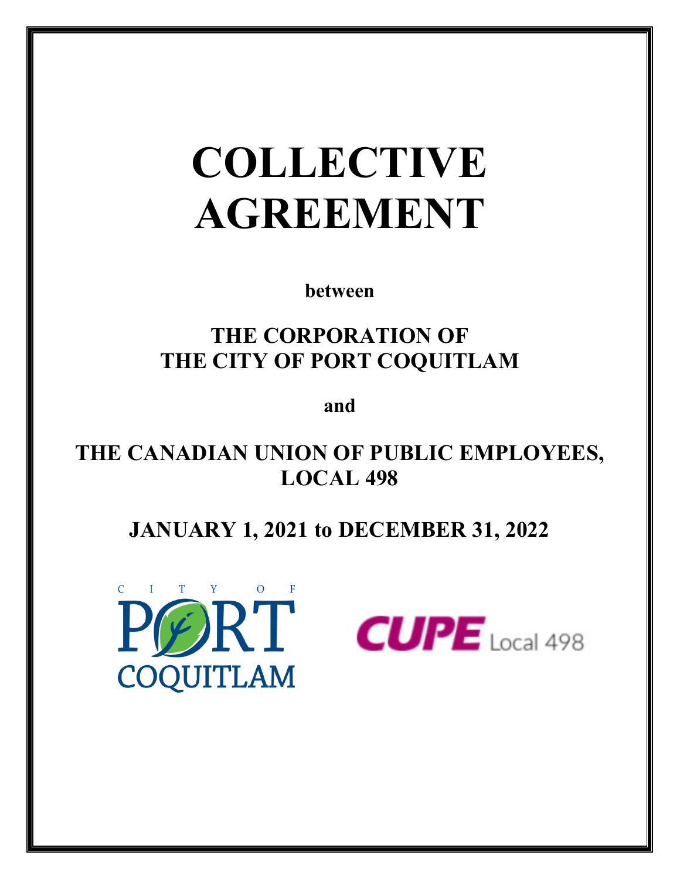# COLLECTIVE AGREEMENT

**between**

## THE CORPORATION OF THE CITY OF PORT COQUITLAM

**and**

## THE CANADIAN UNION OF PUBLIC EMPLOYEES, LOCAL 498

## JANUARY 1, 2021 to DECEMBER 31, 2022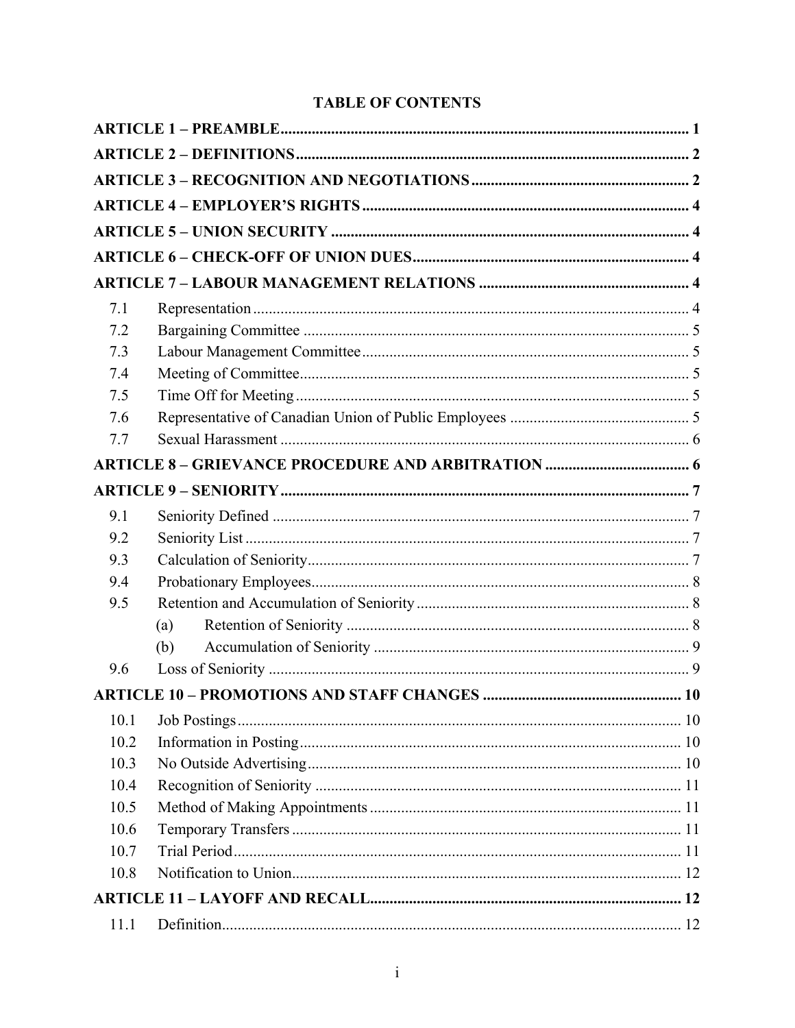# TABLE OF CONTENTS

**ARTICLE 1 – PREAMBLE** .......... 1

**ARTICLE 2 – DEFINITIONS** .......... 2

**ARTICLE 3 – RECOGNITION AND NEGOTIATIONS** .......... 2

**ARTICLE 4 – EMPLOYER'S RIGHTS** .......... 4

**ARTICLE 5 – UNION SECURITY** .......... 4

**ARTICLE 6 – CHECK-OFF OF UNION DUES** .......... 4

**ARTICLE 7 – LABOUR MANAGEMENT RELATIONS** .......... 4

- 7.1 Representation .......... 4
- 7.2 Bargaining Committee .......... 5
- 7.3 Labour Management Committee .......... 5
- 7.4 Meeting of Committee .......... 5
- 7.5 Time Off for Meeting .......... 5
- 7.6 Representative of Canadian Union of Public Employees .......... 5
- 7.7 Sexual Harassment .......... 6

**ARTICLE 8 – GRIEVANCE PROCEDURE AND ARBITRATION** .......... 6

**ARTICLE 9 – SENIORITY** .......... 7

- 9.1 Seniority Defined .......... 7
- 9.2 Seniority List .......... 7
- 9.3 Calculation of Seniority .......... 7
- 9.4 Probationary Employees .......... 8
- 9.5 Retention and Accumulation of Seniority .......... 8
  - (a) Retention of Seniority .......... 8
  - (b) Accumulation of Seniority .......... 9
- 9.6 Loss of Seniority .......... 9

**ARTICLE 10 – PROMOTIONS AND STAFF CHANGES** .......... 10

- 10.1 Job Postings .......... 10
- 10.2 Information in Posting .......... 10
- 10.3 No Outside Advertising .......... 10
- 10.4 Recognition of Seniority .......... 11
- 10.5 Method of Making Appointments .......... 11
- 10.6 Temporary Transfers .......... 11
- 10.7 Trial Period .......... 11
- 10.8 Notification to Union .......... 12

**ARTICLE 11 – LAYOFF AND RECALL** .......... 12

- 11.1 Definition .......... 12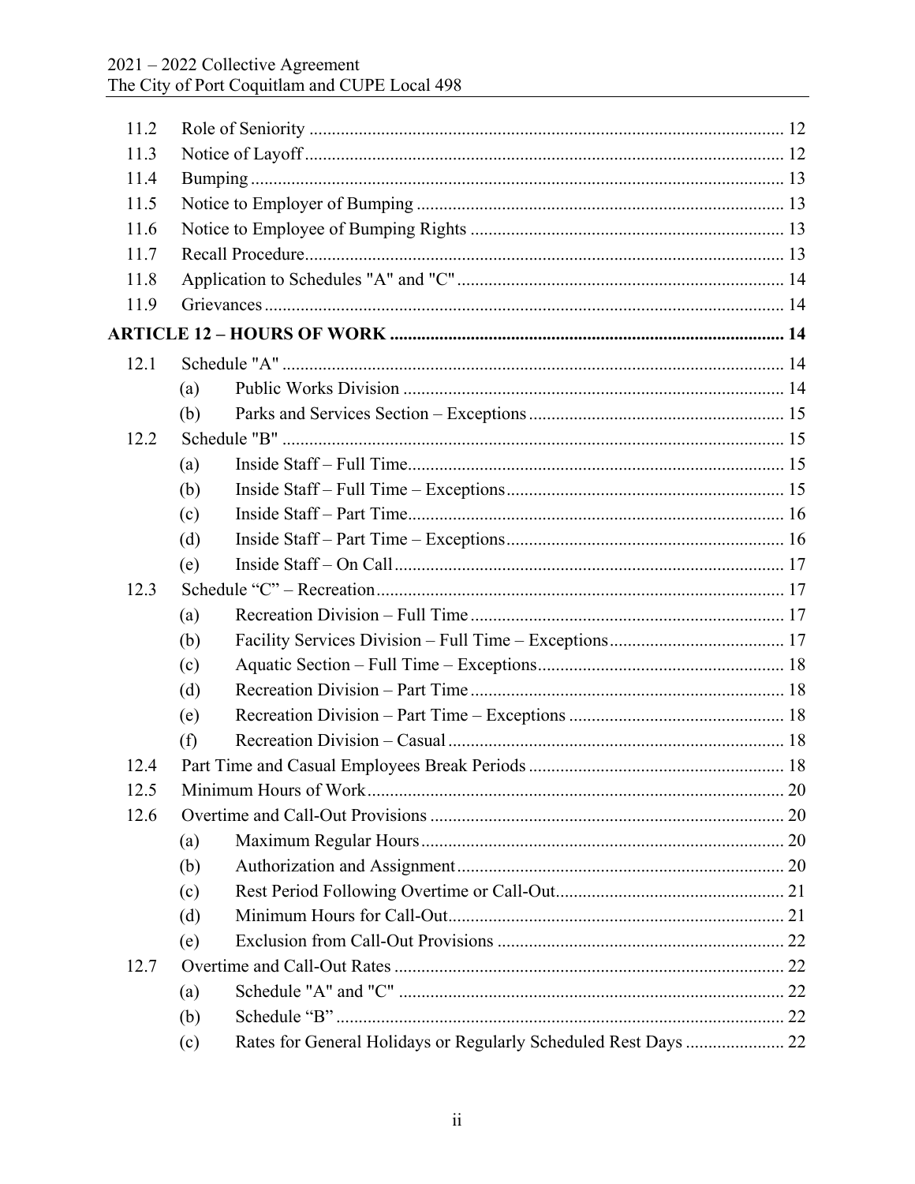| | | | |
|---|---|---|---|
| 11.2 | Role of Seniority | | 12 |
| 11.3 | Notice of Layoff | | 12 |
| 11.4 | Bumping | | 13 |
| 11.5 | Notice to Employer of Bumping | | 13 |
| 11.6 | Notice to Employee of Bumping Rights | | 13 |
| 11.7 | Recall Procedure | | 13 |
| 11.8 | Application to Schedules "A" and "C" | | 14 |
| 11.9 | Grievances | | 14 |
| **ARTICLE 12 – HOURS OF WORK** | | | **14** |
| 12.1 | Schedule "A" | | 14 |
| | (a) | Public Works Division | 14 |
| | (b) | Parks and Services Section – Exceptions | 15 |
| 12.2 | Schedule "B" | | 15 |
| | (a) | Inside Staff – Full Time | 15 |
| | (b) | Inside Staff – Full Time – Exceptions | 15 |
| | (c) | Inside Staff – Part Time | 16 |
| | (d) | Inside Staff – Part Time – Exceptions | 16 |
| | (e) | Inside Staff – On Call | 17 |
| 12.3 | Schedule "C" – Recreation | | 17 |
| | (a) | Recreation Division – Full Time | 17 |
| | (b) | Facility Services Division – Full Time – Exceptions | 17 |
| | (c) | Aquatic Section – Full Time – Exceptions | 18 |
| | (d) | Recreation Division – Part Time | 18 |
| | (e) | Recreation Division – Part Time – Exceptions | 18 |
| | (f) | Recreation Division – Casual | 18 |
| 12.4 | Part Time and Casual Employees Break Periods | | 18 |
| 12.5 | Minimum Hours of Work | | 20 |
| 12.6 | Overtime and Call-Out Provisions | | 20 |
| | (a) | Maximum Regular Hours | 20 |
| | (b) | Authorization and Assignment | 20 |
| | (c) | Rest Period Following Overtime or Call-Out | 21 |
| | (d) | Minimum Hours for Call-Out | 21 |
| | (e) | Exclusion from Call-Out Provisions | 22 |
| 12.7 | Overtime and Call-Out Rates | | 22 |
| | (a) | Schedule "A" and "C" | 22 |
| | (b) | Schedule "B" | 22 |
| | (c) | Rates for General Holidays or Regularly Scheduled Rest Days | 22 |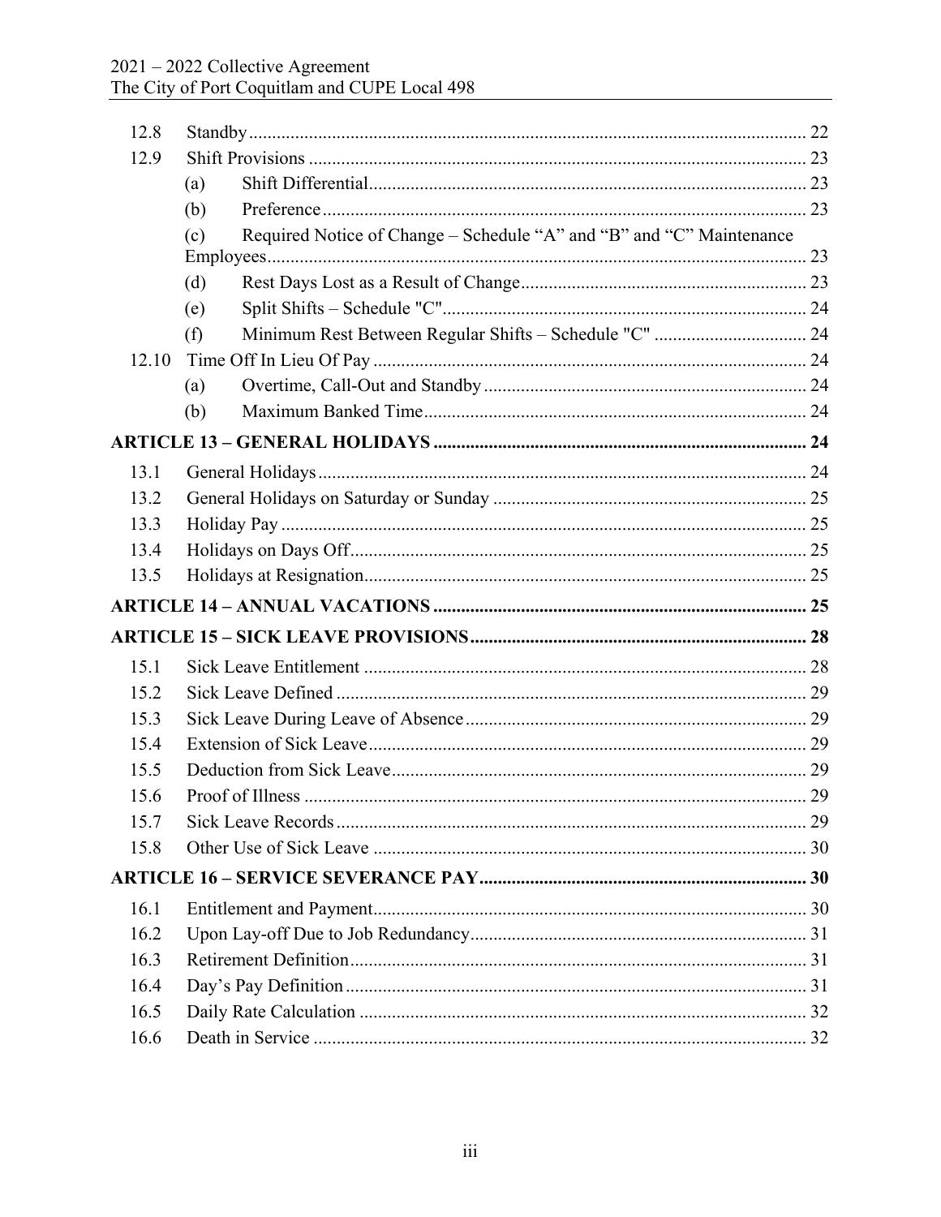12.8 Standby ... 22
12.9 Shift Provisions ... 23
  (a) Shift Differential ... 23
  (b) Preference ... 23
  (c) Required Notice of Change – Schedule “A” and “B” and “C” Maintenance Employees ... 23
  (d) Rest Days Lost as a Result of Change ... 23
  (e) Split Shifts – Schedule "C" ... 24
  (f) Minimum Rest Between Regular Shifts – Schedule "C" ... 24
12.10 Time Off In Lieu Of Pay ... 24
  (a) Overtime, Call-Out and Standby ... 24
  (b) Maximum Banked Time ... 24

**ARTICLE 13 – GENERAL HOLIDAYS ... 24**

13.1 General Holidays ... 24
13.2 General Holidays on Saturday or Sunday ... 25
13.3 Holiday Pay ... 25
13.4 Holidays on Days Off ... 25
13.5 Holidays at Resignation ... 25

**ARTICLE 14 – ANNUAL VACATIONS ... 25**

**ARTICLE 15 – SICK LEAVE PROVISIONS ... 28**

15.1 Sick Leave Entitlement ... 28
15.2 Sick Leave Defined ... 29
15.3 Sick Leave During Leave of Absence ... 29
15.4 Extension of Sick Leave ... 29
15.5 Deduction from Sick Leave ... 29
15.6 Proof of Illness ... 29
15.7 Sick Leave Records ... 29
15.8 Other Use of Sick Leave ... 30

**ARTICLE 16 – SERVICE SEVERANCE PAY ... 30**

16.1 Entitlement and Payment ... 30
16.2 Upon Lay-off Due to Job Redundancy ... 31
16.3 Retirement Definition ... 31
16.4 Day’s Pay Definition ... 31
16.5 Daily Rate Calculation ... 32
16.6 Death in Service ... 32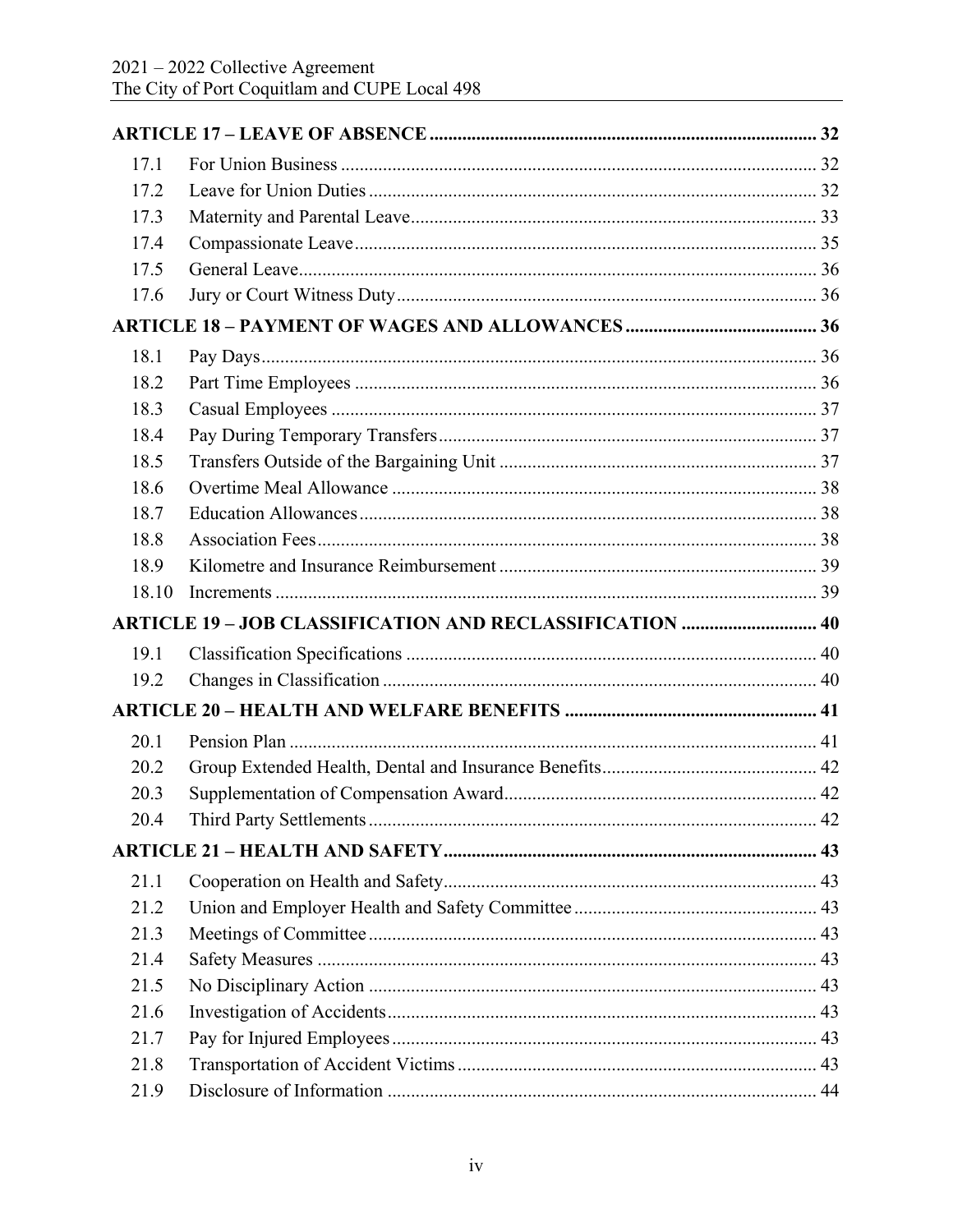**ARTICLE 17 – LEAVE OF ABSENCE** ........ 32

| | | |
|---|---|---|
| 17.1 | For Union Business | 32 |
| 17.2 | Leave for Union Duties | 32 |
| 17.3 | Maternity and Parental Leave | 33 |
| 17.4 | Compassionate Leave | 35 |
| 17.5 | General Leave | 36 |
| 17.6 | Jury or Court Witness Duty | 36 |

**ARTICLE 18 – PAYMENT OF WAGES AND ALLOWANCES** ........ 36

| | | |
|---|---|---|
| 18.1 | Pay Days | 36 |
| 18.2 | Part Time Employees | 36 |
| 18.3 | Casual Employees | 37 |
| 18.4 | Pay During Temporary Transfers | 37 |
| 18.5 | Transfers Outside of the Bargaining Unit | 37 |
| 18.6 | Overtime Meal Allowance | 38 |
| 18.7 | Education Allowances | 38 |
| 18.8 | Association Fees | 38 |
| 18.9 | Kilometre and Insurance Reimbursement | 39 |
| 18.10 | Increments | 39 |

**ARTICLE 19 – JOB CLASSIFICATION AND RECLASSIFICATION** ........ 40

| | | |
|---|---|---|
| 19.1 | Classification Specifications | 40 |
| 19.2 | Changes in Classification | 40 |

**ARTICLE 20 – HEALTH AND WELFARE BENEFITS** ........ 41

| | | |
|---|---|---|
| 20.1 | Pension Plan | 41 |
| 20.2 | Group Extended Health, Dental and Insurance Benefits | 42 |
| 20.3 | Supplementation of Compensation Award | 42 |
| 20.4 | Third Party Settlements | 42 |

**ARTICLE 21 – HEALTH AND SAFETY** ........ 43

| | | |
|---|---|---|
| 21.1 | Cooperation on Health and Safety | 43 |
| 21.2 | Union and Employer Health and Safety Committee | 43 |
| 21.3 | Meetings of Committee | 43 |
| 21.4 | Safety Measures | 43 |
| 21.5 | No Disciplinary Action | 43 |
| 21.6 | Investigation of Accidents | 43 |
| 21.7 | Pay for Injured Employees | 43 |
| 21.8 | Transportation of Accident Victims | 43 |
| 21.9 | Disclosure of Information | 44 |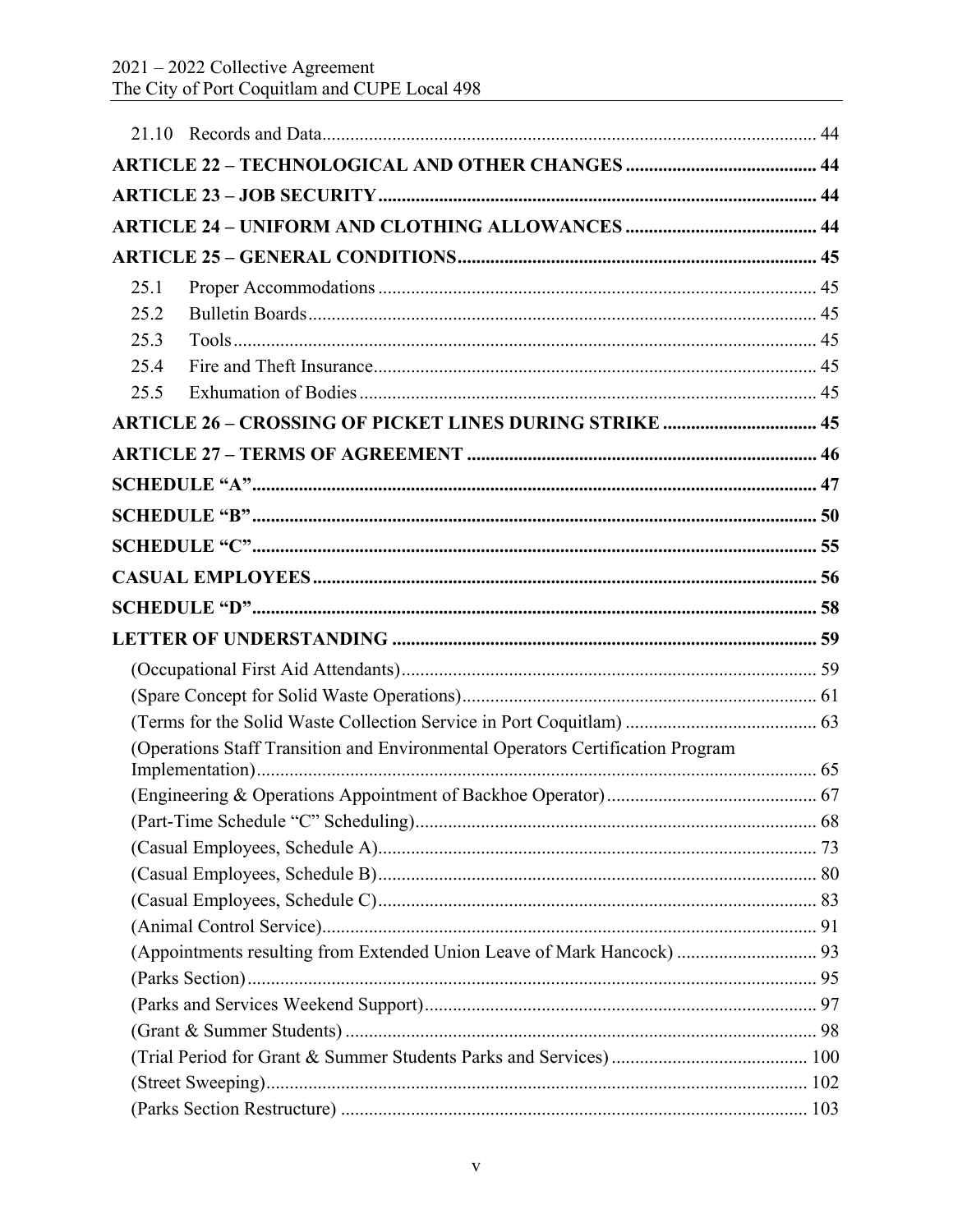21.10 Records and Data .......... 44

**ARTICLE 22 – TECHNOLOGICAL AND OTHER CHANGES .......... 44**

**ARTICLE 23 – JOB SECURITY .......... 44**

**ARTICLE 24 – UNIFORM AND CLOTHING ALLOWANCES .......... 44**

**ARTICLE 25 – GENERAL CONDITIONS .......... 45**

25.1 Proper Accommodations .......... 45
25.2 Bulletin Boards .......... 45
25.3 Tools .......... 45
25.4 Fire and Theft Insurance .......... 45
25.5 Exhumation of Bodies .......... 45

**ARTICLE 26 – CROSSING OF PICKET LINES DURING STRIKE .......... 45**

**ARTICLE 27 – TERMS OF AGREEMENT .......... 46**

**SCHEDULE "A" .......... 47**

**SCHEDULE "B" .......... 50**

**SCHEDULE "C" .......... 55**

**CASUAL EMPLOYEES .......... 56**

**SCHEDULE "D" .......... 58**

**LETTER OF UNDERSTANDING .......... 59**

(Occupational First Aid Attendants) .......... 59
(Spare Concept for Solid Waste Operations) .......... 61
(Terms for the Solid Waste Collection Service in Port Coquitlam) .......... 63
(Operations Staff Transition and Environmental Operators Certification Program Implementation) .......... 65
(Engineering & Operations Appointment of Backhoe Operator) .......... 67
(Part-Time Schedule "C" Scheduling) .......... 68
(Casual Employees, Schedule A) .......... 73
(Casual Employees, Schedule B) .......... 80
(Casual Employees, Schedule C) .......... 83
(Animal Control Service) .......... 91
(Appointments resulting from Extended Union Leave of Mark Hancock) .......... 93
(Parks Section) .......... 95
(Parks and Services Weekend Support) .......... 97
(Grant & Summer Students) .......... 98
(Trial Period for Grant & Summer Students Parks and Services) .......... 100
(Street Sweeping) .......... 102
(Parks Section Restructure) .......... 103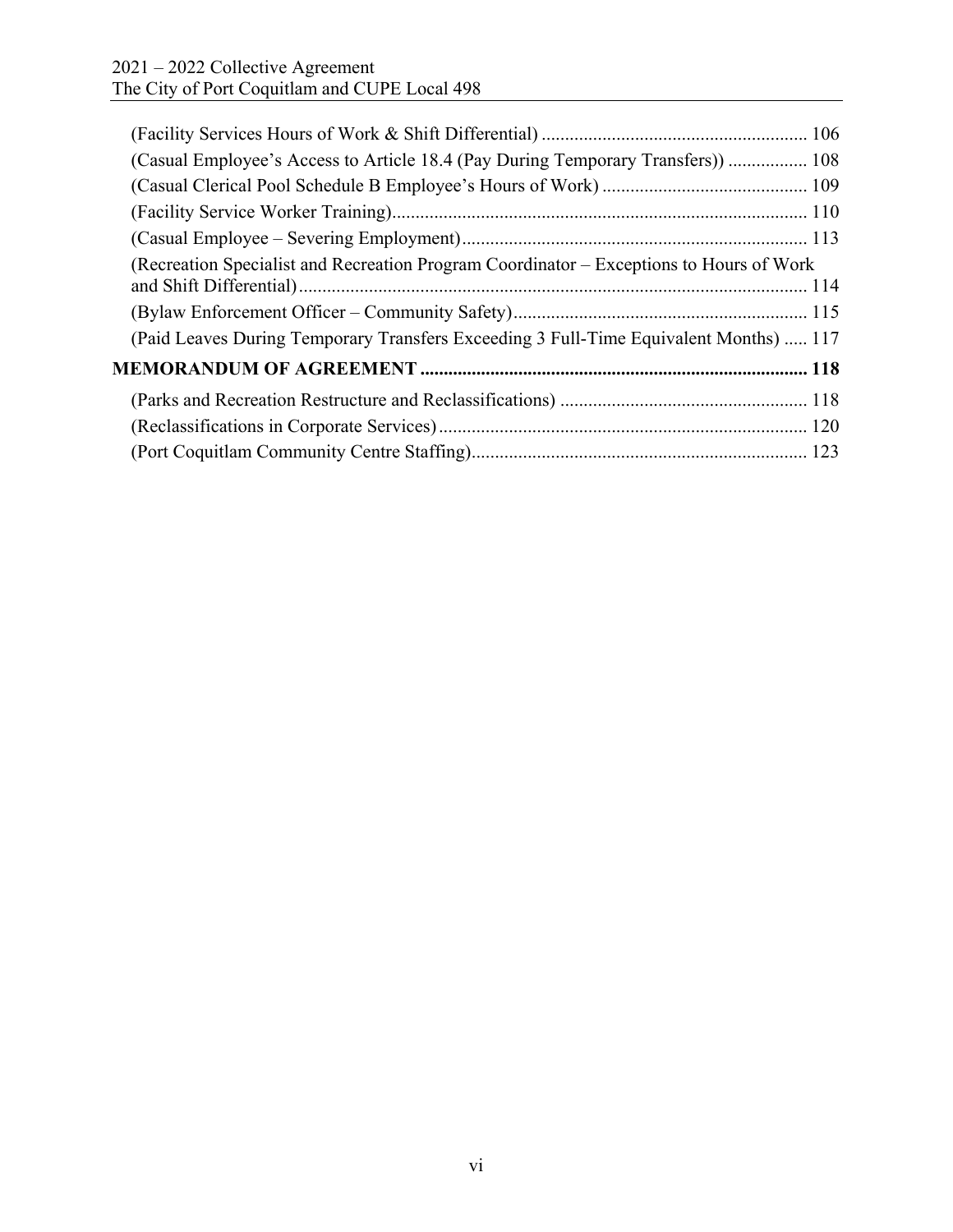(Facility Services Hours of Work & Shift Differential) ........................................................ 106

(Casual Employee's Access to Article 18.4 (Pay During Temporary Transfers)) ................. 108

(Casual Clerical Pool Schedule B Employee's Hours of Work) ............................................ 109

(Facility Service Worker Training)........................................................................................ 110

(Casual Employee – Severing Employment)......................................................................... 113

(Recreation Specialist and Recreation Program Coordinator – Exceptions to Hours of Work and Shift Differential)............................................................................................................ 114

(Bylaw Enforcement Officer – Community Safety).............................................................. 115

(Paid Leaves During Temporary Transfers Exceeding 3 Full-Time Equivalent Months) ..... 117

**MEMORANDUM OF AGREEMENT ................................................................................. 118**

(Parks and Recreation Restructure and Reclassifications) .................................................... 118

(Reclassifications in Corporate Services).............................................................................. 120

(Port Coquitlam Community Centre Staffing)....................................................................... 123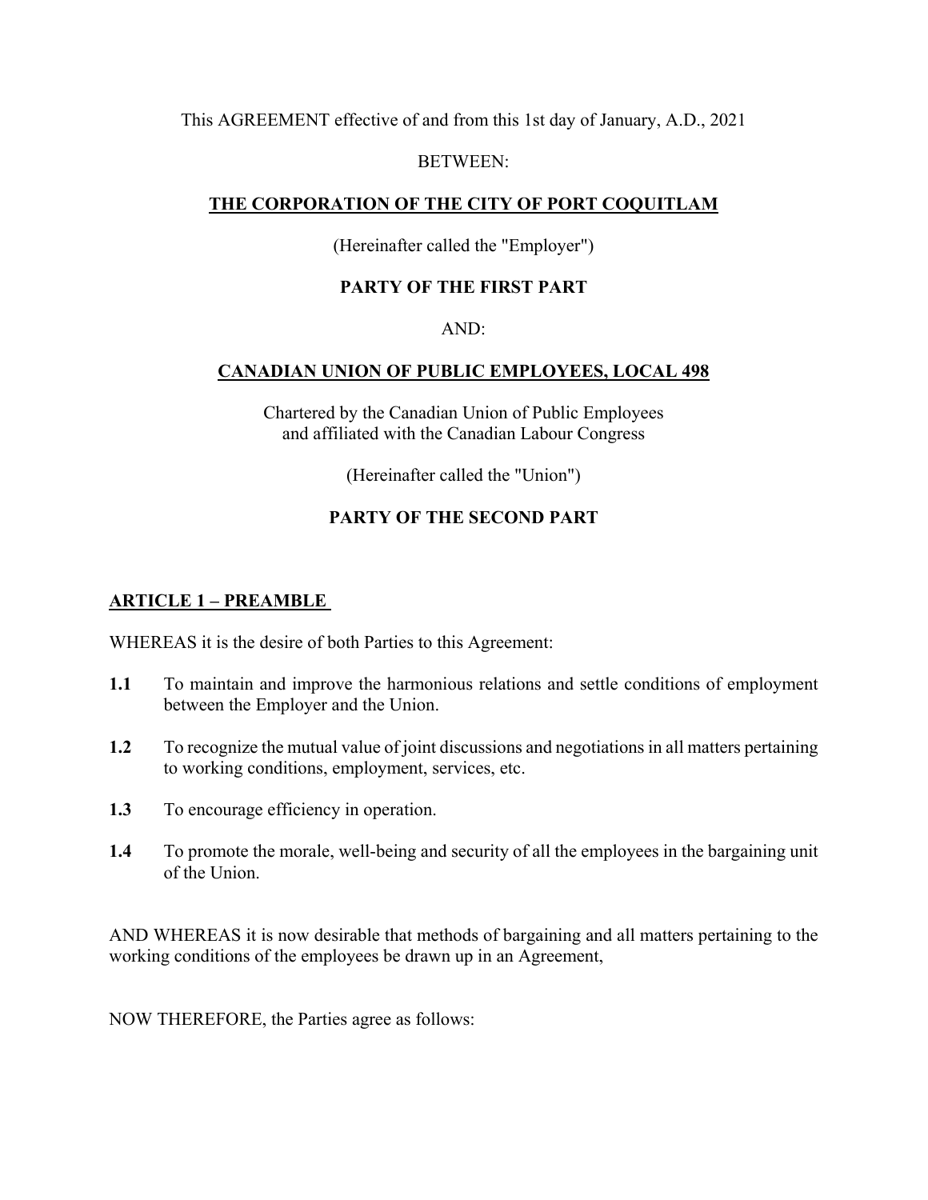This AGREEMENT effective of and from this 1st day of January, A.D., 2021

BETWEEN:

**THE CORPORATION OF THE CITY OF PORT COQUITLAM**

(Hereinafter called the "Employer")

**PARTY OF THE FIRST PART**

AND:

**CANADIAN UNION OF PUBLIC EMPLOYEES, LOCAL 498**

Chartered by the Canadian Union of Public Employees
and affiliated with the Canadian Labour Congress

(Hereinafter called the "Union")

**PARTY OF THE SECOND PART**

## ARTICLE 1 – PREAMBLE

WHEREAS it is the desire of both Parties to this Agreement:

**1.1** To maintain and improve the harmonious relations and settle conditions of employment between the Employer and the Union.

**1.2** To recognize the mutual value of joint discussions and negotiations in all matters pertaining to working conditions, employment, services, etc.

**1.3** To encourage efficiency in operation.

**1.4** To promote the morale, well-being and security of all the employees in the bargaining unit of the Union.

AND WHEREAS it is now desirable that methods of bargaining and all matters pertaining to the working conditions of the employees be drawn up in an Agreement,

NOW THEREFORE, the Parties agree as follows: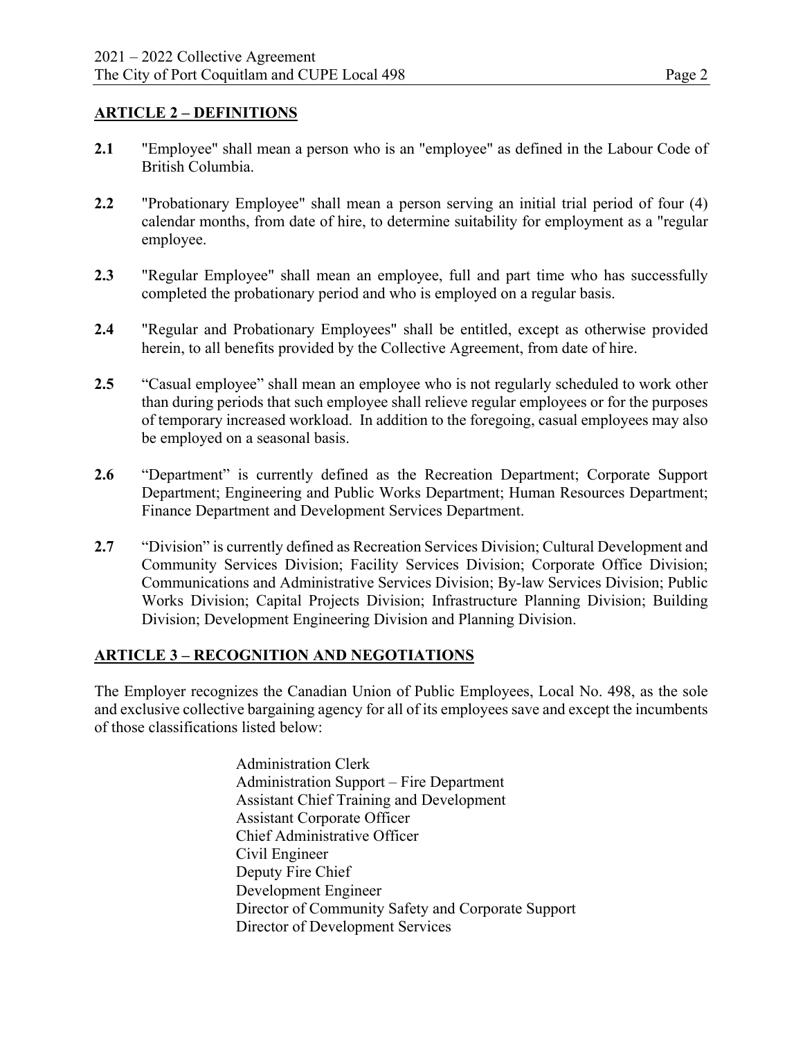## ARTICLE 2 – DEFINITIONS

**2.1** "Employee" shall mean a person who is an "employee" as defined in the Labour Code of British Columbia.

**2.2** "Probationary Employee" shall mean a person serving an initial trial period of four (4) calendar months, from date of hire, to determine suitability for employment as a "regular employee.

**2.3** "Regular Employee" shall mean an employee, full and part time who has successfully completed the probationary period and who is employed on a regular basis.

**2.4** "Regular and Probationary Employees" shall be entitled, except as otherwise provided herein, to all benefits provided by the Collective Agreement, from date of hire.

**2.5** "Casual employee" shall mean an employee who is not regularly scheduled to work other than during periods that such employee shall relieve regular employees or for the purposes of temporary increased workload. In addition to the foregoing, casual employees may also be employed on a seasonal basis.

**2.6** "Department" is currently defined as the Recreation Department; Corporate Support Department; Engineering and Public Works Department; Human Resources Department; Finance Department and Development Services Department.

**2.7** "Division" is currently defined as Recreation Services Division; Cultural Development and Community Services Division; Facility Services Division; Corporate Office Division; Communications and Administrative Services Division; By-law Services Division; Public Works Division; Capital Projects Division; Infrastructure Planning Division; Building Division; Development Engineering Division and Planning Division.

## ARTICLE 3 – RECOGNITION AND NEGOTIATIONS

The Employer recognizes the Canadian Union of Public Employees, Local No. 498, as the sole and exclusive collective bargaining agency for all of its employees save and except the incumbents of those classifications listed below:

Administration Clerk
Administration Support – Fire Department
Assistant Chief Training and Development
Assistant Corporate Officer
Chief Administrative Officer
Civil Engineer
Deputy Fire Chief
Development Engineer
Director of Community Safety and Corporate Support
Director of Development Services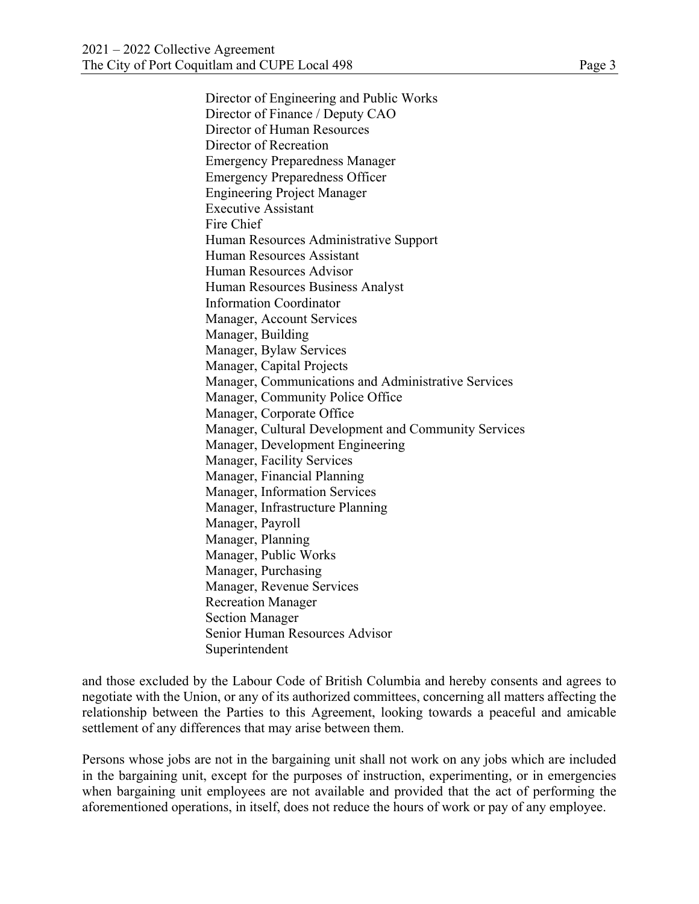Director of Engineering and Public Works
Director of Finance / Deputy CAO
Director of Human Resources
Director of Recreation
Emergency Preparedness Manager
Emergency Preparedness Officer
Engineering Project Manager
Executive Assistant
Fire Chief
Human Resources Administrative Support
Human Resources Assistant
Human Resources Advisor
Human Resources Business Analyst
Information Coordinator
Manager, Account Services
Manager, Building
Manager, Bylaw Services
Manager, Capital Projects
Manager, Communications and Administrative Services
Manager, Community Police Office
Manager, Corporate Office
Manager, Cultural Development and Community Services
Manager, Development Engineering
Manager, Facility Services
Manager, Financial Planning
Manager, Information Services
Manager, Infrastructure Planning
Manager, Payroll
Manager, Planning
Manager, Public Works
Manager, Purchasing
Manager, Revenue Services
Recreation Manager
Section Manager
Senior Human Resources Advisor
Superintendent

and those excluded by the Labour Code of British Columbia and hereby consents and agrees to negotiate with the Union, or any of its authorized committees, concerning all matters affecting the relationship between the Parties to this Agreement, looking towards a peaceful and amicable settlement of any differences that may arise between them.

Persons whose jobs are not in the bargaining unit shall not work on any jobs which are included in the bargaining unit, except for the purposes of instruction, experimenting, or in emergencies when bargaining unit employees are not available and provided that the act of performing the aforementioned operations, in itself, does not reduce the hours of work or pay of any employee.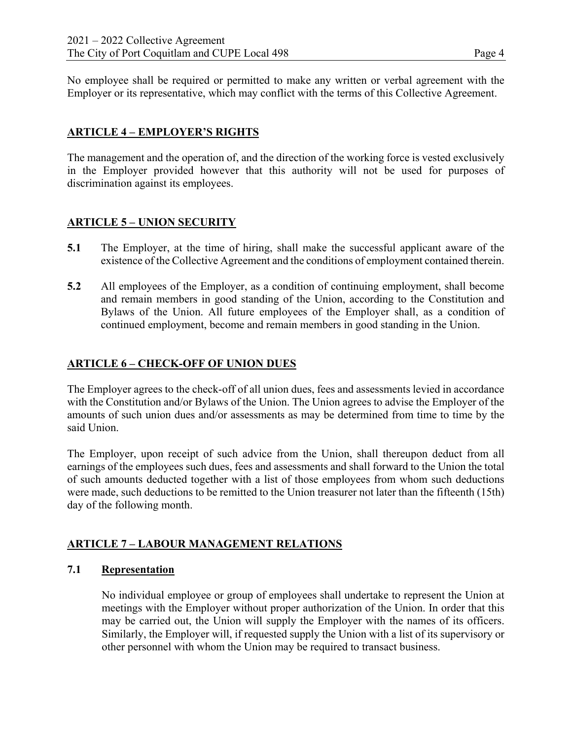No employee shall be required or permitted to make any written or verbal agreement with the Employer or its representative, which may conflict with the terms of this Collective Agreement.

## ARTICLE 4 – EMPLOYER'S RIGHTS

The management and the operation of, and the direction of the working force is vested exclusively in the Employer provided however that this authority will not be used for purposes of discrimination against its employees.

## ARTICLE 5 – UNION SECURITY

**5.1** The Employer, at the time of hiring, shall make the successful applicant aware of the existence of the Collective Agreement and the conditions of employment contained therein.

**5.2** All employees of the Employer, as a condition of continuing employment, shall become and remain members in good standing of the Union, according to the Constitution and Bylaws of the Union. All future employees of the Employer shall, as a condition of continued employment, become and remain members in good standing in the Union.

## ARTICLE 6 – CHECK-OFF OF UNION DUES

The Employer agrees to the check-off of all union dues, fees and assessments levied in accordance with the Constitution and/or Bylaws of the Union. The Union agrees to advise the Employer of the amounts of such union dues and/or assessments as may be determined from time to time by the said Union.

The Employer, upon receipt of such advice from the Union, shall thereupon deduct from all earnings of the employees such dues, fees and assessments and shall forward to the Union the total of such amounts deducted together with a list of those employees from whom such deductions were made, such deductions to be remitted to the Union treasurer not later than the fifteenth (15th) day of the following month.

## ARTICLE 7 – LABOUR MANAGEMENT RELATIONS

### 7.1 Representation

No individual employee or group of employees shall undertake to represent the Union at meetings with the Employer without proper authorization of the Union. In order that this may be carried out, the Union will supply the Employer with the names of its officers. Similarly, the Employer will, if requested supply the Union with a list of its supervisory or other personnel with whom the Union may be required to transact business.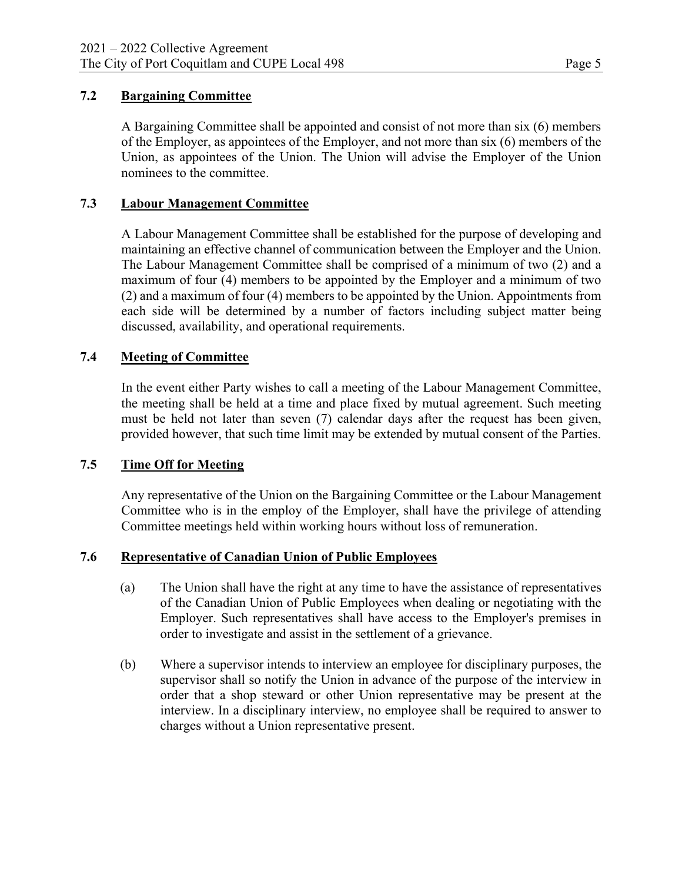### 7.2 Bargaining Committee

A Bargaining Committee shall be appointed and consist of not more than six (6) members of the Employer, as appointees of the Employer, and not more than six (6) members of the Union, as appointees of the Union. The Union will advise the Employer of the Union nominees to the committee.

### 7.3 Labour Management Committee

A Labour Management Committee shall be established for the purpose of developing and maintaining an effective channel of communication between the Employer and the Union. The Labour Management Committee shall be comprised of a minimum of two (2) and a maximum of four (4) members to be appointed by the Employer and a minimum of two (2) and a maximum of four (4) members to be appointed by the Union. Appointments from each side will be determined by a number of factors including subject matter being discussed, availability, and operational requirements.

### 7.4 Meeting of Committee

In the event either Party wishes to call a meeting of the Labour Management Committee, the meeting shall be held at a time and place fixed by mutual agreement. Such meeting must be held not later than seven (7) calendar days after the request has been given, provided however, that such time limit may be extended by mutual consent of the Parties.

### 7.5 Time Off for Meeting

Any representative of the Union on the Bargaining Committee or the Labour Management Committee who is in the employ of the Employer, shall have the privilege of attending Committee meetings held within working hours without loss of remuneration.

### 7.6 Representative of Canadian Union of Public Employees

(a) The Union shall have the right at any time to have the assistance of representatives of the Canadian Union of Public Employees when dealing or negotiating with the Employer. Such representatives shall have access to the Employer's premises in order to investigate and assist in the settlement of a grievance.

(b) Where a supervisor intends to interview an employee for disciplinary purposes, the supervisor shall so notify the Union in advance of the purpose of the interview in order that a shop steward or other Union representative may be present at the interview. In a disciplinary interview, no employee shall be required to answer to charges without a Union representative present.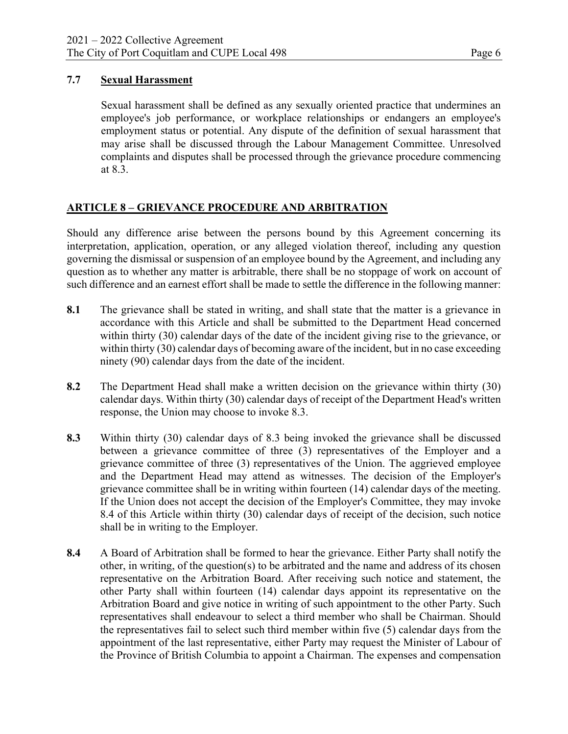### 7.7 Sexual Harassment

Sexual harassment shall be defined as any sexually oriented practice that undermines an employee's job performance, or workplace relationships or endangers an employee's employment status or potential. Any dispute of the definition of sexual harassment that may arise shall be discussed through the Labour Management Committee. Unresolved complaints and disputes shall be processed through the grievance procedure commencing at 8.3.

## ARTICLE 8 – GRIEVANCE PROCEDURE AND ARBITRATION

Should any difference arise between the persons bound by this Agreement concerning its interpretation, application, operation, or any alleged violation thereof, including any question governing the dismissal or suspension of an employee bound by the Agreement, and including any question as to whether any matter is arbitrable, there shall be no stoppage of work on account of such difference and an earnest effort shall be made to settle the difference in the following manner:

**8.1** The grievance shall be stated in writing, and shall state that the matter is a grievance in accordance with this Article and shall be submitted to the Department Head concerned within thirty (30) calendar days of the date of the incident giving rise to the grievance, or within thirty (30) calendar days of becoming aware of the incident, but in no case exceeding ninety (90) calendar days from the date of the incident.

**8.2** The Department Head shall make a written decision on the grievance within thirty (30) calendar days. Within thirty (30) calendar days of receipt of the Department Head's written response, the Union may choose to invoke 8.3.

**8.3** Within thirty (30) calendar days of 8.3 being invoked the grievance shall be discussed between a grievance committee of three (3) representatives of the Employer and a grievance committee of three (3) representatives of the Union. The aggrieved employee and the Department Head may attend as witnesses. The decision of the Employer's grievance committee shall be in writing within fourteen (14) calendar days of the meeting. If the Union does not accept the decision of the Employer's Committee, they may invoke 8.4 of this Article within thirty (30) calendar days of receipt of the decision, such notice shall be in writing to the Employer.

**8.4** A Board of Arbitration shall be formed to hear the grievance. Either Party shall notify the other, in writing, of the question(s) to be arbitrated and the name and address of its chosen representative on the Arbitration Board. After receiving such notice and statement, the other Party shall within fourteen (14) calendar days appoint its representative on the Arbitration Board and give notice in writing of such appointment to the other Party. Such representatives shall endeavour to select a third member who shall be Chairman. Should the representatives fail to select such third member within five (5) calendar days from the appointment of the last representative, either Party may request the Minister of Labour of the Province of British Columbia to appoint a Chairman. The expenses and compensation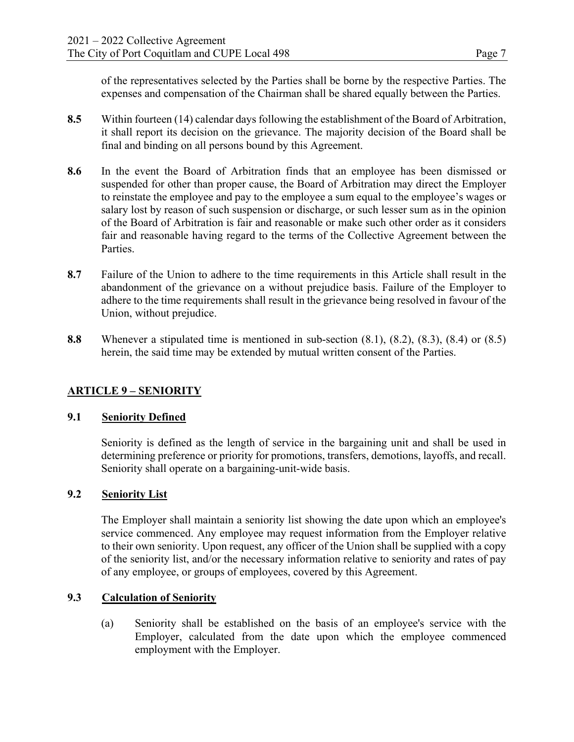of the representatives selected by the Parties shall be borne by the respective Parties. The expenses and compensation of the Chairman shall be shared equally between the Parties.

**8.5** Within fourteen (14) calendar days following the establishment of the Board of Arbitration, it shall report its decision on the grievance. The majority decision of the Board shall be final and binding on all persons bound by this Agreement.

**8.6** In the event the Board of Arbitration finds that an employee has been dismissed or suspended for other than proper cause, the Board of Arbitration may direct the Employer to reinstate the employee and pay to the employee a sum equal to the employee's wages or salary lost by reason of such suspension or discharge, or such lesser sum as in the opinion of the Board of Arbitration is fair and reasonable or make such other order as it considers fair and reasonable having regard to the terms of the Collective Agreement between the Parties.

**8.7** Failure of the Union to adhere to the time requirements in this Article shall result in the abandonment of the grievance on a without prejudice basis. Failure of the Employer to adhere to the time requirements shall result in the grievance being resolved in favour of the Union, without prejudice.

**8.8** Whenever a stipulated time is mentioned in sub-section (8.1), (8.2), (8.3), (8.4) or (8.5) herein, the said time may be extended by mutual written consent of the Parties.

## ARTICLE 9 – SENIORITY

### 9.1 Seniority Defined

Seniority is defined as the length of service in the bargaining unit and shall be used in determining preference or priority for promotions, transfers, demotions, layoffs, and recall. Seniority shall operate on a bargaining-unit-wide basis.

### 9.2 Seniority List

The Employer shall maintain a seniority list showing the date upon which an employee's service commenced. Any employee may request information from the Employer relative to their own seniority. Upon request, any officer of the Union shall be supplied with a copy of the seniority list, and/or the necessary information relative to seniority and rates of pay of any employee, or groups of employees, covered by this Agreement.

### 9.3 Calculation of Seniority

(a) Seniority shall be established on the basis of an employee's service with the Employer, calculated from the date upon which the employee commenced employment with the Employer.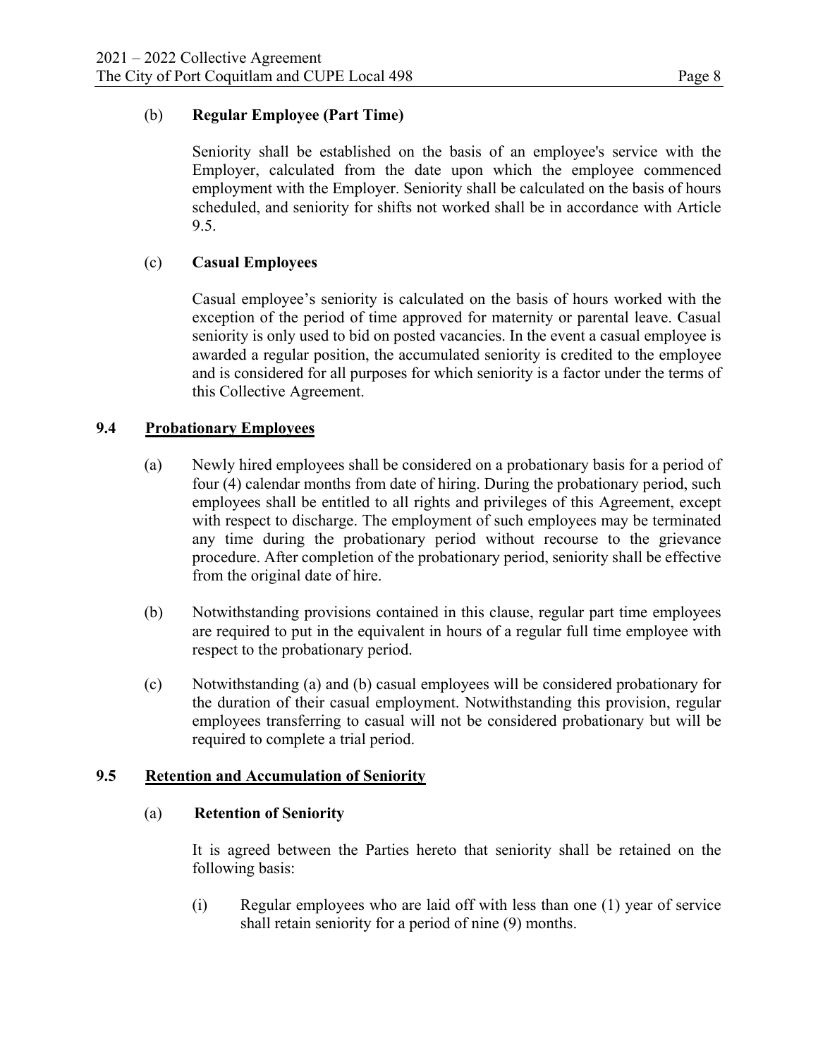(b) **Regular Employee (Part Time)**

Seniority shall be established on the basis of an employee's service with the Employer, calculated from the date upon which the employee commenced employment with the Employer. Seniority shall be calculated on the basis of hours scheduled, and seniority for shifts not worked shall be in accordance with Article 9.5.

(c) **Casual Employees**

Casual employee's seniority is calculated on the basis of hours worked with the exception of the period of time approved for maternity or parental leave. Casual seniority is only used to bid on posted vacancies. In the event a casual employee is awarded a regular position, the accumulated seniority is credited to the employee and is considered for all purposes for which seniority is a factor under the terms of this Collective Agreement.

## 9.4 Probationary Employees

(a) Newly hired employees shall be considered on a probationary basis for a period of four (4) calendar months from date of hiring. During the probationary period, such employees shall be entitled to all rights and privileges of this Agreement, except with respect to discharge. The employment of such employees may be terminated any time during the probationary period without recourse to the grievance procedure. After completion of the probationary period, seniority shall be effective from the original date of hire.

(b) Notwithstanding provisions contained in this clause, regular part time employees are required to put in the equivalent in hours of a regular full time employee with respect to the probationary period.

(c) Notwithstanding (a) and (b) casual employees will be considered probationary for the duration of their casual employment. Notwithstanding this provision, regular employees transferring to casual will not be considered probationary but will be required to complete a trial period.

## 9.5 Retention and Accumulation of Seniority

(a) **Retention of Seniority**

It is agreed between the Parties hereto that seniority shall be retained on the following basis:

(i) Regular employees who are laid off with less than one (1) year of service shall retain seniority for a period of nine (9) months.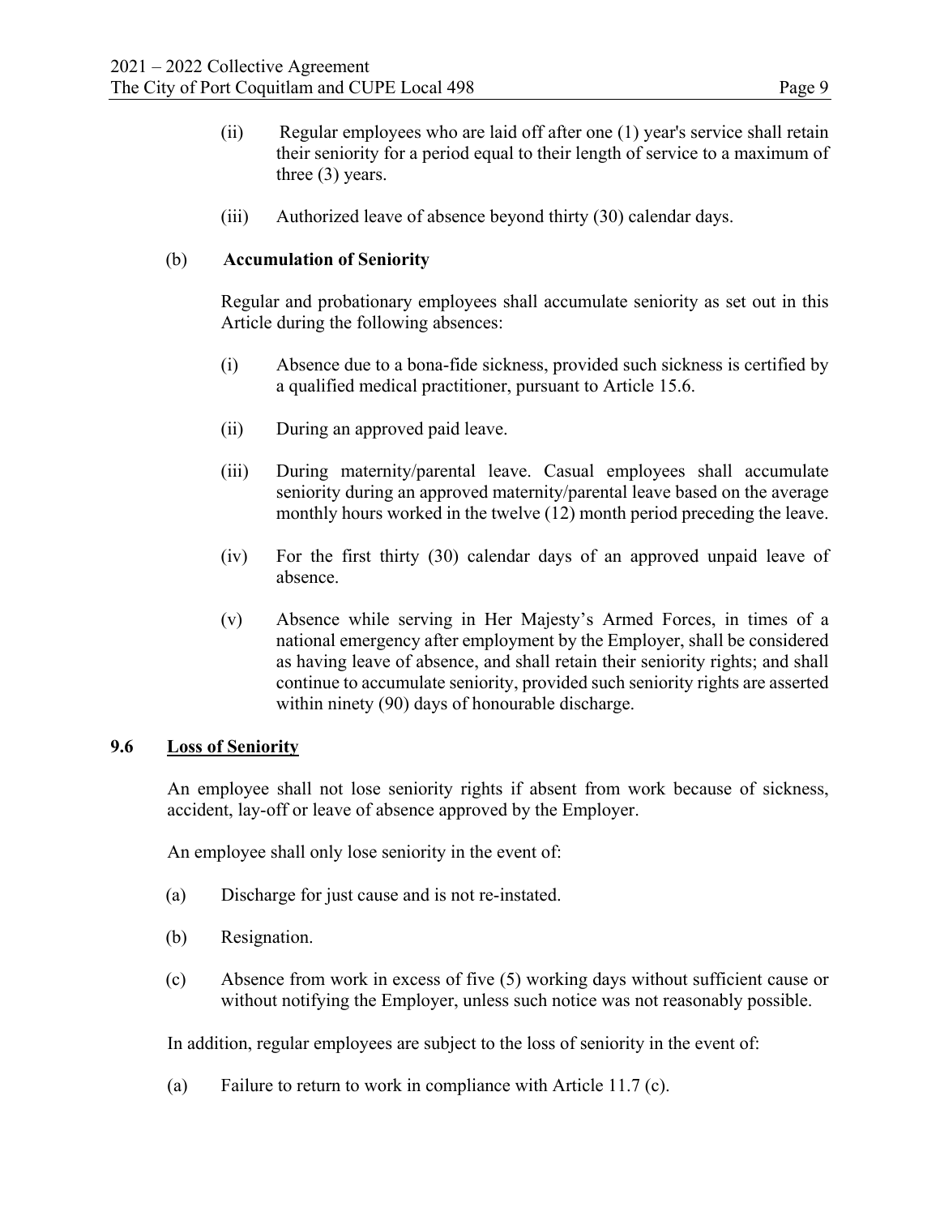(ii) Regular employees who are laid off after one (1) year's service shall retain their seniority for a period equal to their length of service to a maximum of three (3) years.

(iii) Authorized leave of absence beyond thirty (30) calendar days.

(b) **Accumulation of Seniority**

Regular and probationary employees shall accumulate seniority as set out in this Article during the following absences:

(i) Absence due to a bona-fide sickness, provided such sickness is certified by a qualified medical practitioner, pursuant to Article 15.6.

(ii) During an approved paid leave.

(iii) During maternity/parental leave. Casual employees shall accumulate seniority during an approved maternity/parental leave based on the average monthly hours worked in the twelve (12) month period preceding the leave.

(iv) For the first thirty (30) calendar days of an approved unpaid leave of absence.

(v) Absence while serving in Her Majesty's Armed Forces, in times of a national emergency after employment by the Employer, shall be considered as having leave of absence, and shall retain their seniority rights; and shall continue to accumulate seniority, provided such seniority rights are asserted within ninety (90) days of honourable discharge.

**9.6 Loss of Seniority**

An employee shall not lose seniority rights if absent from work because of sickness, accident, lay-off or leave of absence approved by the Employer.

An employee shall only lose seniority in the event of:

(a) Discharge for just cause and is not re-instated.

(b) Resignation.

(c) Absence from work in excess of five (5) working days without sufficient cause or without notifying the Employer, unless such notice was not reasonably possible.

In addition, regular employees are subject to the loss of seniority in the event of:

(a) Failure to return to work in compliance with Article 11.7 (c).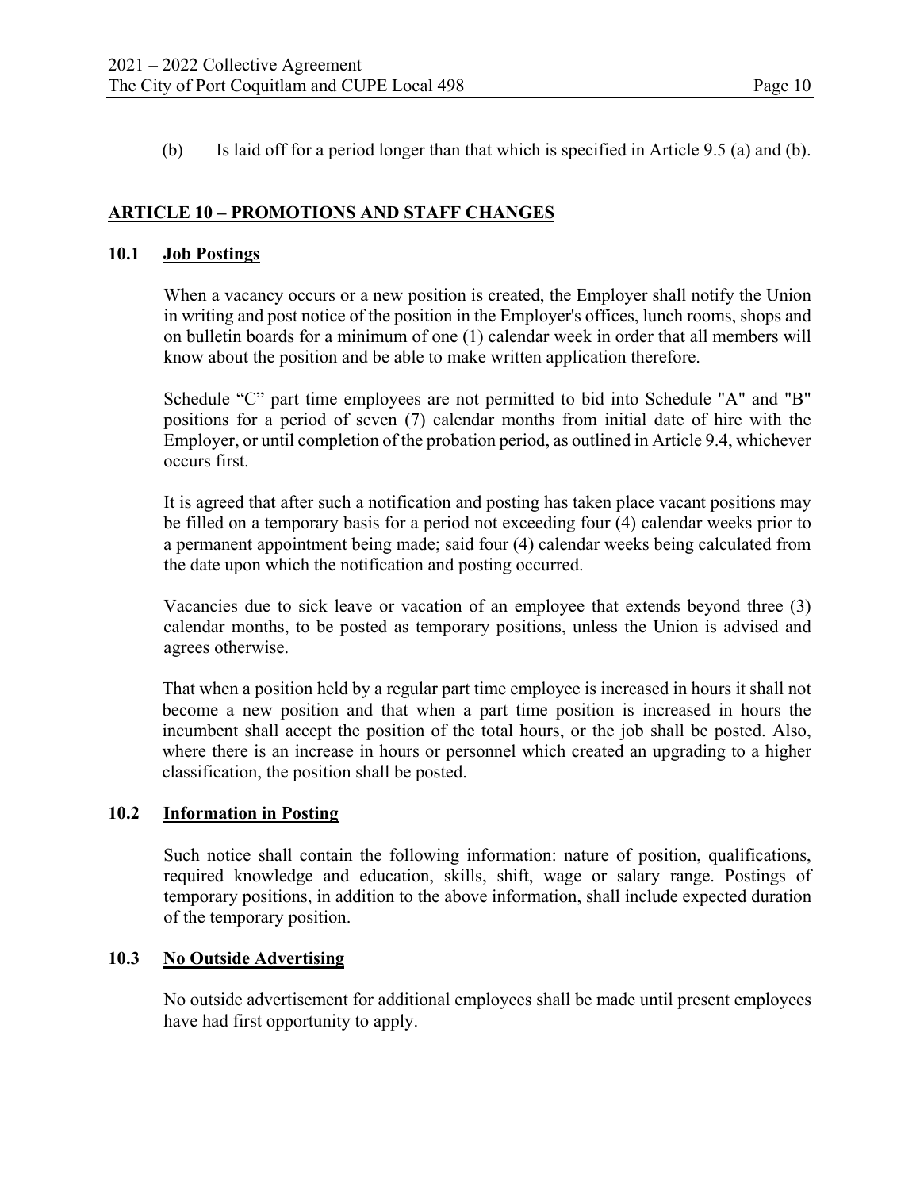(b) Is laid off for a period longer than that which is specified in Article 9.5 (a) and (b).

## ARTICLE 10 – PROMOTIONS AND STAFF CHANGES

### 10.1 Job Postings

When a vacancy occurs or a new position is created, the Employer shall notify the Union in writing and post notice of the position in the Employer's offices, lunch rooms, shops and on bulletin boards for a minimum of one (1) calendar week in order that all members will know about the position and be able to make written application therefore.

Schedule "C" part time employees are not permitted to bid into Schedule "A" and "B" positions for a period of seven (7) calendar months from initial date of hire with the Employer, or until completion of the probation period, as outlined in Article 9.4, whichever occurs first.

It is agreed that after such a notification and posting has taken place vacant positions may be filled on a temporary basis for a period not exceeding four (4) calendar weeks prior to a permanent appointment being made; said four (4) calendar weeks being calculated from the date upon which the notification and posting occurred.

Vacancies due to sick leave or vacation of an employee that extends beyond three (3) calendar months, to be posted as temporary positions, unless the Union is advised and agrees otherwise.

That when a position held by a regular part time employee is increased in hours it shall not become a new position and that when a part time position is increased in hours the incumbent shall accept the position of the total hours, or the job shall be posted. Also, where there is an increase in hours or personnel which created an upgrading to a higher classification, the position shall be posted.

### 10.2 Information in Posting

Such notice shall contain the following information: nature of position, qualifications, required knowledge and education, skills, shift, wage or salary range. Postings of temporary positions, in addition to the above information, shall include expected duration of the temporary position.

### 10.3 No Outside Advertising

No outside advertisement for additional employees shall be made until present employees have had first opportunity to apply.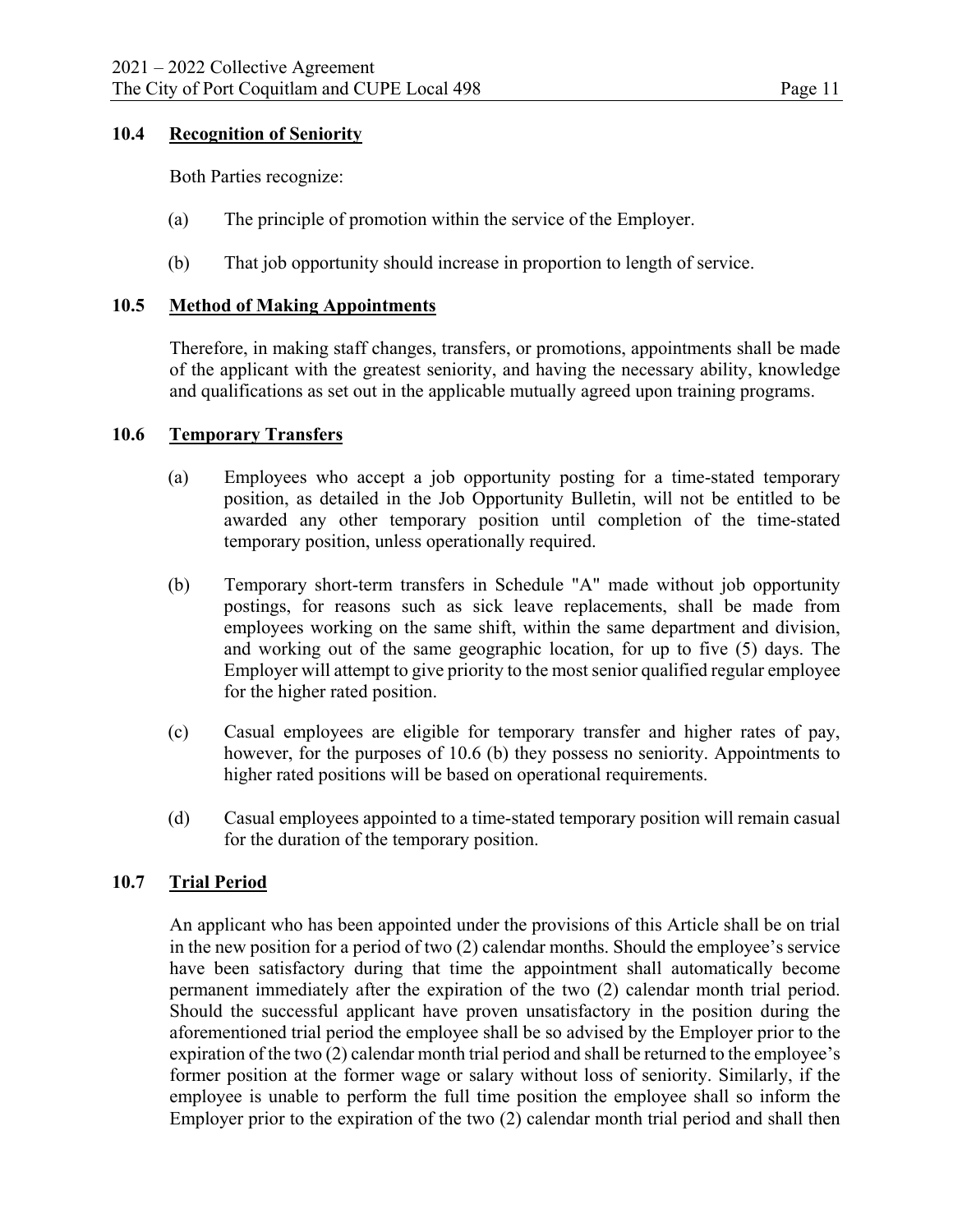### 10.4 Recognition of Seniority

Both Parties recognize:

(a) The principle of promotion within the service of the Employer.

(b) That job opportunity should increase in proportion to length of service.

### 10.5 Method of Making Appointments

Therefore, in making staff changes, transfers, or promotions, appointments shall be made of the applicant with the greatest seniority, and having the necessary ability, knowledge and qualifications as set out in the applicable mutually agreed upon training programs.

### 10.6 Temporary Transfers

(a) Employees who accept a job opportunity posting for a time-stated temporary position, as detailed in the Job Opportunity Bulletin, will not be entitled to be awarded any other temporary position until completion of the time-stated temporary position, unless operationally required.

(b) Temporary short-term transfers in Schedule "A" made without job opportunity postings, for reasons such as sick leave replacements, shall be made from employees working on the same shift, within the same department and division, and working out of the same geographic location, for up to five (5) days. The Employer will attempt to give priority to the most senior qualified regular employee for the higher rated position.

(c) Casual employees are eligible for temporary transfer and higher rates of pay, however, for the purposes of 10.6 (b) they possess no seniority. Appointments to higher rated positions will be based on operational requirements.

(d) Casual employees appointed to a time-stated temporary position will remain casual for the duration of the temporary position.

### 10.7 Trial Period

An applicant who has been appointed under the provisions of this Article shall be on trial in the new position for a period of two (2) calendar months. Should the employee's service have been satisfactory during that time the appointment shall automatically become permanent immediately after the expiration of the two (2) calendar month trial period. Should the successful applicant have proven unsatisfactory in the position during the aforementioned trial period the employee shall be so advised by the Employer prior to the expiration of the two (2) calendar month trial period and shall be returned to the employee's former position at the former wage or salary without loss of seniority. Similarly, if the employee is unable to perform the full time position the employee shall so inform the Employer prior to the expiration of the two (2) calendar month trial period and shall then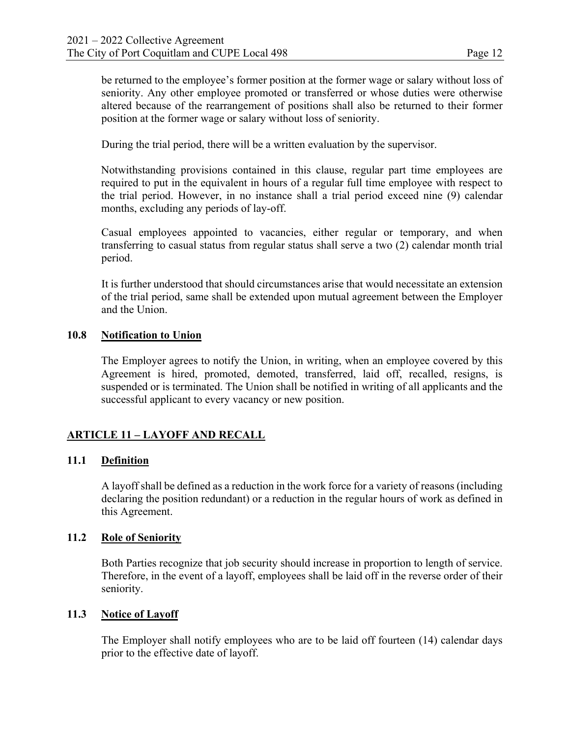be returned to the employee's former position at the former wage or salary without loss of seniority. Any other employee promoted or transferred or whose duties were otherwise altered because of the rearrangement of positions shall also be returned to their former position at the former wage or salary without loss of seniority.

During the trial period, there will be a written evaluation by the supervisor.

Notwithstanding provisions contained in this clause, regular part time employees are required to put in the equivalent in hours of a regular full time employee with respect to the trial period. However, in no instance shall a trial period exceed nine (9) calendar months, excluding any periods of lay-off.

Casual employees appointed to vacancies, either regular or temporary, and when transferring to casual status from regular status shall serve a two (2) calendar month trial period.

It is further understood that should circumstances arise that would necessitate an extension of the trial period, same shall be extended upon mutual agreement between the Employer and the Union.

### 10.8 Notification to Union

The Employer agrees to notify the Union, in writing, when an employee covered by this Agreement is hired, promoted, demoted, transferred, laid off, recalled, resigns, is suspended or is terminated. The Union shall be notified in writing of all applicants and the successful applicant to every vacancy or new position.

## ARTICLE 11 – LAYOFF AND RECALL

### 11.1 Definition

A layoff shall be defined as a reduction in the work force for a variety of reasons (including declaring the position redundant) or a reduction in the regular hours of work as defined in this Agreement.

### 11.2 Role of Seniority

Both Parties recognize that job security should increase in proportion to length of service. Therefore, in the event of a layoff, employees shall be laid off in the reverse order of their seniority.

### 11.3 Notice of Layoff

The Employer shall notify employees who are to be laid off fourteen (14) calendar days prior to the effective date of layoff.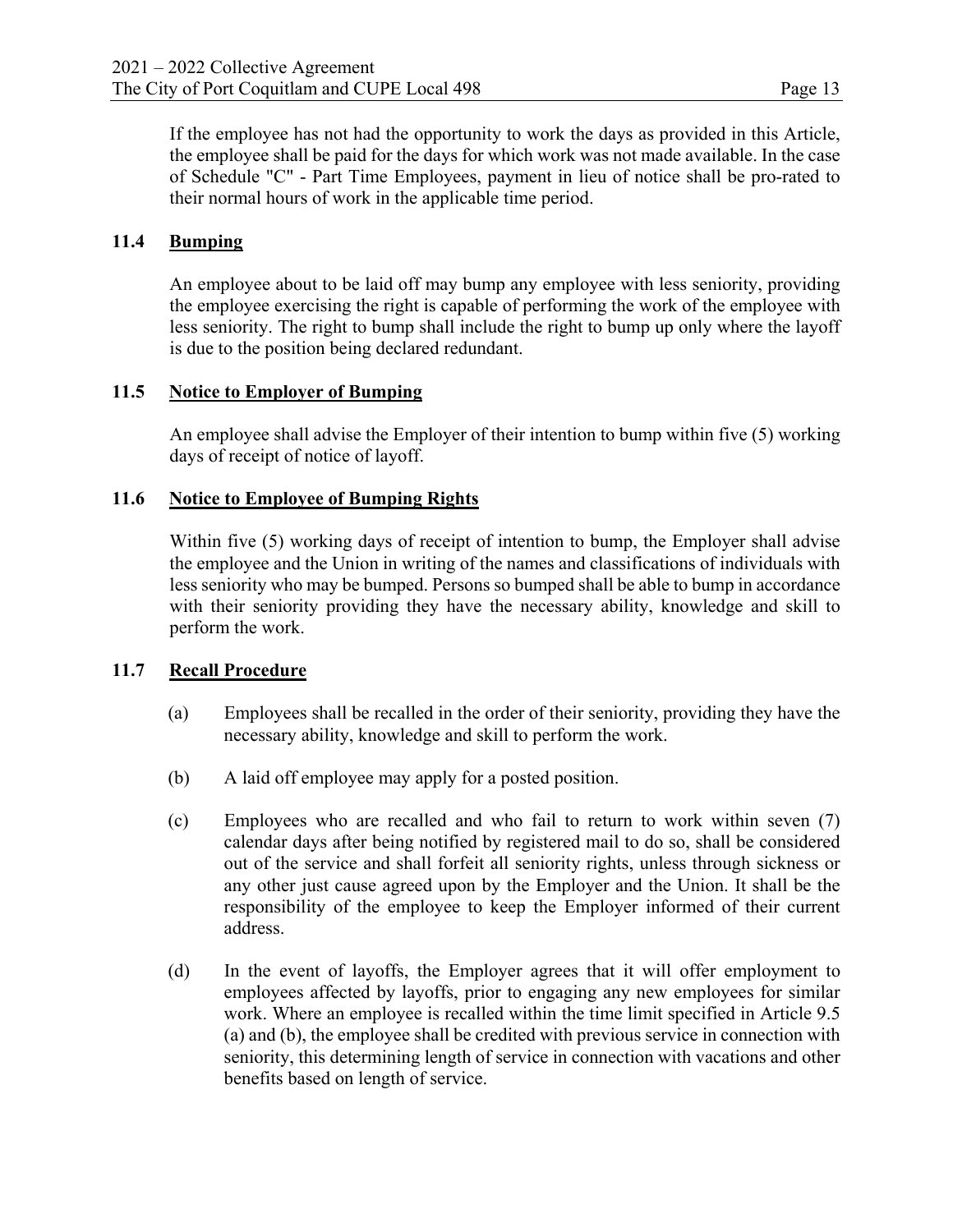If the employee has not had the opportunity to work the days as provided in this Article, the employee shall be paid for the days for which work was not made available. In the case of Schedule "C" - Part Time Employees, payment in lieu of notice shall be pro-rated to their normal hours of work in the applicable time period.

### 11.4 Bumping

An employee about to be laid off may bump any employee with less seniority, providing the employee exercising the right is capable of performing the work of the employee with less seniority. The right to bump shall include the right to bump up only where the layoff is due to the position being declared redundant.

### 11.5 Notice to Employer of Bumping

An employee shall advise the Employer of their intention to bump within five (5) working days of receipt of notice of layoff.

### 11.6 Notice to Employee of Bumping Rights

Within five (5) working days of receipt of intention to bump, the Employer shall advise the employee and the Union in writing of the names and classifications of individuals with less seniority who may be bumped. Persons so bumped shall be able to bump in accordance with their seniority providing they have the necessary ability, knowledge and skill to perform the work.

### 11.7 Recall Procedure

(a) Employees shall be recalled in the order of their seniority, providing they have the necessary ability, knowledge and skill to perform the work.

(b) A laid off employee may apply for a posted position.

(c) Employees who are recalled and who fail to return to work within seven (7) calendar days after being notified by registered mail to do so, shall be considered out of the service and shall forfeit all seniority rights, unless through sickness or any other just cause agreed upon by the Employer and the Union. It shall be the responsibility of the employee to keep the Employer informed of their current address.

(d) In the event of layoffs, the Employer agrees that it will offer employment to employees affected by layoffs, prior to engaging any new employees for similar work. Where an employee is recalled within the time limit specified in Article 9.5 (a) and (b), the employee shall be credited with previous service in connection with seniority, this determining length of service in connection with vacations and other benefits based on length of service.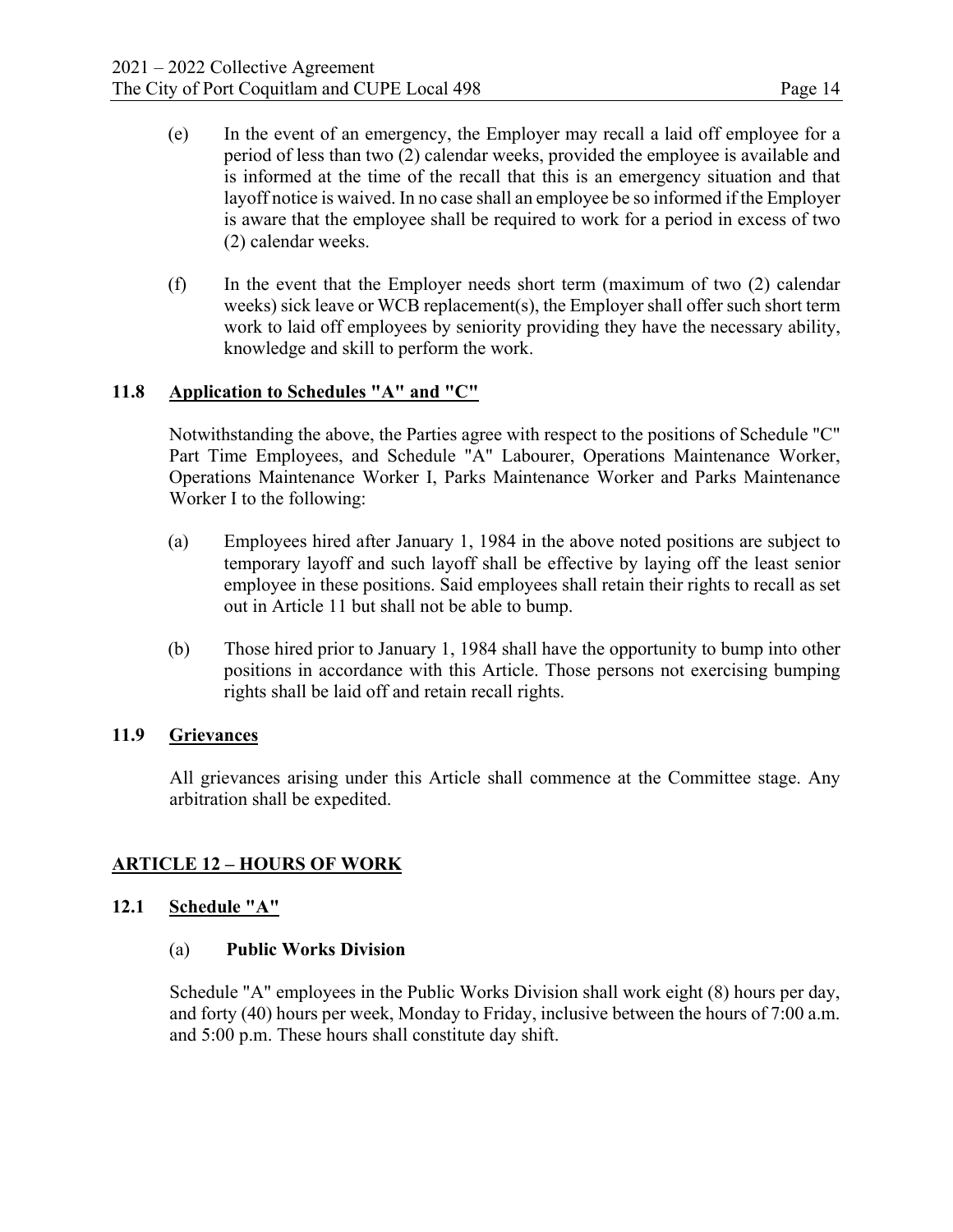(e) In the event of an emergency, the Employer may recall a laid off employee for a period of less than two (2) calendar weeks, provided the employee is available and is informed at the time of the recall that this is an emergency situation and that layoff notice is waived. In no case shall an employee be so informed if the Employer is aware that the employee shall be required to work for a period in excess of two (2) calendar weeks.

(f) In the event that the Employer needs short term (maximum of two (2) calendar weeks) sick leave or WCB replacement(s), the Employer shall offer such short term work to laid off employees by seniority providing they have the necessary ability, knowledge and skill to perform the work.

### 11.8 Application to Schedules "A" and "C"

Notwithstanding the above, the Parties agree with respect to the positions of Schedule "C" Part Time Employees, and Schedule "A" Labourer, Operations Maintenance Worker, Operations Maintenance Worker I, Parks Maintenance Worker and Parks Maintenance Worker I to the following:

(a) Employees hired after January 1, 1984 in the above noted positions are subject to temporary layoff and such layoff shall be effective by laying off the least senior employee in these positions. Said employees shall retain their rights to recall as set out in Article 11 but shall not be able to bump.

(b) Those hired prior to January 1, 1984 shall have the opportunity to bump into other positions in accordance with this Article. Those persons not exercising bumping rights shall be laid off and retain recall rights.

### 11.9 Grievances

All grievances arising under this Article shall commence at the Committee stage. Any arbitration shall be expedited.

## ARTICLE 12 – HOURS OF WORK

### 12.1 Schedule "A"

(a) **Public Works Division**

Schedule "A" employees in the Public Works Division shall work eight (8) hours per day, and forty (40) hours per week, Monday to Friday, inclusive between the hours of 7:00 a.m. and 5:00 p.m. These hours shall constitute day shift.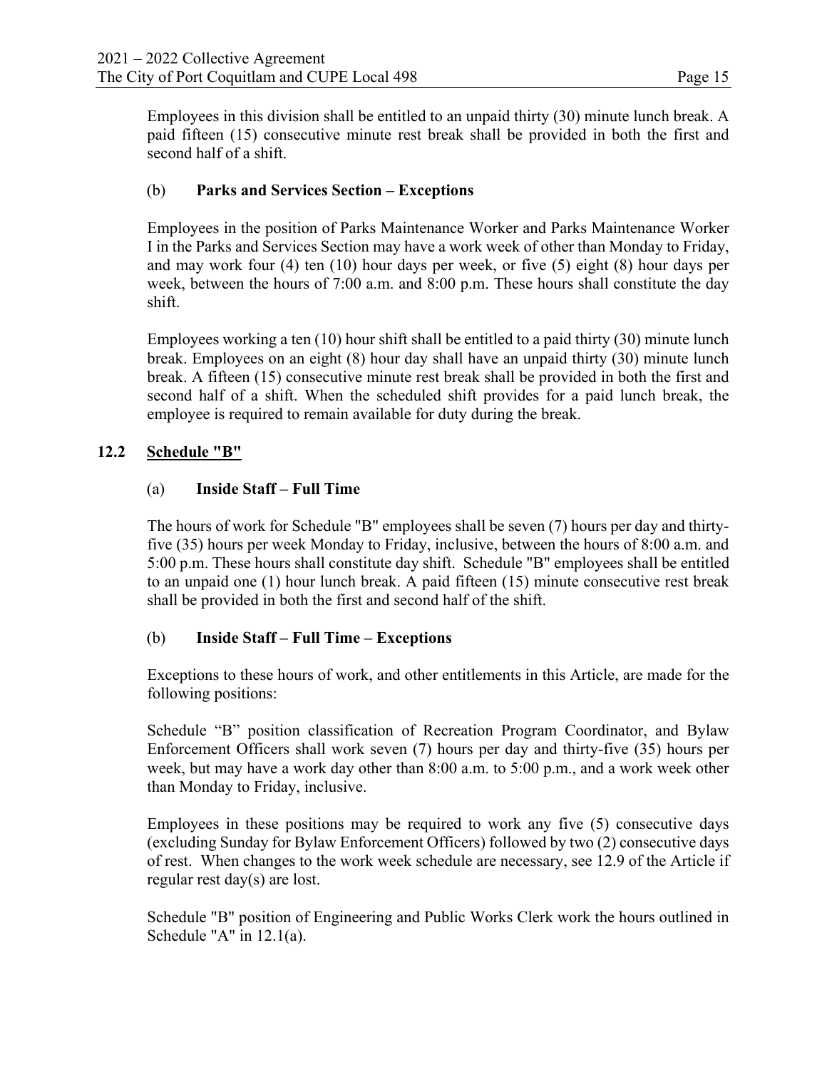Employees in this division shall be entitled to an unpaid thirty (30) minute lunch break. A paid fifteen (15) consecutive minute rest break shall be provided in both the first and second half of a shift.

### (b) Parks and Services Section – Exceptions

Employees in the position of Parks Maintenance Worker and Parks Maintenance Worker I in the Parks and Services Section may have a work week of other than Monday to Friday, and may work four (4) ten (10) hour days per week, or five (5) eight (8) hour days per week, between the hours of 7:00 a.m. and 8:00 p.m. These hours shall constitute the day shift.

Employees working a ten (10) hour shift shall be entitled to a paid thirty (30) minute lunch break. Employees on an eight (8) hour day shall have an unpaid thirty (30) minute lunch break. A fifteen (15) consecutive minute rest break shall be provided in both the first and second half of a shift. When the scheduled shift provides for a paid lunch break, the employee is required to remain available for duty during the break.

## 12.2 Schedule "B"

### (a) Inside Staff – Full Time

The hours of work for Schedule "B" employees shall be seven (7) hours per day and thirty-five (35) hours per week Monday to Friday, inclusive, between the hours of 8:00 a.m. and 5:00 p.m. These hours shall constitute day shift. Schedule "B" employees shall be entitled to an unpaid one (1) hour lunch break. A paid fifteen (15) minute consecutive rest break shall be provided in both the first and second half of the shift.

### (b) Inside Staff – Full Time – Exceptions

Exceptions to these hours of work, and other entitlements in this Article, are made for the following positions:

Schedule "B" position classification of Recreation Program Coordinator, and Bylaw Enforcement Officers shall work seven (7) hours per day and thirty-five (35) hours per week, but may have a work day other than 8:00 a.m. to 5:00 p.m., and a work week other than Monday to Friday, inclusive.

Employees in these positions may be required to work any five (5) consecutive days (excluding Sunday for Bylaw Enforcement Officers) followed by two (2) consecutive days of rest. When changes to the work week schedule are necessary, see 12.9 of the Article if regular rest day(s) are lost.

Schedule "B" position of Engineering and Public Works Clerk work the hours outlined in Schedule "A" in 12.1(a).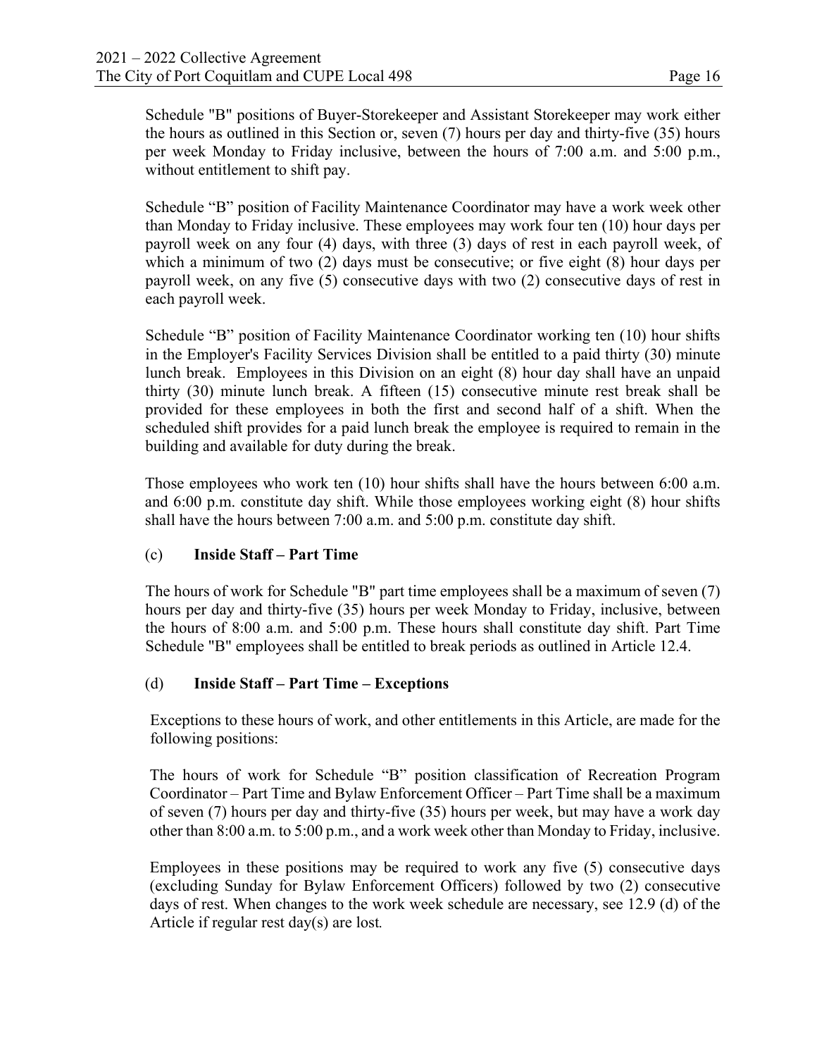Schedule "B" positions of Buyer-Storekeeper and Assistant Storekeeper may work either the hours as outlined in this Section or, seven (7) hours per day and thirty-five (35) hours per week Monday to Friday inclusive, between the hours of 7:00 a.m. and 5:00 p.m., without entitlement to shift pay.

Schedule "B" position of Facility Maintenance Coordinator may have a work week other than Monday to Friday inclusive. These employees may work four ten (10) hour days per payroll week on any four (4) days, with three (3) days of rest in each payroll week, of which a minimum of two (2) days must be consecutive; or five eight (8) hour days per payroll week, on any five (5) consecutive days with two (2) consecutive days of rest in each payroll week.

Schedule "B" position of Facility Maintenance Coordinator working ten (10) hour shifts in the Employer's Facility Services Division shall be entitled to a paid thirty (30) minute lunch break. Employees in this Division on an eight (8) hour day shall have an unpaid thirty (30) minute lunch break. A fifteen (15) consecutive minute rest break shall be provided for these employees in both the first and second half of a shift. When the scheduled shift provides for a paid lunch break the employee is required to remain in the building and available for duty during the break.

Those employees who work ten (10) hour shifts shall have the hours between 6:00 a.m. and 6:00 p.m. constitute day shift. While those employees working eight (8) hour shifts shall have the hours between 7:00 a.m. and 5:00 p.m. constitute day shift.

### (c) Inside Staff – Part Time

The hours of work for Schedule "B" part time employees shall be a maximum of seven (7) hours per day and thirty-five (35) hours per week Monday to Friday, inclusive, between the hours of 8:00 a.m. and 5:00 p.m. These hours shall constitute day shift. Part Time Schedule "B" employees shall be entitled to break periods as outlined in Article 12.4.

### (d) Inside Staff – Part Time – Exceptions

Exceptions to these hours of work, and other entitlements in this Article, are made for the following positions:

The hours of work for Schedule "B" position classification of Recreation Program Coordinator – Part Time and Bylaw Enforcement Officer – Part Time shall be a maximum of seven (7) hours per day and thirty-five (35) hours per week, but may have a work day other than 8:00 a.m. to 5:00 p.m., and a work week other than Monday to Friday, inclusive.

Employees in these positions may be required to work any five (5) consecutive days (excluding Sunday for Bylaw Enforcement Officers) followed by two (2) consecutive days of rest. When changes to the work week schedule are necessary, see 12.9 (d) of the Article if regular rest day(s) are lost.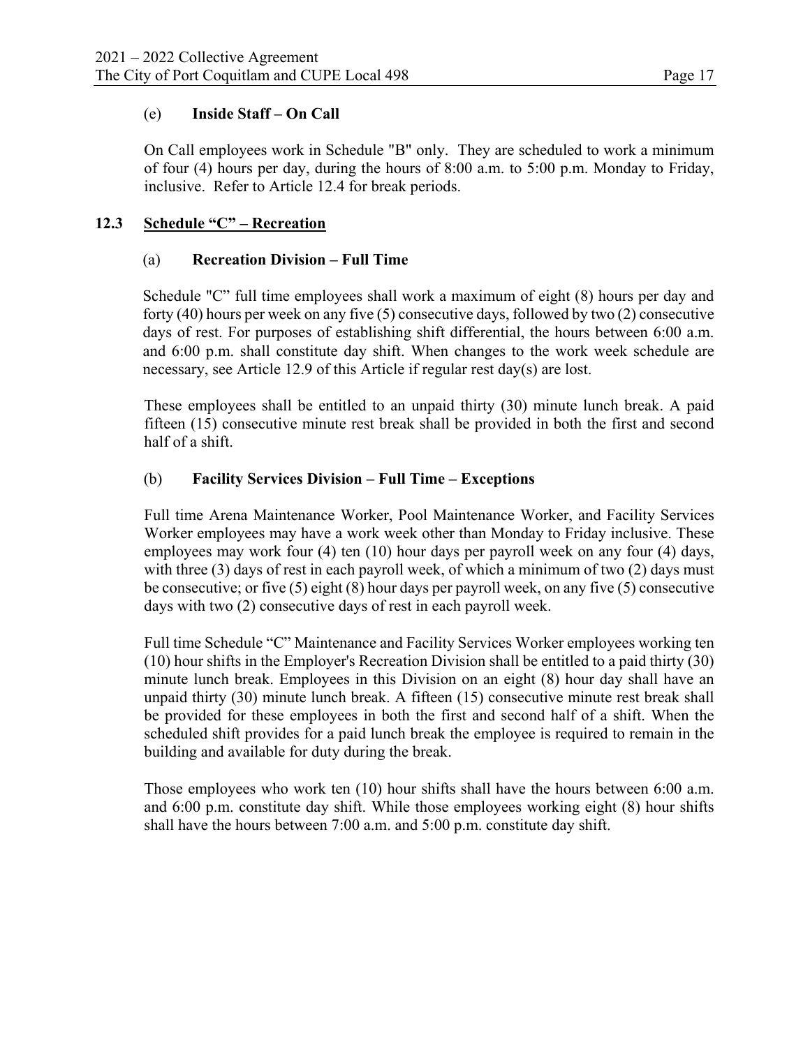(e) **Inside Staff – On Call**

On Call employees work in Schedule "B" only. They are scheduled to work a minimum of four (4) hours per day, during the hours of 8:00 a.m. to 5:00 p.m. Monday to Friday, inclusive. Refer to Article 12.4 for break periods.

## 12.3 Schedule "C" – Recreation

(a) **Recreation Division – Full Time**

Schedule "C" full time employees shall work a maximum of eight (8) hours per day and forty (40) hours per week on any five (5) consecutive days, followed by two (2) consecutive days of rest. For purposes of establishing shift differential, the hours between 6:00 a.m. and 6:00 p.m. shall constitute day shift. When changes to the work week schedule are necessary, see Article 12.9 of this Article if regular rest day(s) are lost.

These employees shall be entitled to an unpaid thirty (30) minute lunch break. A paid fifteen (15) consecutive minute rest break shall be provided in both the first and second half of a shift.

(b) **Facility Services Division – Full Time – Exceptions**

Full time Arena Maintenance Worker, Pool Maintenance Worker, and Facility Services Worker employees may have a work week other than Monday to Friday inclusive. These employees may work four (4) ten (10) hour days per payroll week on any four (4) days, with three (3) days of rest in each payroll week, of which a minimum of two (2) days must be consecutive; or five (5) eight (8) hour days per payroll week, on any five (5) consecutive days with two (2) consecutive days of rest in each payroll week.

Full time Schedule "C" Maintenance and Facility Services Worker employees working ten (10) hour shifts in the Employer's Recreation Division shall be entitled to a paid thirty (30) minute lunch break. Employees in this Division on an eight (8) hour day shall have an unpaid thirty (30) minute lunch break. A fifteen (15) consecutive minute rest break shall be provided for these employees in both the first and second half of a shift. When the scheduled shift provides for a paid lunch break the employee is required to remain in the building and available for duty during the break.

Those employees who work ten (10) hour shifts shall have the hours between 6:00 a.m. and 6:00 p.m. constitute day shift. While those employees working eight (8) hour shifts shall have the hours between 7:00 a.m. and 5:00 p.m. constitute day shift.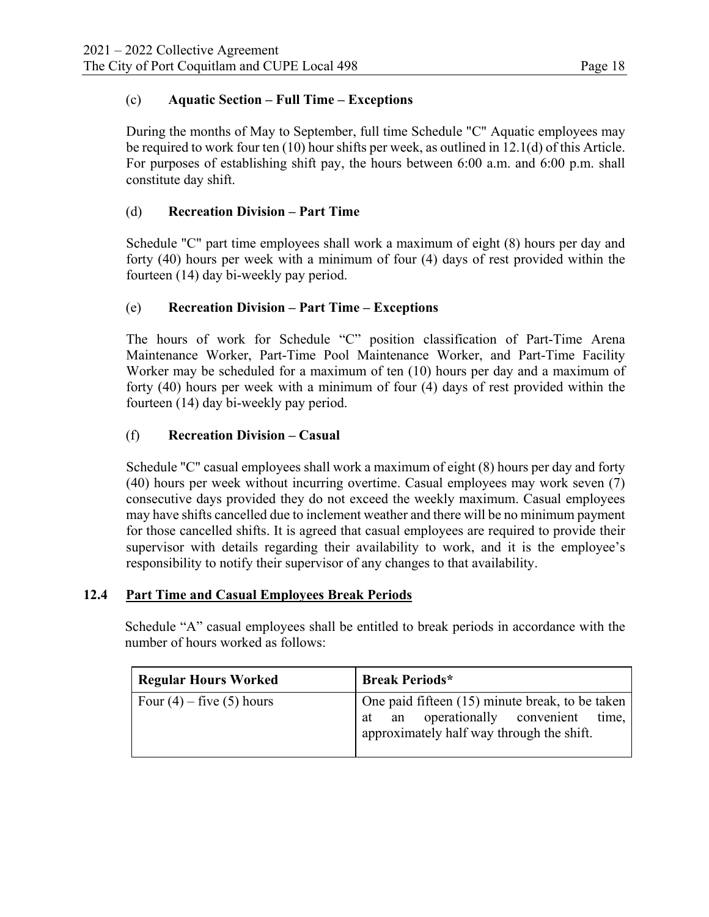(c) **Aquatic Section – Full Time – Exceptions**

During the months of May to September, full time Schedule "C" Aquatic employees may be required to work four ten (10) hour shifts per week, as outlined in 12.1(d) of this Article. For purposes of establishing shift pay, the hours between 6:00 a.m. and 6:00 p.m. shall constitute day shift.

(d) **Recreation Division – Part Time**

Schedule "C" part time employees shall work a maximum of eight (8) hours per day and forty (40) hours per week with a minimum of four (4) days of rest provided within the fourteen (14) day bi-weekly pay period.

(e) **Recreation Division – Part Time – Exceptions**

The hours of work for Schedule “C” position classification of Part-Time Arena Maintenance Worker, Part-Time Pool Maintenance Worker, and Part-Time Facility Worker may be scheduled for a maximum of ten (10) hours per day and a maximum of forty (40) hours per week with a minimum of four (4) days of rest provided within the fourteen (14) day bi-weekly pay period.

(f) **Recreation Division – Casual**

Schedule "C" casual employees shall work a maximum of eight (8) hours per day and forty (40) hours per week without incurring overtime. Casual employees may work seven (7) consecutive days provided they do not exceed the weekly maximum. Casual employees may have shifts cancelled due to inclement weather and there will be no minimum payment for those cancelled shifts. It is agreed that casual employees are required to provide their supervisor with details regarding their availability to work, and it is the employee’s responsibility to notify their supervisor of any changes to that availability.

## 12.4 Part Time and Casual Employees Break Periods

Schedule “A” casual employees shall be entitled to break periods in accordance with the number of hours worked as follows:

| Regular Hours Worked | Break Periods* |
|---|---|
| Four (4) – five (5) hours | One paid fifteen (15) minute break, to be taken at an operationally convenient time, approximately half way through the shift. |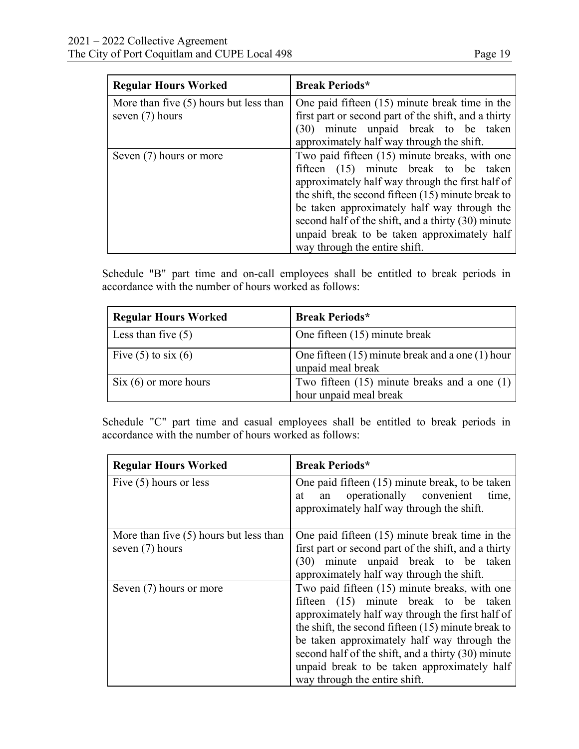| Regular Hours Worked | Break Periods* |
|---|---|
| More than five (5) hours but less than seven (7) hours | One paid fifteen (15) minute break time in the first part or second part of the shift, and a thirty (30) minute unpaid break to be taken approximately half way through the shift. |
| Seven (7) hours or more | Two paid fifteen (15) minute breaks, with one fifteen (15) minute break to be taken approximately half way through the first half of the shift, the second fifteen (15) minute break to be taken approximately half way through the second half of the shift, and a thirty (30) minute unpaid break to be taken approximately half way through the entire shift. |

Schedule "B" part time and on-call employees shall be entitled to break periods in accordance with the number of hours worked as follows:

| Regular Hours Worked | Break Periods* |
|---|---|
| Less than five (5) | One fifteen (15) minute break |
| Five (5) to six (6) | One fifteen (15) minute break and a one (1) hour unpaid meal break |
| Six (6) or more hours | Two fifteen (15) minute breaks and a one (1) hour unpaid meal break |

Schedule "C" part time and casual employees shall be entitled to break periods in accordance with the number of hours worked as follows:

| Regular Hours Worked | Break Periods* |
|---|---|
| Five (5) hours or less | One paid fifteen (15) minute break, to be taken at an operationally convenient time, approximately half way through the shift. |
| More than five (5) hours but less than seven (7) hours | One paid fifteen (15) minute break time in the first part or second part of the shift, and a thirty (30) minute unpaid break to be taken approximately half way through the shift. |
| Seven (7) hours or more | Two paid fifteen (15) minute breaks, with one fifteen (15) minute break to be taken approximately half way through the first half of the shift, the second fifteen (15) minute break to be taken approximately half way through the second half of the shift, and a thirty (30) minute unpaid break to be taken approximately half way through the entire shift. |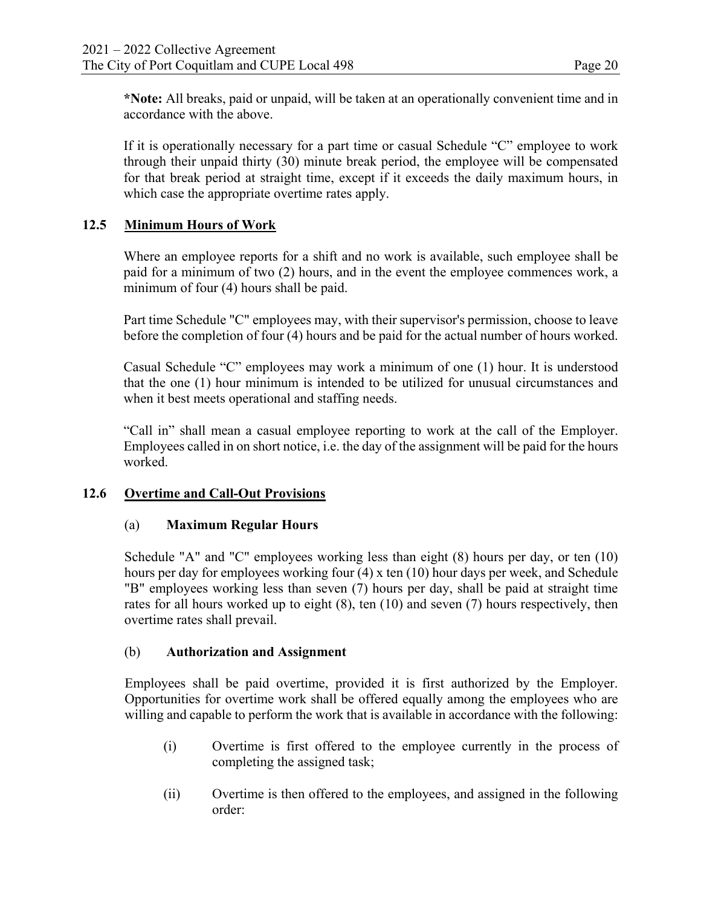***Note:** All breaks, paid or unpaid, will be taken at an operationally convenient time and in accordance with the above.

If it is operationally necessary for a part time or casual Schedule "C" employee to work through their unpaid thirty (30) minute break period, the employee will be compensated for that break period at straight time, except if it exceeds the daily maximum hours, in which case the appropriate overtime rates apply.

### 12.5 Minimum Hours of Work

Where an employee reports for a shift and no work is available, such employee shall be paid for a minimum of two (2) hours, and in the event the employee commences work, a minimum of four (4) hours shall be paid.

Part time Schedule "C" employees may, with their supervisor's permission, choose to leave before the completion of four (4) hours and be paid for the actual number of hours worked.

Casual Schedule "C" employees may work a minimum of one (1) hour. It is understood that the one (1) hour minimum is intended to be utilized for unusual circumstances and when it best meets operational and staffing needs.

"Call in" shall mean a casual employee reporting to work at the call of the Employer. Employees called in on short notice, i.e. the day of the assignment will be paid for the hours worked.

### 12.6 Overtime and Call-Out Provisions

(a) **Maximum Regular Hours**

Schedule "A" and "C" employees working less than eight (8) hours per day, or ten (10) hours per day for employees working four (4) x ten (10) hour days per week, and Schedule "B" employees working less than seven (7) hours per day, shall be paid at straight time rates for all hours worked up to eight (8), ten (10) and seven (7) hours respectively, then overtime rates shall prevail.

(b) **Authorization and Assignment**

Employees shall be paid overtime, provided it is first authorized by the Employer. Opportunities for overtime work shall be offered equally among the employees who are willing and capable to perform the work that is available in accordance with the following:

(i) Overtime is first offered to the employee currently in the process of completing the assigned task;

(ii) Overtime is then offered to the employees, and assigned in the following order: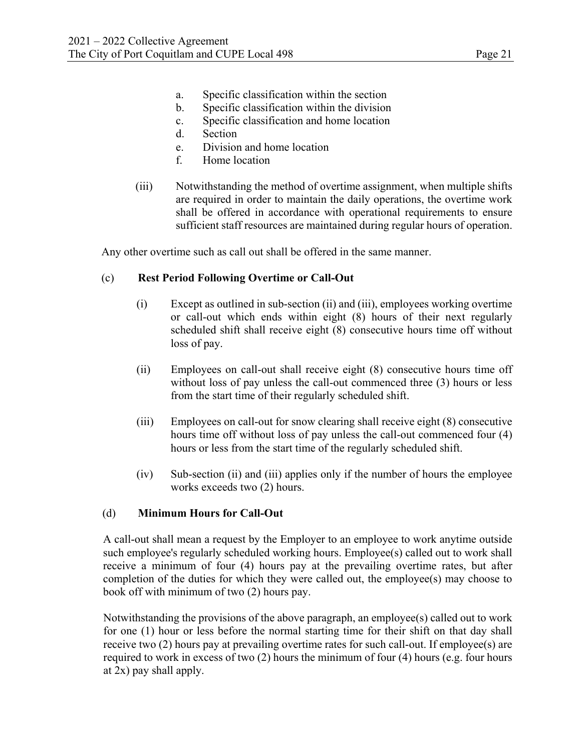a. Specific classification within the section
b. Specific classification within the division
c. Specific classification and home location
d. Section
e. Division and home location
f. Home location

(iii) Notwithstanding the method of overtime assignment, when multiple shifts are required in order to maintain the daily operations, the overtime work shall be offered in accordance with operational requirements to ensure sufficient staff resources are maintained during regular hours of operation.

Any other overtime such as call out shall be offered in the same manner.

(c) **Rest Period Following Overtime or Call-Out**

(i) Except as outlined in sub-section (ii) and (iii), employees working overtime or call-out which ends within eight (8) hours of their next regularly scheduled shift shall receive eight (8) consecutive hours time off without loss of pay.

(ii) Employees on call-out shall receive eight (8) consecutive hours time off without loss of pay unless the call-out commenced three (3) hours or less from the start time of their regularly scheduled shift.

(iii) Employees on call-out for snow clearing shall receive eight (8) consecutive hours time off without loss of pay unless the call-out commenced four (4) hours or less from the start time of the regularly scheduled shift.

(iv) Sub-section (ii) and (iii) applies only if the number of hours the employee works exceeds two (2) hours.

(d) **Minimum Hours for Call-Out**

A call-out shall mean a request by the Employer to an employee to work anytime outside such employee's regularly scheduled working hours. Employee(s) called out to work shall receive a minimum of four (4) hours pay at the prevailing overtime rates, but after completion of the duties for which they were called out, the employee(s) may choose to book off with minimum of two (2) hours pay.

Notwithstanding the provisions of the above paragraph, an employee(s) called out to work for one (1) hour or less before the normal starting time for their shift on that day shall receive two (2) hours pay at prevailing overtime rates for such call-out. If employee(s) are required to work in excess of two (2) hours the minimum of four (4) hours (e.g. four hours at 2x) pay shall apply.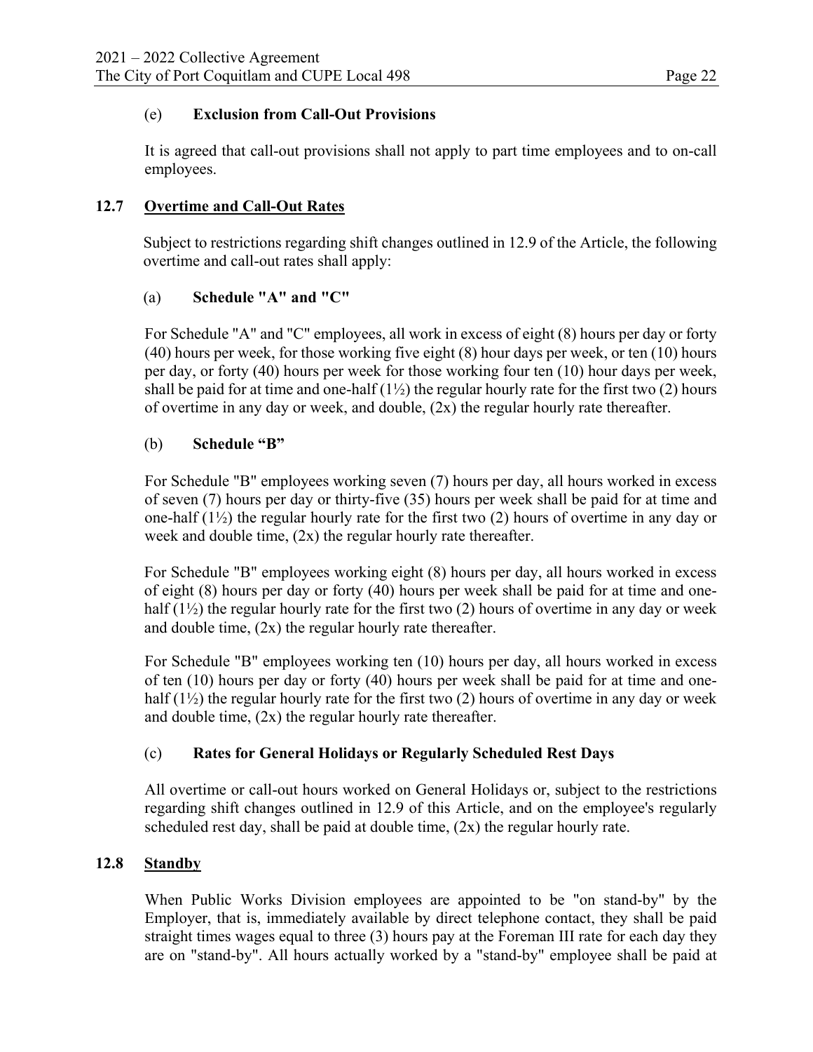(e) **Exclusion from Call-Out Provisions**

It is agreed that call-out provisions shall not apply to part time employees and to on-call employees.

## 12.7 Overtime and Call-Out Rates

Subject to restrictions regarding shift changes outlined in 12.9 of the Article, the following overtime and call-out rates shall apply:

(a) **Schedule "A" and "C"**

For Schedule "A" and "C" employees, all work in excess of eight (8) hours per day or forty (40) hours per week, for those working five eight (8) hour days per week, or ten (10) hours per day, or forty (40) hours per week for those working four ten (10) hour days per week, shall be paid for at time and one-half (1½) the regular hourly rate for the first two (2) hours of overtime in any day or week, and double, (2x) the regular hourly rate thereafter.

(b) **Schedule "B"**

For Schedule "B" employees working seven (7) hours per day, all hours worked in excess of seven (7) hours per day or thirty-five (35) hours per week shall be paid for at time and one-half (1½) the regular hourly rate for the first two (2) hours of overtime in any day or week and double time, (2x) the regular hourly rate thereafter.

For Schedule "B" employees working eight (8) hours per day, all hours worked in excess of eight (8) hours per day or forty (40) hours per week shall be paid for at time and one-half (1½) the regular hourly rate for the first two (2) hours of overtime in any day or week and double time, (2x) the regular hourly rate thereafter.

For Schedule "B" employees working ten (10) hours per day, all hours worked in excess of ten (10) hours per day or forty (40) hours per week shall be paid for at time and one-half (1½) the regular hourly rate for the first two (2) hours of overtime in any day or week and double time, (2x) the regular hourly rate thereafter.

(c) **Rates for General Holidays or Regularly Scheduled Rest Days**

All overtime or call-out hours worked on General Holidays or, subject to the restrictions regarding shift changes outlined in 12.9 of this Article, and on the employee's regularly scheduled rest day, shall be paid at double time, (2x) the regular hourly rate.

## 12.8 Standby

When Public Works Division employees are appointed to be "on stand-by" by the Employer, that is, immediately available by direct telephone contact, they shall be paid straight times wages equal to three (3) hours pay at the Foreman III rate for each day they are on "stand-by". All hours actually worked by a "stand-by" employee shall be paid at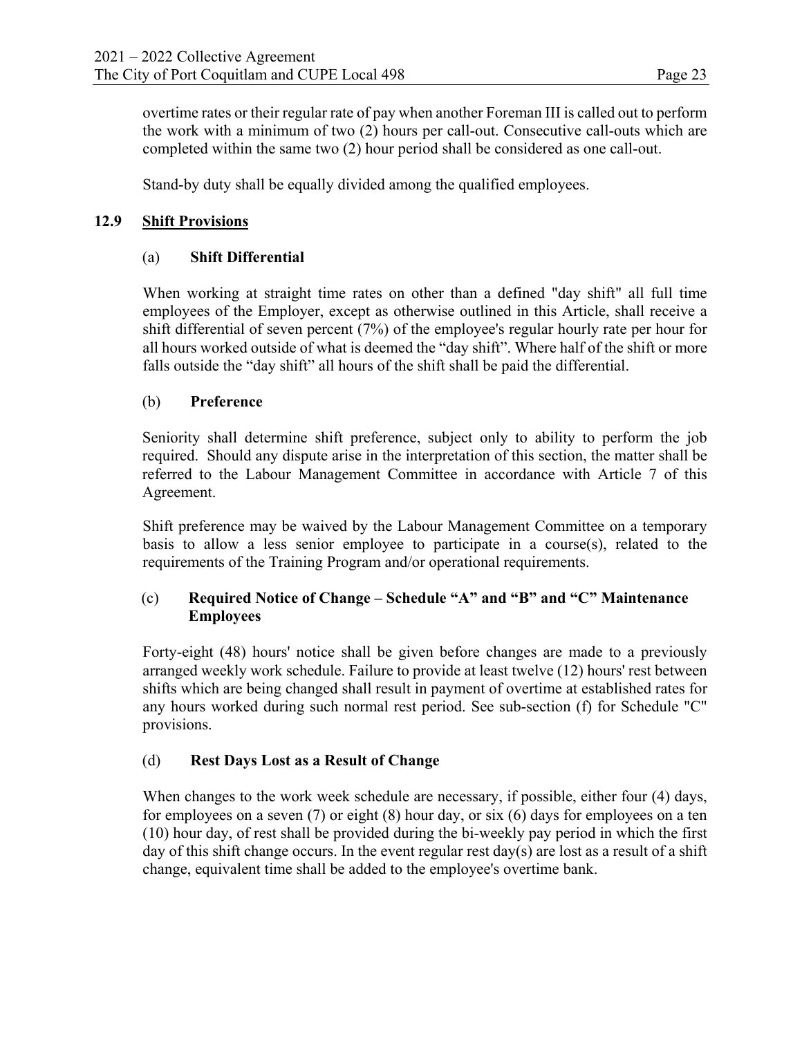overtime rates or their regular rate of pay when another Foreman III is called out to perform the work with a minimum of two (2) hours per call-out. Consecutive call-outs which are completed within the same two (2) hour period shall be considered as one call-out.

Stand-by duty shall be equally divided among the qualified employees.

## 12.9 Shift Provisions

### (a) Shift Differential

When working at straight time rates on other than a defined "day shift" all full time employees of the Employer, except as otherwise outlined in this Article, shall receive a shift differential of seven percent (7%) of the employee's regular hourly rate per hour for all hours worked outside of what is deemed the "day shift". Where half of the shift or more falls outside the "day shift" all hours of the shift shall be paid the differential.

### (b) Preference

Seniority shall determine shift preference, subject only to ability to perform the job required. Should any dispute arise in the interpretation of this section, the matter shall be referred to the Labour Management Committee in accordance with Article 7 of this Agreement.

Shift preference may be waived by the Labour Management Committee on a temporary basis to allow a less senior employee to participate in a course(s), related to the requirements of the Training Program and/or operational requirements.

### (c) Required Notice of Change – Schedule "A" and "B" and "C" Maintenance Employees

Forty-eight (48) hours' notice shall be given before changes are made to a previously arranged weekly work schedule. Failure to provide at least twelve (12) hours' rest between shifts which are being changed shall result in payment of overtime at established rates for any hours worked during such normal rest period. See sub-section (f) for Schedule "C" provisions.

### (d) Rest Days Lost as a Result of Change

When changes to the work week schedule are necessary, if possible, either four (4) days, for employees on a seven (7) or eight (8) hour day, or six (6) days for employees on a ten (10) hour day, of rest shall be provided during the bi-weekly pay period in which the first day of this shift change occurs. In the event regular rest day(s) are lost as a result of a shift change, equivalent time shall be added to the employee's overtime bank.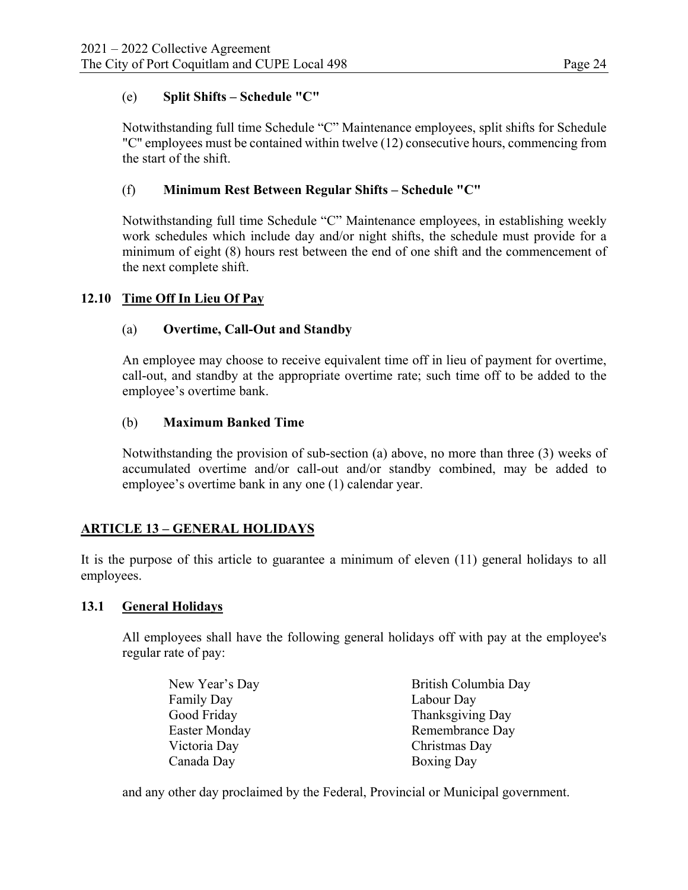(e) **Split Shifts – Schedule "C"**

Notwithstanding full time Schedule "C" Maintenance employees, split shifts for Schedule "C" employees must be contained within twelve (12) consecutive hours, commencing from the start of the shift.

(f) **Minimum Rest Between Regular Shifts – Schedule "C"**

Notwithstanding full time Schedule "C" Maintenance employees, in establishing weekly work schedules which include day and/or night shifts, the schedule must provide for a minimum of eight (8) hours rest between the end of one shift and the commencement of the next complete shift.

### 12.10 Time Off In Lieu Of Pay

(a) **Overtime, Call-Out and Standby**

An employee may choose to receive equivalent time off in lieu of payment for overtime, call-out, and standby at the appropriate overtime rate; such time off to be added to the employee's overtime bank.

(b) **Maximum Banked Time**

Notwithstanding the provision of sub-section (a) above, no more than three (3) weeks of accumulated overtime and/or call-out and/or standby combined, may be added to employee's overtime bank in any one (1) calendar year.

## ARTICLE 13 – GENERAL HOLIDAYS

It is the purpose of this article to guarantee a minimum of eleven (11) general holidays to all employees.

### 13.1 General Holidays

All employees shall have the following general holidays off with pay at the employee's regular rate of pay:

- New Year's Day
- Family Day
- Good Friday
- Easter Monday
- Victoria Day
- Canada Day
- British Columbia Day
- Labour Day
- Thanksgiving Day
- Remembrance Day
- Christmas Day
- Boxing Day

and any other day proclaimed by the Federal, Provincial or Municipal government.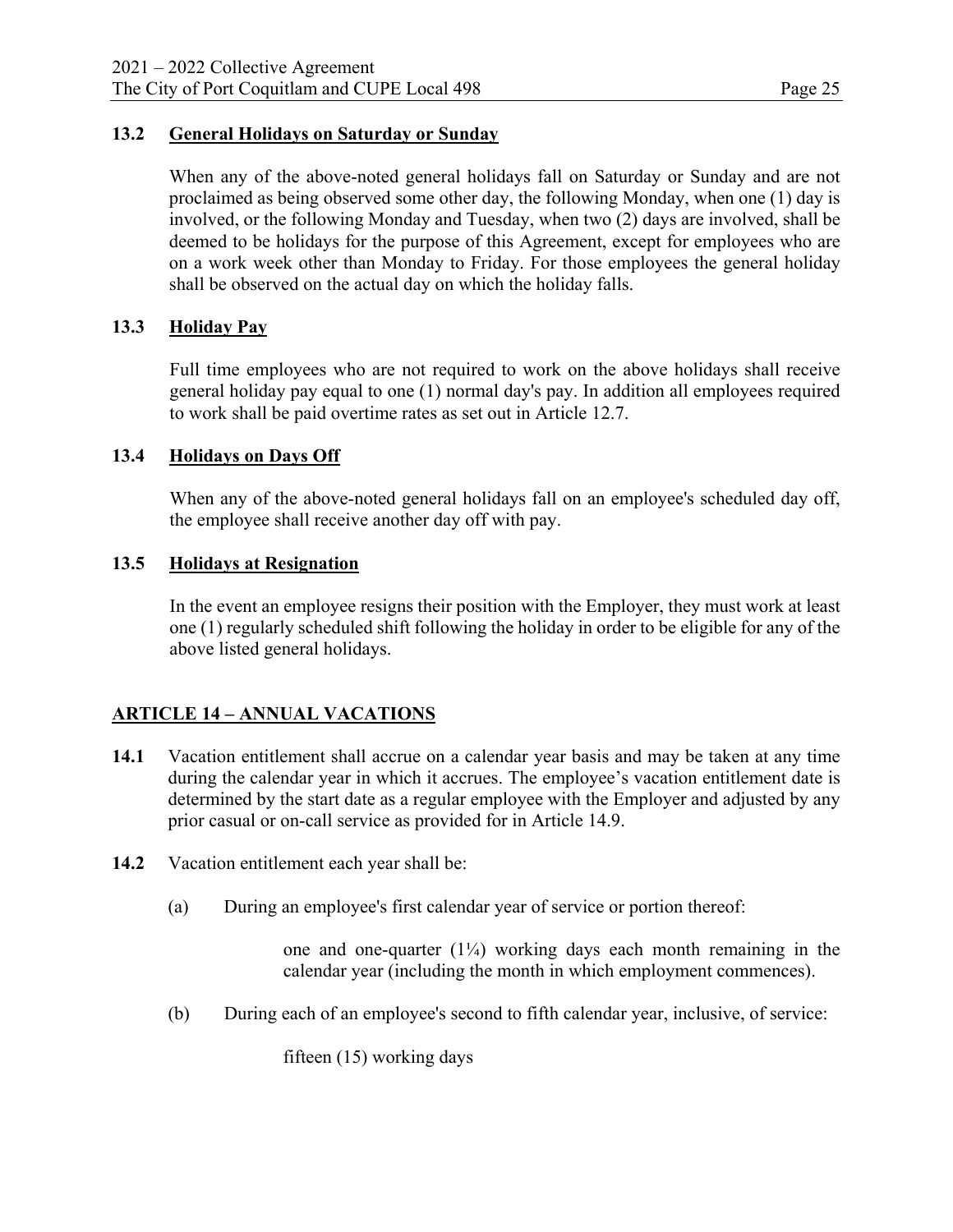### 13.2 General Holidays on Saturday or Sunday

When any of the above-noted general holidays fall on Saturday or Sunday and are not proclaimed as being observed some other day, the following Monday, when one (1) day is involved, or the following Monday and Tuesday, when two (2) days are involved, shall be deemed to be holidays for the purpose of this Agreement, except for employees who are on a work week other than Monday to Friday. For those employees the general holiday shall be observed on the actual day on which the holiday falls.

### 13.3 Holiday Pay

Full time employees who are not required to work on the above holidays shall receive general holiday pay equal to one (1) normal day's pay. In addition all employees required to work shall be paid overtime rates as set out in Article 12.7.

### 13.4 Holidays on Days Off

When any of the above-noted general holidays fall on an employee's scheduled day off, the employee shall receive another day off with pay.

### 13.5 Holidays at Resignation

In the event an employee resigns their position with the Employer, they must work at least one (1) regularly scheduled shift following the holiday in order to be eligible for any of the above listed general holidays.

## ARTICLE 14 – ANNUAL VACATIONS

**14.1** Vacation entitlement shall accrue on a calendar year basis and may be taken at any time during the calendar year in which it accrues. The employee's vacation entitlement date is determined by the start date as a regular employee with the Employer and adjusted by any prior casual or on-call service as provided for in Article 14.9.

**14.2** Vacation entitlement each year shall be:

(a) During an employee's first calendar year of service or portion thereof:

one and one-quarter (1¼) working days each month remaining in the calendar year (including the month in which employment commences).

(b) During each of an employee's second to fifth calendar year, inclusive, of service:

fifteen (15) working days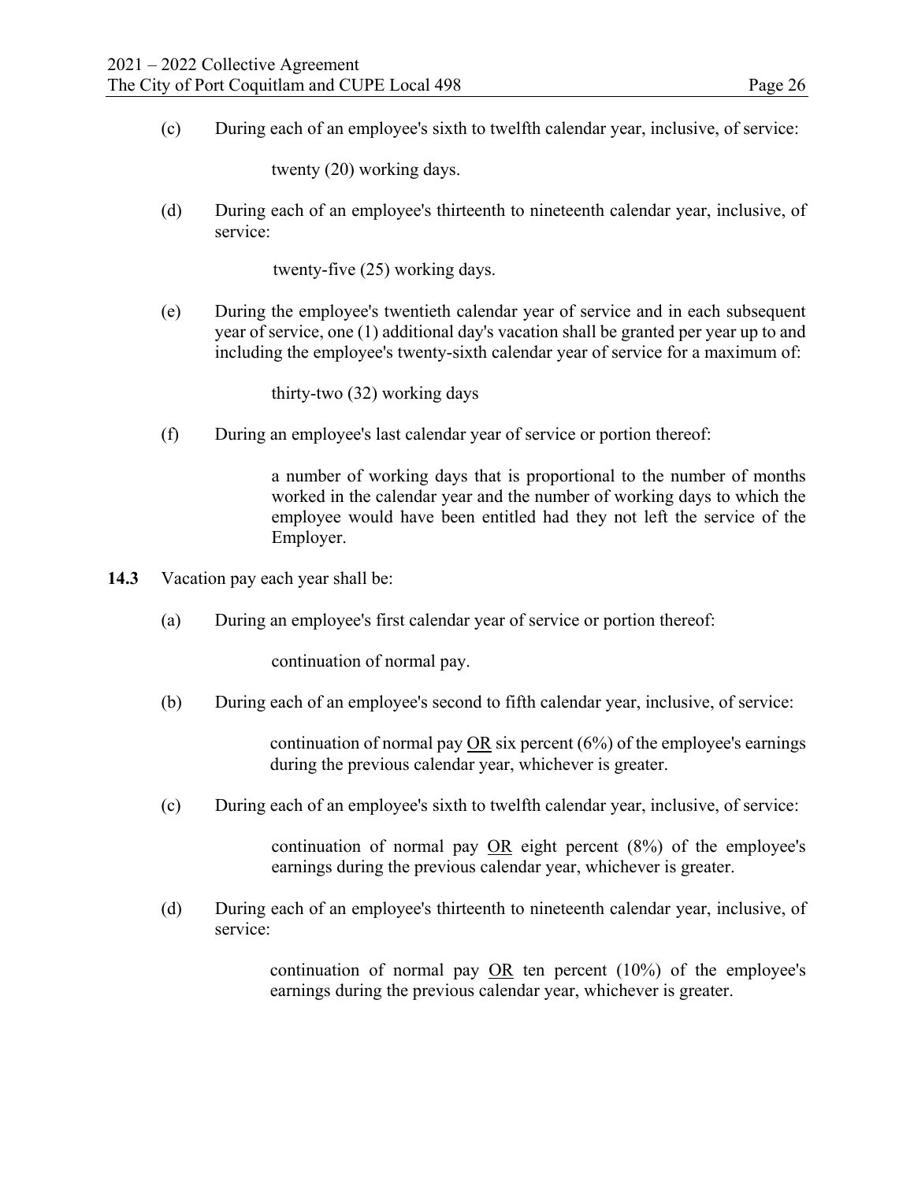(c) During each of an employee's sixth to twelfth calendar year, inclusive, of service:

twenty (20) working days.

(d) During each of an employee's thirteenth to nineteenth calendar year, inclusive, of service:

twenty-five (25) working days.

(e) During the employee's twentieth calendar year of service and in each subsequent year of service, one (1) additional day's vacation shall be granted per year up to and including the employee's twenty-sixth calendar year of service for a maximum of:

thirty-two (32) working days

(f) During an employee's last calendar year of service or portion thereof:

a number of working days that is proportional to the number of months worked in the calendar year and the number of working days to which the employee would have been entitled had they not left the service of the Employer.

**14.3** Vacation pay each year shall be:

(a) During an employee's first calendar year of service or portion thereof:

continuation of normal pay.

(b) During each of an employee's second to fifth calendar year, inclusive, of service:

continuation of normal pay OR six percent (6%) of the employee's earnings during the previous calendar year, whichever is greater.

(c) During each of an employee's sixth to twelfth calendar year, inclusive, of service:

continuation of normal pay OR eight percent (8%) of the employee's earnings during the previous calendar year, whichever is greater.

(d) During each of an employee's thirteenth to nineteenth calendar year, inclusive, of service:

continuation of normal pay OR ten percent (10%) of the employee's earnings during the previous calendar year, whichever is greater.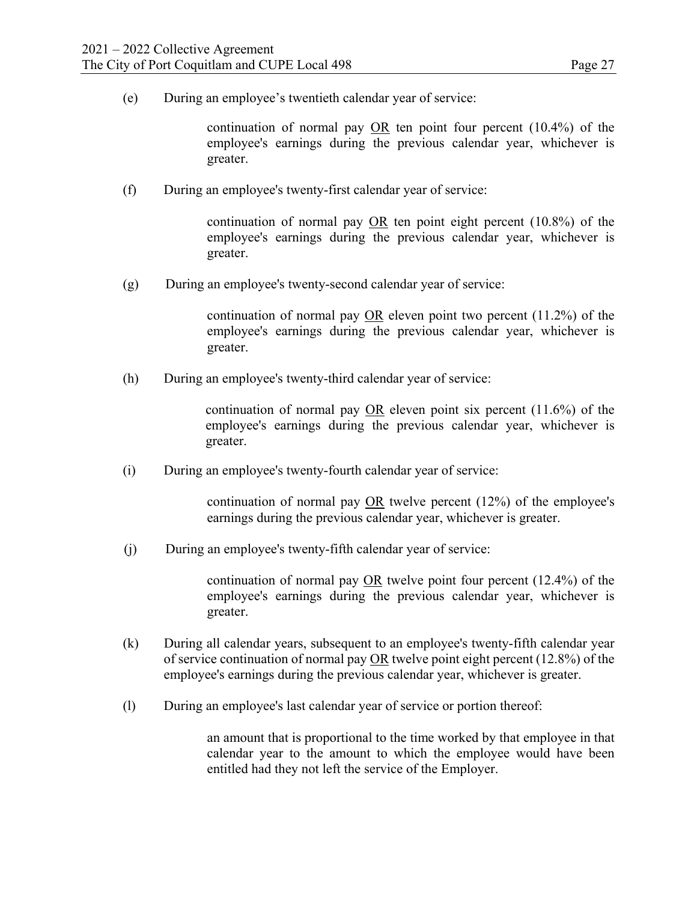(e) During an employee's twentieth calendar year of service:

> continuation of normal pay <u>OR</u> ten point four percent (10.4%) of the employee's earnings during the previous calendar year, whichever is greater.

(f) During an employee's twenty-first calendar year of service:

> continuation of normal pay <u>OR</u> ten point eight percent (10.8%) of the employee's earnings during the previous calendar year, whichever is greater.

(g) During an employee's twenty-second calendar year of service:

> continuation of normal pay <u>OR</u> eleven point two percent (11.2%) of the employee's earnings during the previous calendar year, whichever is greater.

(h) During an employee's twenty-third calendar year of service:

> continuation of normal pay <u>OR</u> eleven point six percent (11.6%) of the employee's earnings during the previous calendar year, whichever is greater.

(i) During an employee's twenty-fourth calendar year of service:

> continuation of normal pay <u>OR</u> twelve percent (12%) of the employee's earnings during the previous calendar year, whichever is greater.

(j) During an employee's twenty-fifth calendar year of service:

> continuation of normal pay <u>OR</u> twelve point four percent (12.4%) of the employee's earnings during the previous calendar year, whichever is greater.

(k) During all calendar years, subsequent to an employee's twenty-fifth calendar year of service continuation of normal pay <u>OR</u> twelve point eight percent (12.8%) of the employee's earnings during the previous calendar year, whichever is greater.

(l) During an employee's last calendar year of service or portion thereof:

> an amount that is proportional to the time worked by that employee in that calendar year to the amount to which the employee would have been entitled had they not left the service of the Employer.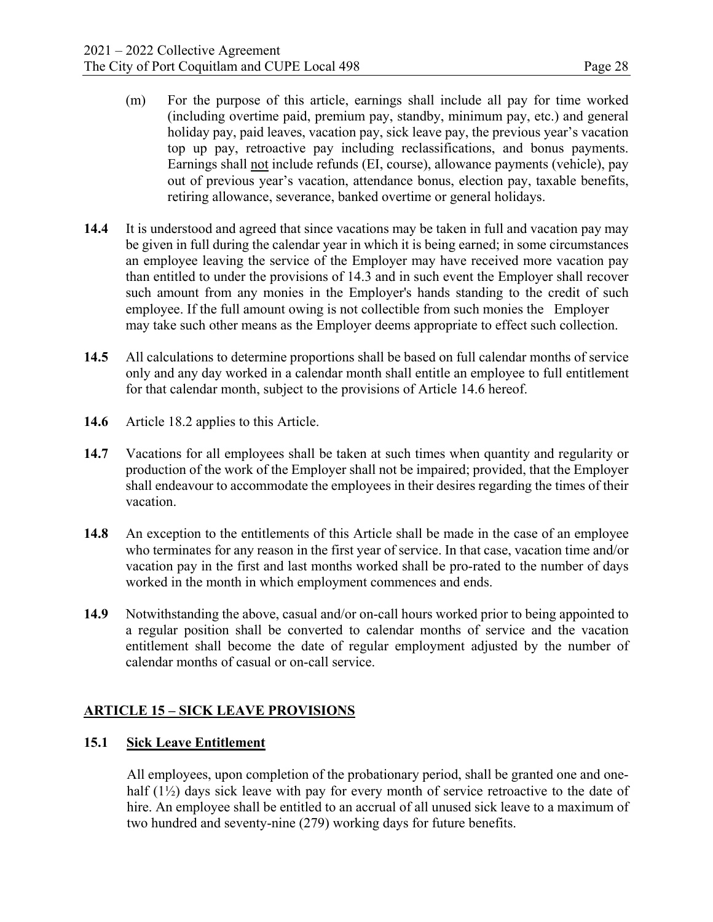(m) For the purpose of this article, earnings shall include all pay for time worked (including overtime paid, premium pay, standby, minimum pay, etc.) and general holiday pay, paid leaves, vacation pay, sick leave pay, the previous year's vacation top up pay, retroactive pay including reclassifications, and bonus payments. Earnings shall not include refunds (EI, course), allowance payments (vehicle), pay out of previous year's vacation, attendance bonus, election pay, taxable benefits, retiring allowance, severance, banked overtime or general holidays.

**14.4** It is understood and agreed that since vacations may be taken in full and vacation pay may be given in full during the calendar year in which it is being earned; in some circumstances an employee leaving the service of the Employer may have received more vacation pay than entitled to under the provisions of 14.3 and in such event the Employer shall recover such amount from any monies in the Employer's hands standing to the credit of such employee. If the full amount owing is not collectible from such monies the Employer may take such other means as the Employer deems appropriate to effect such collection.

**14.5** All calculations to determine proportions shall be based on full calendar months of service only and any day worked in a calendar month shall entitle an employee to full entitlement for that calendar month, subject to the provisions of Article 14.6 hereof.

**14.6** Article 18.2 applies to this Article.

**14.7** Vacations for all employees shall be taken at such times when quantity and regularity or production of the work of the Employer shall not be impaired; provided, that the Employer shall endeavour to accommodate the employees in their desires regarding the times of their vacation.

**14.8** An exception to the entitlements of this Article shall be made in the case of an employee who terminates for any reason in the first year of service. In that case, vacation time and/or vacation pay in the first and last months worked shall be pro-rated to the number of days worked in the month in which employment commences and ends.

**14.9** Notwithstanding the above, casual and/or on-call hours worked prior to being appointed to a regular position shall be converted to calendar months of service and the vacation entitlement shall become the date of regular employment adjusted by the number of calendar months of casual or on-call service.

## ARTICLE 15 – SICK LEAVE PROVISIONS

### 15.1 Sick Leave Entitlement

All employees, upon completion of the probationary period, shall be granted one and one-half (1½) days sick leave with pay for every month of service retroactive to the date of hire. An employee shall be entitled to an accrual of all unused sick leave to a maximum of two hundred and seventy-nine (279) working days for future benefits.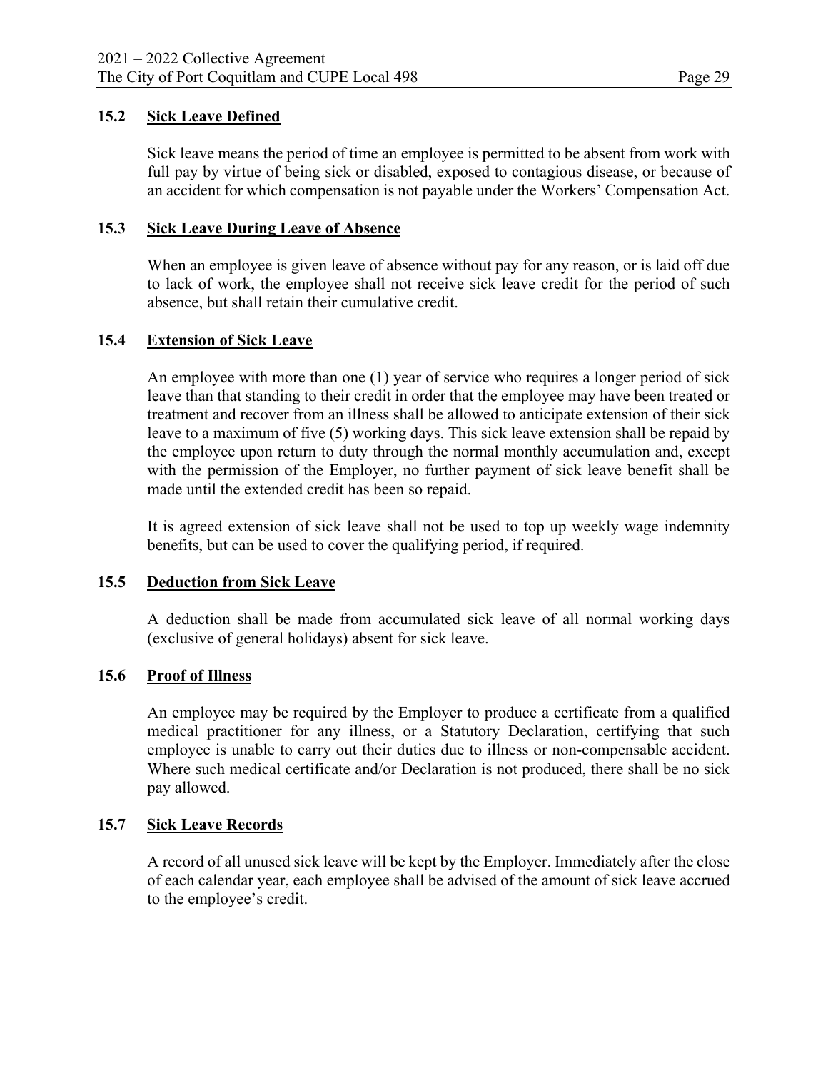### 15.2 Sick Leave Defined

Sick leave means the period of time an employee is permitted to be absent from work with full pay by virtue of being sick or disabled, exposed to contagious disease, or because of an accident for which compensation is not payable under the Workers' Compensation Act.

### 15.3 Sick Leave During Leave of Absence

When an employee is given leave of absence without pay for any reason, or is laid off due to lack of work, the employee shall not receive sick leave credit for the period of such absence, but shall retain their cumulative credit.

### 15.4 Extension of Sick Leave

An employee with more than one (1) year of service who requires a longer period of sick leave than that standing to their credit in order that the employee may have been treated or treatment and recover from an illness shall be allowed to anticipate extension of their sick leave to a maximum of five (5) working days. This sick leave extension shall be repaid by the employee upon return to duty through the normal monthly accumulation and, except with the permission of the Employer, no further payment of sick leave benefit shall be made until the extended credit has been so repaid.

It is agreed extension of sick leave shall not be used to top up weekly wage indemnity benefits, but can be used to cover the qualifying period, if required.

### 15.5 Deduction from Sick Leave

A deduction shall be made from accumulated sick leave of all normal working days (exclusive of general holidays) absent for sick leave.

### 15.6 Proof of Illness

An employee may be required by the Employer to produce a certificate from a qualified medical practitioner for any illness, or a Statutory Declaration, certifying that such employee is unable to carry out their duties due to illness or non-compensable accident. Where such medical certificate and/or Declaration is not produced, there shall be no sick pay allowed.

### 15.7 Sick Leave Records

A record of all unused sick leave will be kept by the Employer. Immediately after the close of each calendar year, each employee shall be advised of the amount of sick leave accrued to the employee's credit.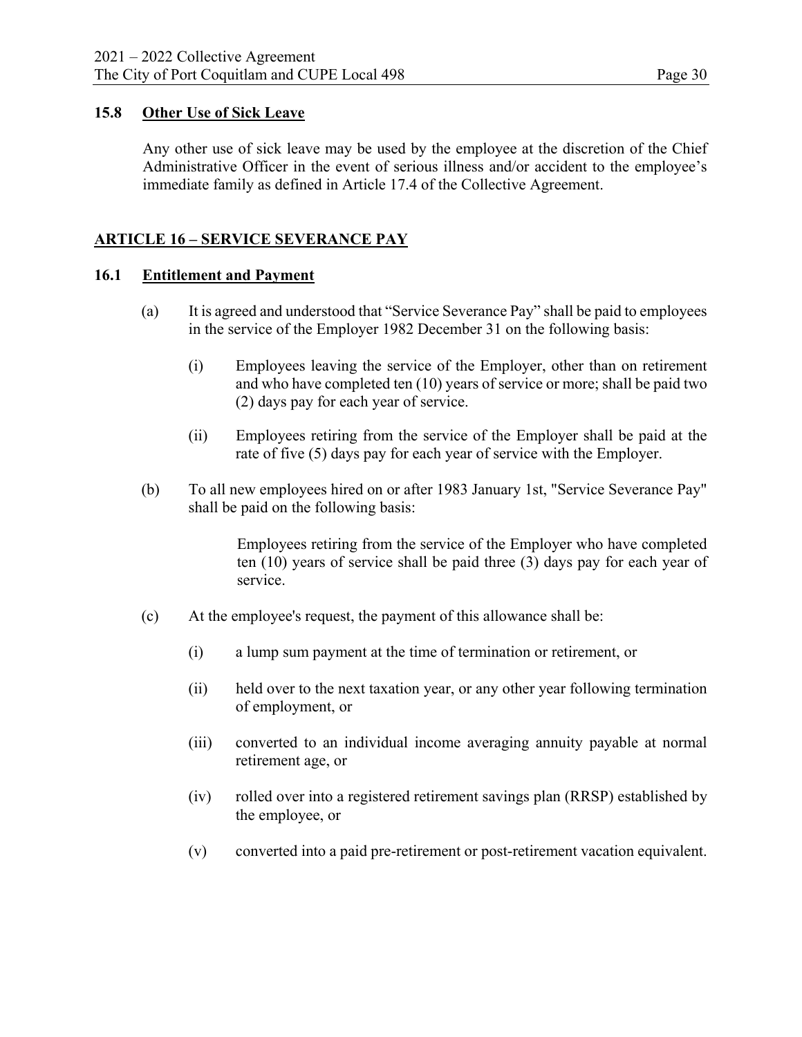### 15.8 Other Use of Sick Leave

Any other use of sick leave may be used by the employee at the discretion of the Chief Administrative Officer in the event of serious illness and/or accident to the employee's immediate family as defined in Article 17.4 of the Collective Agreement.

## ARTICLE 16 – SERVICE SEVERANCE PAY

### 16.1 Entitlement and Payment

(a) It is agreed and understood that "Service Severance Pay" shall be paid to employees in the service of the Employer 1982 December 31 on the following basis:

- (i) Employees leaving the service of the Employer, other than on retirement and who have completed ten (10) years of service or more; shall be paid two (2) days pay for each year of service.
- (ii) Employees retiring from the service of the Employer shall be paid at the rate of five (5) days pay for each year of service with the Employer.

(b) To all new employees hired on or after 1983 January 1st, "Service Severance Pay" shall be paid on the following basis:

Employees retiring from the service of the Employer who have completed ten (10) years of service shall be paid three (3) days pay for each year of service.

(c) At the employee's request, the payment of this allowance shall be:

- (i) a lump sum payment at the time of termination or retirement, or
- (ii) held over to the next taxation year, or any other year following termination of employment, or
- (iii) converted to an individual income averaging annuity payable at normal retirement age, or
- (iv) rolled over into a registered retirement savings plan (RRSP) established by the employee, or
- (v) converted into a paid pre-retirement or post-retirement vacation equivalent.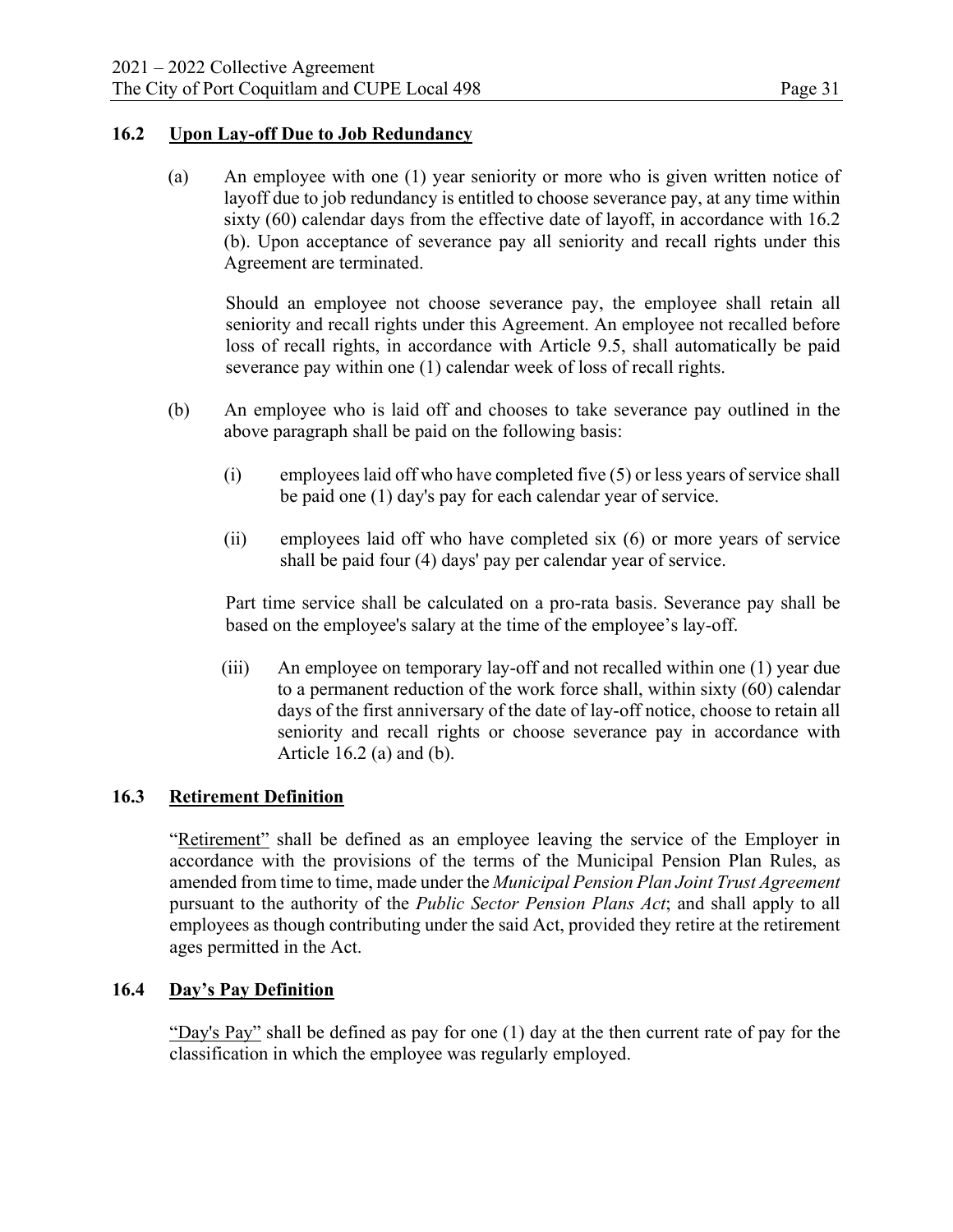### 16.2 Upon Lay-off Due to Job Redundancy

(a) An employee with one (1) year seniority or more who is given written notice of layoff due to job redundancy is entitled to choose severance pay, at any time within sixty (60) calendar days from the effective date of layoff, in accordance with 16.2 (b). Upon acceptance of severance pay all seniority and recall rights under this Agreement are terminated.

Should an employee not choose severance pay, the employee shall retain all seniority and recall rights under this Agreement. An employee not recalled before loss of recall rights, in accordance with Article 9.5, shall automatically be paid severance pay within one (1) calendar week of loss of recall rights.

(b) An employee who is laid off and chooses to take severance pay outlined in the above paragraph shall be paid on the following basis:

(i) employees laid off who have completed five (5) or less years of service shall be paid one (1) day's pay for each calendar year of service.

(ii) employees laid off who have completed six (6) or more years of service shall be paid four (4) days' pay per calendar year of service.

Part time service shall be calculated on a pro-rata basis. Severance pay shall be based on the employee's salary at the time of the employee's lay-off.

(iii) An employee on temporary lay-off and not recalled within one (1) year due to a permanent reduction of the work force shall, within sixty (60) calendar days of the first anniversary of the date of lay-off notice, choose to retain all seniority and recall rights or choose severance pay in accordance with Article 16.2 (a) and (b).

### 16.3 Retirement Definition

"Retirement" shall be defined as an employee leaving the service of the Employer in accordance with the provisions of the terms of the Municipal Pension Plan Rules, as amended from time to time, made under the *Municipal Pension Plan Joint Trust Agreement* pursuant to the authority of the *Public Sector Pension Plans Act*; and shall apply to all employees as though contributing under the said Act, provided they retire at the retirement ages permitted in the Act.

### 16.4 Day's Pay Definition

"Day's Pay" shall be defined as pay for one (1) day at the then current rate of pay for the classification in which the employee was regularly employed.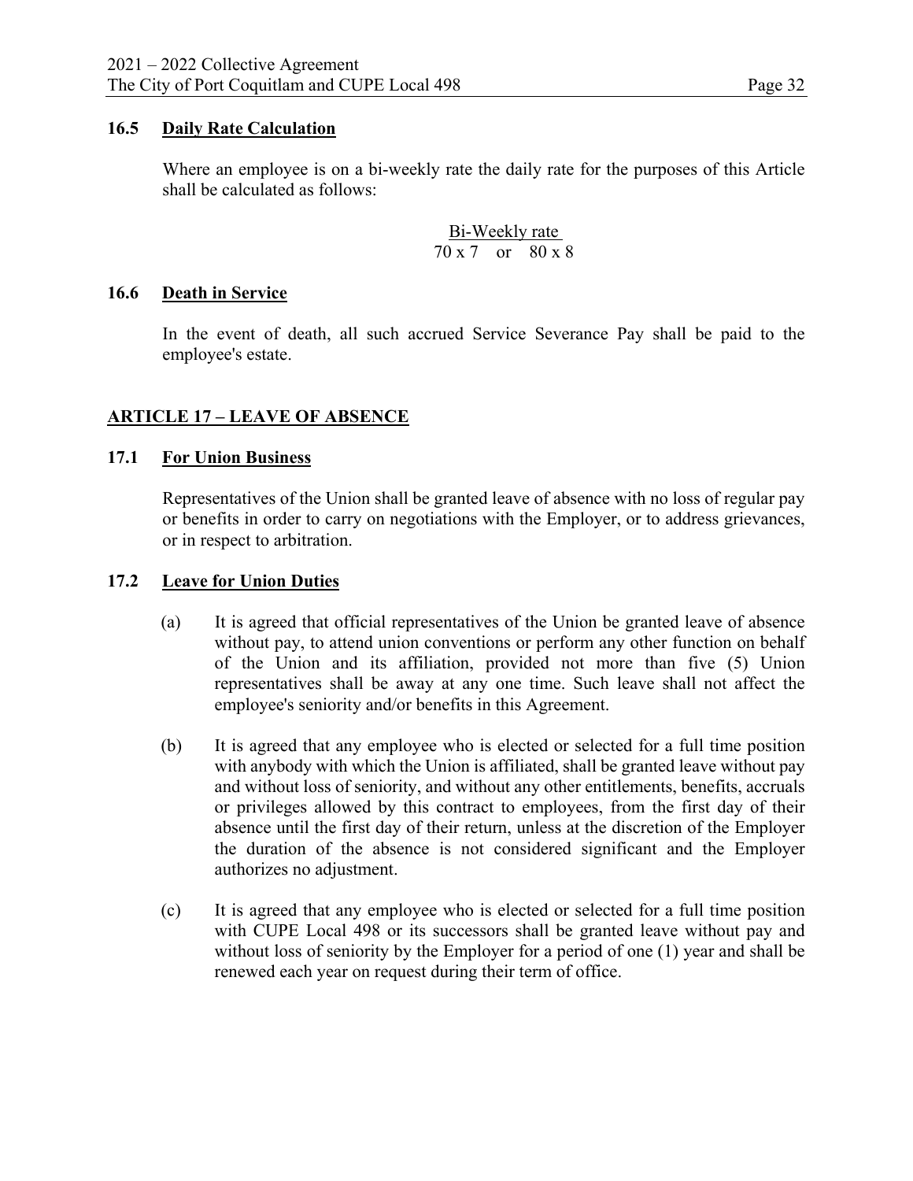**16.5 Daily Rate Calculation**

Where an employee is on a bi-weekly rate the daily rate for the purposes of this Article shall be calculated as follows:

$$\frac{\text{Bi-Weekly rate}}{70 \times 7 \quad \text{or} \quad 80 \times 8}$$

**16.6 Death in Service**

In the event of death, all such accrued Service Severance Pay shall be paid to the employee's estate.

## ARTICLE 17 – LEAVE OF ABSENCE

**17.1 For Union Business**

Representatives of the Union shall be granted leave of absence with no loss of regular pay or benefits in order to carry on negotiations with the Employer, or to address grievances, or in respect to arbitration.

**17.2 Leave for Union Duties**

(a) It is agreed that official representatives of the Union be granted leave of absence without pay, to attend union conventions or perform any other function on behalf of the Union and its affiliation, provided not more than five (5) Union representatives shall be away at any one time. Such leave shall not affect the employee's seniority and/or benefits in this Agreement.

(b) It is agreed that any employee who is elected or selected for a full time position with anybody with which the Union is affiliated, shall be granted leave without pay and without loss of seniority, and without any other entitlements, benefits, accruals or privileges allowed by this contract to employees, from the first day of their absence until the first day of their return, unless at the discretion of the Employer the duration of the absence is not considered significant and the Employer authorizes no adjustment.

(c) It is agreed that any employee who is elected or selected for a full time position with CUPE Local 498 or its successors shall be granted leave without pay and without loss of seniority by the Employer for a period of one (1) year and shall be renewed each year on request during their term of office.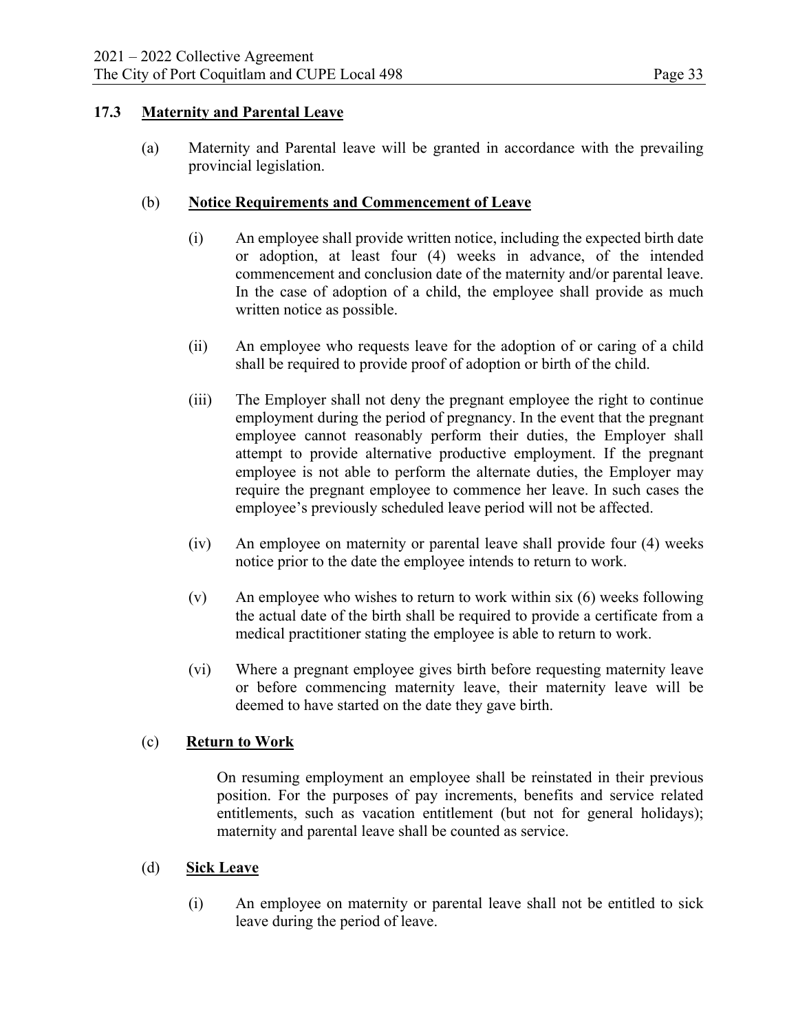### 17.3 Maternity and Parental Leave

(a) Maternity and Parental leave will be granted in accordance with the prevailing provincial legislation.

(b) **Notice Requirements and Commencement of Leave**

(i) An employee shall provide written notice, including the expected birth date or adoption, at least four (4) weeks in advance, of the intended commencement and conclusion date of the maternity and/or parental leave. In the case of adoption of a child, the employee shall provide as much written notice as possible.

(ii) An employee who requests leave for the adoption of or caring of a child shall be required to provide proof of adoption or birth of the child.

(iii) The Employer shall not deny the pregnant employee the right to continue employment during the period of pregnancy. In the event that the pregnant employee cannot reasonably perform their duties, the Employer shall attempt to provide alternative productive employment. If the pregnant employee is not able to perform the alternate duties, the Employer may require the pregnant employee to commence her leave. In such cases the employee's previously scheduled leave period will not be affected.

(iv) An employee on maternity or parental leave shall provide four (4) weeks notice prior to the date the employee intends to return to work.

(v) An employee who wishes to return to work within six (6) weeks following the actual date of the birth shall be required to provide a certificate from a medical practitioner stating the employee is able to return to work.

(vi) Where a pregnant employee gives birth before requesting maternity leave or before commencing maternity leave, their maternity leave will be deemed to have started on the date they gave birth.

(c) **Return to Work**

On resuming employment an employee shall be reinstated in their previous position. For the purposes of pay increments, benefits and service related entitlements, such as vacation entitlement (but not for general holidays); maternity and parental leave shall be counted as service.

(d) **Sick Leave**

(i) An employee on maternity or parental leave shall not be entitled to sick leave during the period of leave.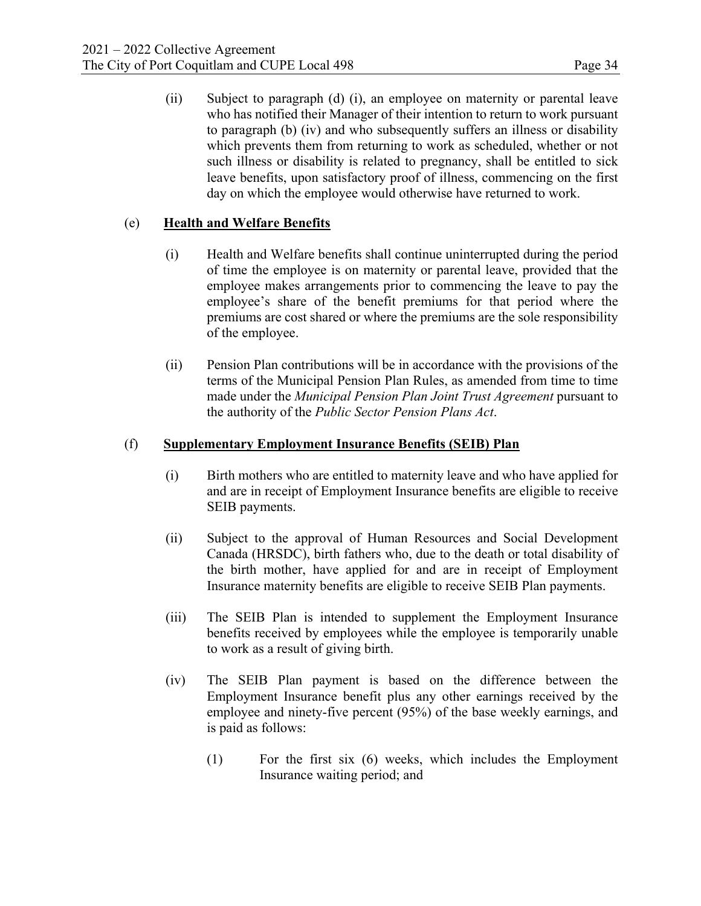(ii) Subject to paragraph (d) (i), an employee on maternity or parental leave who has notified their Manager of their intention to return to work pursuant to paragraph (b) (iv) and who subsequently suffers an illness or disability which prevents them from returning to work as scheduled, whether or not such illness or disability is related to pregnancy, shall be entitled to sick leave benefits, upon satisfactory proof of illness, commencing on the first day on which the employee would otherwise have returned to work.

(e) **Health and Welfare Benefits**

(i) Health and Welfare benefits shall continue uninterrupted during the period of time the employee is on maternity or parental leave, provided that the employee makes arrangements prior to commencing the leave to pay the employee's share of the benefit premiums for that period where the premiums are cost shared or where the premiums are the sole responsibility of the employee.

(ii) Pension Plan contributions will be in accordance with the provisions of the terms of the Municipal Pension Plan Rules, as amended from time to time made under the *Municipal Pension Plan Joint Trust Agreement* pursuant to the authority of the *Public Sector Pension Plans Act*.

(f) **Supplementary Employment Insurance Benefits (SEIB) Plan**

(i) Birth mothers who are entitled to maternity leave and who have applied for and are in receipt of Employment Insurance benefits are eligible to receive SEIB payments.

(ii) Subject to the approval of Human Resources and Social Development Canada (HRSDC), birth fathers who, due to the death or total disability of the birth mother, have applied for and are in receipt of Employment Insurance maternity benefits are eligible to receive SEIB Plan payments.

(iii) The SEIB Plan is intended to supplement the Employment Insurance benefits received by employees while the employee is temporarily unable to work as a result of giving birth.

(iv) The SEIB Plan payment is based on the difference between the Employment Insurance benefit plus any other earnings received by the employee and ninety-five percent (95%) of the base weekly earnings, and is paid as follows:

(1) For the first six (6) weeks, which includes the Employment Insurance waiting period; and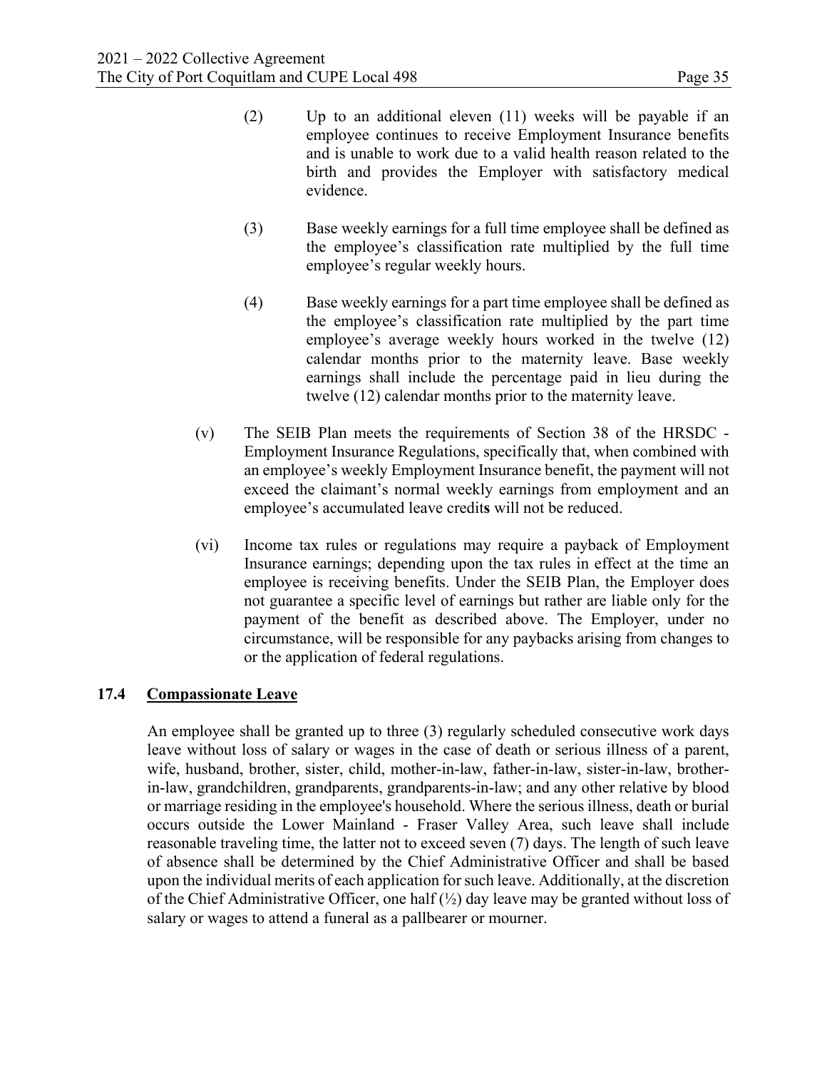(2) Up to an additional eleven (11) weeks will be payable if an employee continues to receive Employment Insurance benefits and is unable to work due to a valid health reason related to the birth and provides the Employer with satisfactory medical evidence.

(3) Base weekly earnings for a full time employee shall be defined as the employee's classification rate multiplied by the full time employee's regular weekly hours.

(4) Base weekly earnings for a part time employee shall be defined as the employee's classification rate multiplied by the part time employee's average weekly hours worked in the twelve (12) calendar months prior to the maternity leave. Base weekly earnings shall include the percentage paid in lieu during the twelve (12) calendar months prior to the maternity leave.

(v) The SEIB Plan meets the requirements of Section 38 of the HRSDC - Employment Insurance Regulations, specifically that, when combined with an employee's weekly Employment Insurance benefit, the payment will not exceed the claimant's normal weekly earnings from employment and an employee's accumulated leave credit**s** will not be reduced.

(vi) Income tax rules or regulations may require a payback of Employment Insurance earnings; depending upon the tax rules in effect at the time an employee is receiving benefits. Under the SEIB Plan, the Employer does not guarantee a specific level of earnings but rather are liable only for the payment of the benefit as described above. The Employer, under no circumstance, will be responsible for any paybacks arising from changes to or the application of federal regulations.

## 17.4 Compassionate Leave

An employee shall be granted up to three (3) regularly scheduled consecutive work days leave without loss of salary or wages in the case of death or serious illness of a parent, wife, husband, brother, sister, child, mother-in-law, father-in-law, sister-in-law, brother-in-law, grandchildren, grandparents, grandparents-in-law; and any other relative by blood or marriage residing in the employee's household. Where the serious illness, death or burial occurs outside the Lower Mainland - Fraser Valley Area, such leave shall include reasonable traveling time, the latter not to exceed seven (7) days. The length of such leave of absence shall be determined by the Chief Administrative Officer and shall be based upon the individual merits of each application for such leave. Additionally, at the discretion of the Chief Administrative Officer, one half (½) day leave may be granted without loss of salary or wages to attend a funeral as a pallbearer or mourner.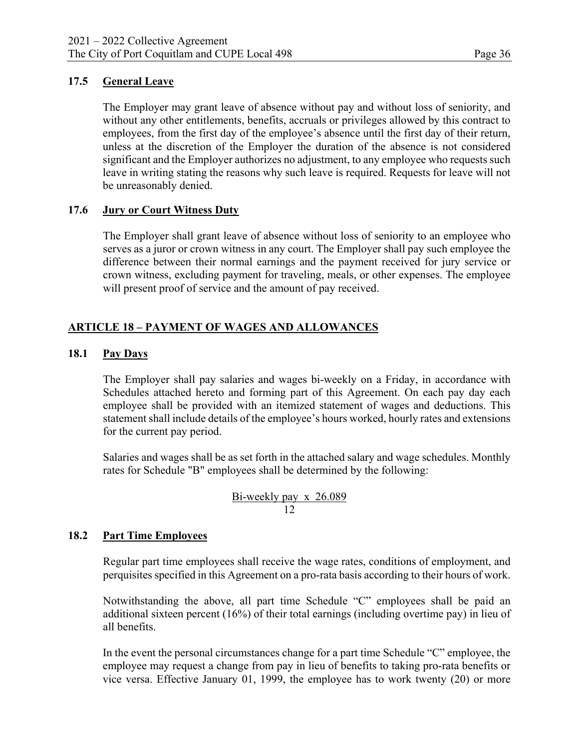### 17.5 General Leave

The Employer may grant leave of absence without pay and without loss of seniority, and without any other entitlements, benefits, accruals or privileges allowed by this contract to employees, from the first day of the employee's absence until the first day of their return, unless at the discretion of the Employer the duration of the absence is not considered significant and the Employer authorizes no adjustment, to any employee who requests such leave in writing stating the reasons why such leave is required. Requests for leave will not be unreasonably denied.

### 17.6 Jury or Court Witness Duty

The Employer shall grant leave of absence without loss of seniority to an employee who serves as a juror or crown witness in any court. The Employer shall pay such employee the difference between their normal earnings and the payment received for jury service or crown witness, excluding payment for traveling, meals, or other expenses. The employee will present proof of service and the amount of pay received.

## ARTICLE 18 – PAYMENT OF WAGES AND ALLOWANCES

### 18.1 Pay Days

The Employer shall pay salaries and wages bi-weekly on a Friday, in accordance with Schedules attached hereto and forming part of this Agreement. On each pay day each employee shall be provided with an itemized statement of wages and deductions. This statement shall include details of the employee's hours worked, hourly rates and extensions for the current pay period.

Salaries and wages shall be as set forth in the attached salary and wage schedules. Monthly rates for Schedule "B" employees shall be determined by the following:

$$\frac{\text{Bi-weekly pay} \times 26.089}{12}$$

### 18.2 Part Time Employees

Regular part time employees shall receive the wage rates, conditions of employment, and perquisites specified in this Agreement on a pro-rata basis according to their hours of work.

Notwithstanding the above, all part time Schedule "C" employees shall be paid an additional sixteen percent (16%) of their total earnings (including overtime pay) in lieu of all benefits.

In the event the personal circumstances change for a part time Schedule "C" employee, the employee may request a change from pay in lieu of benefits to taking pro-rata benefits or vice versa. Effective January 01, 1999, the employee has to work twenty (20) or more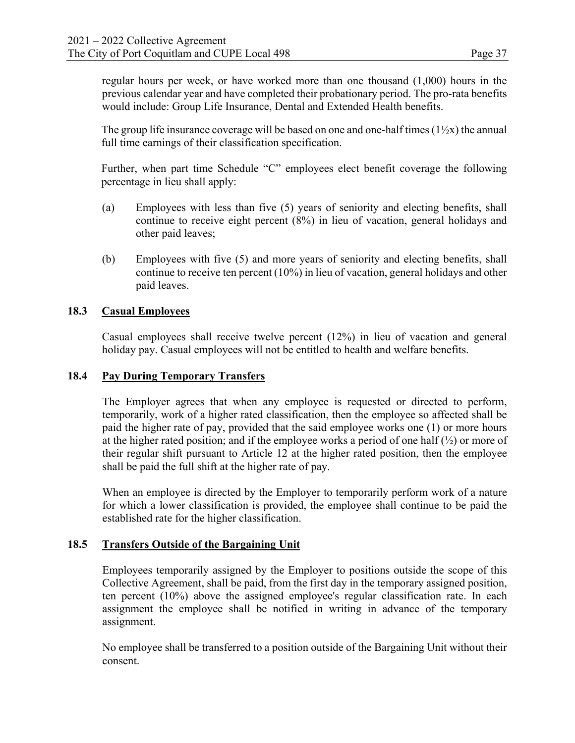regular hours per week, or have worked more than one thousand (1,000) hours in the previous calendar year and have completed their probationary period. The pro-rata benefits would include: Group Life Insurance, Dental and Extended Health benefits.

The group life insurance coverage will be based on one and one-half times (1½x) the annual full time earnings of their classification specification.

Further, when part time Schedule "C" employees elect benefit coverage the following percentage in lieu shall apply:

(a) Employees with less than five (5) years of seniority and electing benefits, shall continue to receive eight percent (8%) in lieu of vacation, general holidays and other paid leaves;

(b) Employees with five (5) and more years of seniority and electing benefits, shall continue to receive ten percent (10%) in lieu of vacation, general holidays and other paid leaves.

### 18.3 Casual Employees

Casual employees shall receive twelve percent (12%) in lieu of vacation and general holiday pay. Casual employees will not be entitled to health and welfare benefits.

### 18.4 Pay During Temporary Transfers

The Employer agrees that when any employee is requested or directed to perform, temporarily, work of a higher rated classification, then the employee so affected shall be paid the higher rate of pay, provided that the said employee works one (1) or more hours at the higher rated position; and if the employee works a period of one half (½) or more of their regular shift pursuant to Article 12 at the higher rated position, then the employee shall be paid the full shift at the higher rate of pay.

When an employee is directed by the Employer to temporarily perform work of a nature for which a lower classification is provided, the employee shall continue to be paid the established rate for the higher classification.

### 18.5 Transfers Outside of the Bargaining Unit

Employees temporarily assigned by the Employer to positions outside the scope of this Collective Agreement, shall be paid, from the first day in the temporary assigned position, ten percent (10%) above the assigned employee's regular classification rate. In each assignment the employee shall be notified in writing in advance of the temporary assignment.

No employee shall be transferred to a position outside of the Bargaining Unit without their consent.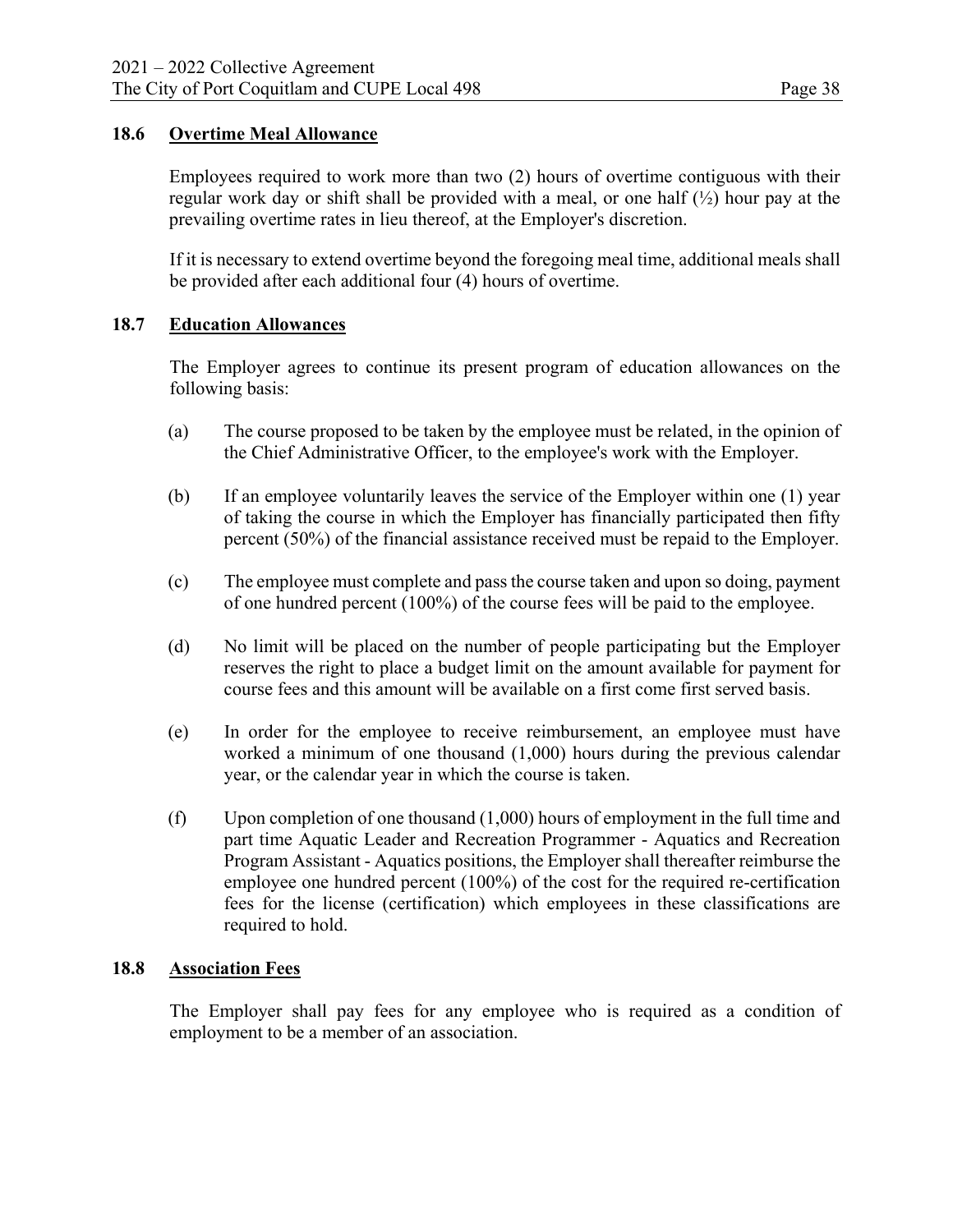### 18.6 Overtime Meal Allowance

Employees required to work more than two (2) hours of overtime contiguous with their regular work day or shift shall be provided with a meal, or one half (½) hour pay at the prevailing overtime rates in lieu thereof, at the Employer's discretion.

If it is necessary to extend overtime beyond the foregoing meal time, additional meals shall be provided after each additional four (4) hours of overtime.

### 18.7 Education Allowances

The Employer agrees to continue its present program of education allowances on the following basis:

(a) The course proposed to be taken by the employee must be related, in the opinion of the Chief Administrative Officer, to the employee's work with the Employer.

(b) If an employee voluntarily leaves the service of the Employer within one (1) year of taking the course in which the Employer has financially participated then fifty percent (50%) of the financial assistance received must be repaid to the Employer.

(c) The employee must complete and pass the course taken and upon so doing, payment of one hundred percent (100%) of the course fees will be paid to the employee.

(d) No limit will be placed on the number of people participating but the Employer reserves the right to place a budget limit on the amount available for payment for course fees and this amount will be available on a first come first served basis.

(e) In order for the employee to receive reimbursement, an employee must have worked a minimum of one thousand (1,000) hours during the previous calendar year, or the calendar year in which the course is taken.

(f) Upon completion of one thousand (1,000) hours of employment in the full time and part time Aquatic Leader and Recreation Programmer - Aquatics and Recreation Program Assistant - Aquatics positions, the Employer shall thereafter reimburse the employee one hundred percent (100%) of the cost for the required re-certification fees for the license (certification) which employees in these classifications are required to hold.

### 18.8 Association Fees

The Employer shall pay fees for any employee who is required as a condition of employment to be a member of an association.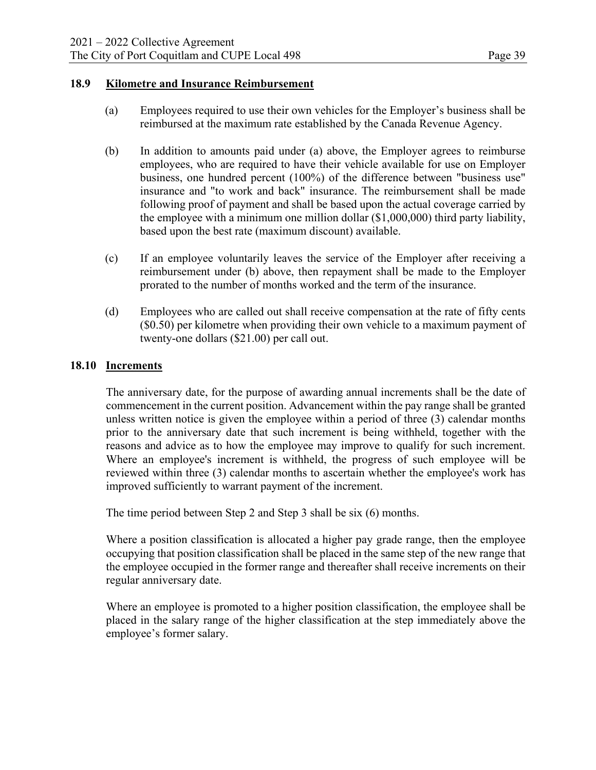### 18.9 Kilometre and Insurance Reimbursement

(a) Employees required to use their own vehicles for the Employer's business shall be reimbursed at the maximum rate established by the Canada Revenue Agency.

(b) In addition to amounts paid under (a) above, the Employer agrees to reimburse employees, who are required to have their vehicle available for use on Employer business, one hundred percent (100%) of the difference between "business use" insurance and "to work and back" insurance. The reimbursement shall be made following proof of payment and shall be based upon the actual coverage carried by the employee with a minimum one million dollar ($1,000,000) third party liability, based upon the best rate (maximum discount) available.

(c) If an employee voluntarily leaves the service of the Employer after receiving a reimbursement under (b) above, then repayment shall be made to the Employer prorated to the number of months worked and the term of the insurance.

(d) Employees who are called out shall receive compensation at the rate of fifty cents ($0.50) per kilometre when providing their own vehicle to a maximum payment of twenty-one dollars ($21.00) per call out.

### 18.10 Increments

The anniversary date, for the purpose of awarding annual increments shall be the date of commencement in the current position. Advancement within the pay range shall be granted unless written notice is given the employee within a period of three (3) calendar months prior to the anniversary date that such increment is being withheld, together with the reasons and advice as to how the employee may improve to qualify for such increment. Where an employee's increment is withheld, the progress of such employee will be reviewed within three (3) calendar months to ascertain whether the employee's work has improved sufficiently to warrant payment of the increment.

The time period between Step 2 and Step 3 shall be six (6) months.

Where a position classification is allocated a higher pay grade range, then the employee occupying that position classification shall be placed in the same step of the new range that the employee occupied in the former range and thereafter shall receive increments on their regular anniversary date.

Where an employee is promoted to a higher position classification, the employee shall be placed in the salary range of the higher classification at the step immediately above the employee's former salary.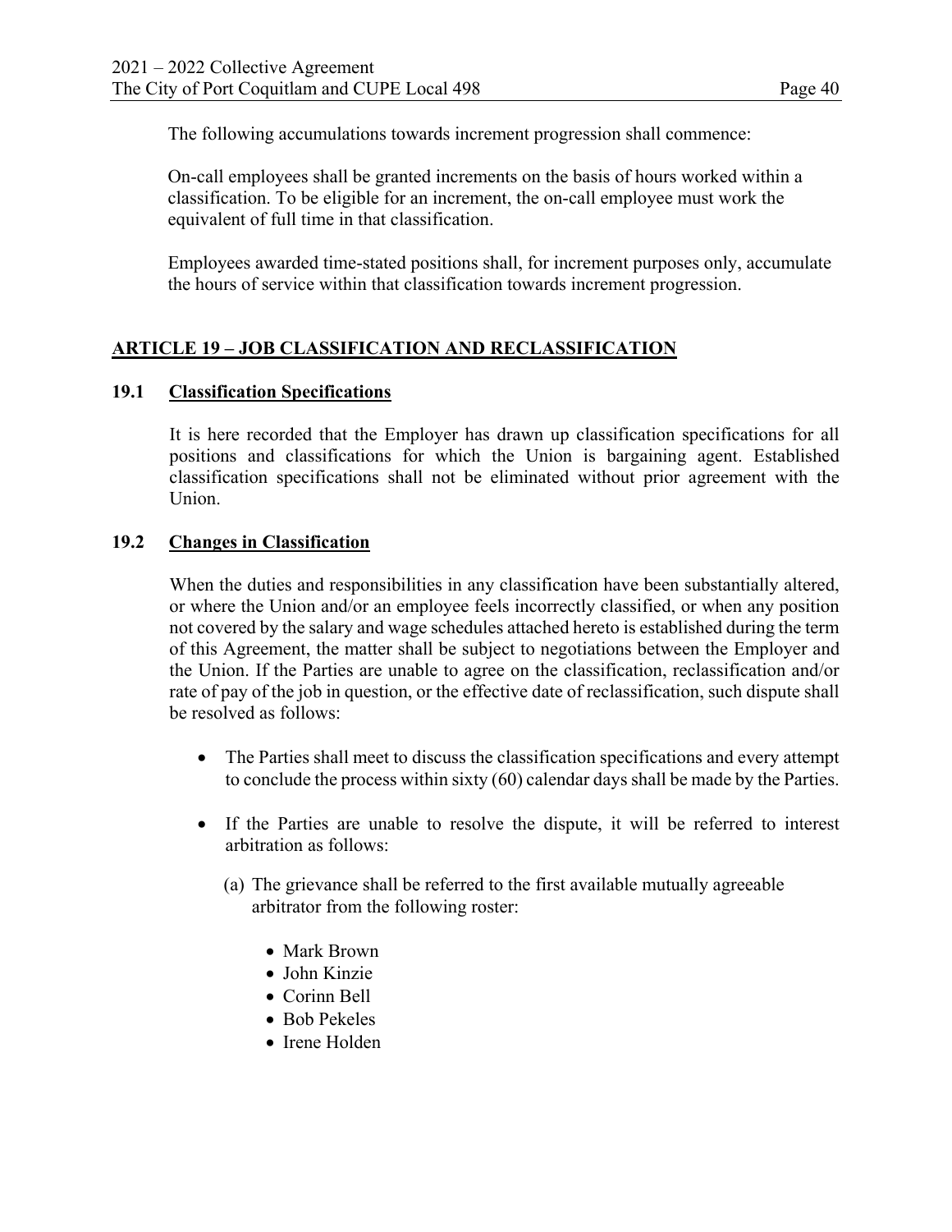The following accumulations towards increment progression shall commence:

On-call employees shall be granted increments on the basis of hours worked within a classification. To be eligible for an increment, the on-call employee must work the equivalent of full time in that classification.

Employees awarded time-stated positions shall, for increment purposes only, accumulate the hours of service within that classification towards increment progression.

## ARTICLE 19 – JOB CLASSIFICATION AND RECLASSIFICATION

### 19.1 Classification Specifications

It is here recorded that the Employer has drawn up classification specifications for all positions and classifications for which the Union is bargaining agent. Established classification specifications shall not be eliminated without prior agreement with the Union.

### 19.2 Changes in Classification

When the duties and responsibilities in any classification have been substantially altered, or where the Union and/or an employee feels incorrectly classified, or when any position not covered by the salary and wage schedules attached hereto is established during the term of this Agreement, the matter shall be subject to negotiations between the Employer and the Union. If the Parties are unable to agree on the classification, reclassification and/or rate of pay of the job in question, or the effective date of reclassification, such dispute shall be resolved as follows:

- The Parties shall meet to discuss the classification specifications and every attempt to conclude the process within sixty (60) calendar days shall be made by the Parties.
- If the Parties are unable to resolve the dispute, it will be referred to interest arbitration as follows:

  (a) The grievance shall be referred to the first available mutually agreeable arbitrator from the following roster:

  - Mark Brown
  - John Kinzie
  - Corinn Bell
  - Bob Pekeles
  - Irene Holden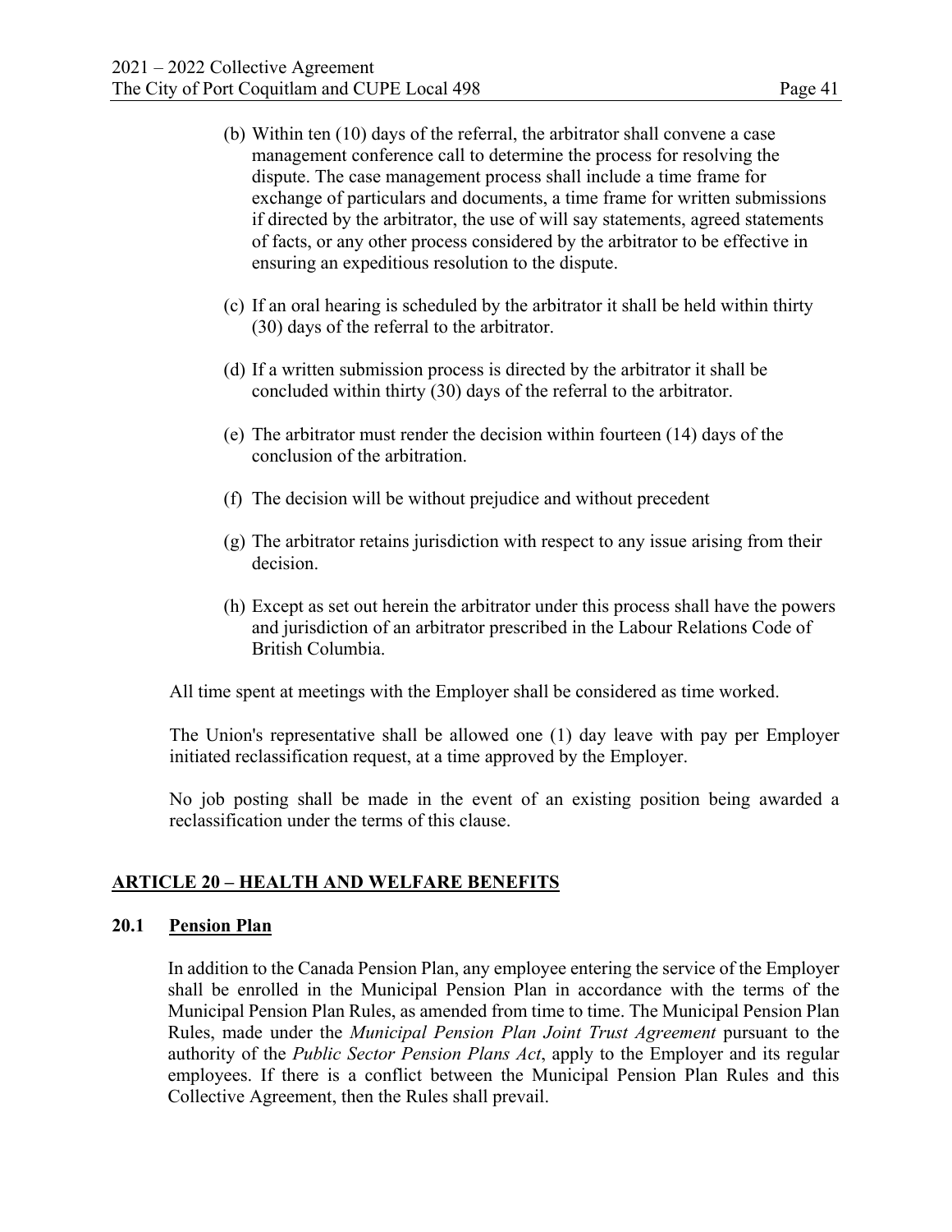(b) Within ten (10) days of the referral, the arbitrator shall convene a case management conference call to determine the process for resolving the dispute. The case management process shall include a time frame for exchange of particulars and documents, a time frame for written submissions if directed by the arbitrator, the use of will say statements, agreed statements of facts, or any other process considered by the arbitrator to be effective in ensuring an expeditious resolution to the dispute.

(c) If an oral hearing is scheduled by the arbitrator it shall be held within thirty (30) days of the referral to the arbitrator.

(d) If a written submission process is directed by the arbitrator it shall be concluded within thirty (30) days of the referral to the arbitrator.

(e) The arbitrator must render the decision within fourteen (14) days of the conclusion of the arbitration.

(f) The decision will be without prejudice and without precedent

(g) The arbitrator retains jurisdiction with respect to any issue arising from their decision.

(h) Except as set out herein the arbitrator under this process shall have the powers and jurisdiction of an arbitrator prescribed in the Labour Relations Code of British Columbia.

All time spent at meetings with the Employer shall be considered as time worked.

The Union's representative shall be allowed one (1) day leave with pay per Employer initiated reclassification request, at a time approved by the Employer.

No job posting shall be made in the event of an existing position being awarded a reclassification under the terms of this clause.

## ARTICLE 20 – HEALTH AND WELFARE BENEFITS

### 20.1 Pension Plan

In addition to the Canada Pension Plan, any employee entering the service of the Employer shall be enrolled in the Municipal Pension Plan in accordance with the terms of the Municipal Pension Plan Rules, as amended from time to time. The Municipal Pension Plan Rules, made under the *Municipal Pension Plan Joint Trust Agreement* pursuant to the authority of the *Public Sector Pension Plans Act*, apply to the Employer and its regular employees. If there is a conflict between the Municipal Pension Plan Rules and this Collective Agreement, then the Rules shall prevail.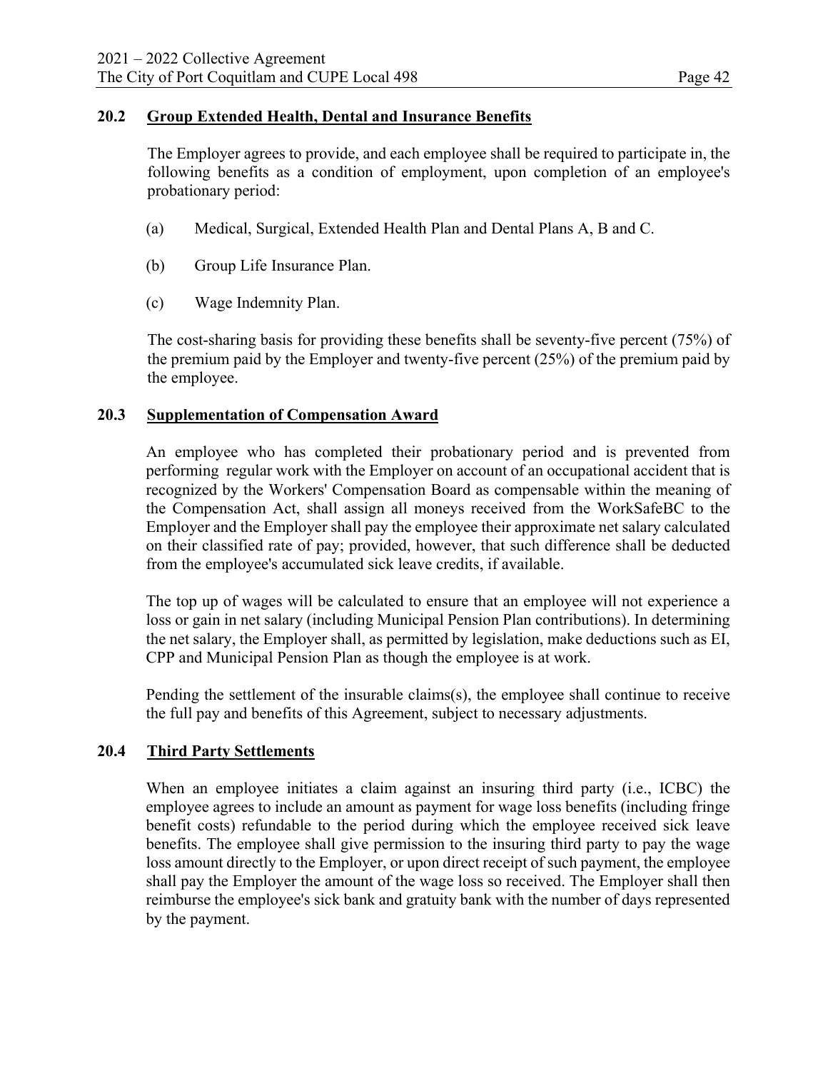### 20.2 Group Extended Health, Dental and Insurance Benefits

The Employer agrees to provide, and each employee shall be required to participate in, the following benefits as a condition of employment, upon completion of an employee's probationary period:

(a) Medical, Surgical, Extended Health Plan and Dental Plans A, B and C.

(b) Group Life Insurance Plan.

(c) Wage Indemnity Plan.

The cost-sharing basis for providing these benefits shall be seventy-five percent (75%) of the premium paid by the Employer and twenty-five percent (25%) of the premium paid by the employee.

### 20.3 Supplementation of Compensation Award

An employee who has completed their probationary period and is prevented from performing regular work with the Employer on account of an occupational accident that is recognized by the Workers' Compensation Board as compensable within the meaning of the Compensation Act, shall assign all moneys received from the WorkSafeBC to the Employer and the Employer shall pay the employee their approximate net salary calculated on their classified rate of pay; provided, however, that such difference shall be deducted from the employee's accumulated sick leave credits, if available.

The top up of wages will be calculated to ensure that an employee will not experience a loss or gain in net salary (including Municipal Pension Plan contributions). In determining the net salary, the Employer shall, as permitted by legislation, make deductions such as EI, CPP and Municipal Pension Plan as though the employee is at work.

Pending the settlement of the insurable claims(s), the employee shall continue to receive the full pay and benefits of this Agreement, subject to necessary adjustments.

### 20.4 Third Party Settlements

When an employee initiates a claim against an insuring third party (i.e., ICBC) the employee agrees to include an amount as payment for wage loss benefits (including fringe benefit costs) refundable to the period during which the employee received sick leave benefits. The employee shall give permission to the insuring third party to pay the wage loss amount directly to the Employer, or upon direct receipt of such payment, the employee shall pay the Employer the amount of the wage loss so received. The Employer shall then reimburse the employee's sick bank and gratuity bank with the number of days represented by the payment.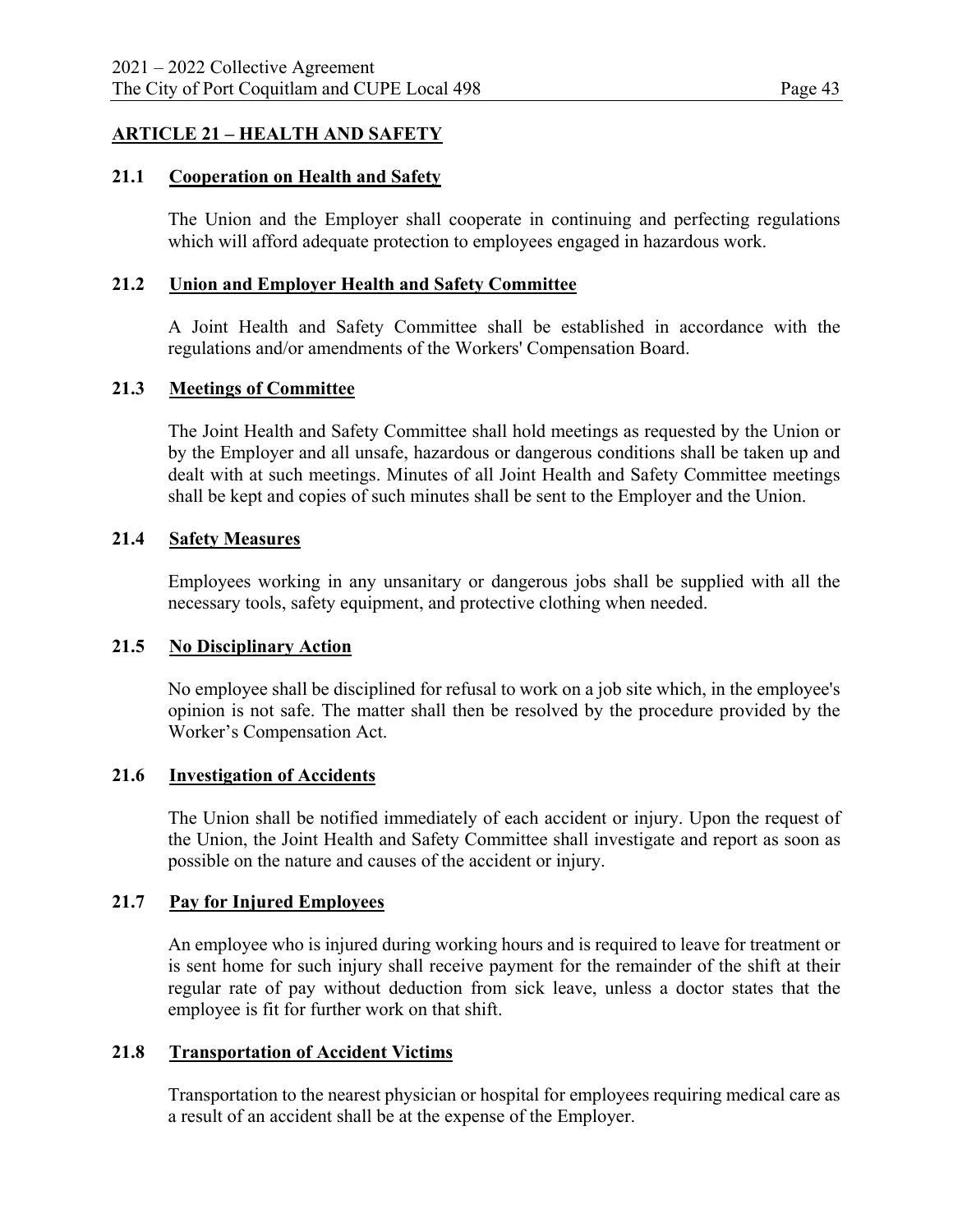## ARTICLE 21 – HEALTH AND SAFETY

### 21.1 Cooperation on Health and Safety

The Union and the Employer shall cooperate in continuing and perfecting regulations which will afford adequate protection to employees engaged in hazardous work.

### 21.2 Union and Employer Health and Safety Committee

A Joint Health and Safety Committee shall be established in accordance with the regulations and/or amendments of the Workers' Compensation Board.

### 21.3 Meetings of Committee

The Joint Health and Safety Committee shall hold meetings as requested by the Union or by the Employer and all unsafe, hazardous or dangerous conditions shall be taken up and dealt with at such meetings. Minutes of all Joint Health and Safety Committee meetings shall be kept and copies of such minutes shall be sent to the Employer and the Union.

### 21.4 Safety Measures

Employees working in any unsanitary or dangerous jobs shall be supplied with all the necessary tools, safety equipment, and protective clothing when needed.

### 21.5 No Disciplinary Action

No employee shall be disciplined for refusal to work on a job site which, in the employee's opinion is not safe. The matter shall then be resolved by the procedure provided by the Worker's Compensation Act.

### 21.6 Investigation of Accidents

The Union shall be notified immediately of each accident or injury. Upon the request of the Union, the Joint Health and Safety Committee shall investigate and report as soon as possible on the nature and causes of the accident or injury.

### 21.7 Pay for Injured Employees

An employee who is injured during working hours and is required to leave for treatment or is sent home for such injury shall receive payment for the remainder of the shift at their regular rate of pay without deduction from sick leave, unless a doctor states that the employee is fit for further work on that shift.

### 21.8 Transportation of Accident Victims

Transportation to the nearest physician or hospital for employees requiring medical care as a result of an accident shall be at the expense of the Employer.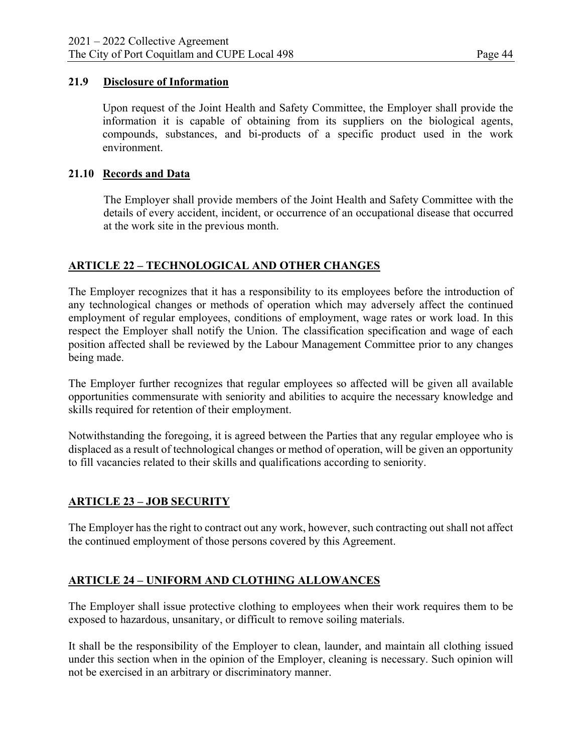### 21.9 Disclosure of Information

Upon request of the Joint Health and Safety Committee, the Employer shall provide the information it is capable of obtaining from its suppliers on the biological agents, compounds, substances, and bi-products of a specific product used in the work environment.

### 21.10 Records and Data

The Employer shall provide members of the Joint Health and Safety Committee with the details of every accident, incident, or occurrence of an occupational disease that occurred at the work site in the previous month.

## ARTICLE 22 – TECHNOLOGICAL AND OTHER CHANGES

The Employer recognizes that it has a responsibility to its employees before the introduction of any technological changes or methods of operation which may adversely affect the continued employment of regular employees, conditions of employment, wage rates or work load. In this respect the Employer shall notify the Union. The classification specification and wage of each position affected shall be reviewed by the Labour Management Committee prior to any changes being made.

The Employer further recognizes that regular employees so affected will be given all available opportunities commensurate with seniority and abilities to acquire the necessary knowledge and skills required for retention of their employment.

Notwithstanding the foregoing, it is agreed between the Parties that any regular employee who is displaced as a result of technological changes or method of operation, will be given an opportunity to fill vacancies related to their skills and qualifications according to seniority.

## ARTICLE 23 – JOB SECURITY

The Employer has the right to contract out any work, however, such contracting out shall not affect the continued employment of those persons covered by this Agreement.

## ARTICLE 24 – UNIFORM AND CLOTHING ALLOWANCES

The Employer shall issue protective clothing to employees when their work requires them to be exposed to hazardous, unsanitary, or difficult to remove soiling materials.

It shall be the responsibility of the Employer to clean, launder, and maintain all clothing issued under this section when in the opinion of the Employer, cleaning is necessary. Such opinion will not be exercised in an arbitrary or discriminatory manner.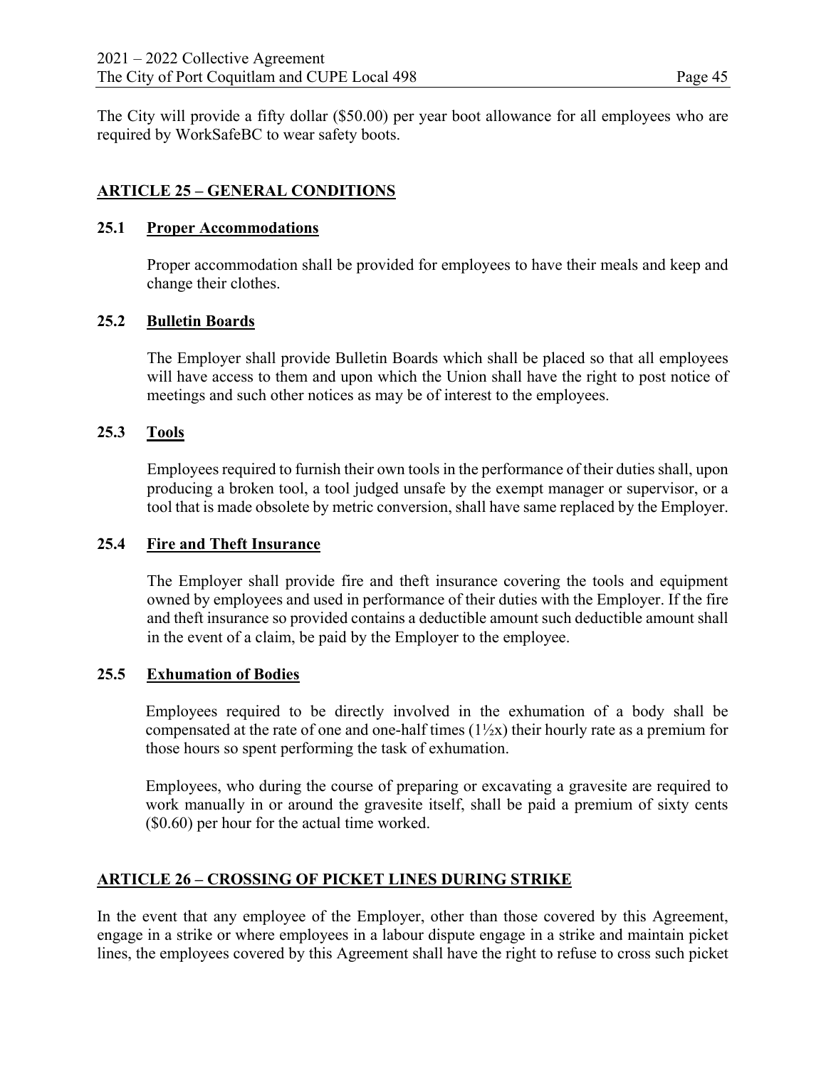The City will provide a fifty dollar ($50.00) per year boot allowance for all employees who are required by WorkSafeBC to wear safety boots.

## ARTICLE 25 – GENERAL CONDITIONS

### 25.1 Proper Accommodations

Proper accommodation shall be provided for employees to have their meals and keep and change their clothes.

### 25.2 Bulletin Boards

The Employer shall provide Bulletin Boards which shall be placed so that all employees will have access to them and upon which the Union shall have the right to post notice of meetings and such other notices as may be of interest to the employees.

### 25.3 Tools

Employees required to furnish their own tools in the performance of their duties shall, upon producing a broken tool, a tool judged unsafe by the exempt manager or supervisor, or a tool that is made obsolete by metric conversion, shall have same replaced by the Employer.

### 25.4 Fire and Theft Insurance

The Employer shall provide fire and theft insurance covering the tools and equipment owned by employees and used in performance of their duties with the Employer. If the fire and theft insurance so provided contains a deductible amount such deductible amount shall in the event of a claim, be paid by the Employer to the employee.

### 25.5 Exhumation of Bodies

Employees required to be directly involved in the exhumation of a body shall be compensated at the rate of one and one-half times (1½x) their hourly rate as a premium for those hours so spent performing the task of exhumation.

Employees, who during the course of preparing or excavating a gravesite are required to work manually in or around the gravesite itself, shall be paid a premium of sixty cents ($0.60) per hour for the actual time worked.

## ARTICLE 26 – CROSSING OF PICKET LINES DURING STRIKE

In the event that any employee of the Employer, other than those covered by this Agreement, engage in a strike or where employees in a labour dispute engage in a strike and maintain picket lines, the employees covered by this Agreement shall have the right to refuse to cross such picket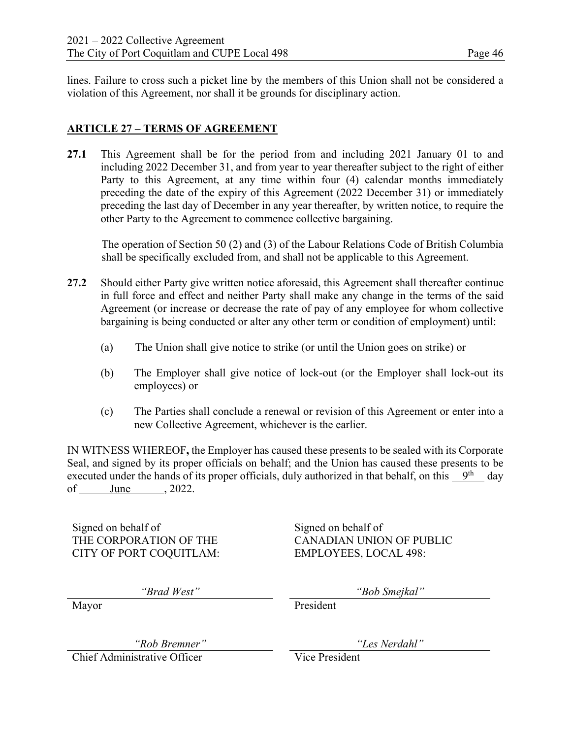lines. Failure to cross such a picket line by the members of this Union shall not be considered a violation of this Agreement, nor shall it be grounds for disciplinary action.

## ARTICLE 27 – TERMS OF AGREEMENT

**27.1** This Agreement shall be for the period from and including 2021 January 01 to and including 2022 December 31, and from year to year thereafter subject to the right of either Party to this Agreement, at any time within four (4) calendar months immediately preceding the date of the expiry of this Agreement (2022 December 31) or immediately preceding the last day of December in any year thereafter, by written notice, to require the other Party to the Agreement to commence collective bargaining.

The operation of Section 50 (2) and (3) of the Labour Relations Code of British Columbia shall be specifically excluded from, and shall not be applicable to this Agreement.

**27.2** Should either Party give written notice aforesaid, this Agreement shall thereafter continue in full force and effect and neither Party shall make any change in the terms of the said Agreement (or increase or decrease the rate of pay of any employee for whom collective bargaining is being conducted or alter any other term or condition of employment) until:

(a) The Union shall give notice to strike (or until the Union goes on strike) or

(b) The Employer shall give notice of lock-out (or the Employer shall lock-out its employees) or

(c) The Parties shall conclude a renewal or revision of this Agreement or enter into a new Collective Agreement, whichever is the earlier.

IN WITNESS WHEREOF**,** the Employer has caused these presents to be sealed with its Corporate Seal, and signed by its proper officials on behalf; and the Union has caused these presents to be executed under the hands of its proper officials, duly authorized in that behalf, on this 9th day of June, 2022.

| Signed on behalf of THE CORPORATION OF THE CITY OF PORT COQUITLAM: | Signed on behalf of CANADIAN UNION OF PUBLIC EMPLOYEES, LOCAL 498: |
| --- | --- |
| *"Brad West"* | *"Bob Smejkal"* |
| Mayor | President |
| *"Rob Bremner"* | *"Les Nerdahl"* |
| Chief Administrative Officer | Vice President |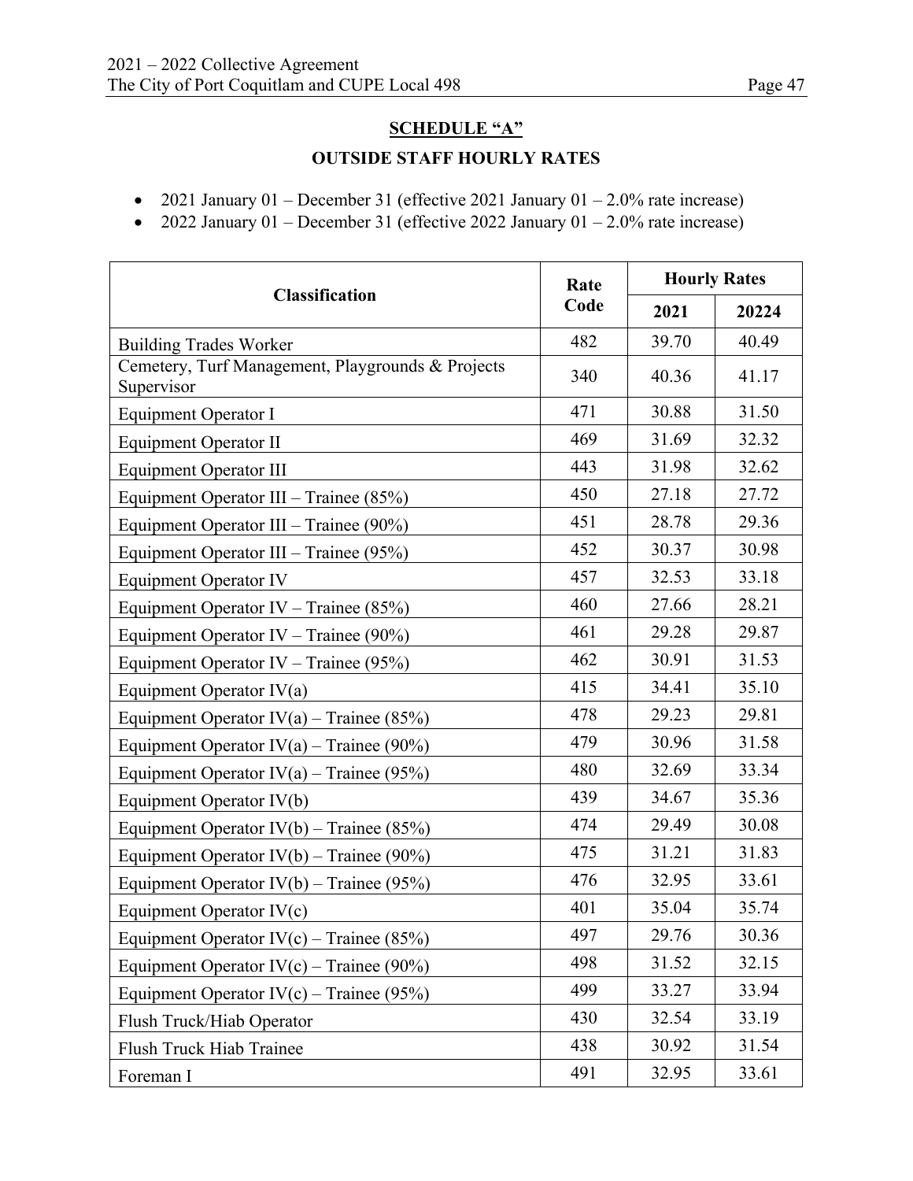## SCHEDULE "A"

### OUTSIDE STAFF HOURLY RATES

- 2021 January 01 – December 31 (effective 2021 January 01 – 2.0% rate increase)
- 2022 January 01 – December 31 (effective 2022 January 01 – 2.0% rate increase)

| Classification | Rate Code | Hourly Rates | |
|---|---|---|---|
| | | 2021 | 20224 |
| Building Trades Worker | 482 | 39.70 | 40.49 |
| Cemetery, Turf Management, Playgrounds & Projects Supervisor | 340 | 40.36 | 41.17 |
| Equipment Operator I | 471 | 30.88 | 31.50 |
| Equipment Operator II | 469 | 31.69 | 32.32 |
| Equipment Operator III | 443 | 31.98 | 32.62 |
| Equipment Operator III – Trainee (85%) | 450 | 27.18 | 27.72 |
| Equipment Operator III – Trainee (90%) | 451 | 28.78 | 29.36 |
| Equipment Operator III – Trainee (95%) | 452 | 30.37 | 30.98 |
| Equipment Operator IV | 457 | 32.53 | 33.18 |
| Equipment Operator IV – Trainee (85%) | 460 | 27.66 | 28.21 |
| Equipment Operator IV – Trainee (90%) | 461 | 29.28 | 29.87 |
| Equipment Operator IV – Trainee (95%) | 462 | 30.91 | 31.53 |
| Equipment Operator IV(a) | 415 | 34.41 | 35.10 |
| Equipment Operator IV(a) – Trainee (85%) | 478 | 29.23 | 29.81 |
| Equipment Operator IV(a) – Trainee (90%) | 479 | 30.96 | 31.58 |
| Equipment Operator IV(a) – Trainee (95%) | 480 | 32.69 | 33.34 |
| Equipment Operator IV(b) | 439 | 34.67 | 35.36 |
| Equipment Operator IV(b) – Trainee (85%) | 474 | 29.49 | 30.08 |
| Equipment Operator IV(b) – Trainee (90%) | 475 | 31.21 | 31.83 |
| Equipment Operator IV(b) – Trainee (95%) | 476 | 32.95 | 33.61 |
| Equipment Operator IV(c) | 401 | 35.04 | 35.74 |
| Equipment Operator IV(c) – Trainee (85%) | 497 | 29.76 | 30.36 |
| Equipment Operator IV(c) – Trainee (90%) | 498 | 31.52 | 32.15 |
| Equipment Operator IV(c) – Trainee (95%) | 499 | 33.27 | 33.94 |
| Flush Truck/Hiab Operator | 430 | 32.54 | 33.19 |
| Flush Truck Hiab Trainee | 438 | 30.92 | 31.54 |
| Foreman I | 491 | 32.95 | 33.61 |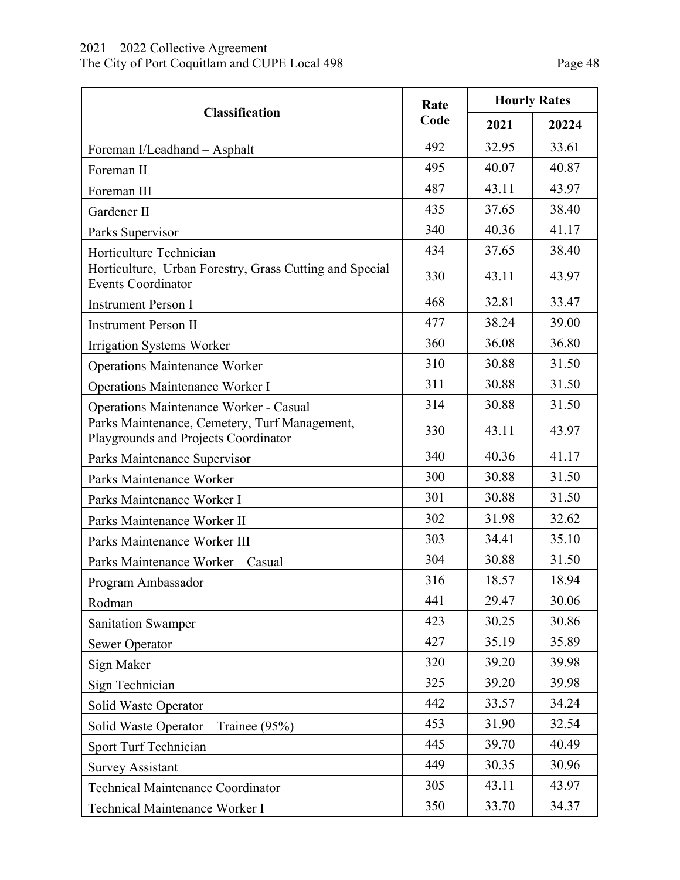| Classification | Rate Code | Hourly Rates | |
|---|---|---|---|
| | | 2021 | 20224 |
| Foreman I/Leadhand – Asphalt | 492 | 32.95 | 33.61 |
| Foreman II | 495 | 40.07 | 40.87 |
| Foreman III | 487 | 43.11 | 43.97 |
| Gardener II | 435 | 37.65 | 38.40 |
| Parks Supervisor | 340 | 40.36 | 41.17 |
| Horticulture Technician | 434 | 37.65 | 38.40 |
| Horticulture, Urban Forestry, Grass Cutting and Special Events Coordinator | 330 | 43.11 | 43.97 |
| Instrument Person I | 468 | 32.81 | 33.47 |
| Instrument Person II | 477 | 38.24 | 39.00 |
| Irrigation Systems Worker | 360 | 36.08 | 36.80 |
| Operations Maintenance Worker | 310 | 30.88 | 31.50 |
| Operations Maintenance Worker I | 311 | 30.88 | 31.50 |
| Operations Maintenance Worker - Casual | 314 | 30.88 | 31.50 |
| Parks Maintenance, Cemetery, Turf Management, Playgrounds and Projects Coordinator | 330 | 43.11 | 43.97 |
| Parks Maintenance Supervisor | 340 | 40.36 | 41.17 |
| Parks Maintenance Worker | 300 | 30.88 | 31.50 |
| Parks Maintenance Worker I | 301 | 30.88 | 31.50 |
| Parks Maintenance Worker II | 302 | 31.98 | 32.62 |
| Parks Maintenance Worker III | 303 | 34.41 | 35.10 |
| Parks Maintenance Worker – Casual | 304 | 30.88 | 31.50 |
| Program Ambassador | 316 | 18.57 | 18.94 |
| Rodman | 441 | 29.47 | 30.06 |
| Sanitation Swamper | 423 | 30.25 | 30.86 |
| Sewer Operator | 427 | 35.19 | 35.89 |
| Sign Maker | 320 | 39.20 | 39.98 |
| Sign Technician | 325 | 39.20 | 39.98 |
| Solid Waste Operator | 442 | 33.57 | 34.24 |
| Solid Waste Operator – Trainee (95%) | 453 | 31.90 | 32.54 |
| Sport Turf Technician | 445 | 39.70 | 40.49 |
| Survey Assistant | 449 | 30.35 | 30.96 |
| Technical Maintenance Coordinator | 305 | 43.11 | 43.97 |
| Technical Maintenance Worker I | 350 | 33.70 | 34.37 |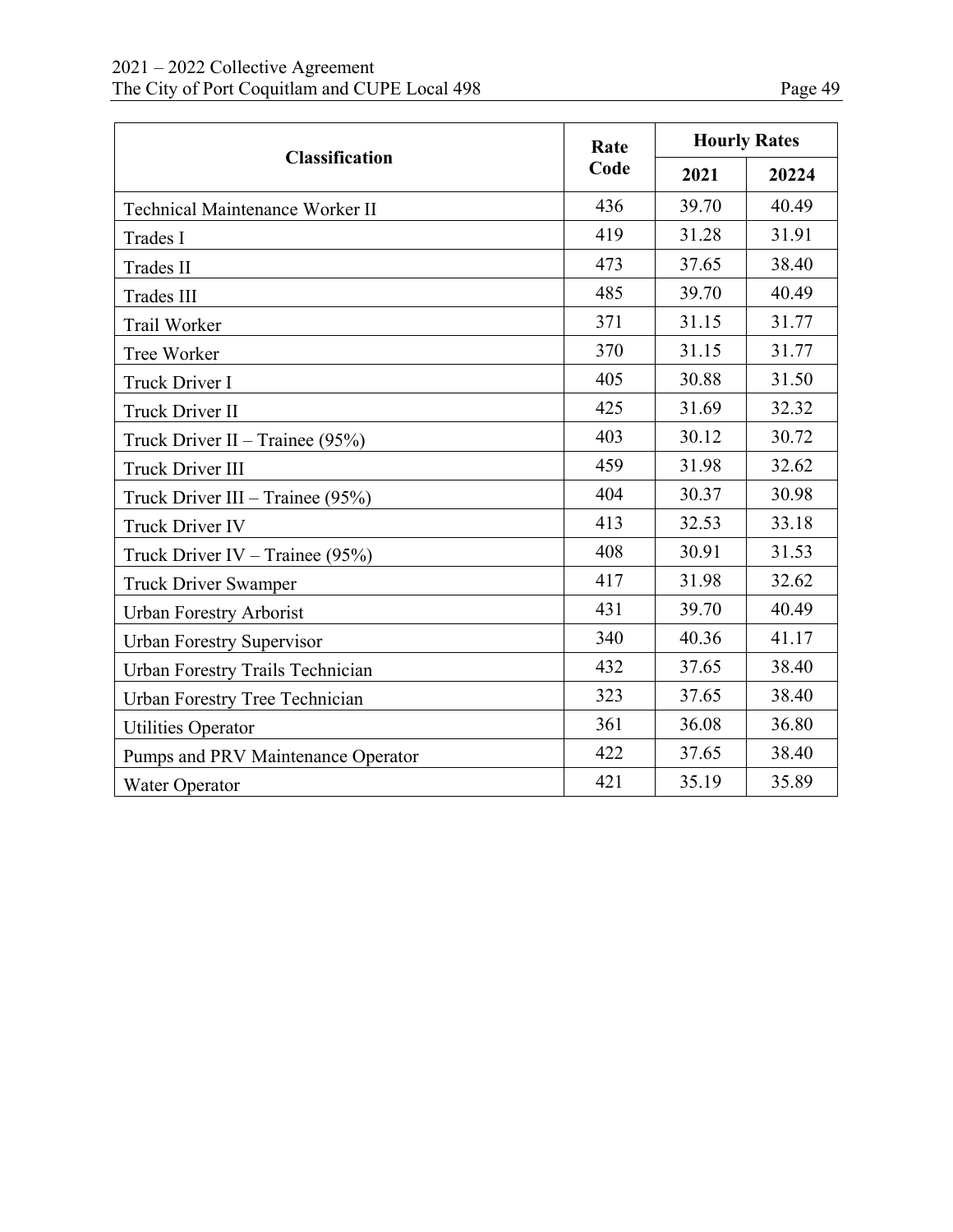| Classification | Rate Code | Hourly Rates | |
|---|---|---|---|
| | | 2021 | 20224 |
| Technical Maintenance Worker II | 436 | 39.70 | 40.49 |
| Trades I | 419 | 31.28 | 31.91 |
| Trades II | 473 | 37.65 | 38.40 |
| Trades III | 485 | 39.70 | 40.49 |
| Trail Worker | 371 | 31.15 | 31.77 |
| Tree Worker | 370 | 31.15 | 31.77 |
| Truck Driver I | 405 | 30.88 | 31.50 |
| Truck Driver II | 425 | 31.69 | 32.32 |
| Truck Driver II – Trainee (95%) | 403 | 30.12 | 30.72 |
| Truck Driver III | 459 | 31.98 | 32.62 |
| Truck Driver III – Trainee (95%) | 404 | 30.37 | 30.98 |
| Truck Driver IV | 413 | 32.53 | 33.18 |
| Truck Driver IV – Trainee (95%) | 408 | 30.91 | 31.53 |
| Truck Driver Swamper | 417 | 31.98 | 32.62 |
| Urban Forestry Arborist | 431 | 39.70 | 40.49 |
| Urban Forestry Supervisor | 340 | 40.36 | 41.17 |
| Urban Forestry Trails Technician | 432 | 37.65 | 38.40 |
| Urban Forestry Tree Technician | 323 | 37.65 | 38.40 |
| Utilities Operator | 361 | 36.08 | 36.80 |
| Pumps and PRV Maintenance Operator | 422 | 37.65 | 38.40 |
| Water Operator | 421 | 35.19 | 35.89 |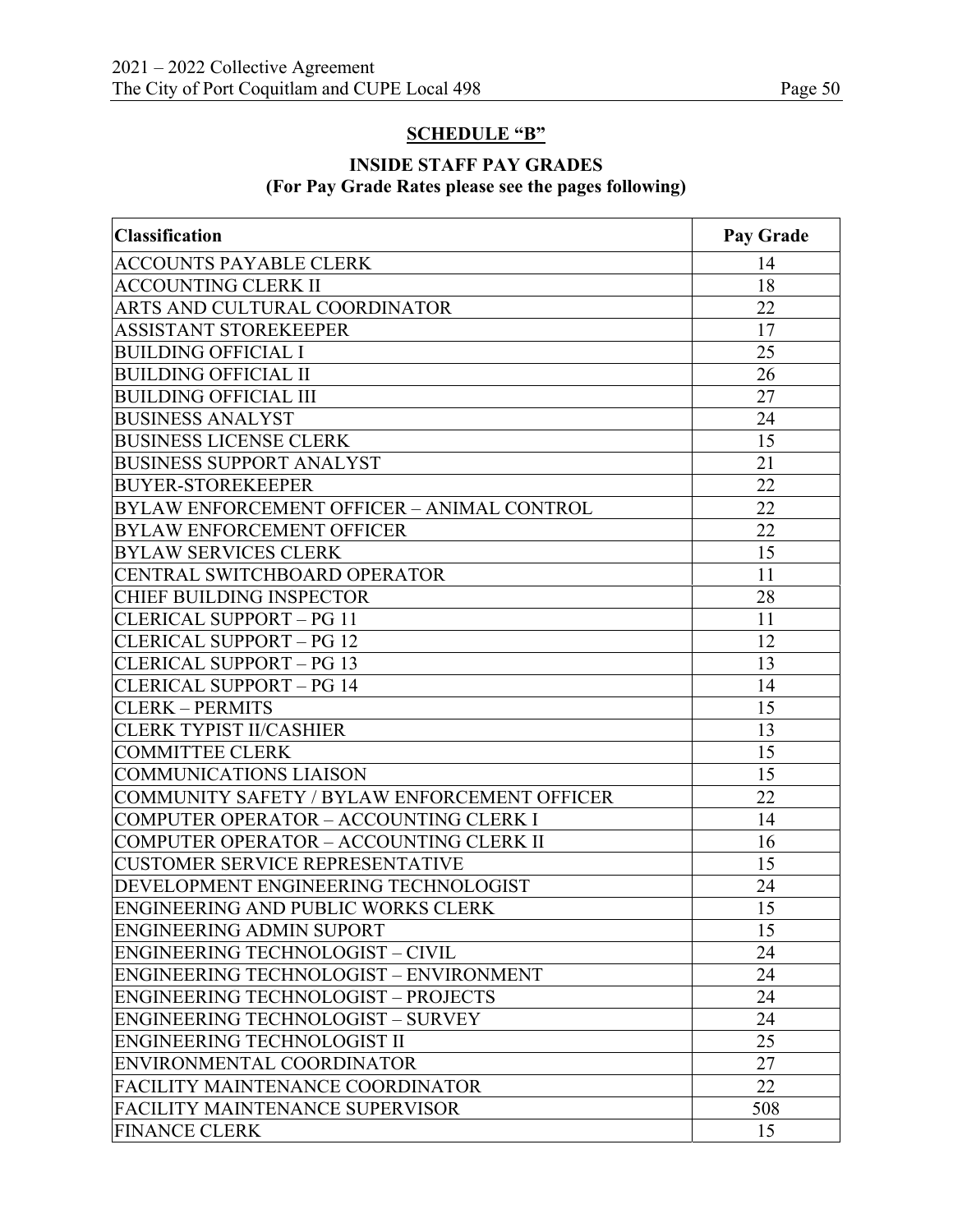## SCHEDULE "B"

### INSIDE STAFF PAY GRADES
### (For Pay Grade Rates please see the pages following)

| Classification | Pay Grade |
|---|---|
| ACCOUNTS PAYABLE CLERK | 14 |
| ACCOUNTING CLERK II | 18 |
| ARTS AND CULTURAL COORDINATOR | 22 |
| ASSISTANT STOREKEEPER | 17 |
| BUILDING OFFICIAL I | 25 |
| BUILDING OFFICIAL II | 26 |
| BUILDING OFFICIAL III | 27 |
| BUSINESS ANALYST | 24 |
| BUSINESS LICENSE CLERK | 15 |
| BUSINESS SUPPORT ANALYST | 21 |
| BUYER-STOREKEEPER | 22 |
| BYLAW ENFORCEMENT OFFICER – ANIMAL CONTROL | 22 |
| BYLAW ENFORCEMENT OFFICER | 22 |
| BYLAW SERVICES CLERK | 15 |
| CENTRAL SWITCHBOARD OPERATOR | 11 |
| CHIEF BUILDING INSPECTOR | 28 |
| CLERICAL SUPPORT – PG 11 | 11 |
| CLERICAL SUPPORT – PG 12 | 12 |
| CLERICAL SUPPORT – PG 13 | 13 |
| CLERICAL SUPPORT – PG 14 | 14 |
| CLERK – PERMITS | 15 |
| CLERK TYPIST II/CASHIER | 13 |
| COMMITTEE CLERK | 15 |
| COMMUNICATIONS LIAISON | 15 |
| COMMUNITY SAFETY / BYLAW ENFORCEMENT OFFICER | 22 |
| COMPUTER OPERATOR – ACCOUNTING CLERK I | 14 |
| COMPUTER OPERATOR – ACCOUNTING CLERK II | 16 |
| CUSTOMER SERVICE REPRESENTATIVE | 15 |
| DEVELOPMENT ENGINEERING TECHNOLOGIST | 24 |
| ENGINEERING AND PUBLIC WORKS CLERK | 15 |
| ENGINEERING ADMIN SUPORT | 15 |
| ENGINEERING TECHNOLOGIST – CIVIL | 24 |
| ENGINEERING TECHNOLOGIST – ENVIRONMENT | 24 |
| ENGINEERING TECHNOLOGIST – PROJECTS | 24 |
| ENGINEERING TECHNOLOGIST – SURVEY | 24 |
| ENGINEERING TECHNOLOGIST II | 25 |
| ENVIRONMENTAL COORDINATOR | 27 |
| FACILITY MAINTENANCE COORDINATOR | 22 |
| FACILITY MAINTENANCE SUPERVISOR | 508 |
| FINANCE CLERK | 15 |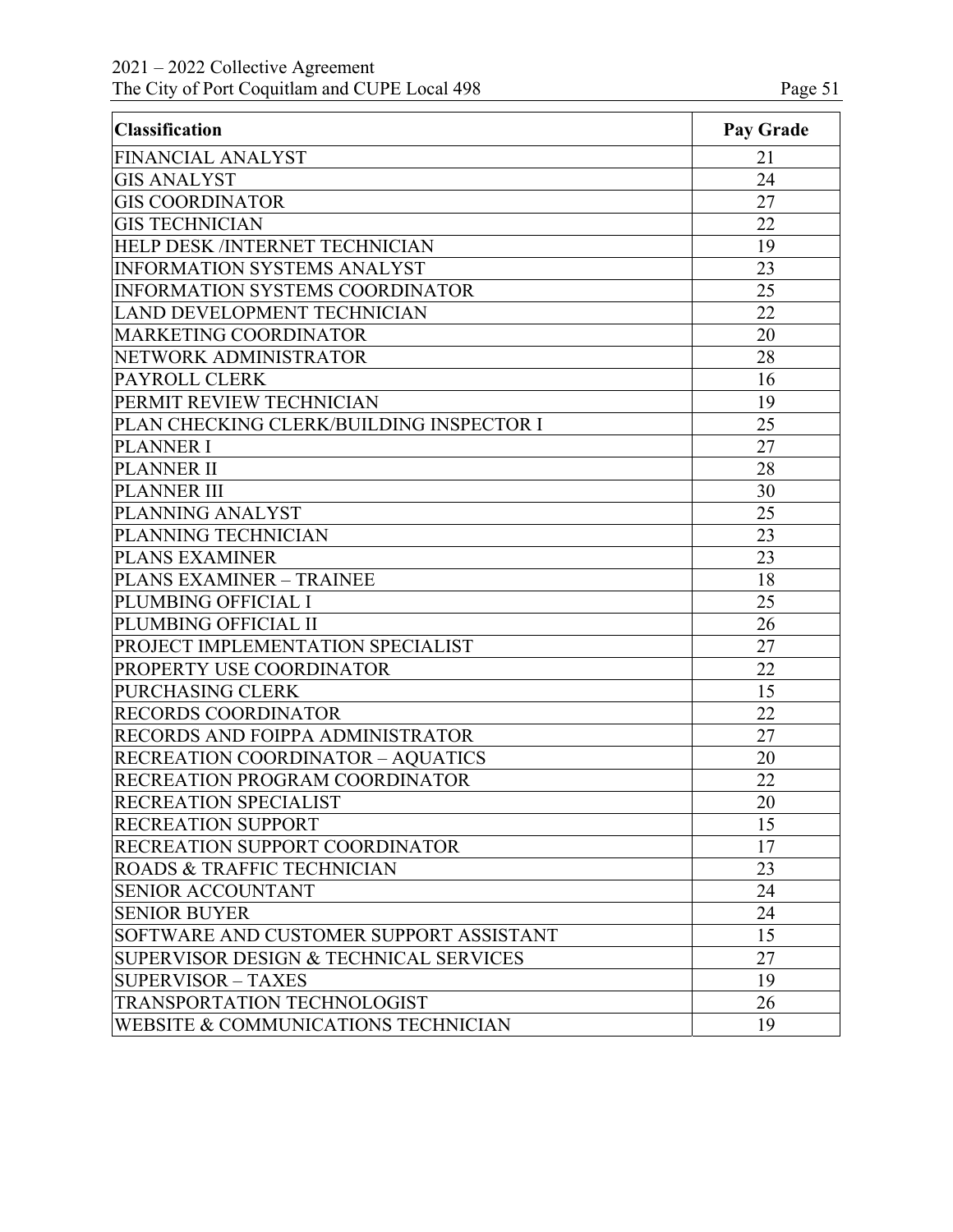| Classification | Pay Grade |
|---|---|
| FINANCIAL ANALYST | 21 |
| GIS ANALYST | 24 |
| GIS COORDINATOR | 27 |
| GIS TECHNICIAN | 22 |
| HELP DESK /INTERNET TECHNICIAN | 19 |
| INFORMATION SYSTEMS ANALYST | 23 |
| INFORMATION SYSTEMS COORDINATOR | 25 |
| LAND DEVELOPMENT TECHNICIAN | 22 |
| MARKETING COORDINATOR | 20 |
| NETWORK ADMINISTRATOR | 28 |
| PAYROLL CLERK | 16 |
| PERMIT REVIEW TECHNICIAN | 19 |
| PLAN CHECKING CLERK/BUILDING INSPECTOR I | 25 |
| PLANNER I | 27 |
| PLANNER II | 28 |
| PLANNER III | 30 |
| PLANNING ANALYST | 25 |
| PLANNING TECHNICIAN | 23 |
| PLANS EXAMINER | 23 |
| PLANS EXAMINER – TRAINEE | 18 |
| PLUMBING OFFICIAL I | 25 |
| PLUMBING OFFICIAL II | 26 |
| PROJECT IMPLEMENTATION SPECIALIST | 27 |
| PROPERTY USE COORDINATOR | 22 |
| PURCHASING CLERK | 15 |
| RECORDS COORDINATOR | 22 |
| RECORDS AND FOIPPA ADMINISTRATOR | 27 |
| RECREATION COORDINATOR – AQUATICS | 20 |
| RECREATION PROGRAM COORDINATOR | 22 |
| RECREATION SPECIALIST | 20 |
| RECREATION SUPPORT | 15 |
| RECREATION SUPPORT COORDINATOR | 17 |
| ROADS & TRAFFIC TECHNICIAN | 23 |
| SENIOR ACCOUNTANT | 24 |
| SENIOR BUYER | 24 |
| SOFTWARE AND CUSTOMER SUPPORT ASSISTANT | 15 |
| SUPERVISOR DESIGN & TECHNICAL SERVICES | 27 |
| SUPERVISOR – TAXES | 19 |
| TRANSPORTATION TECHNOLOGIST | 26 |
| WEBSITE & COMMUNICATIONS TECHNICIAN | 19 |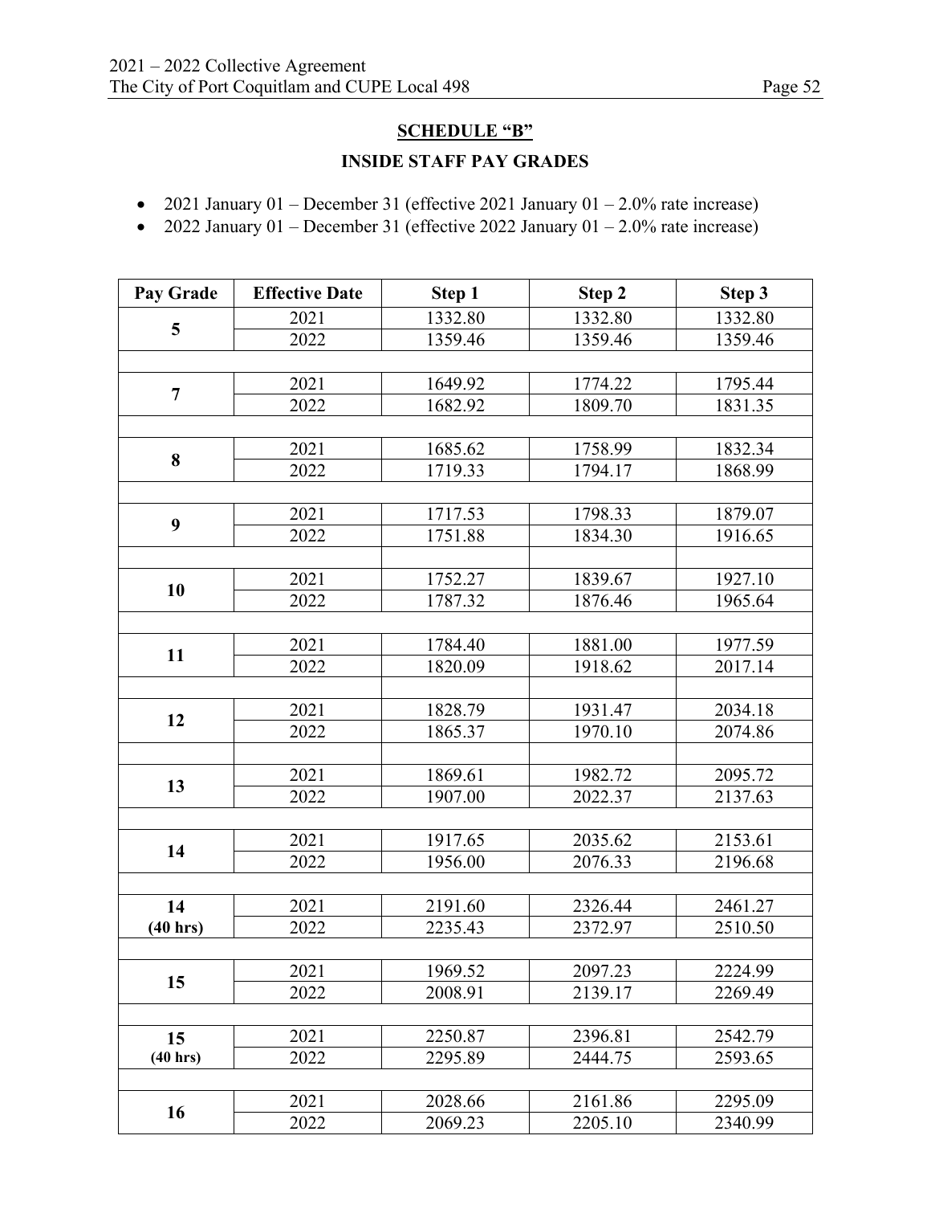## SCHEDULE "B"

### INSIDE STAFF PAY GRADES

- 2021 January 01 – December 31 (effective 2021 January 01 – 2.0% rate increase)
- 2022 January 01 – December 31 (effective 2022 January 01 – 2.0% rate increase)

| Pay Grade | Effective Date | Step 1 | Step 2 | Step 3 |
|---|---|---|---|---|
| **5** | 2021 | 1332.80 | 1332.80 | 1332.80 |
| | 2022 | 1359.46 | 1359.46 | 1359.46 |
| | | | | |
| **7** | 2021 | 1649.92 | 1774.22 | 1795.44 |
| | 2022 | 1682.92 | 1809.70 | 1831.35 |
| | | | | |
| **8** | 2021 | 1685.62 | 1758.99 | 1832.34 |
| | 2022 | 1719.33 | 1794.17 | 1868.99 |
| | | | | |
| **9** | 2021 | 1717.53 | 1798.33 | 1879.07 |
| | 2022 | 1751.88 | 1834.30 | 1916.65 |
| | | | | |
| **10** | 2021 | 1752.27 | 1839.67 | 1927.10 |
| | 2022 | 1787.32 | 1876.46 | 1965.64 |
| | | | | |
| **11** | 2021 | 1784.40 | 1881.00 | 1977.59 |
| | 2022 | 1820.09 | 1918.62 | 2017.14 |
| | | | | |
| **12** | 2021 | 1828.79 | 1931.47 | 2034.18 |
| | 2022 | 1865.37 | 1970.10 | 2074.86 |
| | | | | |
| **13** | 2021 | 1869.61 | 1982.72 | 2095.72 |
| | 2022 | 1907.00 | 2022.37 | 2137.63 |
| | | | | |
| **14** | 2021 | 1917.65 | 2035.62 | 2153.61 |
| | 2022 | 1956.00 | 2076.33 | 2196.68 |
| | | | | |
| **14 (40 hrs)** | 2021 | 2191.60 | 2326.44 | 2461.27 |
| | 2022 | 2235.43 | 2372.97 | 2510.50 |
| | | | | |
| **15** | 2021 | 1969.52 | 2097.23 | 2224.99 |
| | 2022 | 2008.91 | 2139.17 | 2269.49 |
| | | | | |
| **15 (40 hrs)** | 2021 | 2250.87 | 2396.81 | 2542.79 |
| | 2022 | 2295.89 | 2444.75 | 2593.65 |
| | | | | |
| **16** | 2021 | 2028.66 | 2161.86 | 2295.09 |
| | 2022 | 2069.23 | 2205.10 | 2340.99 |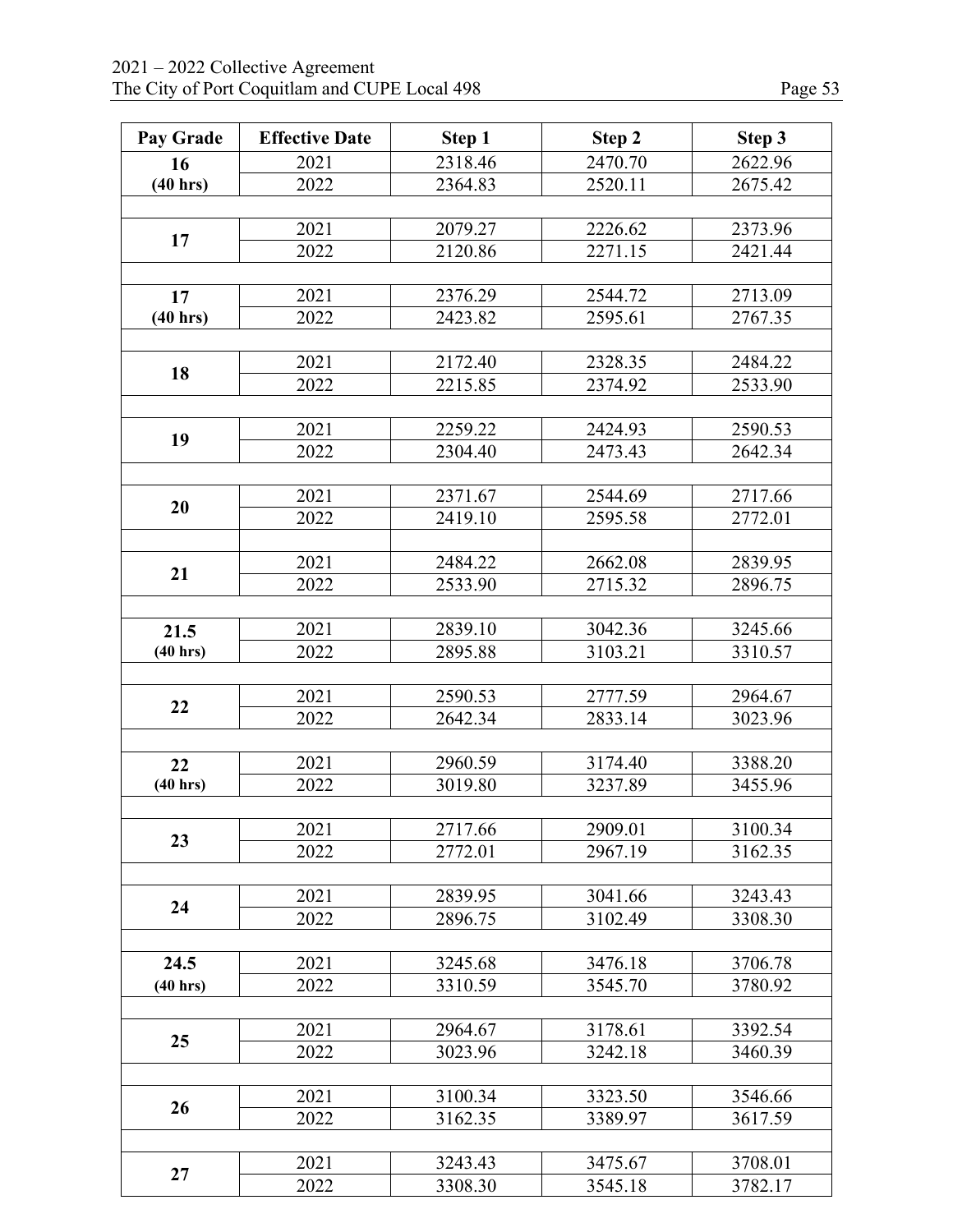| Pay Grade | Effective Date | Step 1 | Step 2 | Step 3 |
|---|---|---|---|---|
| **16 (40 hrs)** | 2021 | 2318.46 | 2470.70 | 2622.96 |
| | 2022 | 2364.83 | 2520.11 | 2675.42 |
| | | | | |
| **17** | 2021 | 2079.27 | 2226.62 | 2373.96 |
| | 2022 | 2120.86 | 2271.15 | 2421.44 |
| | | | | |
| **17 (40 hrs)** | 2021 | 2376.29 | 2544.72 | 2713.09 |
| | 2022 | 2423.82 | 2595.61 | 2767.35 |
| | | | | |
| **18** | 2021 | 2172.40 | 2328.35 | 2484.22 |
| | 2022 | 2215.85 | 2374.92 | 2533.90 |
| | | | | |
| **19** | 2021 | 2259.22 | 2424.93 | 2590.53 |
| | 2022 | 2304.40 | 2473.43 | 2642.34 |
| | | | | |
| **20** | 2021 | 2371.67 | 2544.69 | 2717.66 |
| | 2022 | 2419.10 | 2595.58 | 2772.01 |
| | | | | |
| **21** | 2021 | 2484.22 | 2662.08 | 2839.95 |
| | 2022 | 2533.90 | 2715.32 | 2896.75 |
| | | | | |
| **21.5 (40 hrs)** | 2021 | 2839.10 | 3042.36 | 3245.66 |
| | 2022 | 2895.88 | 3103.21 | 3310.57 |
| | | | | |
| **22** | 2021 | 2590.53 | 2777.59 | 2964.67 |
| | 2022 | 2642.34 | 2833.14 | 3023.96 |
| | | | | |
| **22 (40 hrs)** | 2021 | 2960.59 | 3174.40 | 3388.20 |
| | 2022 | 3019.80 | 3237.89 | 3455.96 |
| | | | | |
| **23** | 2021 | 2717.66 | 2909.01 | 3100.34 |
| | 2022 | 2772.01 | 2967.19 | 3162.35 |
| | | | | |
| **24** | 2021 | 2839.95 | 3041.66 | 3243.43 |
| | 2022 | 2896.75 | 3102.49 | 3308.30 |
| | | | | |
| **24.5 (40 hrs)** | 2021 | 3245.68 | 3476.18 | 3706.78 |
| | 2022 | 3310.59 | 3545.70 | 3780.92 |
| | | | | |
| **25** | 2021 | 2964.67 | 3178.61 | 3392.54 |
| | 2022 | 3023.96 | 3242.18 | 3460.39 |
| | | | | |
| **26** | 2021 | 3100.34 | 3323.50 | 3546.66 |
| | 2022 | 3162.35 | 3389.97 | 3617.59 |
| | | | | |
| **27** | 2021 | 3243.43 | 3475.67 | 3708.01 |
| | 2022 | 3308.30 | 3545.18 | 3782.17 |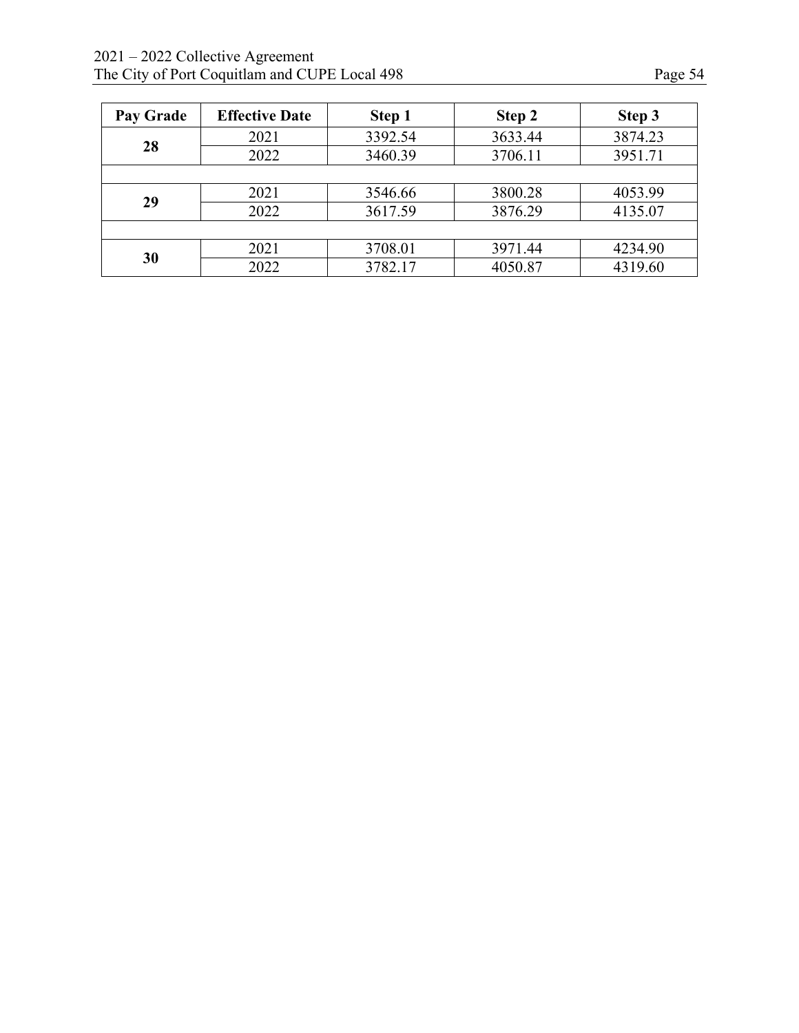| Pay Grade | Effective Date | Step 1 | Step 2 | Step 3 |
|---|---|---|---|---|
| **28** | 2021 | 3392.54 | 3633.44 | 3874.23 |
| | 2022 | 3460.39 | 3706.11 | 3951.71 |
| | | | | |
| **29** | 2021 | 3546.66 | 3800.28 | 4053.99 |
| | 2022 | 3617.59 | 3876.29 | 4135.07 |
| | | | | |
| **30** | 2021 | 3708.01 | 3971.44 | 4234.90 |
| | 2022 | 3782.17 | 4050.87 | 4319.60 |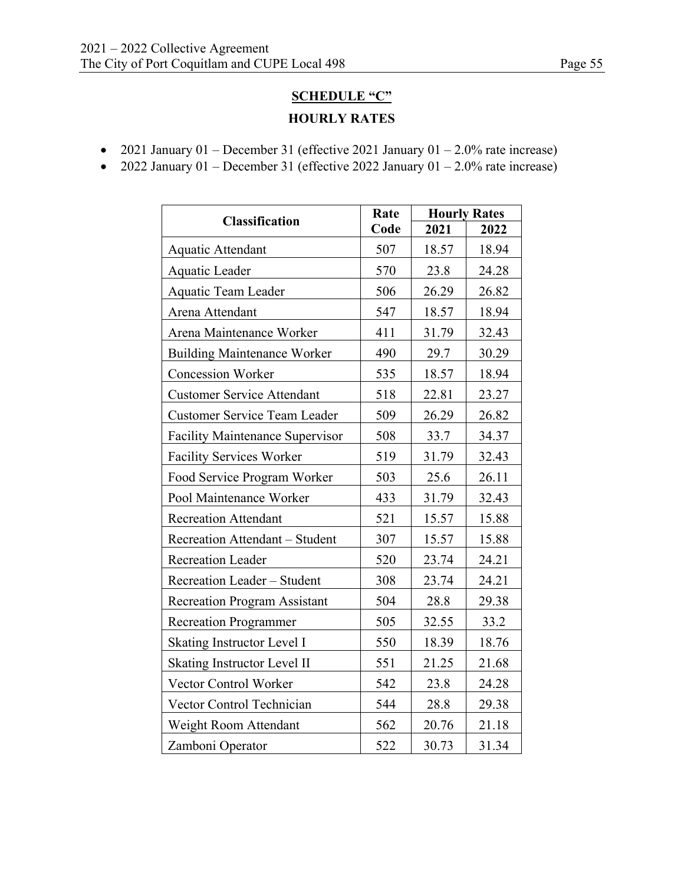## SCHEDULE "C"

### HOURLY RATES

- 2021 January 01 – December 31 (effective 2021 January 01 – 2.0% rate increase)
- 2022 January 01 – December 31 (effective 2022 January 01 – 2.0% rate increase)

| Classification | Rate Code | Hourly Rates | |
|---|---|---|---|
| | | 2021 | 2022 |
| Aquatic Attendant | 507 | 18.57 | 18.94 |
| Aquatic Leader | 570 | 23.8 | 24.28 |
| Aquatic Team Leader | 506 | 26.29 | 26.82 |
| Arena Attendant | 547 | 18.57 | 18.94 |
| Arena Maintenance Worker | 411 | 31.79 | 32.43 |
| Building Maintenance Worker | 490 | 29.7 | 30.29 |
| Concession Worker | 535 | 18.57 | 18.94 |
| Customer Service Attendant | 518 | 22.81 | 23.27 |
| Customer Service Team Leader | 509 | 26.29 | 26.82 |
| Facility Maintenance Supervisor | 508 | 33.7 | 34.37 |
| Facility Services Worker | 519 | 31.79 | 32.43 |
| Food Service Program Worker | 503 | 25.6 | 26.11 |
| Pool Maintenance Worker | 433 | 31.79 | 32.43 |
| Recreation Attendant | 521 | 15.57 | 15.88 |
| Recreation Attendant – Student | 307 | 15.57 | 15.88 |
| Recreation Leader | 520 | 23.74 | 24.21 |
| Recreation Leader – Student | 308 | 23.74 | 24.21 |
| Recreation Program Assistant | 504 | 28.8 | 29.38 |
| Recreation Programmer | 505 | 32.55 | 33.2 |
| Skating Instructor Level I | 550 | 18.39 | 18.76 |
| Skating Instructor Level II | 551 | 21.25 | 21.68 |
| Vector Control Worker | 542 | 23.8 | 24.28 |
| Vector Control Technician | 544 | 28.8 | 29.38 |
| Weight Room Attendant | 562 | 20.76 | 21.18 |
| Zamboni Operator | 522 | 30.73 | 31.34 |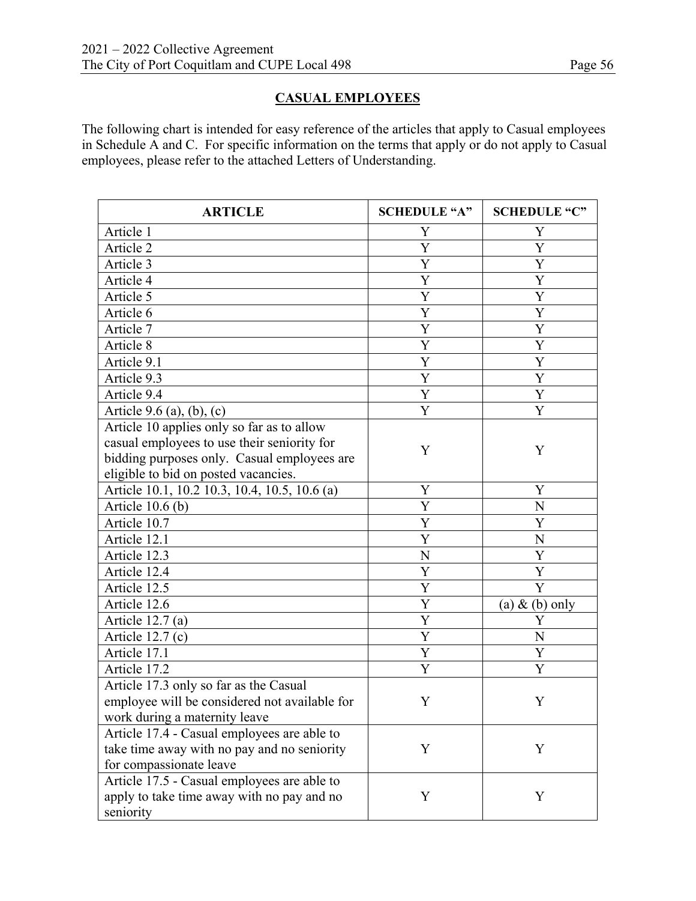## CASUAL EMPLOYEES

The following chart is intended for easy reference of the articles that apply to Casual employees in Schedule A and C. For specific information on the terms that apply or do not apply to Casual employees, please refer to the attached Letters of Understanding.

| ARTICLE | SCHEDULE "A" | SCHEDULE "C" |
|---|---|---|
| Article 1 | Y | Y |
| Article 2 | Y | Y |
| Article 3 | Y | Y |
| Article 4 | Y | Y |
| Article 5 | Y | Y |
| Article 6 | Y | Y |
| Article 7 | Y | Y |
| Article 8 | Y | Y |
| Article 9.1 | Y | Y |
| Article 9.3 | Y | Y |
| Article 9.4 | Y | Y |
| Article 9.6 (a), (b), (c) | Y | Y |
| Article 10 applies only so far as to allow casual employees to use their seniority for bidding purposes only. Casual employees are eligible to bid on posted vacancies. | Y | Y |
| Article 10.1, 10.2 10.3, 10.4, 10.5, 10.6 (a) | Y | Y |
| Article 10.6 (b) | Y | N |
| Article 10.7 | Y | Y |
| Article 12.1 | Y | N |
| Article 12.3 | N | Y |
| Article 12.4 | Y | Y |
| Article 12.5 | Y | Y |
| Article 12.6 | Y | (a) & (b) only |
| Article 12.7 (a) | Y | Y |
| Article 12.7 (c) | Y | N |
| Article 17.1 | Y | Y |
| Article 17.2 | Y | Y |
| Article 17.3 only so far as the Casual employee will be considered not available for work during a maternity leave | Y | Y |
| Article 17.4 - Casual employees are able to take time away with no pay and no seniority for compassionate leave | Y | Y |
| Article 17.5 - Casual employees are able to apply to take time away with no pay and no seniority | Y | Y |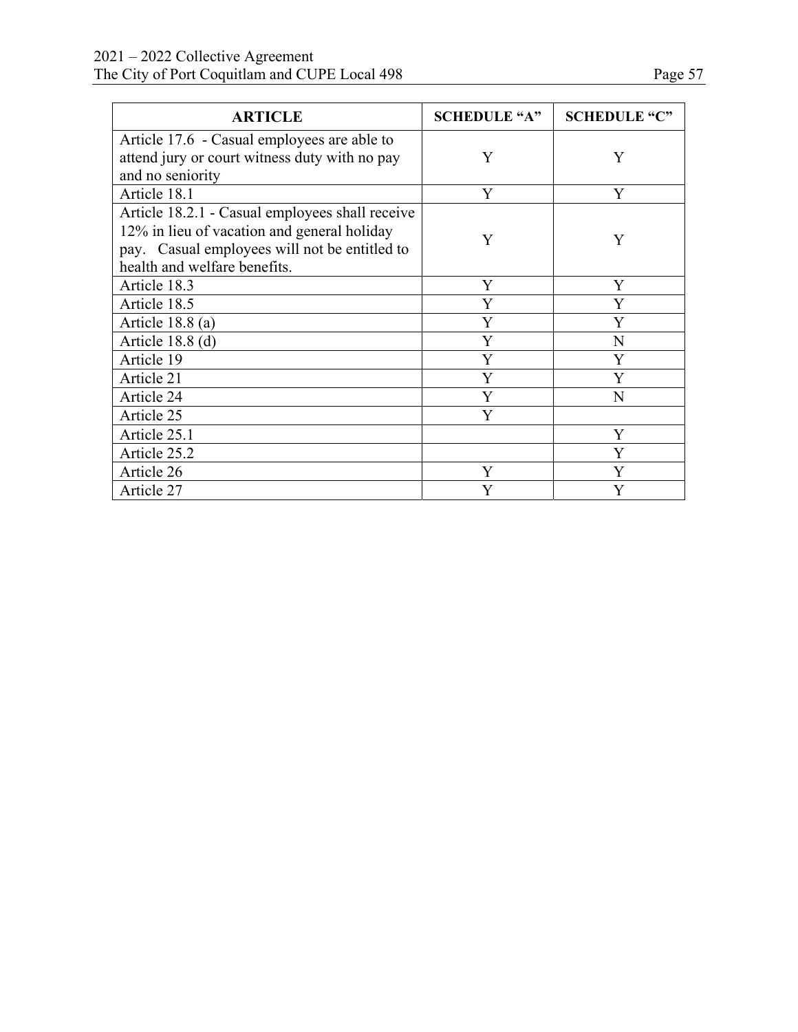| ARTICLE | SCHEDULE "A" | SCHEDULE "C" |
|---|---|---|
| Article 17.6 - Casual employees are able to attend jury or court witness duty with no pay and no seniority | Y | Y |
| Article 18.1 | Y | Y |
| Article 18.2.1 - Casual employees shall receive 12% in lieu of vacation and general holiday pay. Casual employees will not be entitled to health and welfare benefits. | Y | Y |
| Article 18.3 | Y | Y |
| Article 18.5 | Y | Y |
| Article 18.8 (a) | Y | Y |
| Article 18.8 (d) | Y | N |
| Article 19 | Y | Y |
| Article 21 | Y | Y |
| Article 24 | Y | N |
| Article 25 | Y | |
| Article 25.1 | | Y |
| Article 25.2 | | Y |
| Article 26 | Y | Y |
| Article 27 | Y | Y |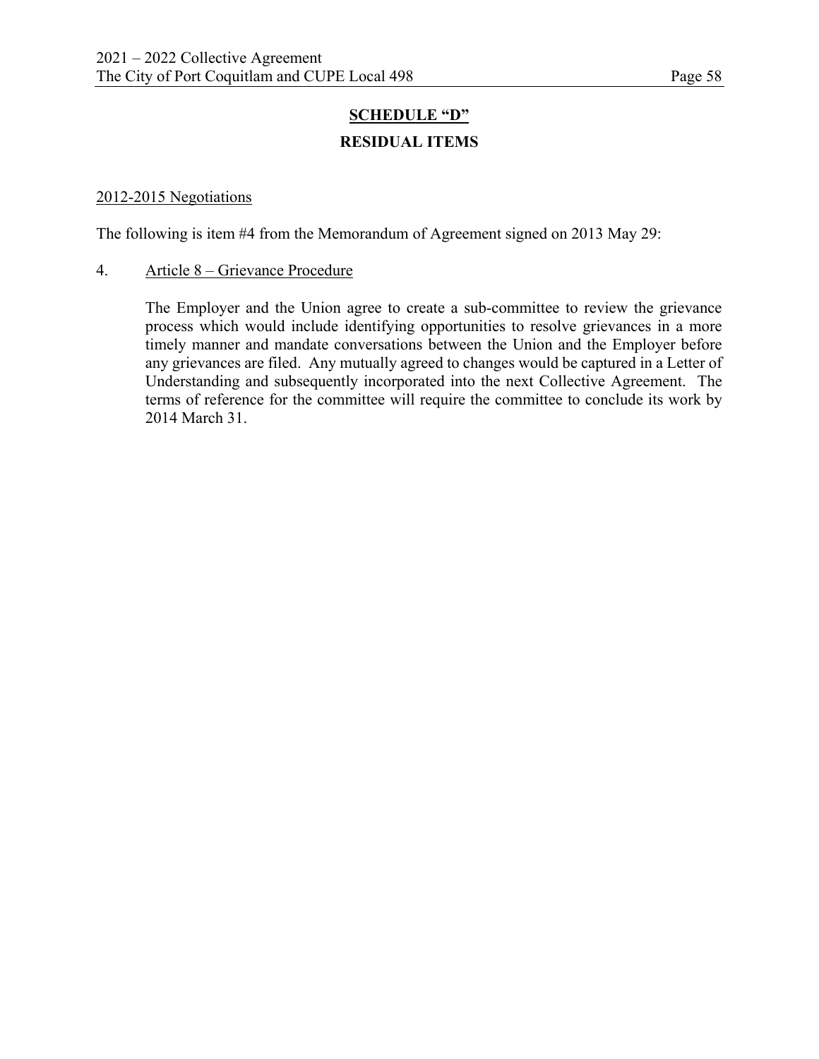## SCHEDULE "D"

## RESIDUAL ITEMS

2012-2015 Negotiations

The following is item #4 from the Memorandum of Agreement signed on 2013 May 29:

4. Article 8 – Grievance Procedure

   The Employer and the Union agree to create a sub-committee to review the grievance process which would include identifying opportunities to resolve grievances in a more timely manner and mandate conversations between the Union and the Employer before any grievances are filed. Any mutually agreed to changes would be captured in a Letter of Understanding and subsequently incorporated into the next Collective Agreement. The terms of reference for the committee will require the committee to conclude its work by 2014 March 31.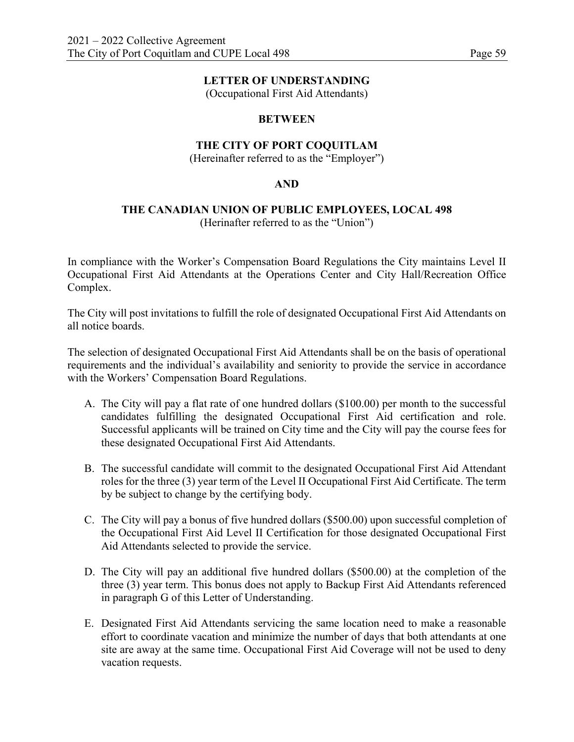**LETTER OF UNDERSTANDING**
(Occupational First Aid Attendants)

**BETWEEN**

**THE CITY OF PORT COQUITLAM**
(Hereinafter referred to as the "Employer")

**AND**

**THE CANADIAN UNION OF PUBLIC EMPLOYEES, LOCAL 498**
(Herinafter referred to as the "Union")

In compliance with the Worker's Compensation Board Regulations the City maintains Level II Occupational First Aid Attendants at the Operations Center and City Hall/Recreation Office Complex.

The City will post invitations to fulfill the role of designated Occupational First Aid Attendants on all notice boards.

The selection of designated Occupational First Aid Attendants shall be on the basis of operational requirements and the individual's availability and seniority to provide the service in accordance with the Workers' Compensation Board Regulations.

A. The City will pay a flat rate of one hundred dollars ($100.00) per month to the successful candidates fulfilling the designated Occupational First Aid certification and role. Successful applicants will be trained on City time and the City will pay the course fees for these designated Occupational First Aid Attendants.

B. The successful candidate will commit to the designated Occupational First Aid Attendant roles for the three (3) year term of the Level II Occupational First Aid Certificate. The term by be subject to change by the certifying body.

C. The City will pay a bonus of five hundred dollars ($500.00) upon successful completion of the Occupational First Aid Level II Certification for those designated Occupational First Aid Attendants selected to provide the service.

D. The City will pay an additional five hundred dollars ($500.00) at the completion of the three (3) year term. This bonus does not apply to Backup First Aid Attendants referenced in paragraph G of this Letter of Understanding.

E. Designated First Aid Attendants servicing the same location need to make a reasonable effort to coordinate vacation and minimize the number of days that both attendants at one site are away at the same time. Occupational First Aid Coverage will not be used to deny vacation requests.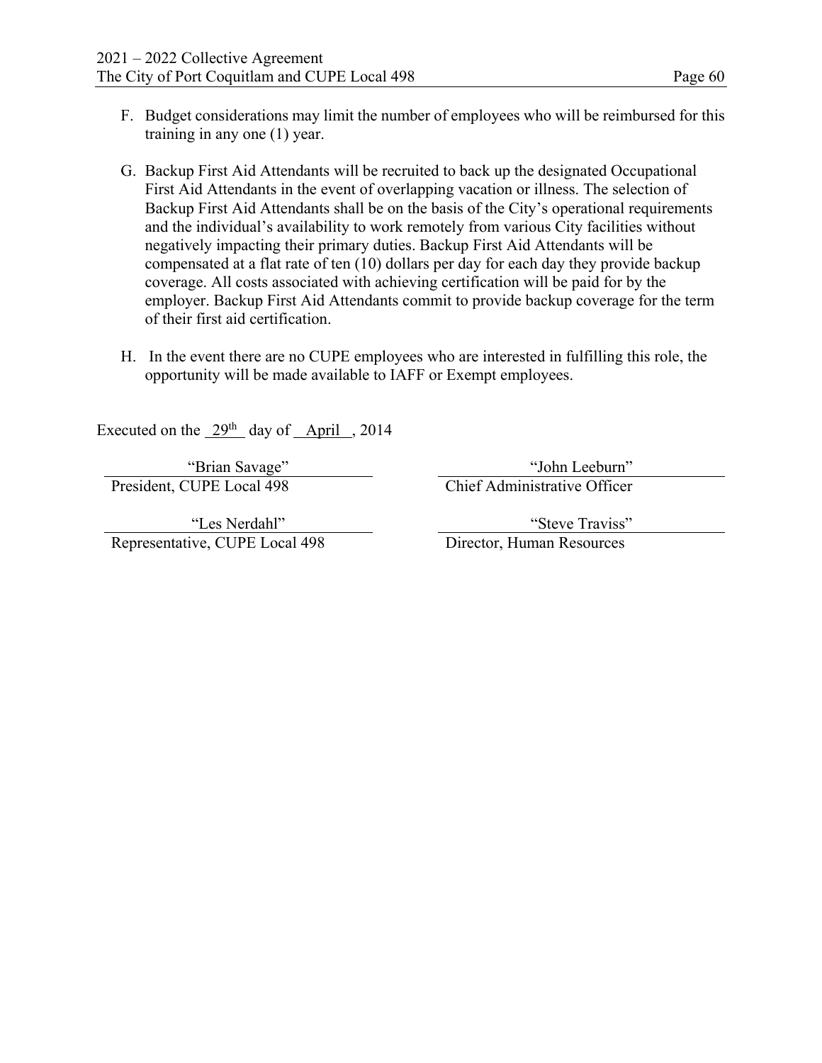F. Budget considerations may limit the number of employees who will be reimbursed for this training in any one (1) year.

G. Backup First Aid Attendants will be recruited to back up the designated Occupational First Aid Attendants in the event of overlapping vacation or illness. The selection of Backup First Aid Attendants shall be on the basis of the City's operational requirements and the individual's availability to work remotely from various City facilities without negatively impacting their primary duties. Backup First Aid Attendants will be compensated at a flat rate of ten (10) dollars per day for each day they provide backup coverage. All costs associated with achieving certification will be paid for by the employer. Backup First Aid Attendants commit to provide backup coverage for the term of their first aid certification.

H. In the event there are no CUPE employees who are interested in fulfilling this role, the opportunity will be made available to IAFF or Exempt employees.

Executed on the 29th day of April, 2014

| | |
|---|---|
| "Brian Savage" | "John Leeburn" |
| President, CUPE Local 498 | Chief Administrative Officer |
| "Les Nerdahl" | "Steve Traviss" |
| Representative, CUPE Local 498 | Director, Human Resources |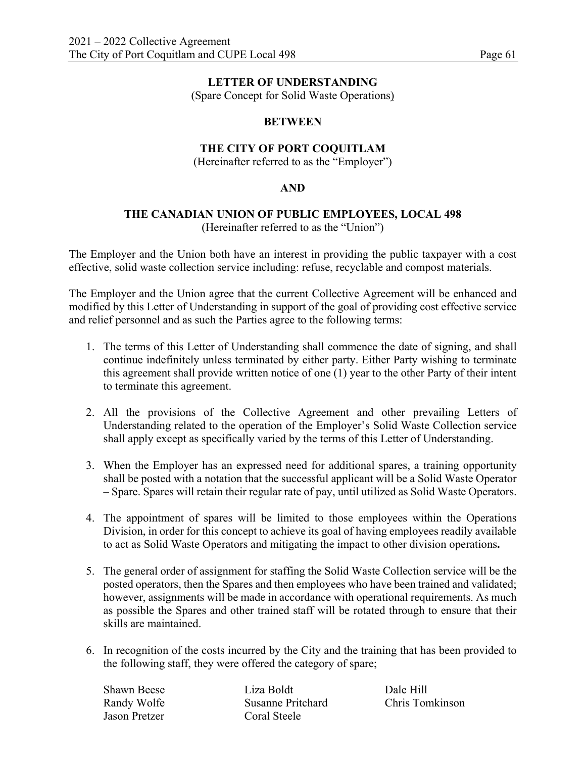**LETTER OF UNDERSTANDING**
(Spare Concept for Solid Waste Operations)

**BETWEEN**

**THE CITY OF PORT COQUITLAM**
(Hereinafter referred to as the "Employer")

**AND**

**THE CANADIAN UNION OF PUBLIC EMPLOYEES, LOCAL 498**
(Hereinafter referred to as the "Union")

The Employer and the Union both have an interest in providing the public taxpayer with a cost effective, solid waste collection service including: refuse, recyclable and compost materials.

The Employer and the Union agree that the current Collective Agreement will be enhanced and modified by this Letter of Understanding in support of the goal of providing cost effective service and relief personnel and as such the Parties agree to the following terms:

1. The terms of this Letter of Understanding shall commence the date of signing, and shall continue indefinitely unless terminated by either party. Either Party wishing to terminate this agreement shall provide written notice of one (1) year to the other Party of their intent to terminate this agreement.

2. All the provisions of the Collective Agreement and other prevailing Letters of Understanding related to the operation of the Employer's Solid Waste Collection service shall apply except as specifically varied by the terms of this Letter of Understanding.

3. When the Employer has an expressed need for additional spares, a training opportunity shall be posted with a notation that the successful applicant will be a Solid Waste Operator – Spare. Spares will retain their regular rate of pay, until utilized as Solid Waste Operators.

4. The appointment of spares will be limited to those employees within the Operations Division, in order for this concept to achieve its goal of having employees readily available to act as Solid Waste Operators and mitigating the impact to other division operations.

5. The general order of assignment for staffing the Solid Waste Collection service will be the posted operators, then the Spares and then employees who have been trained and validated; however, assignments will be made in accordance with operational requirements. As much as possible the Spares and other trained staff will be rotated through to ensure that their skills are maintained.

6. In recognition of the costs incurred by the City and the training that has been provided to the following staff, they were offered the category of spare;

| | | |
|---|---|---|
| Shawn Beese | Liza Boldt | Dale Hill |
| Randy Wolfe | Susanne Pritchard | Chris Tomkinson |
| Jason Pretzer | Coral Steele | |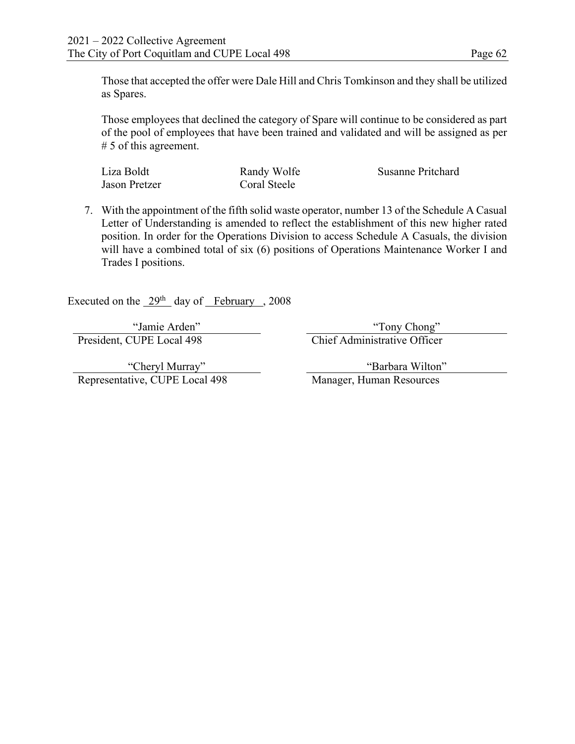Those that accepted the offer were Dale Hill and Chris Tomkinson and they shall be utilized as Spares.

Those employees that declined the category of Spare will continue to be considered as part of the pool of employees that have been trained and validated and will be assigned as per # 5 of this agreement.

| | | |
|---|---|---|
| Liza Boldt | Randy Wolfe | Susanne Pritchard |
| Jason Pretzer | Coral Steele | |

7. With the appointment of the fifth solid waste operator, number 13 of the Schedule A Casual Letter of Understanding is amended to reflect the establishment of this new higher rated position. In order for the Operations Division to access Schedule A Casuals, the division will have a combined total of six (6) positions of Operations Maintenance Worker I and Trades I positions.

Executed on the 29th day of February, 2008

| | |
|---|---|
| "Jamie Arden" | "Tony Chong" |
| President, CUPE Local 498 | Chief Administrative Officer |
| "Cheryl Murray" | "Barbara Wilton" |
| Representative, CUPE Local 498 | Manager, Human Resources |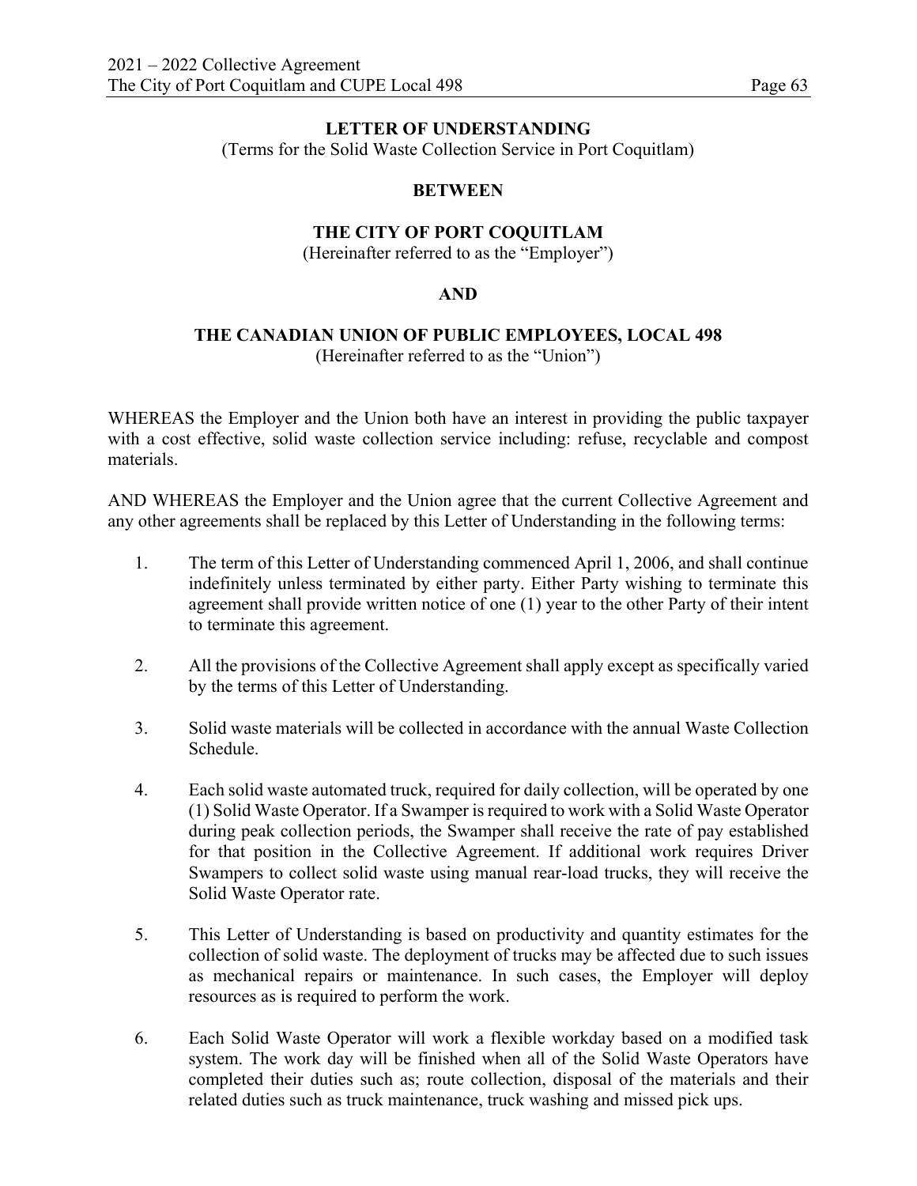**LETTER OF UNDERSTANDING**

(Terms for the Solid Waste Collection Service in Port Coquitlam)

**BETWEEN**

**THE CITY OF PORT COQUITLAM**

(Hereinafter referred to as the "Employer")

**AND**

**THE CANADIAN UNION OF PUBLIC EMPLOYEES, LOCAL 498**

(Hereinafter referred to as the "Union")

WHEREAS the Employer and the Union both have an interest in providing the public taxpayer with a cost effective, solid waste collection service including: refuse, recyclable and compost materials.

AND WHEREAS the Employer and the Union agree that the current Collective Agreement and any other agreements shall be replaced by this Letter of Understanding in the following terms:

1. The term of this Letter of Understanding commenced April 1, 2006, and shall continue indefinitely unless terminated by either party. Either Party wishing to terminate this agreement shall provide written notice of one (1) year to the other Party of their intent to terminate this agreement.

2. All the provisions of the Collective Agreement shall apply except as specifically varied by the terms of this Letter of Understanding.

3. Solid waste materials will be collected in accordance with the annual Waste Collection Schedule.

4. Each solid waste automated truck, required for daily collection, will be operated by one (1) Solid Waste Operator. If a Swamper is required to work with a Solid Waste Operator during peak collection periods, the Swamper shall receive the rate of pay established for that position in the Collective Agreement. If additional work requires Driver Swampers to collect solid waste using manual rear-load trucks, they will receive the Solid Waste Operator rate.

5. This Letter of Understanding is based on productivity and quantity estimates for the collection of solid waste. The deployment of trucks may be affected due to such issues as mechanical repairs or maintenance. In such cases, the Employer will deploy resources as is required to perform the work.

6. Each Solid Waste Operator will work a flexible workday based on a modified task system. The work day will be finished when all of the Solid Waste Operators have completed their duties such as; route collection, disposal of the materials and their related duties such as truck maintenance, truck washing and missed pick ups.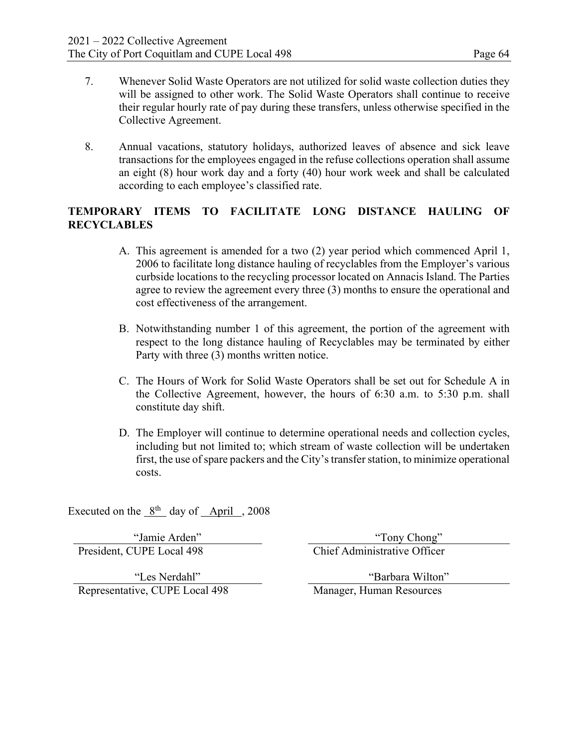7. Whenever Solid Waste Operators are not utilized for solid waste collection duties they will be assigned to other work. The Solid Waste Operators shall continue to receive their regular hourly rate of pay during these transfers, unless otherwise specified in the Collective Agreement.

8. Annual vacations, statutory holidays, authorized leaves of absence and sick leave transactions for the employees engaged in the refuse collections operation shall assume an eight (8) hour work day and a forty (40) hour work week and shall be calculated according to each employee's classified rate.

**TEMPORARY ITEMS TO FACILITATE LONG DISTANCE HAULING OF RECYCLABLES**

A. This agreement is amended for a two (2) year period which commenced April 1, 2006 to facilitate long distance hauling of recyclables from the Employer's various curbside locations to the recycling processor located on Annacis Island. The Parties agree to review the agreement every three (3) months to ensure the operational and cost effectiveness of the arrangement.

B. Notwithstanding number 1 of this agreement, the portion of the agreement with respect to the long distance hauling of Recyclables may be terminated by either Party with three (3) months written notice.

C. The Hours of Work for Solid Waste Operators shall be set out for Schedule A in the Collective Agreement, however, the hours of 6:30 a.m. to 5:30 p.m. shall constitute day shift.

D. The Employer will continue to determine operational needs and collection cycles, including but not limited to; which stream of waste collection will be undertaken first, the use of spare packers and the City's transfer station, to minimize operational costs.

Executed on the 8th day of April, 2008

| | |
|---|---|
| "Jamie Arden" | "Tony Chong" |
| President, CUPE Local 498 | Chief Administrative Officer |
| "Les Nerdahl" | "Barbara Wilton" |
| Representative, CUPE Local 498 | Manager, Human Resources |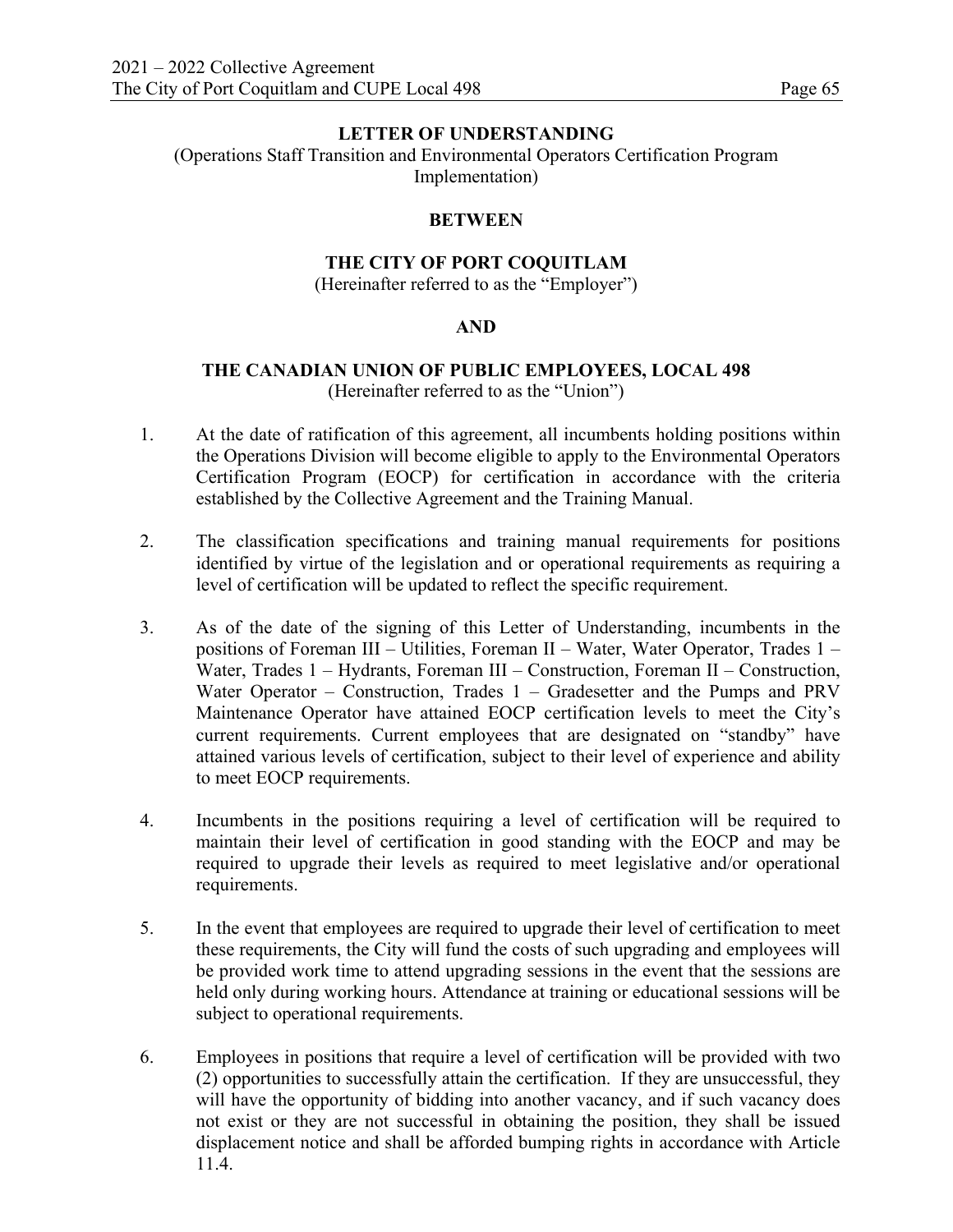**LETTER OF UNDERSTANDING**

(Operations Staff Transition and Environmental Operators Certification Program Implementation)

**BETWEEN**

**THE CITY OF PORT COQUITLAM**

(Hereinafter referred to as the "Employer")

**AND**

**THE CANADIAN UNION OF PUBLIC EMPLOYEES, LOCAL 498**

(Hereinafter referred to as the "Union")

1. At the date of ratification of this agreement, all incumbents holding positions within the Operations Division will become eligible to apply to the Environmental Operators Certification Program (EOCP) for certification in accordance with the criteria established by the Collective Agreement and the Training Manual.

2. The classification specifications and training manual requirements for positions identified by virtue of the legislation and or operational requirements as requiring a level of certification will be updated to reflect the specific requirement.

3. As of the date of the signing of this Letter of Understanding, incumbents in the positions of Foreman III – Utilities, Foreman II – Water, Water Operator, Trades 1 – Water, Trades 1 – Hydrants, Foreman III – Construction, Foreman II – Construction, Water Operator – Construction, Trades 1 – Gradesetter and the Pumps and PRV Maintenance Operator have attained EOCP certification levels to meet the City's current requirements. Current employees that are designated on "standby" have attained various levels of certification, subject to their level of experience and ability to meet EOCP requirements.

4. Incumbents in the positions requiring a level of certification will be required to maintain their level of certification in good standing with the EOCP and may be required to upgrade their levels as required to meet legislative and/or operational requirements.

5. In the event that employees are required to upgrade their level of certification to meet these requirements, the City will fund the costs of such upgrading and employees will be provided work time to attend upgrading sessions in the event that the sessions are held only during working hours. Attendance at training or educational sessions will be subject to operational requirements.

6. Employees in positions that require a level of certification will be provided with two (2) opportunities to successfully attain the certification. If they are unsuccessful, they will have the opportunity of bidding into another vacancy, and if such vacancy does not exist or they are not successful in obtaining the position, they shall be issued displacement notice and shall be afforded bumping rights in accordance with Article 11.4.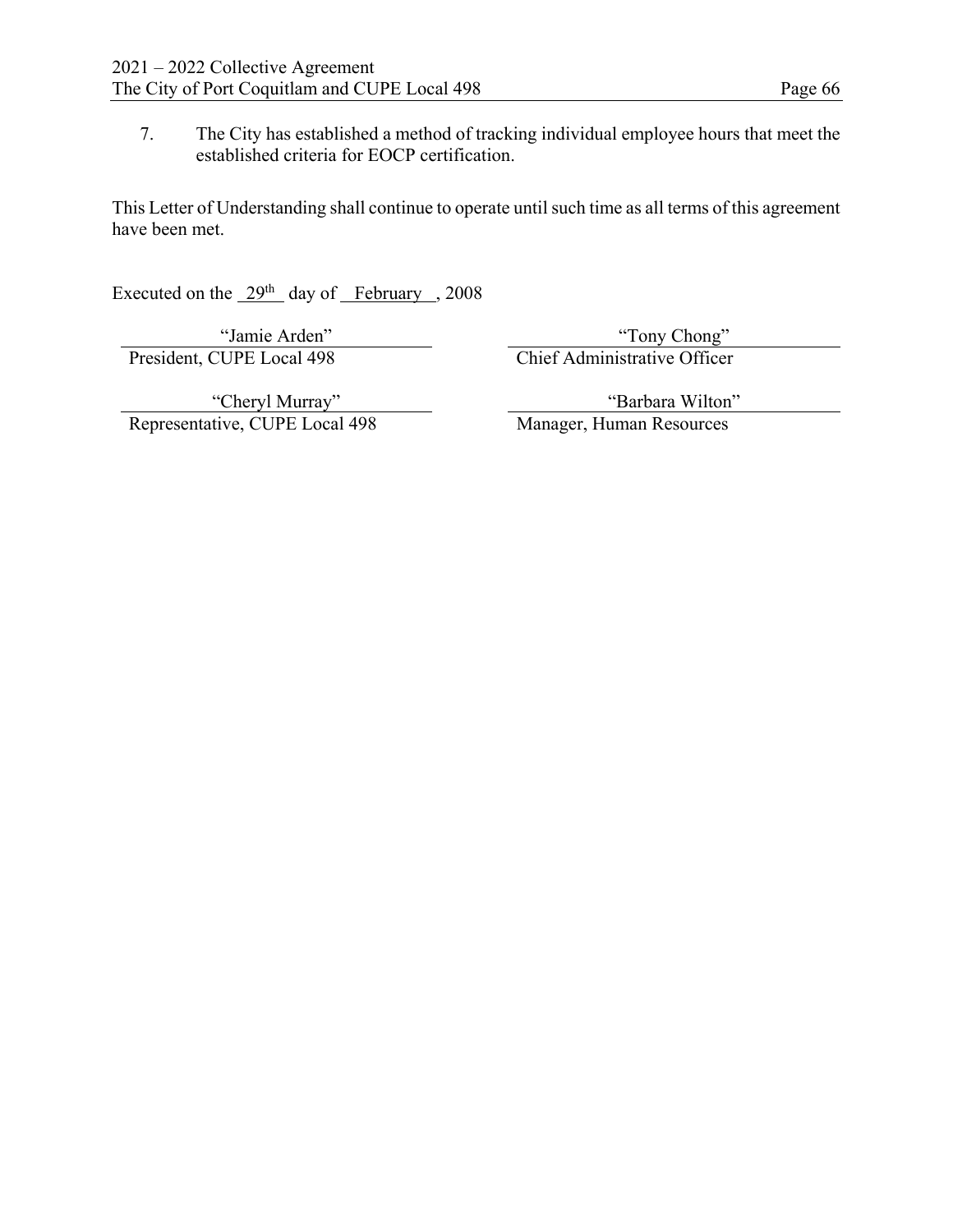7. The City has established a method of tracking individual employee hours that meet the established criteria for EOCP certification.

This Letter of Understanding shall continue to operate until such time as all terms of this agreement have been met.

Executed on the 29th day of February, 2008

| | |
|---|---|
| "Jamie Arden" | "Tony Chong" |
| President, CUPE Local 498 | Chief Administrative Officer |
| "Cheryl Murray" | "Barbara Wilton" |
| Representative, CUPE Local 498 | Manager, Human Resources |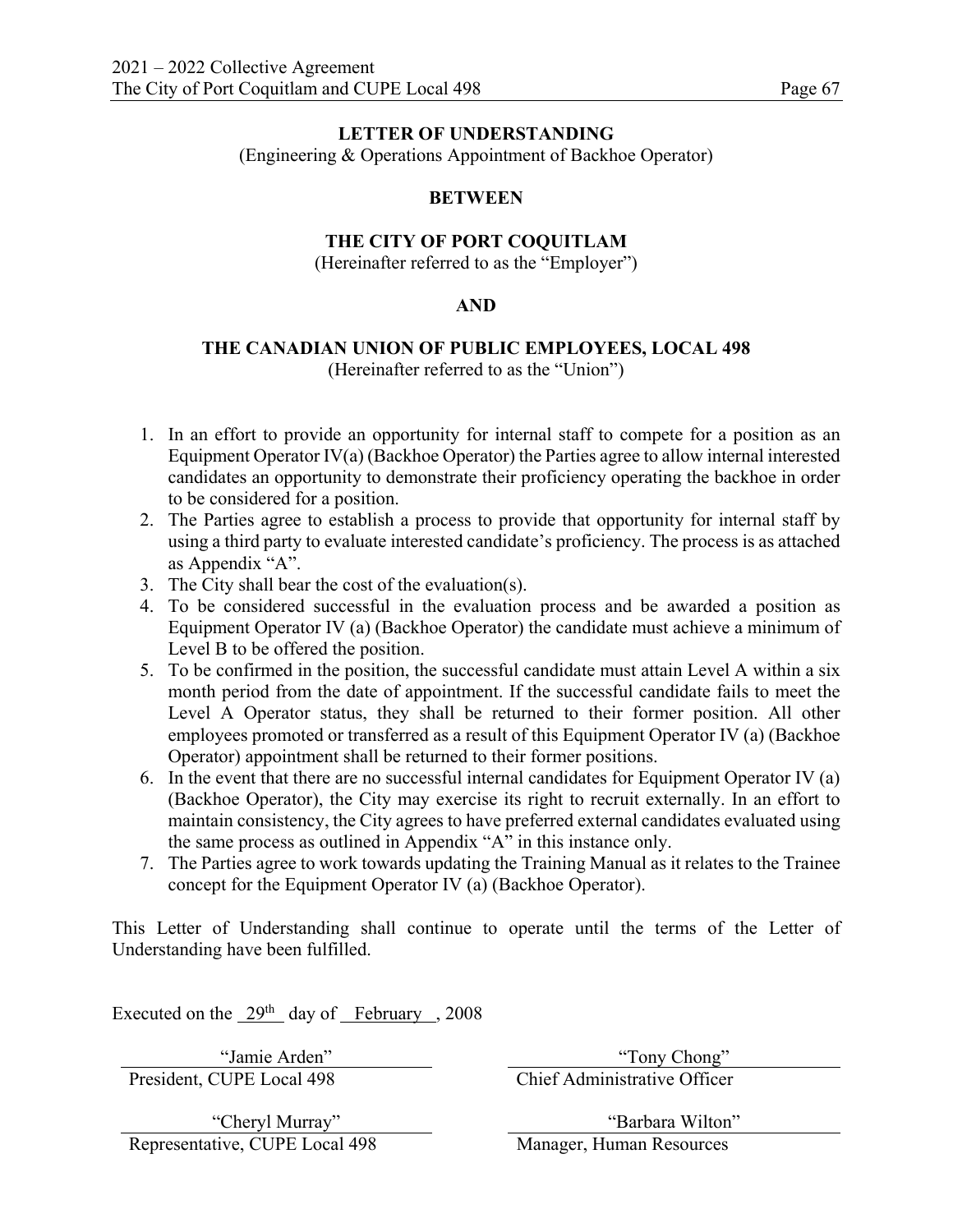**LETTER OF UNDERSTANDING**
(Engineering & Operations Appointment of Backhoe Operator)

**BETWEEN**

**THE CITY OF PORT COQUITLAM**
(Hereinafter referred to as the "Employer")

**AND**

**THE CANADIAN UNION OF PUBLIC EMPLOYEES, LOCAL 498**
(Hereinafter referred to as the "Union")

1. In an effort to provide an opportunity for internal staff to compete for a position as an Equipment Operator IV(a) (Backhoe Operator) the Parties agree to allow internal interested candidates an opportunity to demonstrate their proficiency operating the backhoe in order to be considered for a position.
2. The Parties agree to establish a process to provide that opportunity for internal staff by using a third party to evaluate interested candidate's proficiency. The process is as attached as Appendix "A".
3. The City shall bear the cost of the evaluation(s).
4. To be considered successful in the evaluation process and be awarded a position as Equipment Operator IV (a) (Backhoe Operator) the candidate must achieve a minimum of Level B to be offered the position.
5. To be confirmed in the position, the successful candidate must attain Level A within a six month period from the date of appointment. If the successful candidate fails to meet the Level A Operator status, they shall be returned to their former position. All other employees promoted or transferred as a result of this Equipment Operator IV (a) (Backhoe Operator) appointment shall be returned to their former positions.
6. In the event that there are no successful internal candidates for Equipment Operator IV (a) (Backhoe Operator), the City may exercise its right to recruit externally. In an effort to maintain consistency, the City agrees to have preferred external candidates evaluated using the same process as outlined in Appendix "A" in this instance only.
7. The Parties agree to work towards updating the Training Manual as it relates to the Trainee concept for the Equipment Operator IV (a) (Backhoe Operator).

This Letter of Understanding shall continue to operate until the terms of the Letter of Understanding have been fulfilled.

Executed on the 29th day of February, 2008

| | |
|---|---|
| "Jamie Arden" | "Tony Chong" |
| President, CUPE Local 498 | Chief Administrative Officer |
| "Cheryl Murray" | "Barbara Wilton" |
| Representative, CUPE Local 498 | Manager, Human Resources |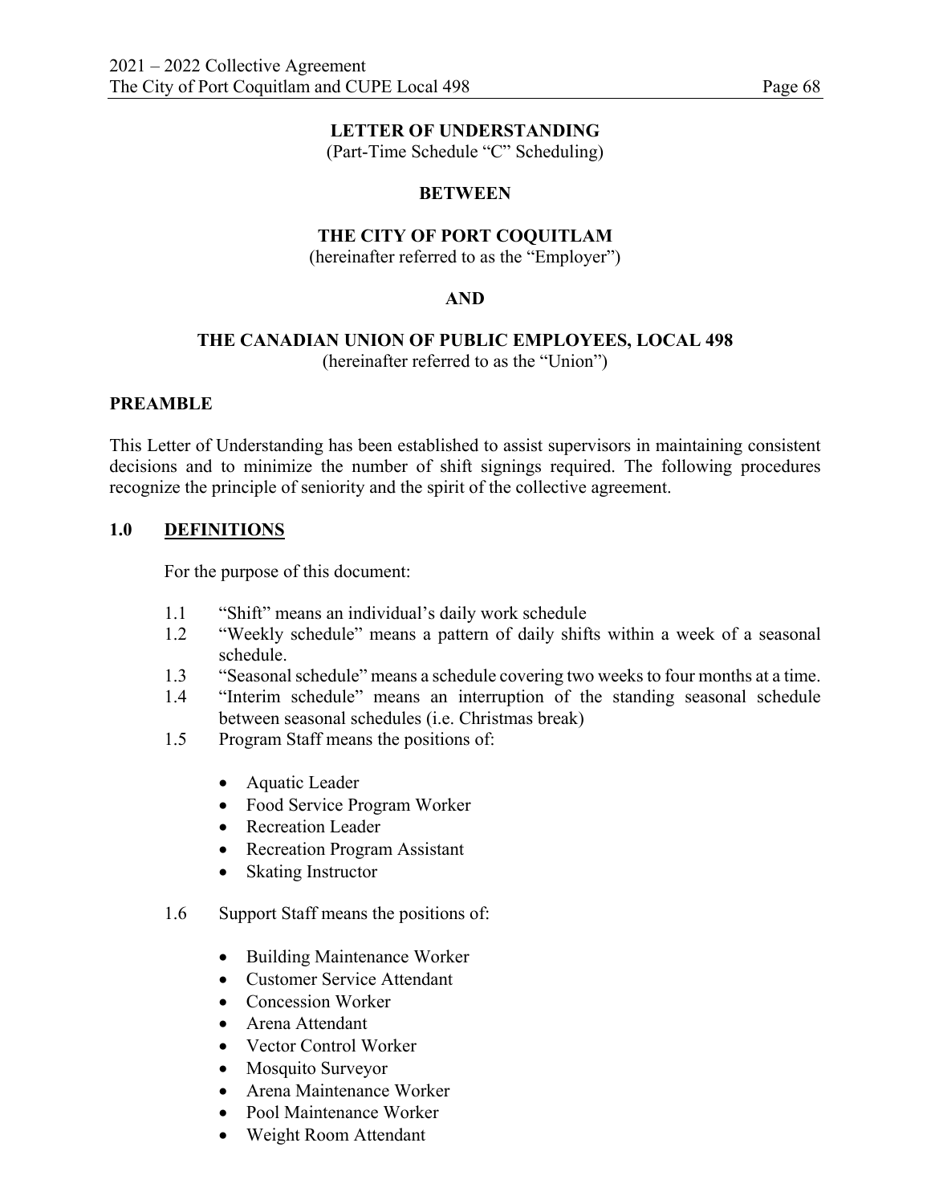## LETTER OF UNDERSTANDING

(Part-Time Schedule "C" Scheduling)

**BETWEEN**

**THE CITY OF PORT COQUITLAM**

(hereinafter referred to as the "Employer")

**AND**

**THE CANADIAN UNION OF PUBLIC EMPLOYEES, LOCAL 498**

(hereinafter referred to as the "Union")

### PREAMBLE

This Letter of Understanding has been established to assist supervisors in maintaining consistent decisions and to minimize the number of shift signings required. The following procedures recognize the principle of seniority and the spirit of the collective agreement.

### 1.0 DEFINITIONS

For the purpose of this document:

1.1 "Shift" means an individual's daily work schedule

1.2 "Weekly schedule" means a pattern of daily shifts within a week of a seasonal schedule.

1.3 "Seasonal schedule" means a schedule covering two weeks to four months at a time.

1.4 "Interim schedule" means an interruption of the standing seasonal schedule between seasonal schedules (i.e. Christmas break)

1.5 Program Staff means the positions of:

- Aquatic Leader
- Food Service Program Worker
- Recreation Leader
- Recreation Program Assistant
- Skating Instructor

1.6 Support Staff means the positions of:

- Building Maintenance Worker
- Customer Service Attendant
- Concession Worker
- Arena Attendant
- Vector Control Worker
- Mosquito Surveyor
- Arena Maintenance Worker
- Pool Maintenance Worker
- Weight Room Attendant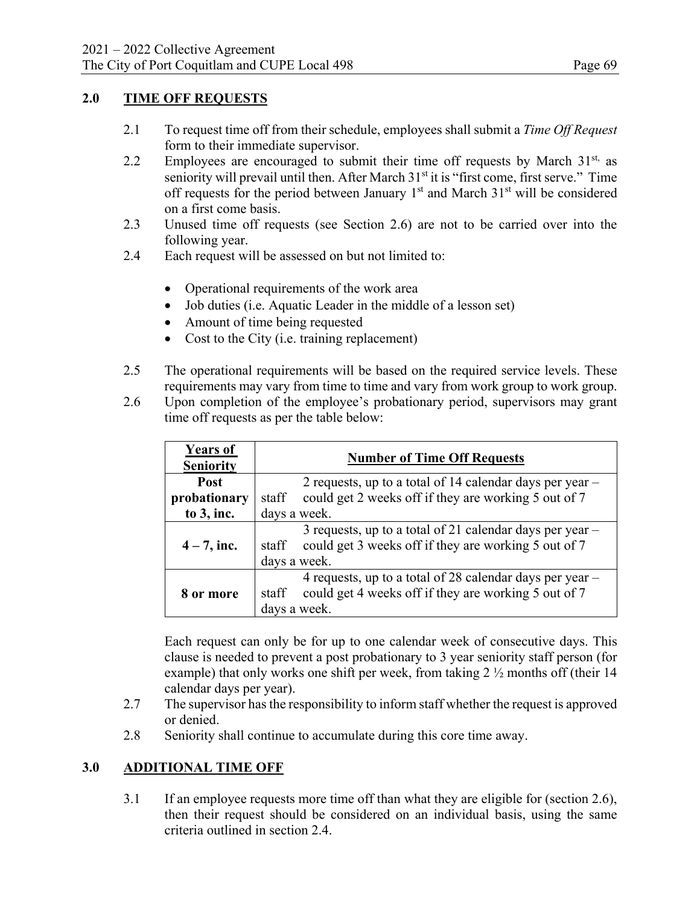## 2.0 TIME OFF REQUESTS

2.1 To request time off from their schedule, employees shall submit a *Time Off Request* form to their immediate supervisor.

2.2 Employees are encouraged to submit their time off requests by March 31st, as seniority will prevail until then. After March 31st it is "first come, first serve." Time off requests for the period between January 1st and March 31st will be considered on a first come basis.

2.3 Unused time off requests (see Section 2.6) are not to be carried over into the following year.

2.4 Each request will be assessed on but not limited to:

- Operational requirements of the work area
- Job duties (i.e. Aquatic Leader in the middle of a lesson set)
- Amount of time being requested
- Cost to the City (i.e. training replacement)

2.5 The operational requirements will be based on the required service levels. These requirements may vary from time to time and vary from work group to work group.

2.6 Upon completion of the employee's probationary period, supervisors may grant time off requests as per the table below:

| Years of Seniority | Number of Time Off Requests |
|---|---|
| **Post probationary to 3, inc.** | 2 requests, up to a total of 14 calendar days per year – staff could get 2 weeks off if they are working 5 out of 7 days a week. |
| **4 – 7, inc.** | 3 requests, up to a total of 21 calendar days per year – staff could get 3 weeks off if they are working 5 out of 7 days a week. |
| **8 or more** | 4 requests, up to a total of 28 calendar days per year – staff could get 4 weeks off if they are working 5 out of 7 days a week. |

Each request can only be for up to one calendar week of consecutive days. This clause is needed to prevent a post probationary to 3 year seniority staff person (for example) that only works one shift per week, from taking 2 ½ months off (their 14 calendar days per year).

2.7 The supervisor has the responsibility to inform staff whether the request is approved or denied.

2.8 Seniority shall continue to accumulate during this core time away.

## 3.0 ADDITIONAL TIME OFF

3.1 If an employee requests more time off than what they are eligible for (section 2.6), then their request should be considered on an individual basis, using the same criteria outlined in section 2.4.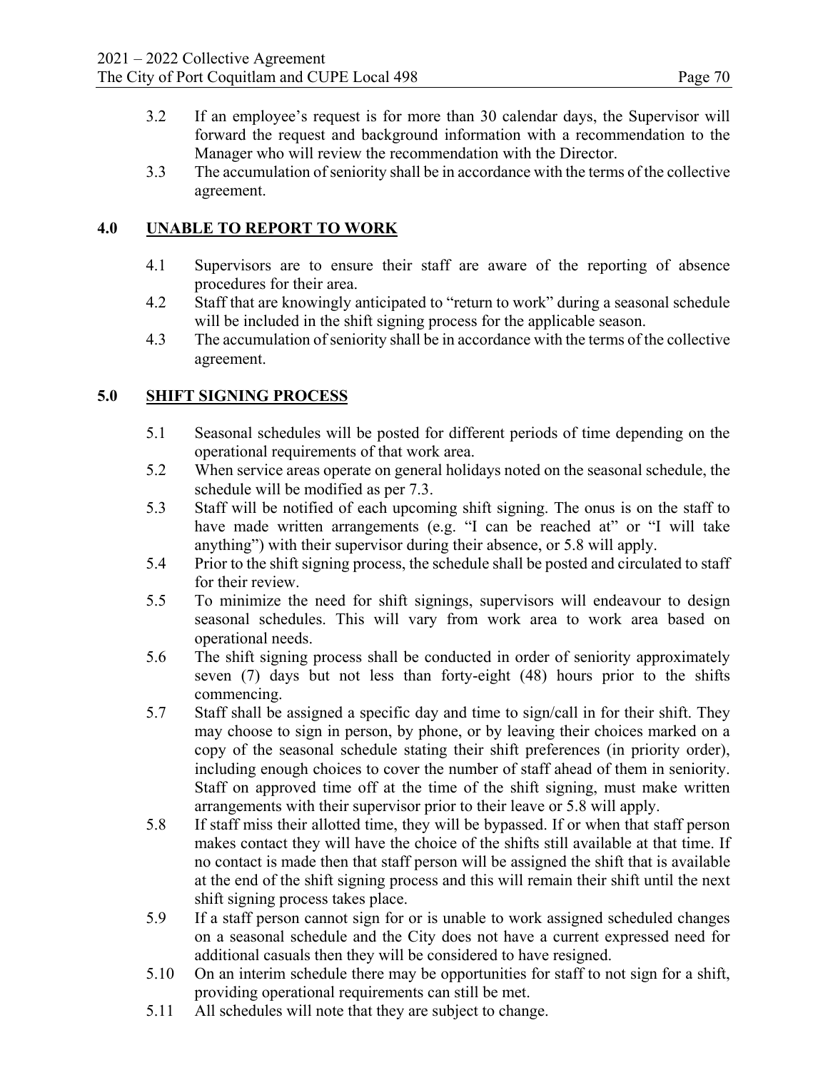3.2 If an employee's request is for more than 30 calendar days, the Supervisor will forward the request and background information with a recommendation to the Manager who will review the recommendation with the Director.

3.3 The accumulation of seniority shall be in accordance with the terms of the collective agreement.

## 4.0 UNABLE TO REPORT TO WORK

4.1 Supervisors are to ensure their staff are aware of the reporting of absence procedures for their area.

4.2 Staff that are knowingly anticipated to "return to work" during a seasonal schedule will be included in the shift signing process for the applicable season.

4.3 The accumulation of seniority shall be in accordance with the terms of the collective agreement.

## 5.0 SHIFT SIGNING PROCESS

5.1 Seasonal schedules will be posted for different periods of time depending on the operational requirements of that work area.

5.2 When service areas operate on general holidays noted on the seasonal schedule, the schedule will be modified as per 7.3.

5.3 Staff will be notified of each upcoming shift signing. The onus is on the staff to have made written arrangements (e.g. "I can be reached at" or "I will take anything") with their supervisor during their absence, or 5.8 will apply.

5.4 Prior to the shift signing process, the schedule shall be posted and circulated to staff for their review.

5.5 To minimize the need for shift signings, supervisors will endeavour to design seasonal schedules. This will vary from work area to work area based on operational needs.

5.6 The shift signing process shall be conducted in order of seniority approximately seven (7) days but not less than forty-eight (48) hours prior to the shifts commencing.

5.7 Staff shall be assigned a specific day and time to sign/call in for their shift. They may choose to sign in person, by phone, or by leaving their choices marked on a copy of the seasonal schedule stating their shift preferences (in priority order), including enough choices to cover the number of staff ahead of them in seniority. Staff on approved time off at the time of the shift signing, must make written arrangements with their supervisor prior to their leave or 5.8 will apply.

5.8 If staff miss their allotted time, they will be bypassed. If or when that staff person makes contact they will have the choice of the shifts still available at that time. If no contact is made then that staff person will be assigned the shift that is available at the end of the shift signing process and this will remain their shift until the next shift signing process takes place.

5.9 If a staff person cannot sign for or is unable to work assigned scheduled changes on a seasonal schedule and the City does not have a current expressed need for additional casuals then they will be considered to have resigned.

5.10 On an interim schedule there may be opportunities for staff to not sign for a shift, providing operational requirements can still be met.

5.11 All schedules will note that they are subject to change.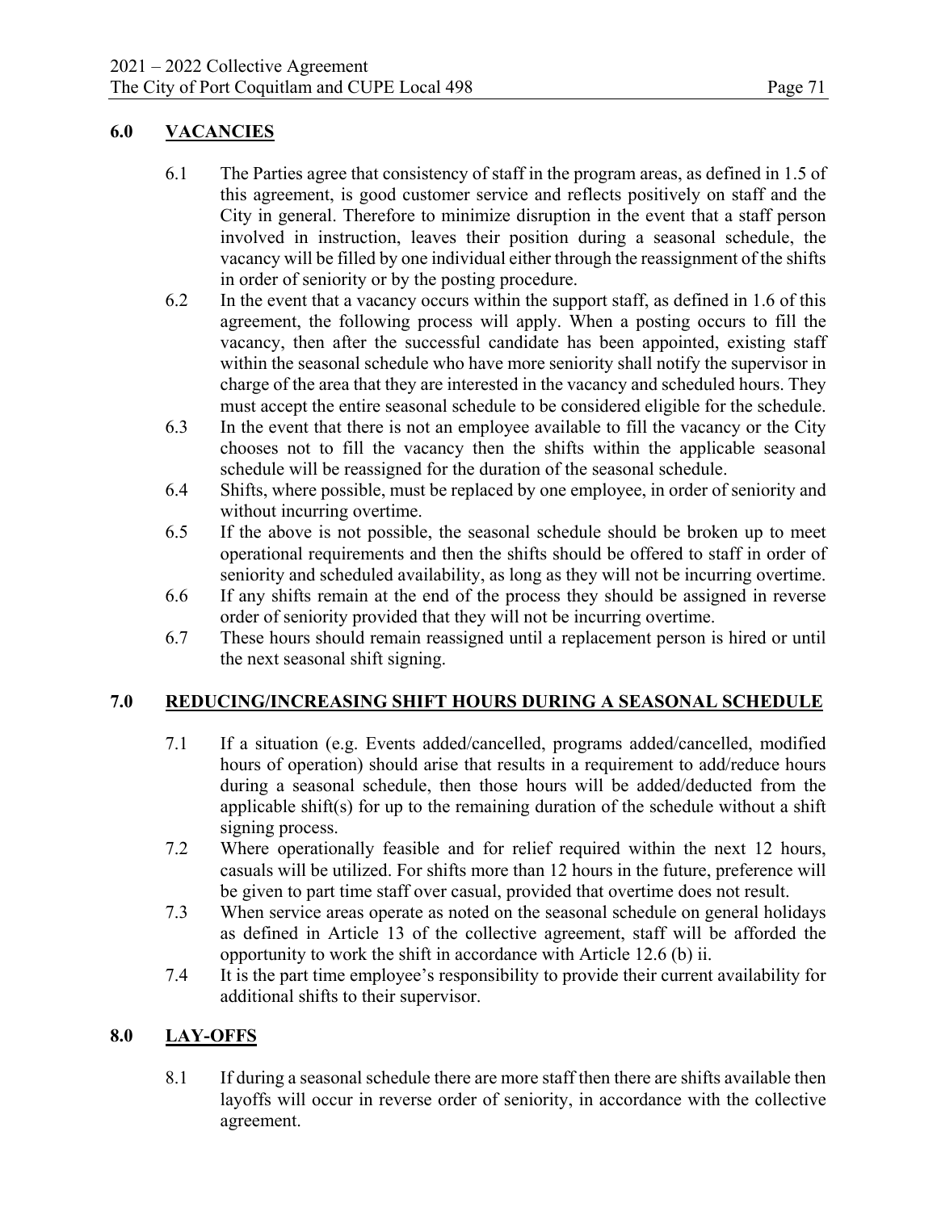## 6.0 VACANCIES

6.1 The Parties agree that consistency of staff in the program areas, as defined in 1.5 of this agreement, is good customer service and reflects positively on staff and the City in general. Therefore to minimize disruption in the event that a staff person involved in instruction, leaves their position during a seasonal schedule, the vacancy will be filled by one individual either through the reassignment of the shifts in order of seniority or by the posting procedure.

6.2 In the event that a vacancy occurs within the support staff, as defined in 1.6 of this agreement, the following process will apply. When a posting occurs to fill the vacancy, then after the successful candidate has been appointed, existing staff within the seasonal schedule who have more seniority shall notify the supervisor in charge of the area that they are interested in the vacancy and scheduled hours. They must accept the entire seasonal schedule to be considered eligible for the schedule.

6.3 In the event that there is not an employee available to fill the vacancy or the City chooses not to fill the vacancy then the shifts within the applicable seasonal schedule will be reassigned for the duration of the seasonal schedule.

6.4 Shifts, where possible, must be replaced by one employee, in order of seniority and without incurring overtime.

6.5 If the above is not possible, the seasonal schedule should be broken up to meet operational requirements and then the shifts should be offered to staff in order of seniority and scheduled availability, as long as they will not be incurring overtime.

6.6 If any shifts remain at the end of the process they should be assigned in reverse order of seniority provided that they will not be incurring overtime.

6.7 These hours should remain reassigned until a replacement person is hired or until the next seasonal shift signing.

## 7.0 REDUCING/INCREASING SHIFT HOURS DURING A SEASONAL SCHEDULE

7.1 If a situation (e.g. Events added/cancelled, programs added/cancelled, modified hours of operation) should arise that results in a requirement to add/reduce hours during a seasonal schedule, then those hours will be added/deducted from the applicable shift(s) for up to the remaining duration of the schedule without a shift signing process.

7.2 Where operationally feasible and for relief required within the next 12 hours, casuals will be utilized. For shifts more than 12 hours in the future, preference will be given to part time staff over casual, provided that overtime does not result.

7.3 When service areas operate as noted on the seasonal schedule on general holidays as defined in Article 13 of the collective agreement, staff will be afforded the opportunity to work the shift in accordance with Article 12.6 (b) ii.

7.4 It is the part time employee's responsibility to provide their current availability for additional shifts to their supervisor.

## 8.0 LAY-OFFS

8.1 If during a seasonal schedule there are more staff then there are shifts available then layoffs will occur in reverse order of seniority, in accordance with the collective agreement.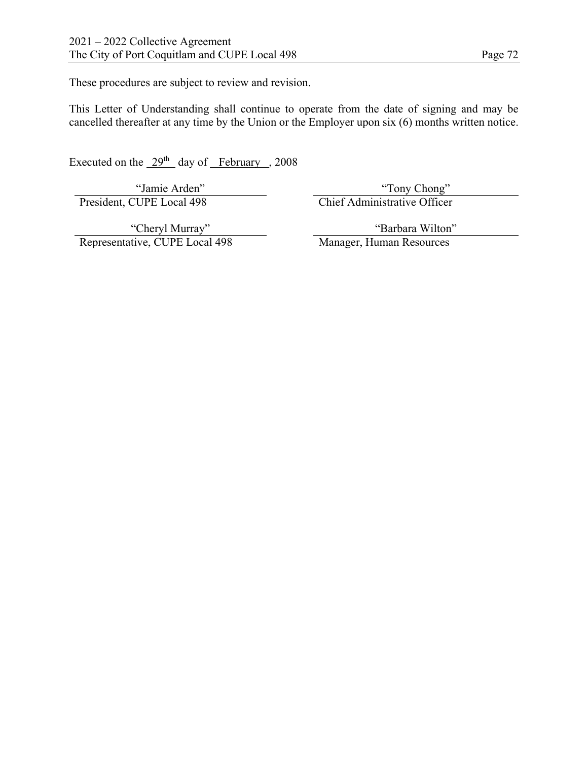These procedures are subject to review and revision.

This Letter of Understanding shall continue to operate from the date of signing and may be cancelled thereafter at any time by the Union or the Employer upon six (6) months written notice.

Executed on the 29th day of February, 2008

| | |
|---|---|
| "Jamie Arden" | "Tony Chong" |
| President, CUPE Local 498 | Chief Administrative Officer |
| "Cheryl Murray" | "Barbara Wilton" |
| Representative, CUPE Local 498 | Manager, Human Resources |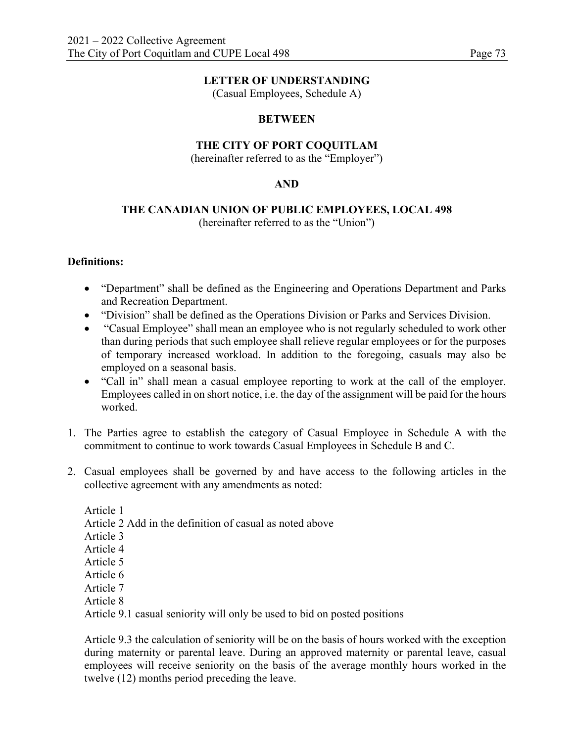**LETTER OF UNDERSTANDING**
(Casual Employees, Schedule A)

**BETWEEN**

**THE CITY OF PORT COQUITLAM**
(hereinafter referred to as the "Employer")

**AND**

**THE CANADIAN UNION OF PUBLIC EMPLOYEES, LOCAL 498**
(hereinafter referred to as the "Union")

**Definitions:**

- "Department" shall be defined as the Engineering and Operations Department and Parks and Recreation Department.
- "Division" shall be defined as the Operations Division or Parks and Services Division.
- "Casual Employee" shall mean an employee who is not regularly scheduled to work other than during periods that such employee shall relieve regular employees or for the purposes of temporary increased workload. In addition to the foregoing, casuals may also be employed on a seasonal basis.
- "Call in" shall mean a casual employee reporting to work at the call of the employer. Employees called in on short notice, i.e. the day of the assignment will be paid for the hours worked.

1. The Parties agree to establish the category of Casual Employee in Schedule A with the commitment to continue to work towards Casual Employees in Schedule B and C.

2. Casual employees shall be governed by and have access to the following articles in the collective agreement with any amendments as noted:

   Article 1
   Article 2 Add in the definition of casual as noted above
   Article 3
   Article 4
   Article 5
   Article 6
   Article 7
   Article 8
   Article 9.1 casual seniority will only be used to bid on posted positions

   Article 9.3 the calculation of seniority will be on the basis of hours worked with the exception during maternity or parental leave. During an approved maternity or parental leave, casual employees will receive seniority on the basis of the average monthly hours worked in the twelve (12) months period preceding the leave.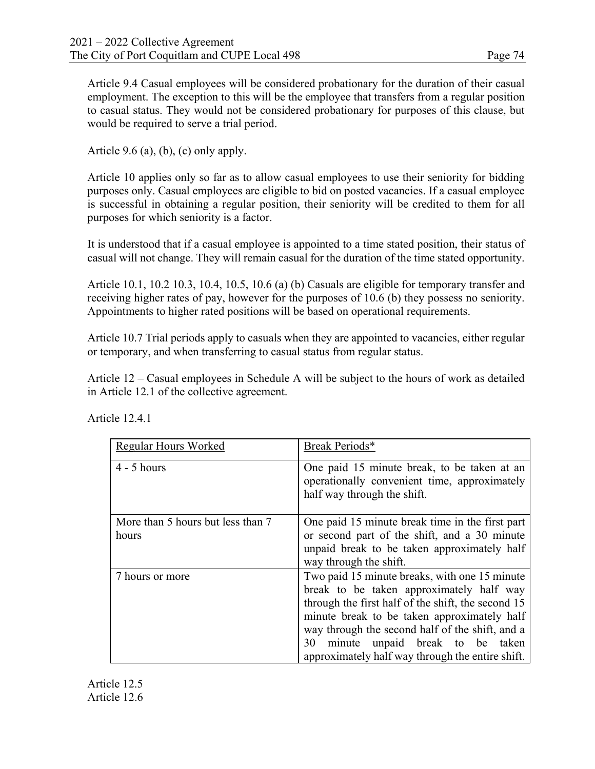Article 9.4 Casual employees will be considered probationary for the duration of their casual employment. The exception to this will be the employee that transfers from a regular position to casual status. They would not be considered probationary for purposes of this clause, but would be required to serve a trial period.

Article 9.6 (a), (b), (c) only apply.

Article 10 applies only so far as to allow casual employees to use their seniority for bidding purposes only. Casual employees are eligible to bid on posted vacancies. If a casual employee is successful in obtaining a regular position, their seniority will be credited to them for all purposes for which seniority is a factor.

It is understood that if a casual employee is appointed to a time stated position, their status of casual will not change. They will remain casual for the duration of the time stated opportunity.

Article 10.1, 10.2 10.3, 10.4, 10.5, 10.6 (a) (b) Casuals are eligible for temporary transfer and receiving higher rates of pay, however for the purposes of 10.6 (b) they possess no seniority. Appointments to higher rated positions will be based on operational requirements.

Article 10.7 Trial periods apply to casuals when they are appointed to vacancies, either regular or temporary, and when transferring to casual status from regular status.

Article 12 – Casual employees in Schedule A will be subject to the hours of work as detailed in Article 12.1 of the collective agreement.

Article 12.4.1

| Regular Hours Worked | Break Periods* |
|---|---|
| 4 - 5 hours | One paid 15 minute break, to be taken at an operationally convenient time, approximately half way through the shift. |
| More than 5 hours but less than 7 hours | One paid 15 minute break time in the first part or second part of the shift, and a 30 minute unpaid break to be taken approximately half way through the shift. |
| 7 hours or more | Two paid 15 minute breaks, with one 15 minute break to be taken approximately half way through the first half of the shift, the second 15 minute break to be taken approximately half way through the second half of the shift, and a 30 minute unpaid break to be taken approximately half way through the entire shift. |

Article 12.5

Article 12.6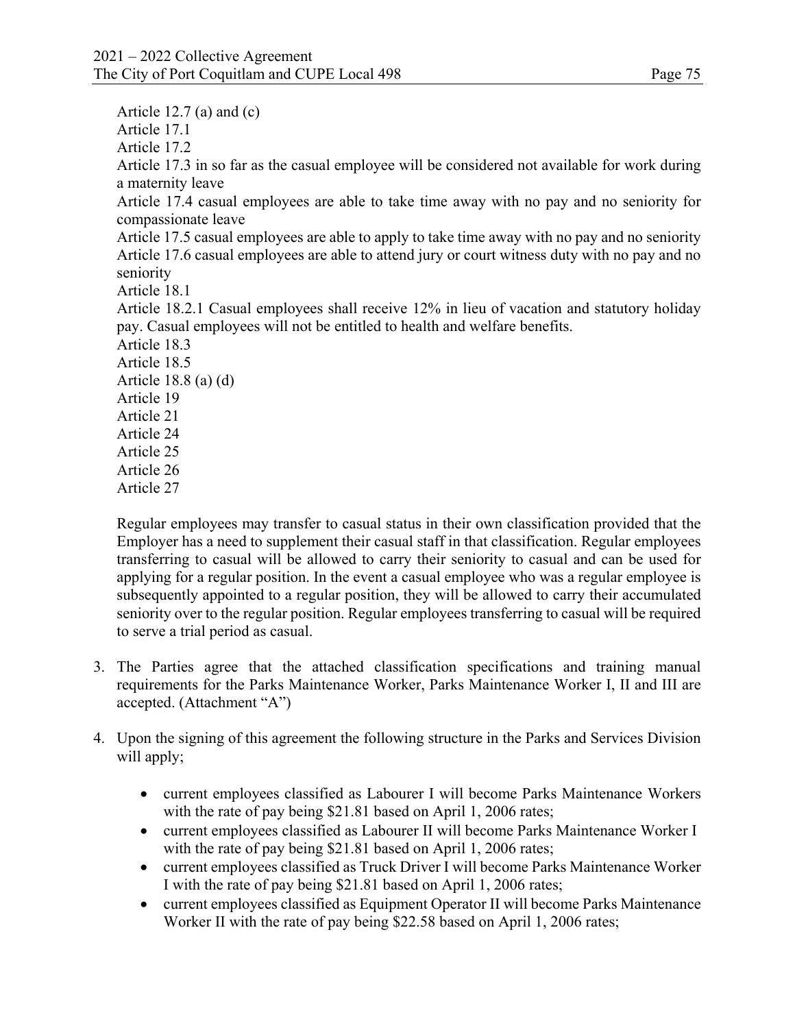Article 12.7 (a) and (c)
Article 17.1
Article 17.2
Article 17.3 in so far as the casual employee will be considered not available for work during a maternity leave
Article 17.4 casual employees are able to take time away with no pay and no seniority for compassionate leave
Article 17.5 casual employees are able to apply to take time away with no pay and no seniority
Article 17.6 casual employees are able to attend jury or court witness duty with no pay and no seniority
Article 18.1
Article 18.2.1 Casual employees shall receive 12% in lieu of vacation and statutory holiday pay. Casual employees will not be entitled to health and welfare benefits.
Article 18.3
Article 18.5
Article 18.8 (a) (d)
Article 19
Article 21
Article 24
Article 25
Article 26
Article 27

Regular employees may transfer to casual status in their own classification provided that the Employer has a need to supplement their casual staff in that classification. Regular employees transferring to casual will be allowed to carry their seniority to casual and can be used for applying for a regular position. In the event a casual employee who was a regular employee is subsequently appointed to a regular position, they will be allowed to carry their accumulated seniority over to the regular position. Regular employees transferring to casual will be required to serve a trial period as casual.

3. The Parties agree that the attached classification specifications and training manual requirements for the Parks Maintenance Worker, Parks Maintenance Worker I, II and III are accepted. (Attachment "A")

4. Upon the signing of this agreement the following structure in the Parks and Services Division will apply;

   - current employees classified as Labourer I will become Parks Maintenance Workers with the rate of pay being $21.81 based on April 1, 2006 rates;
   - current employees classified as Labourer II will become Parks Maintenance Worker I with the rate of pay being $21.81 based on April 1, 2006 rates;
   - current employees classified as Truck Driver I will become Parks Maintenance Worker I with the rate of pay being $21.81 based on April 1, 2006 rates;
   - current employees classified as Equipment Operator II will become Parks Maintenance Worker II with the rate of pay being $22.58 based on April 1, 2006 rates;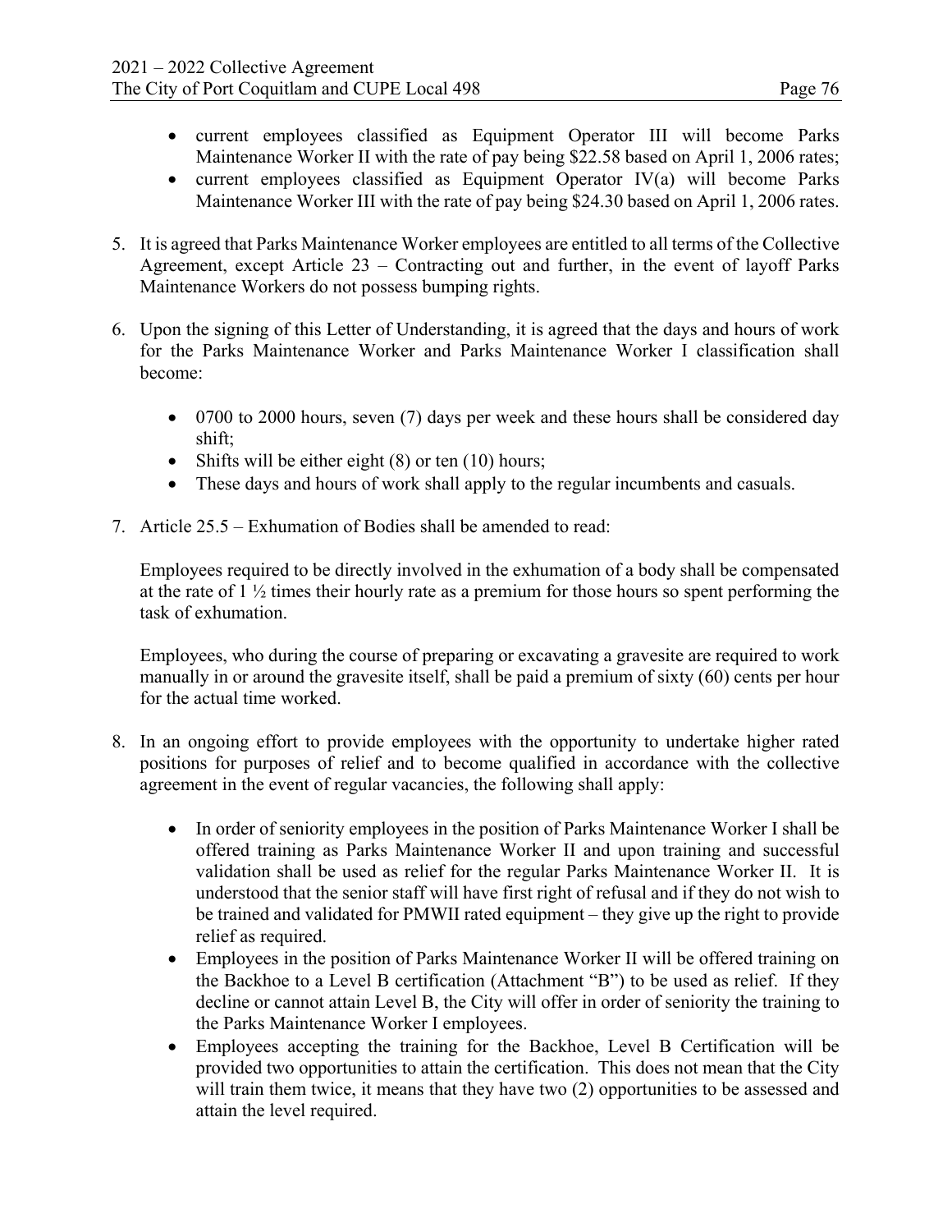- current employees classified as Equipment Operator III will become Parks Maintenance Worker II with the rate of pay being $22.58 based on April 1, 2006 rates;
- current employees classified as Equipment Operator IV(a) will become Parks Maintenance Worker III with the rate of pay being $24.30 based on April 1, 2006 rates.

5. It is agreed that Parks Maintenance Worker employees are entitled to all terms of the Collective Agreement, except Article 23 – Contracting out and further, in the event of layoff Parks Maintenance Workers do not possess bumping rights.

6. Upon the signing of this Letter of Understanding, it is agreed that the days and hours of work for the Parks Maintenance Worker and Parks Maintenance Worker I classification shall become:

   - 0700 to 2000 hours, seven (7) days per week and these hours shall be considered day shift;
   - Shifts will be either eight (8) or ten (10) hours;
   - These days and hours of work shall apply to the regular incumbents and casuals.

7. Article 25.5 – Exhumation of Bodies shall be amended to read:

   Employees required to be directly involved in the exhumation of a body shall be compensated at the rate of 1 ½ times their hourly rate as a premium for those hours so spent performing the task of exhumation.

   Employees, who during the course of preparing or excavating a gravesite are required to work manually in or around the gravesite itself, shall be paid a premium of sixty (60) cents per hour for the actual time worked.

8. In an ongoing effort to provide employees with the opportunity to undertake higher rated positions for purposes of relief and to become qualified in accordance with the collective agreement in the event of regular vacancies, the following shall apply:

   - In order of seniority employees in the position of Parks Maintenance Worker I shall be offered training as Parks Maintenance Worker II and upon training and successful validation shall be used as relief for the regular Parks Maintenance Worker II. It is understood that the senior staff will have first right of refusal and if they do not wish to be trained and validated for PMWII rated equipment – they give up the right to provide relief as required.
   - Employees in the position of Parks Maintenance Worker II will be offered training on the Backhoe to a Level B certification (Attachment "B") to be used as relief. If they decline or cannot attain Level B, the City will offer in order of seniority the training to the Parks Maintenance Worker I employees.
   - Employees accepting the training for the Backhoe, Level B Certification will be provided two opportunities to attain the certification. This does not mean that the City will train them twice, it means that they have two (2) opportunities to be assessed and attain the level required.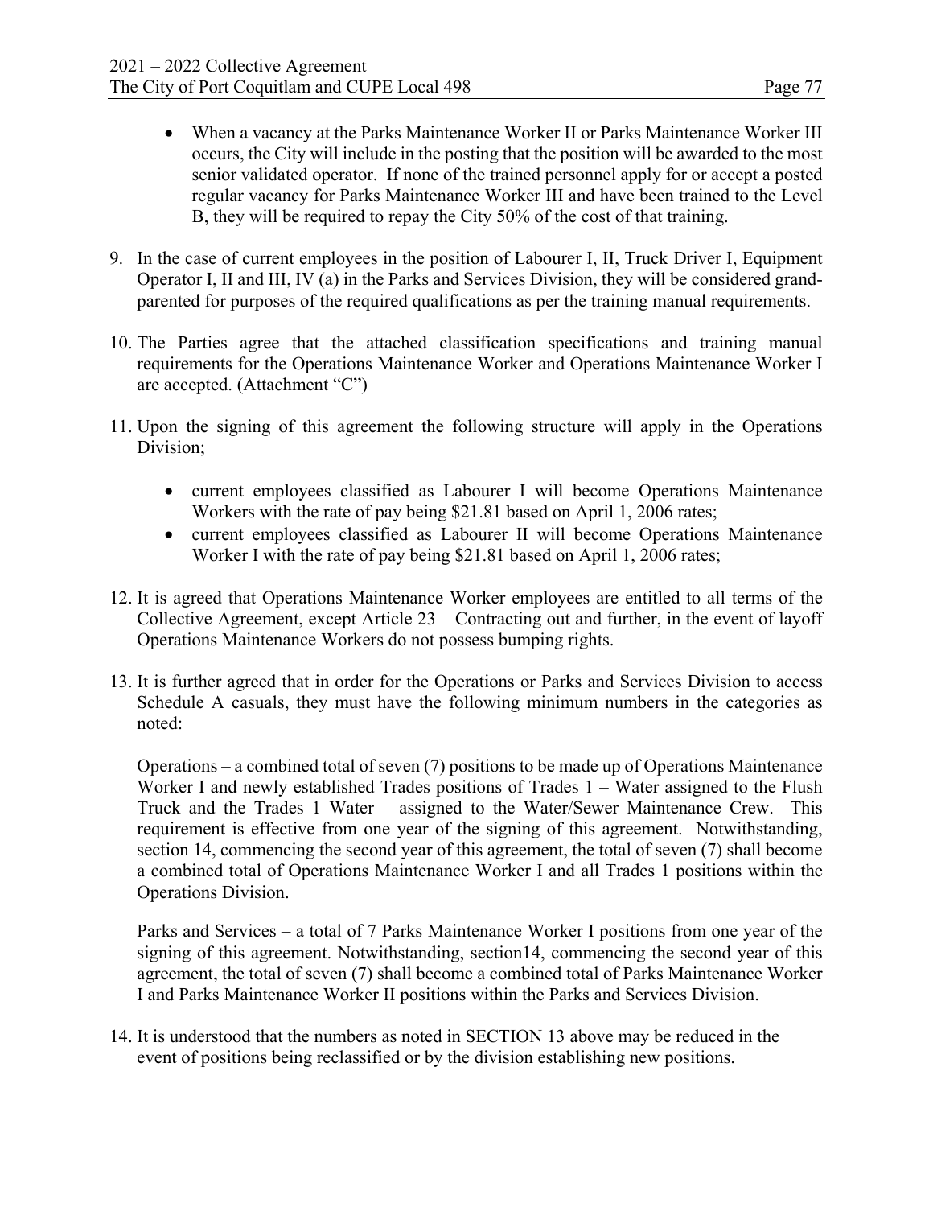- When a vacancy at the Parks Maintenance Worker II or Parks Maintenance Worker III occurs, the City will include in the posting that the position will be awarded to the most senior validated operator. If none of the trained personnel apply for or accept a posted regular vacancy for Parks Maintenance Worker III and have been trained to the Level B, they will be required to repay the City 50% of the cost of that training.

9. In the case of current employees in the position of Labourer I, II, Truck Driver I, Equipment Operator I, II and III, IV (a) in the Parks and Services Division, they will be considered grand-parented for purposes of the required qualifications as per the training manual requirements.

10. The Parties agree that the attached classification specifications and training manual requirements for the Operations Maintenance Worker and Operations Maintenance Worker I are accepted. (Attachment "C")

11. Upon the signing of this agreement the following structure will apply in the Operations Division;

    - current employees classified as Labourer I will become Operations Maintenance Workers with the rate of pay being $21.81 based on April 1, 2006 rates;
    - current employees classified as Labourer II will become Operations Maintenance Worker I with the rate of pay being $21.81 based on April 1, 2006 rates;

12. It is agreed that Operations Maintenance Worker employees are entitled to all terms of the Collective Agreement, except Article 23 – Contracting out and further, in the event of layoff Operations Maintenance Workers do not possess bumping rights.

13. It is further agreed that in order for the Operations or Parks and Services Division to access Schedule A casuals, they must have the following minimum numbers in the categories as noted:

    Operations – a combined total of seven (7) positions to be made up of Operations Maintenance Worker I and newly established Trades positions of Trades 1 – Water assigned to the Flush Truck and the Trades 1 Water – assigned to the Water/Sewer Maintenance Crew. This requirement is effective from one year of the signing of this agreement. Notwithstanding, section 14, commencing the second year of this agreement, the total of seven (7) shall become a combined total of Operations Maintenance Worker I and all Trades 1 positions within the Operations Division.

    Parks and Services – a total of 7 Parks Maintenance Worker I positions from one year of the signing of this agreement. Notwithstanding, section14, commencing the second year of this agreement, the total of seven (7) shall become a combined total of Parks Maintenance Worker I and Parks Maintenance Worker II positions within the Parks and Services Division.

14. It is understood that the numbers as noted in SECTION 13 above may be reduced in the event of positions being reclassified or by the division establishing new positions.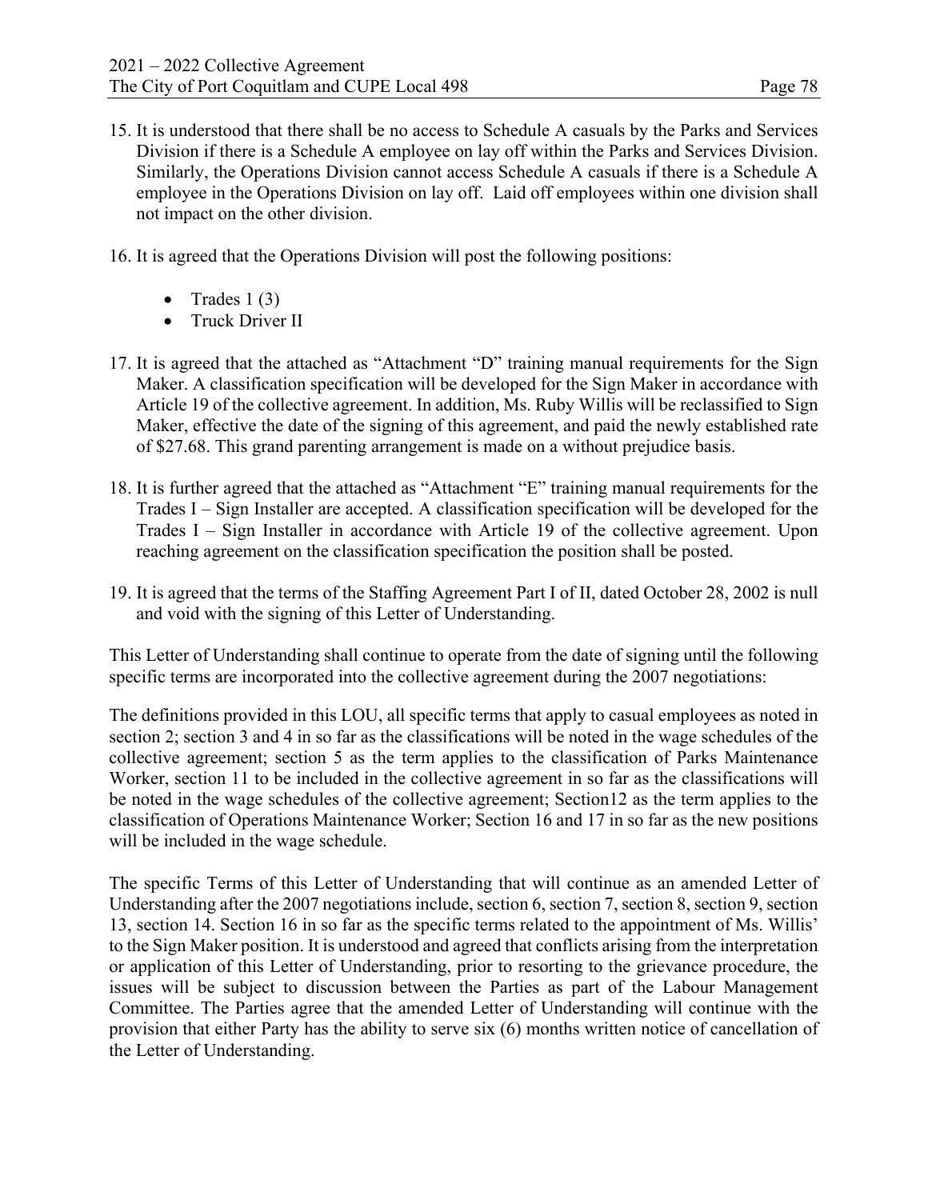15. It is understood that there shall be no access to Schedule A casuals by the Parks and Services Division if there is a Schedule A employee on lay off within the Parks and Services Division. Similarly, the Operations Division cannot access Schedule A casuals if there is a Schedule A employee in the Operations Division on lay off. Laid off employees within one division shall not impact on the other division.

16. It is agreed that the Operations Division will post the following positions:

    - Trades 1 (3)
    - Truck Driver II

17. It is agreed that the attached as "Attachment "D" training manual requirements for the Sign Maker. A classification specification will be developed for the Sign Maker in accordance with Article 19 of the collective agreement. In addition, Ms. Ruby Willis will be reclassified to Sign Maker, effective the date of the signing of this agreement, and paid the newly established rate of $27.68. This grand parenting arrangement is made on a without prejudice basis.

18. It is further agreed that the attached as "Attachment "E" training manual requirements for the Trades I – Sign Installer are accepted. A classification specification will be developed for the Trades I – Sign Installer in accordance with Article 19 of the collective agreement. Upon reaching agreement on the classification specification the position shall be posted.

19. It is agreed that the terms of the Staffing Agreement Part I of II, dated October 28, 2002 is null and void with the signing of this Letter of Understanding.

This Letter of Understanding shall continue to operate from the date of signing until the following specific terms are incorporated into the collective agreement during the 2007 negotiations:

The definitions provided in this LOU, all specific terms that apply to casual employees as noted in section 2; section 3 and 4 in so far as the classifications will be noted in the wage schedules of the collective agreement; section 5 as the term applies to the classification of Parks Maintenance Worker, section 11 to be included in the collective agreement in so far as the classifications will be noted in the wage schedules of the collective agreement; Section12 as the term applies to the classification of Operations Maintenance Worker; Section 16 and 17 in so far as the new positions will be included in the wage schedule.

The specific Terms of this Letter of Understanding that will continue as an amended Letter of Understanding after the 2007 negotiations include, section 6, section 7, section 8, section 9, section 13, section 14. Section 16 in so far as the specific terms related to the appointment of Ms. Willis' to the Sign Maker position. It is understood and agreed that conflicts arising from the interpretation or application of this Letter of Understanding, prior to resorting to the grievance procedure, the issues will be subject to discussion between the Parties as part of the Labour Management Committee. The Parties agree that the amended Letter of Understanding will continue with the provision that either Party has the ability to serve six (6) months written notice of cancellation of the Letter of Understanding.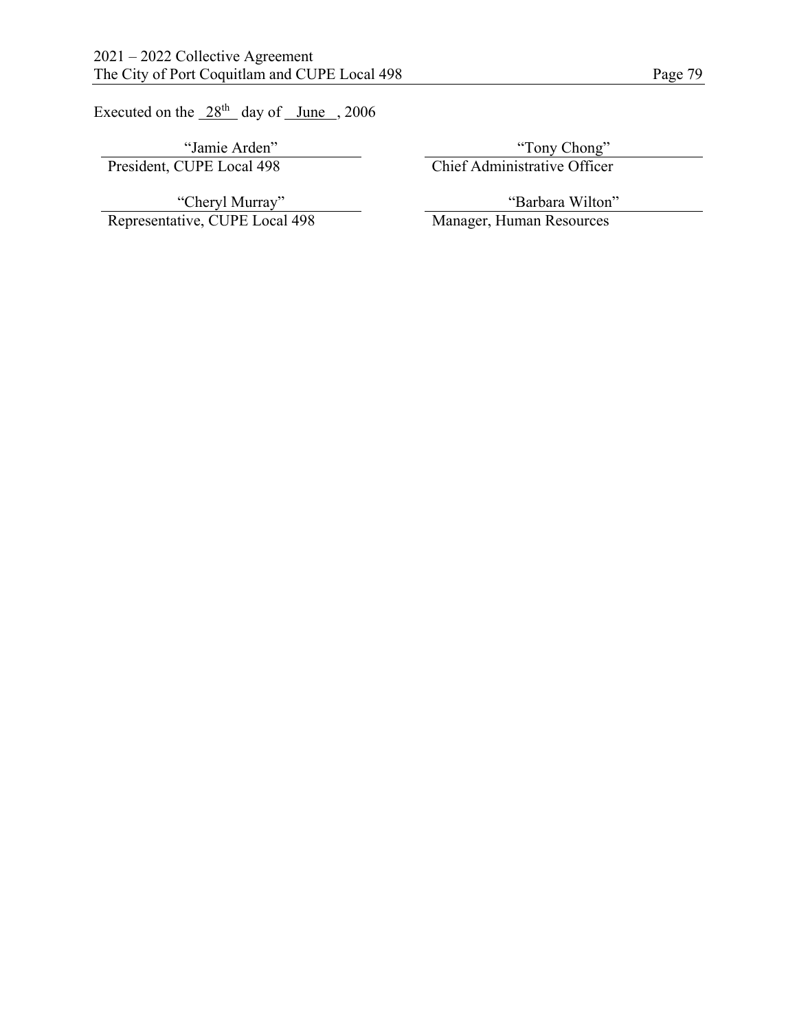Executed on the 28th day of June, 2006

| "Jamie Arden" | "Tony Chong" |
|---|---|
| President, CUPE Local 498 | Chief Administrative Officer |
| "Cheryl Murray" | "Barbara Wilton" |
| Representative, CUPE Local 498 | Manager, Human Resources |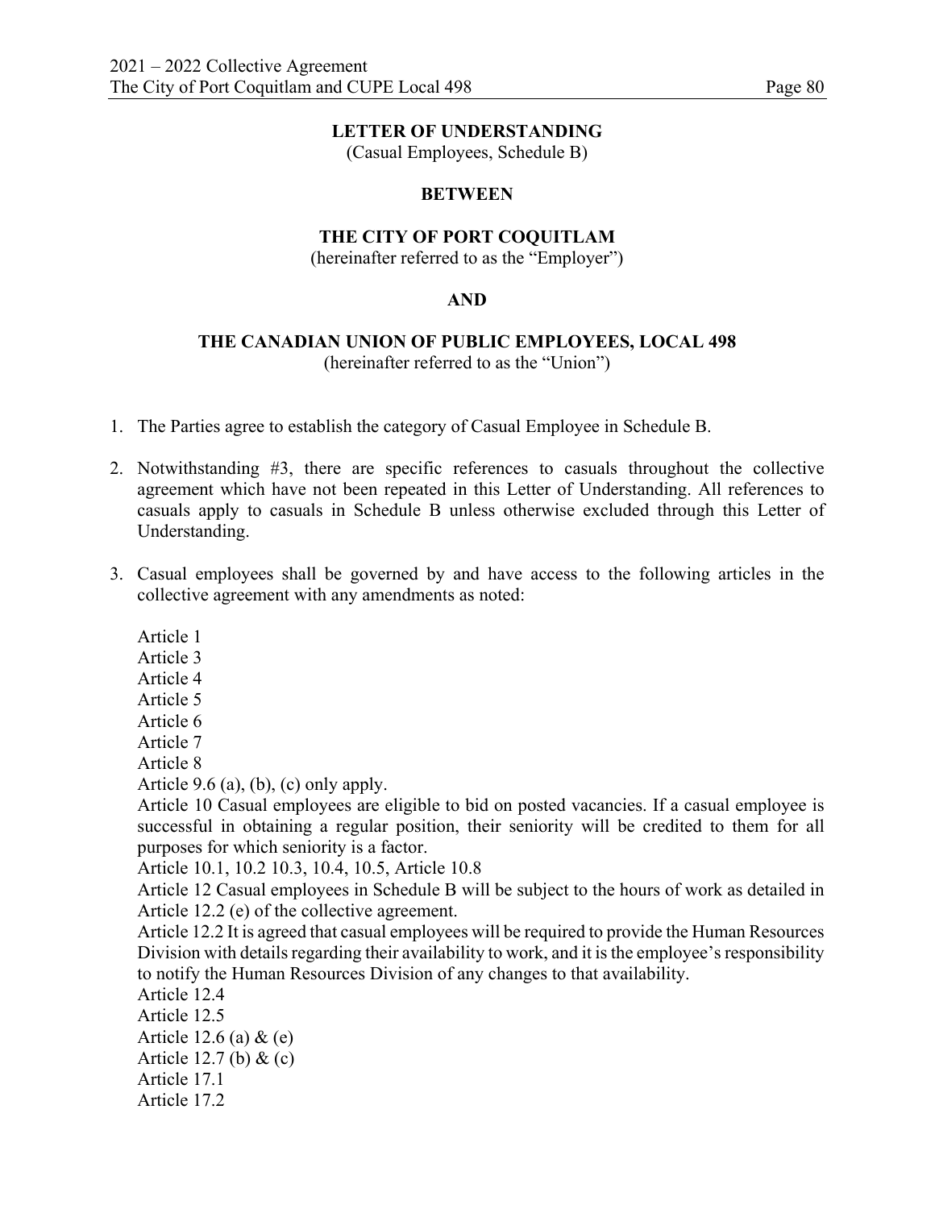**LETTER OF UNDERSTANDING**
(Casual Employees, Schedule B)

**BETWEEN**

**THE CITY OF PORT COQUITLAM**
(hereinafter referred to as the "Employer")

**AND**

**THE CANADIAN UNION OF PUBLIC EMPLOYEES, LOCAL 498**
(hereinafter referred to as the "Union")

1. The Parties agree to establish the category of Casual Employee in Schedule B.

2. Notwithstanding #3, there are specific references to casuals throughout the collective agreement which have not been repeated in this Letter of Understanding. All references to casuals apply to casuals in Schedule B unless otherwise excluded through this Letter of Understanding.

3. Casual employees shall be governed by and have access to the following articles in the collective agreement with any amendments as noted:

   Article 1
   Article 3
   Article 4
   Article 5
   Article 6
   Article 7
   Article 8
   Article 9.6 (a), (b), (c) only apply.
   Article 10 Casual employees are eligible to bid on posted vacancies. If a casual employee is successful in obtaining a regular position, their seniority will be credited to them for all purposes for which seniority is a factor.
   Article 10.1, 10.2 10.3, 10.4, 10.5, Article 10.8
   Article 12 Casual employees in Schedule B will be subject to the hours of work as detailed in Article 12.2 (e) of the collective agreement.
   Article 12.2 It is agreed that casual employees will be required to provide the Human Resources Division with details regarding their availability to work, and it is the employee's responsibility to notify the Human Resources Division of any changes to that availability.
   Article 12.4
   Article 12.5
   Article 12.6 (a) & (e)
   Article 12.7 (b) & (c)
   Article 17.1
   Article 17.2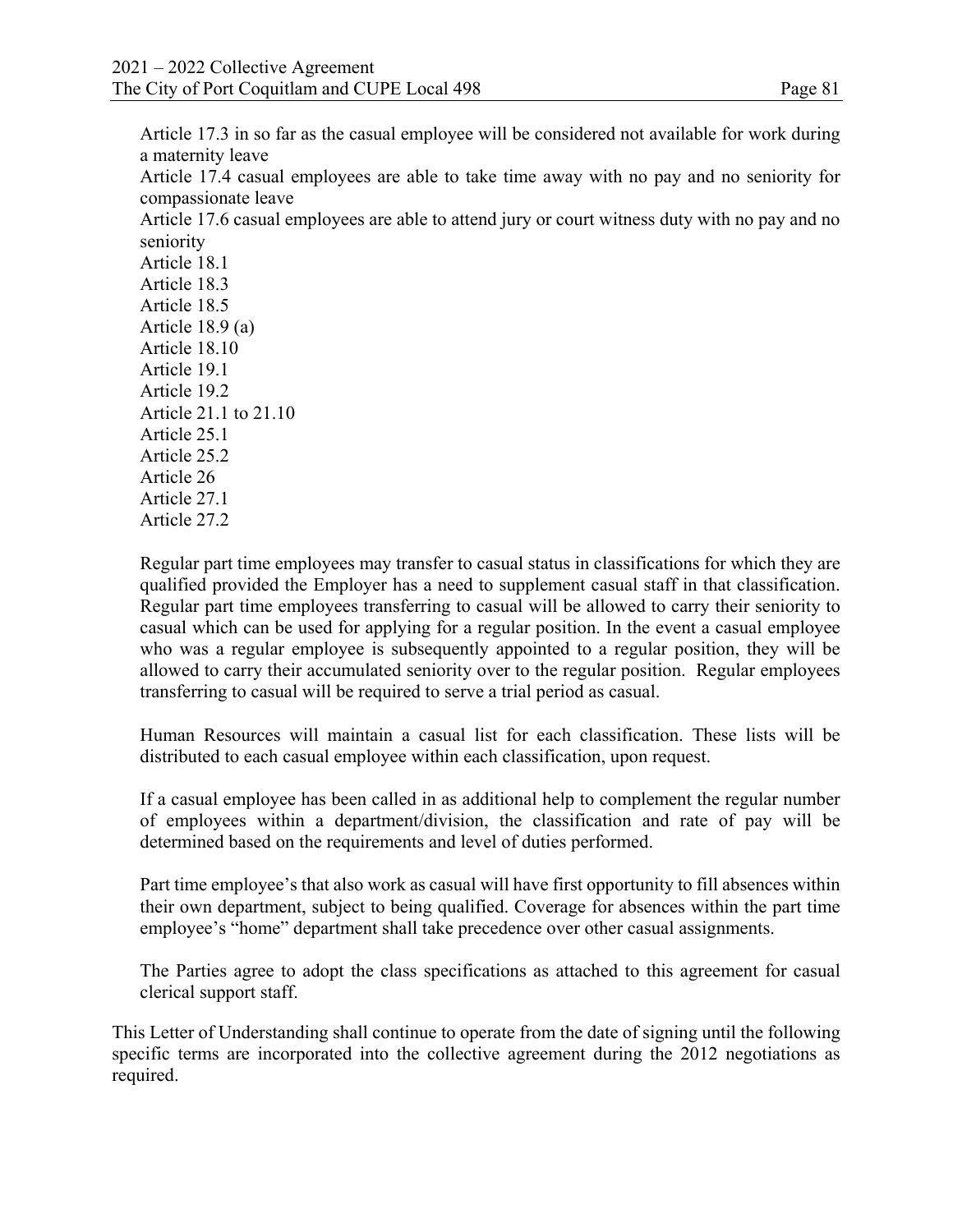Article 17.3 in so far as the casual employee will be considered not available for work during a maternity leave
Article 17.4 casual employees are able to take time away with no pay and no seniority for compassionate leave
Article 17.6 casual employees are able to attend jury or court witness duty with no pay and no seniority
Article 18.1
Article 18.3
Article 18.5
Article 18.9 (a)
Article 18.10
Article 19.1
Article 19.2
Article 21.1 to 21.10
Article 25.1
Article 25.2
Article 26
Article 27.1
Article 27.2

Regular part time employees may transfer to casual status in classifications for which they are qualified provided the Employer has a need to supplement casual staff in that classification. Regular part time employees transferring to casual will be allowed to carry their seniority to casual which can be used for applying for a regular position. In the event a casual employee who was a regular employee is subsequently appointed to a regular position, they will be allowed to carry their accumulated seniority over to the regular position. Regular employees transferring to casual will be required to serve a trial period as casual.

Human Resources will maintain a casual list for each classification. These lists will be distributed to each casual employee within each classification, upon request.

If a casual employee has been called in as additional help to complement the regular number of employees within a department/division, the classification and rate of pay will be determined based on the requirements and level of duties performed.

Part time employee's that also work as casual will have first opportunity to fill absences within their own department, subject to being qualified. Coverage for absences within the part time employee's "home" department shall take precedence over other casual assignments.

The Parties agree to adopt the class specifications as attached to this agreement for casual clerical support staff.

This Letter of Understanding shall continue to operate from the date of signing until the following specific terms are incorporated into the collective agreement during the 2012 negotiations as required.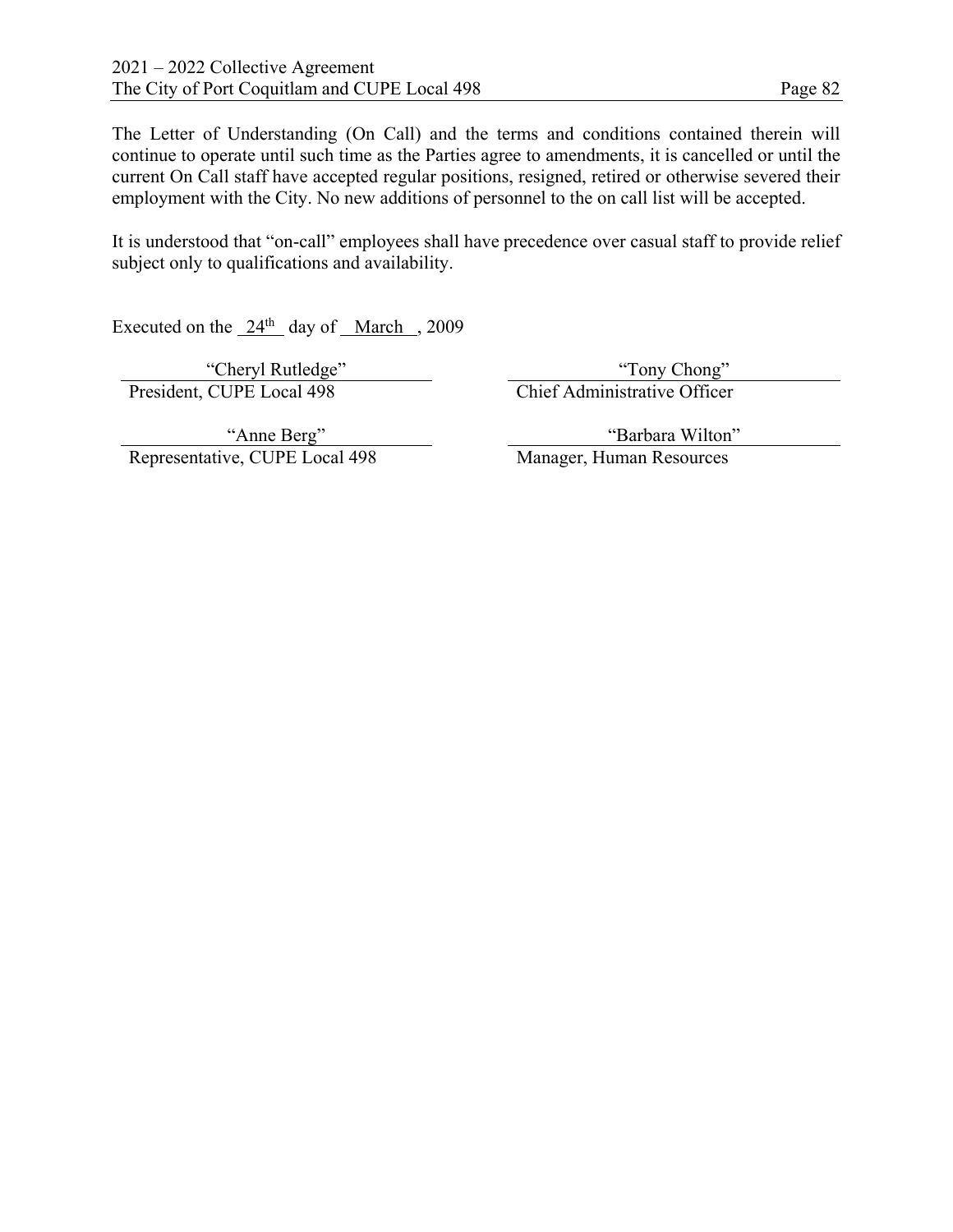The Letter of Understanding (On Call) and the terms and conditions contained therein will continue to operate until such time as the Parties agree to amendments, it is cancelled or until the current On Call staff have accepted regular positions, resigned, retired or otherwise severed their employment with the City. No new additions of personnel to the on call list will be accepted.

It is understood that "on-call" employees shall have precedence over casual staff to provide relief subject only to qualifications and availability.

Executed on the 24th day of March, 2009

| | |
|---|---|
| "Cheryl Rutledge" | "Tony Chong" |
| President, CUPE Local 498 | Chief Administrative Officer |
| "Anne Berg" | "Barbara Wilton" |
| Representative, CUPE Local 498 | Manager, Human Resources |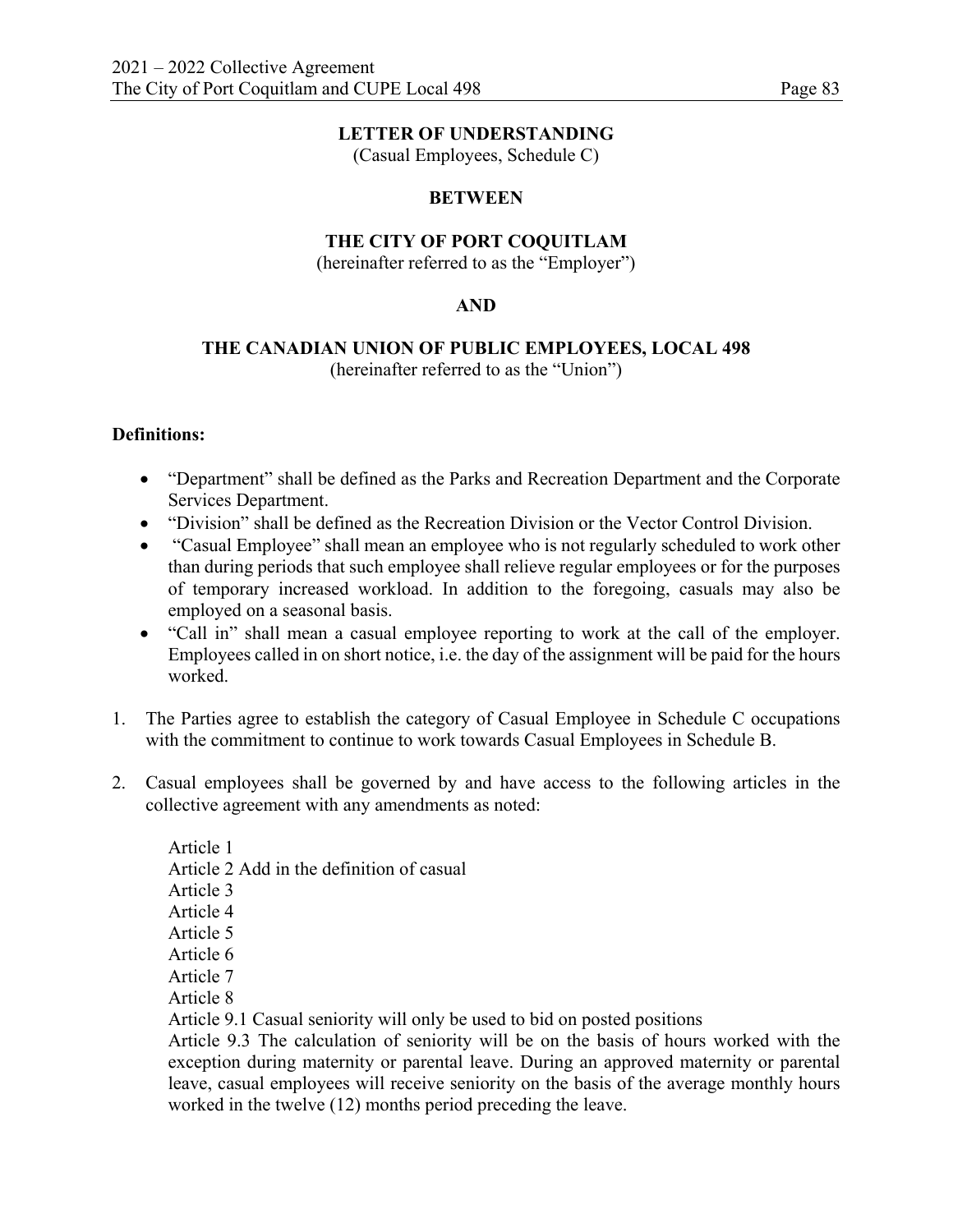**LETTER OF UNDERSTANDING**
(Casual Employees, Schedule C)

**BETWEEN**

**THE CITY OF PORT COQUITLAM**
(hereinafter referred to as the "Employer")

**AND**

**THE CANADIAN UNION OF PUBLIC EMPLOYEES, LOCAL 498**
(hereinafter referred to as the "Union")

**Definitions:**

- "Department" shall be defined as the Parks and Recreation Department and the Corporate Services Department.
- "Division" shall be defined as the Recreation Division or the Vector Control Division.
- "Casual Employee" shall mean an employee who is not regularly scheduled to work other than during periods that such employee shall relieve regular employees or for the purposes of temporary increased workload. In addition to the foregoing, casuals may also be employed on a seasonal basis.
- "Call in" shall mean a casual employee reporting to work at the call of the employer. Employees called in on short notice, i.e. the day of the assignment will be paid for the hours worked.

1. The Parties agree to establish the category of Casual Employee in Schedule C occupations with the commitment to continue to work towards Casual Employees in Schedule B.

2. Casual employees shall be governed by and have access to the following articles in the collective agreement with any amendments as noted:

   Article 1
   Article 2 Add in the definition of casual
   Article 3
   Article 4
   Article 5
   Article 6
   Article 7
   Article 8
   Article 9.1 Casual seniority will only be used to bid on posted positions
   Article 9.3 The calculation of seniority will be on the basis of hours worked with the exception during maternity or parental leave. During an approved maternity or parental leave, casual employees will receive seniority on the basis of the average monthly hours worked in the twelve (12) months period preceding the leave.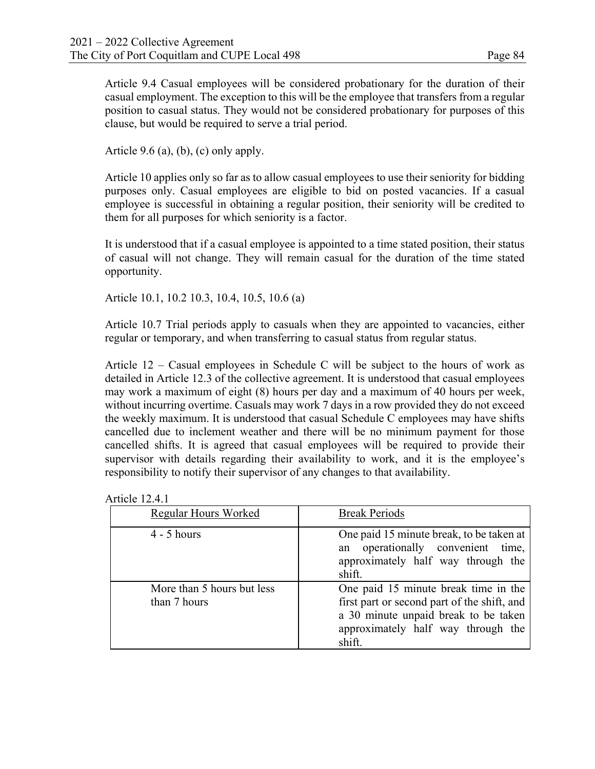Article 9.4 Casual employees will be considered probationary for the duration of their casual employment. The exception to this will be the employee that transfers from a regular position to casual status. They would not be considered probationary for purposes of this clause, but would be required to serve a trial period.

Article 9.6 (a), (b), (c) only apply.

Article 10 applies only so far as to allow casual employees to use their seniority for bidding purposes only. Casual employees are eligible to bid on posted vacancies. If a casual employee is successful in obtaining a regular position, their seniority will be credited to them for all purposes for which seniority is a factor.

It is understood that if a casual employee is appointed to a time stated position, their status of casual will not change. They will remain casual for the duration of the time stated opportunity.

Article 10.1, 10.2 10.3, 10.4, 10.5, 10.6 (a)

Article 10.7 Trial periods apply to casuals when they are appointed to vacancies, either regular or temporary, and when transferring to casual status from regular status.

Article 12 – Casual employees in Schedule C will be subject to the hours of work as detailed in Article 12.3 of the collective agreement. It is understood that casual employees may work a maximum of eight (8) hours per day and a maximum of 40 hours per week, without incurring overtime. Casuals may work 7 days in a row provided they do not exceed the weekly maximum. It is understood that casual Schedule C employees may have shifts cancelled due to inclement weather and there will be no minimum payment for those cancelled shifts. It is agreed that casual employees will be required to provide their supervisor with details regarding their availability to work, and it is the employee's responsibility to notify their supervisor of any changes to that availability.

Article 12.4.1

| Regular Hours Worked | Break Periods |
|---|---|
| 4 - 5 hours | One paid 15 minute break, to be taken at an operationally convenient time, approximately half way through the shift. |
| More than 5 hours but less than 7 hours | One paid 15 minute break time in the first part or second part of the shift, and a 30 minute unpaid break to be taken approximately half way through the shift. |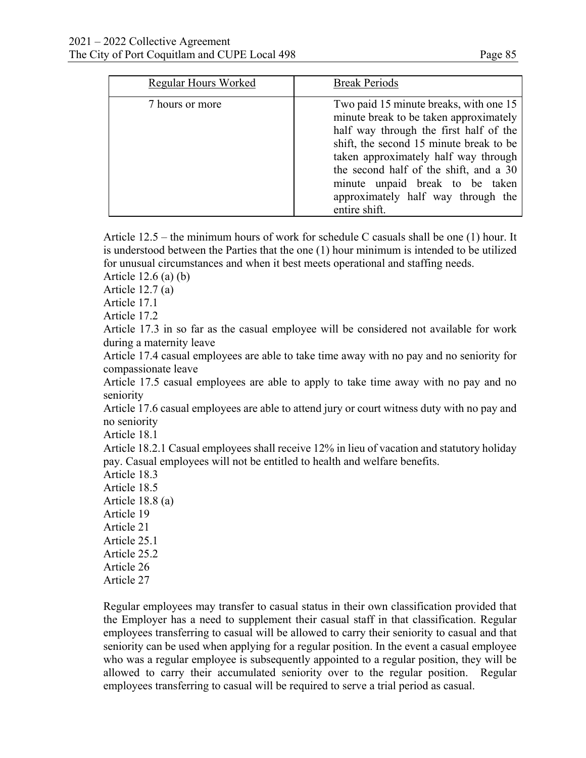| Regular Hours Worked | Break Periods |
| --- | --- |
| 7 hours or more | Two paid 15 minute breaks, with one 15 minute break to be taken approximately half way through the first half of the shift, the second 15 minute break to be taken approximately half way through the second half of the shift, and a 30 minute unpaid break to be taken approximately half way through the entire shift. |

Article 12.5 – the minimum hours of work for schedule C casuals shall be one (1) hour. It is understood between the Parties that the one (1) hour minimum is intended to be utilized for unusual circumstances and when it best meets operational and staffing needs.
Article 12.6 (a) (b)
Article 12.7 (a)
Article 17.1
Article 17.2
Article 17.3 in so far as the casual employee will be considered not available for work during a maternity leave
Article 17.4 casual employees are able to take time away with no pay and no seniority for compassionate leave
Article 17.5 casual employees are able to apply to take time away with no pay and no seniority
Article 17.6 casual employees are able to attend jury or court witness duty with no pay and no seniority
Article 18.1
Article 18.2.1 Casual employees shall receive 12% in lieu of vacation and statutory holiday pay. Casual employees will not be entitled to health and welfare benefits.
Article 18.3
Article 18.5
Article 18.8 (a)
Article 19
Article 21
Article 25.1
Article 25.2
Article 26
Article 27

Regular employees may transfer to casual status in their own classification provided that the Employer has a need to supplement their casual staff in that classification. Regular employees transferring to casual will be allowed to carry their seniority to casual and that seniority can be used when applying for a regular position. In the event a casual employee who was a regular employee is subsequently appointed to a regular position, they will be allowed to carry their accumulated seniority over to the regular position. Regular employees transferring to casual will be required to serve a trial period as casual.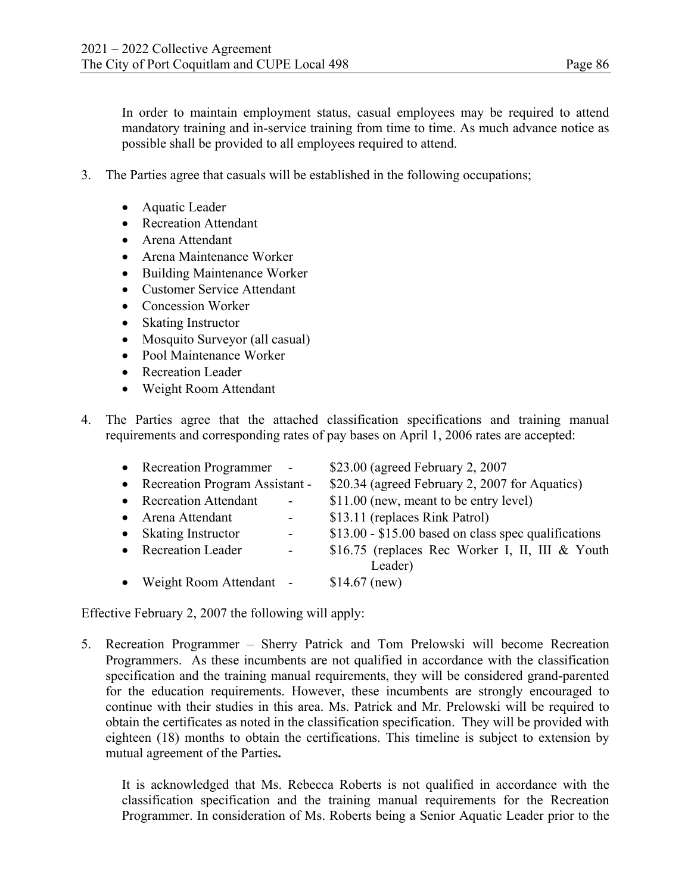In order to maintain employment status, casual employees may be required to attend mandatory training and in-service training from time to time. As much advance notice as possible shall be provided to all employees required to attend.

3. The Parties agree that casuals will be established in the following occupations;

   - Aquatic Leader
   - Recreation Attendant
   - Arena Attendant
   - Arena Maintenance Worker
   - Building Maintenance Worker
   - Customer Service Attendant
   - Concession Worker
   - Skating Instructor
   - Mosquito Surveyor (all casual)
   - Pool Maintenance Worker
   - Recreation Leader
   - Weight Room Attendant

4. The Parties agree that the attached classification specifications and training manual requirements and corresponding rates of pay bases on April 1, 2006 rates are accepted:

   - Recreation Programmer - $23.00 (agreed February 2, 2007
   - Recreation Program Assistant - $20.34 (agreed February 2, 2007 for Aquatics)
   - Recreation Attendant - $11.00 (new, meant to be entry level)
   - Arena Attendant - $13.11 (replaces Rink Patrol)
   - Skating Instructor - $13.00 - $15.00 based on class spec qualifications
   - Recreation Leader - $16.75 (replaces Rec Worker I, II, III & Youth Leader)
   - Weight Room Attendant - $14.67 (new)

Effective February 2, 2007 the following will apply:

5. Recreation Programmer – Sherry Patrick and Tom Prelowski will become Recreation Programmers. As these incumbents are not qualified in accordance with the classification specification and the training manual requirements, they will be considered grand-parented for the education requirements. However, these incumbents are strongly encouraged to continue with their studies in this area. Ms. Patrick and Mr. Prelowski will be required to obtain the certificates as noted in the classification specification. They will be provided with eighteen (18) months to obtain the certifications. This timeline is subject to extension by mutual agreement of the Parties**.**

   It is acknowledged that Ms. Rebecca Roberts is not qualified in accordance with the classification specification and the training manual requirements for the Recreation Programmer. In consideration of Ms. Roberts being a Senior Aquatic Leader prior to the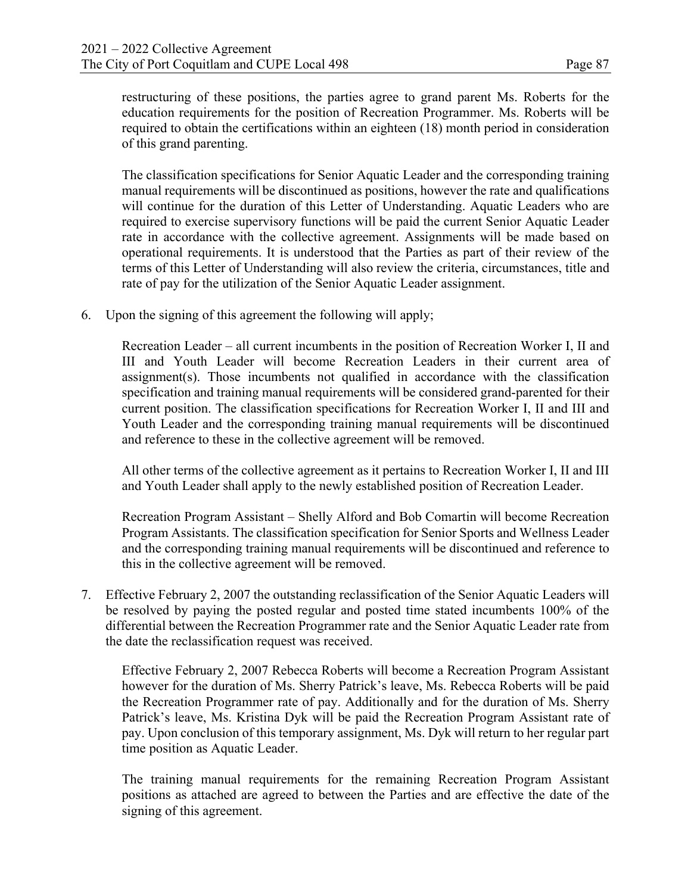restructuring of these positions, the parties agree to grand parent Ms. Roberts for the education requirements for the position of Recreation Programmer. Ms. Roberts will be required to obtain the certifications within an eighteen (18) month period in consideration of this grand parenting.

The classification specifications for Senior Aquatic Leader and the corresponding training manual requirements will be discontinued as positions, however the rate and qualifications will continue for the duration of this Letter of Understanding. Aquatic Leaders who are required to exercise supervisory functions will be paid the current Senior Aquatic Leader rate in accordance with the collective agreement. Assignments will be made based on operational requirements. It is understood that the Parties as part of their review of the terms of this Letter of Understanding will also review the criteria, circumstances, title and rate of pay for the utilization of the Senior Aquatic Leader assignment.

6. Upon the signing of this agreement the following will apply;

   Recreation Leader – all current incumbents in the position of Recreation Worker I, II and III and Youth Leader will become Recreation Leaders in their current area of assignment(s). Those incumbents not qualified in accordance with the classification specification and training manual requirements will be considered grand-parented for their current position. The classification specifications for Recreation Worker I, II and III and Youth Leader and the corresponding training manual requirements will be discontinued and reference to these in the collective agreement will be removed.

   All other terms of the collective agreement as it pertains to Recreation Worker I, II and III and Youth Leader shall apply to the newly established position of Recreation Leader.

   Recreation Program Assistant – Shelly Alford and Bob Comartin will become Recreation Program Assistants. The classification specification for Senior Sports and Wellness Leader and the corresponding training manual requirements will be discontinued and reference to this in the collective agreement will be removed.

7. Effective February 2, 2007 the outstanding reclassification of the Senior Aquatic Leaders will be resolved by paying the posted regular and posted time stated incumbents 100% of the differential between the Recreation Programmer rate and the Senior Aquatic Leader rate from the date the reclassification request was received.

   Effective February 2, 2007 Rebecca Roberts will become a Recreation Program Assistant however for the duration of Ms. Sherry Patrick's leave, Ms. Rebecca Roberts will be paid the Recreation Programmer rate of pay. Additionally and for the duration of Ms. Sherry Patrick's leave, Ms. Kristina Dyk will be paid the Recreation Program Assistant rate of pay. Upon conclusion of this temporary assignment, Ms. Dyk will return to her regular part time position as Aquatic Leader.

   The training manual requirements for the remaining Recreation Program Assistant positions as attached are agreed to between the Parties and are effective the date of the signing of this agreement.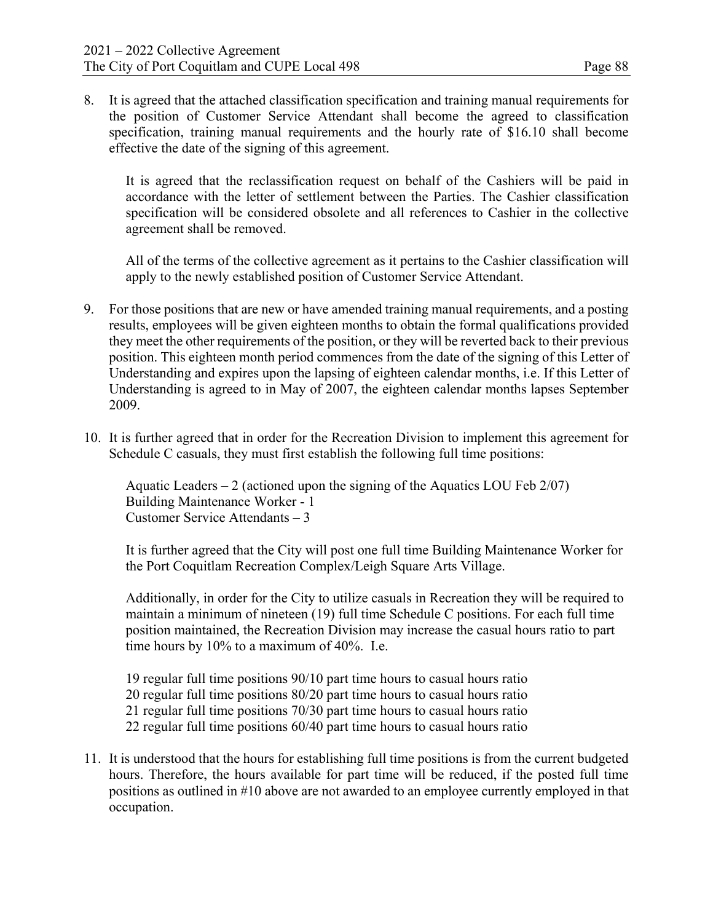8. It is agreed that the attached classification specification and training manual requirements for the position of Customer Service Attendant shall become the agreed to classification specification, training manual requirements and the hourly rate of $16.10 shall become effective the date of the signing of this agreement.

   It is agreed that the reclassification request on behalf of the Cashiers will be paid in accordance with the letter of settlement between the Parties. The Cashier classification specification will be considered obsolete and all references to Cashier in the collective agreement shall be removed.

   All of the terms of the collective agreement as it pertains to the Cashier classification will apply to the newly established position of Customer Service Attendant.

9. For those positions that are new or have amended training manual requirements, and a posting results, employees will be given eighteen months to obtain the formal qualifications provided they meet the other requirements of the position, or they will be reverted back to their previous position. This eighteen month period commences from the date of the signing of this Letter of Understanding and expires upon the lapsing of eighteen calendar months, i.e. If this Letter of Understanding is agreed to in May of 2007, the eighteen calendar months lapses September 2009.

10. It is further agreed that in order for the Recreation Division to implement this agreement for Schedule C casuals, they must first establish the following full time positions:

    Aquatic Leaders – 2 (actioned upon the signing of the Aquatics LOU Feb 2/07)
    Building Maintenance Worker - 1
    Customer Service Attendants – 3

    It is further agreed that the City will post one full time Building Maintenance Worker for the Port Coquitlam Recreation Complex/Leigh Square Arts Village.

    Additionally, in order for the City to utilize casuals in Recreation they will be required to maintain a minimum of nineteen (19) full time Schedule C positions. For each full time position maintained, the Recreation Division may increase the casual hours ratio to part time hours by 10% to a maximum of 40%. I.e.

    19 regular full time positions 90/10 part time hours to casual hours ratio
    20 regular full time positions 80/20 part time hours to casual hours ratio
    21 regular full time positions 70/30 part time hours to casual hours ratio
    22 regular full time positions 60/40 part time hours to casual hours ratio

11. It is understood that the hours for establishing full time positions is from the current budgeted hours. Therefore, the hours available for part time will be reduced, if the posted full time positions as outlined in #10 above are not awarded to an employee currently employed in that occupation.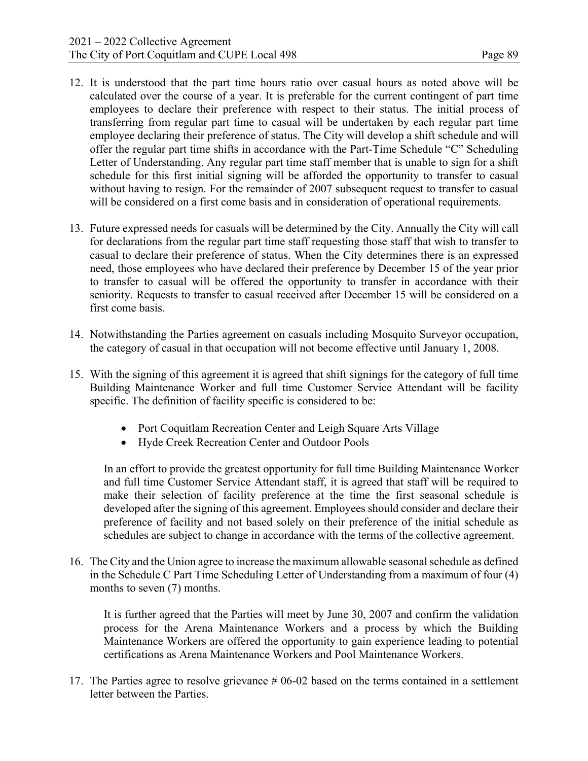12. It is understood that the part time hours ratio over casual hours as noted above will be calculated over the course of a year. It is preferable for the current contingent of part time employees to declare their preference with respect to their status. The initial process of transferring from regular part time to casual will be undertaken by each regular part time employee declaring their preference of status. The City will develop a shift schedule and will offer the regular part time shifts in accordance with the Part-Time Schedule "C" Scheduling Letter of Understanding. Any regular part time staff member that is unable to sign for a shift schedule for this first initial signing will be afforded the opportunity to transfer to casual without having to resign. For the remainder of 2007 subsequent request to transfer to casual will be considered on a first come basis and in consideration of operational requirements.

13. Future expressed needs for casuals will be determined by the City. Annually the City will call for declarations from the regular part time staff requesting those staff that wish to transfer to casual to declare their preference of status. When the City determines there is an expressed need, those employees who have declared their preference by December 15 of the year prior to transfer to casual will be offered the opportunity to transfer in accordance with their seniority. Requests to transfer to casual received after December 15 will be considered on a first come basis.

14. Notwithstanding the Parties agreement on casuals including Mosquito Surveyor occupation, the category of casual in that occupation will not become effective until January 1, 2008.

15. With the signing of this agreement it is agreed that shift signings for the category of full time Building Maintenance Worker and full time Customer Service Attendant will be facility specific. The definition of facility specific is considered to be:

    - Port Coquitlam Recreation Center and Leigh Square Arts Village
    - Hyde Creek Recreation Center and Outdoor Pools

    In an effort to provide the greatest opportunity for full time Building Maintenance Worker and full time Customer Service Attendant staff, it is agreed that staff will be required to make their selection of facility preference at the time the first seasonal schedule is developed after the signing of this agreement. Employees should consider and declare their preference of facility and not based solely on their preference of the initial schedule as schedules are subject to change in accordance with the terms of the collective agreement.

16. The City and the Union agree to increase the maximum allowable seasonal schedule as defined in the Schedule C Part Time Scheduling Letter of Understanding from a maximum of four (4) months to seven (7) months.

    It is further agreed that the Parties will meet by June 30, 2007 and confirm the validation process for the Arena Maintenance Workers and a process by which the Building Maintenance Workers are offered the opportunity to gain experience leading to potential certifications as Arena Maintenance Workers and Pool Maintenance Workers.

17. The Parties agree to resolve grievance # 06-02 based on the terms contained in a settlement letter between the Parties.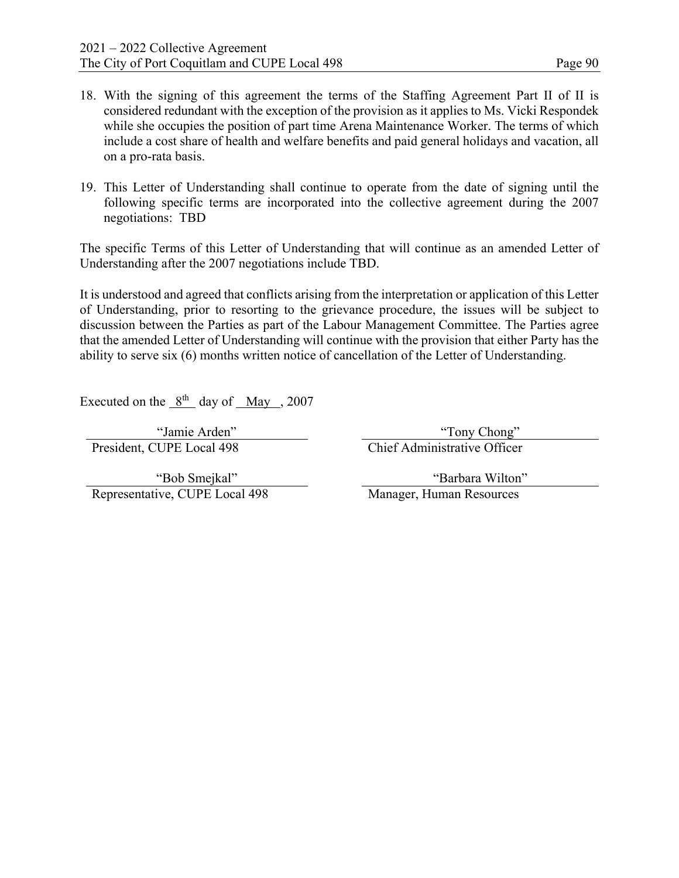18. With the signing of this agreement the terms of the Staffing Agreement Part II of II is considered redundant with the exception of the provision as it applies to Ms. Vicki Respondek while she occupies the position of part time Arena Maintenance Worker. The terms of which include a cost share of health and welfare benefits and paid general holidays and vacation, all on a pro-rata basis.

19. This Letter of Understanding shall continue to operate from the date of signing until the following specific terms are incorporated into the collective agreement during the 2007 negotiations: TBD

The specific Terms of this Letter of Understanding that will continue as an amended Letter of Understanding after the 2007 negotiations include TBD.

It is understood and agreed that conflicts arising from the interpretation or application of this Letter of Understanding, prior to resorting to the grievance procedure, the issues will be subject to discussion between the Parties as part of the Labour Management Committee. The Parties agree that the amended Letter of Understanding will continue with the provision that either Party has the ability to serve six (6) months written notice of cancellation of the Letter of Understanding.

Executed on the 8th day of May, 2007

| | |
|---|---|
| "Jamie Arden" | "Tony Chong" |
| President, CUPE Local 498 | Chief Administrative Officer |
| "Bob Smejkal" | "Barbara Wilton" |
| Representative, CUPE Local 498 | Manager, Human Resources |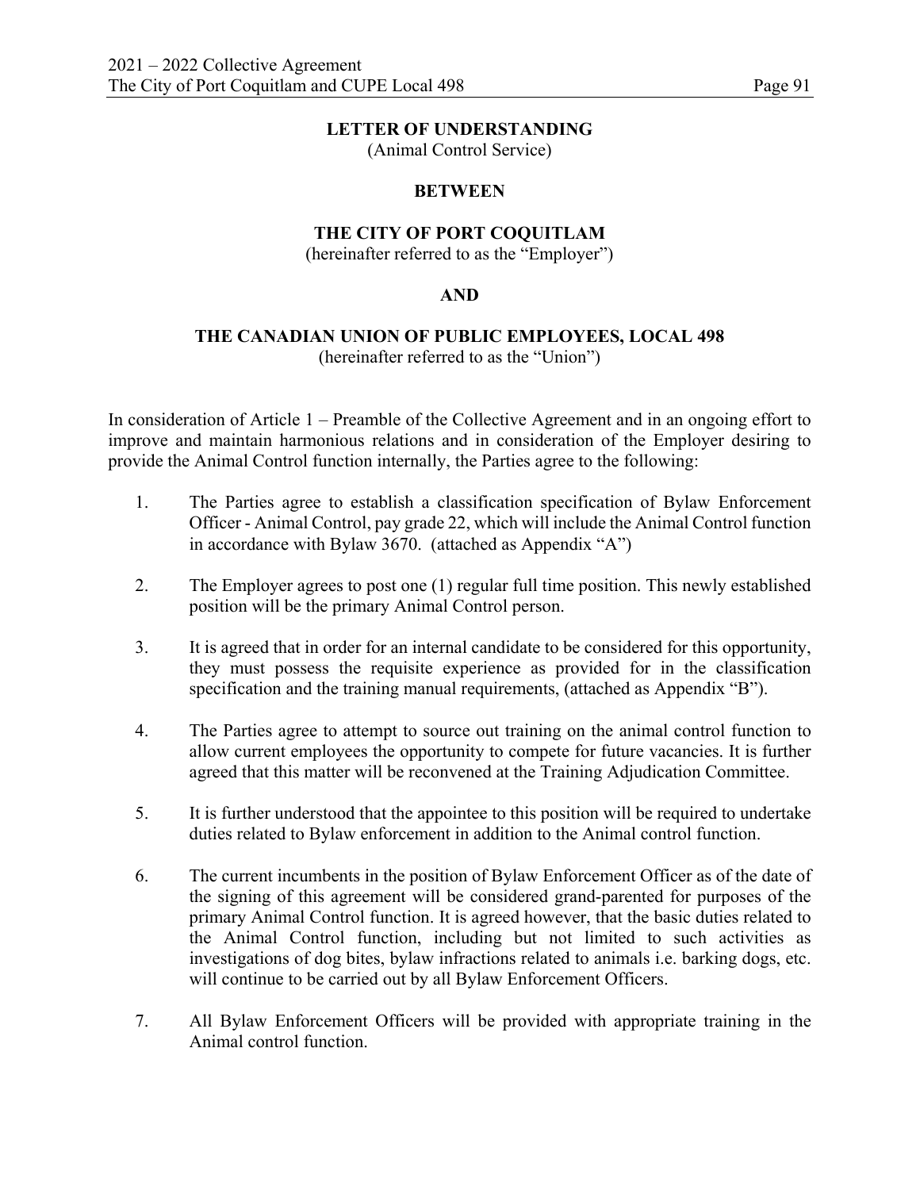**LETTER OF UNDERSTANDING**
(Animal Control Service)

**BETWEEN**

**THE CITY OF PORT COQUITLAM**
(hereinafter referred to as the "Employer")

**AND**

**THE CANADIAN UNION OF PUBLIC EMPLOYEES, LOCAL 498**
(hereinafter referred to as the "Union")

In consideration of Article 1 – Preamble of the Collective Agreement and in an ongoing effort to improve and maintain harmonious relations and in consideration of the Employer desiring to provide the Animal Control function internally, the Parties agree to the following:

1. The Parties agree to establish a classification specification of Bylaw Enforcement Officer - Animal Control, pay grade 22, which will include the Animal Control function in accordance with Bylaw 3670. (attached as Appendix "A")

2. The Employer agrees to post one (1) regular full time position. This newly established position will be the primary Animal Control person.

3. It is agreed that in order for an internal candidate to be considered for this opportunity, they must possess the requisite experience as provided for in the classification specification and the training manual requirements, (attached as Appendix "B").

4. The Parties agree to attempt to source out training on the animal control function to allow current employees the opportunity to compete for future vacancies. It is further agreed that this matter will be reconvened at the Training Adjudication Committee.

5. It is further understood that the appointee to this position will be required to undertake duties related to Bylaw enforcement in addition to the Animal control function.

6. The current incumbents in the position of Bylaw Enforcement Officer as of the date of the signing of this agreement will be considered grand-parented for purposes of the primary Animal Control function. It is agreed however, that the basic duties related to the Animal Control function, including but not limited to such activities as investigations of dog bites, bylaw infractions related to animals i.e. barking dogs, etc. will continue to be carried out by all Bylaw Enforcement Officers.

7. All Bylaw Enforcement Officers will be provided with appropriate training in the Animal control function.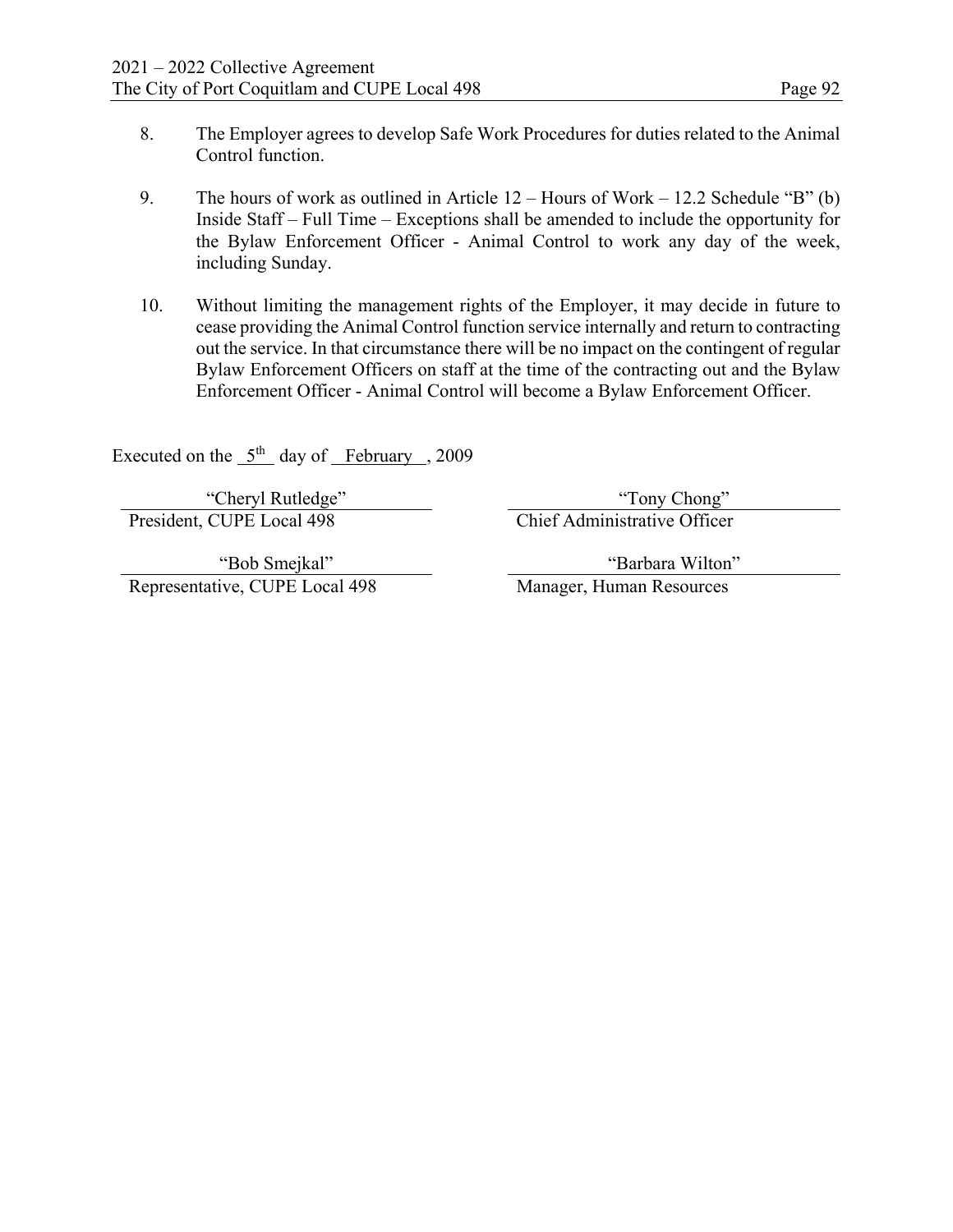8. The Employer agrees to develop Safe Work Procedures for duties related to the Animal Control function.

9. The hours of work as outlined in Article 12 – Hours of Work – 12.2 Schedule "B" (b) Inside Staff – Full Time – Exceptions shall be amended to include the opportunity for the Bylaw Enforcement Officer - Animal Control to work any day of the week, including Sunday.

10. Without limiting the management rights of the Employer, it may decide in future to cease providing the Animal Control function service internally and return to contracting out the service. In that circumstance there will be no impact on the contingent of regular Bylaw Enforcement Officers on staff at the time of the contracting out and the Bylaw Enforcement Officer - Animal Control will become a Bylaw Enforcement Officer.

Executed on the 5th day of February, 2009

| | |
|---|---|
| "Cheryl Rutledge" | "Tony Chong" |
| President, CUPE Local 498 | Chief Administrative Officer |
| "Bob Smejkal" | "Barbara Wilton" |
| Representative, CUPE Local 498 | Manager, Human Resources |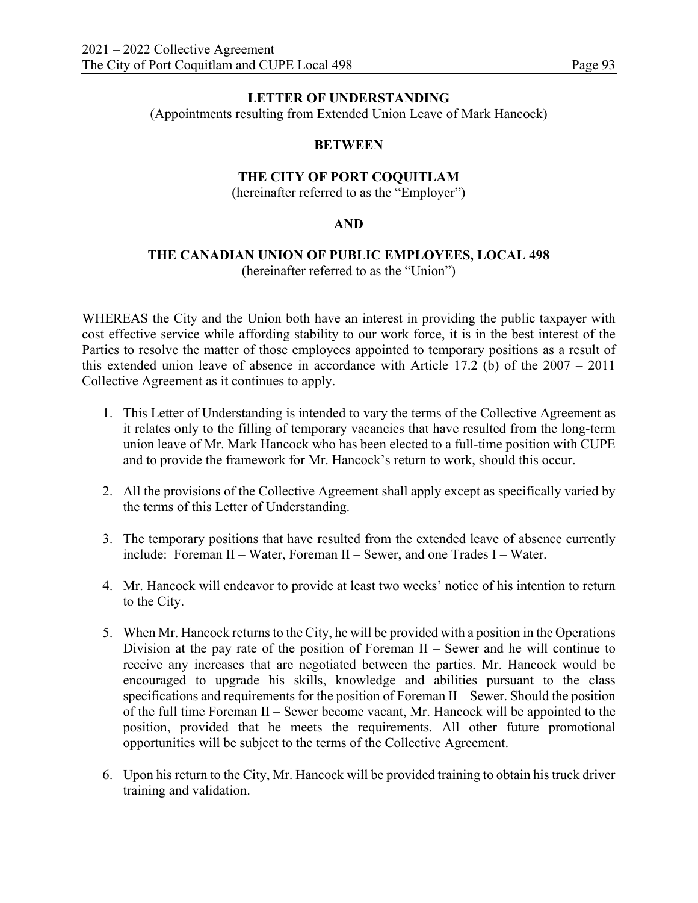**LETTER OF UNDERSTANDING**

(Appointments resulting from Extended Union Leave of Mark Hancock)

**BETWEEN**

**THE CITY OF PORT COQUITLAM**

(hereinafter referred to as the "Employer")

**AND**

**THE CANADIAN UNION OF PUBLIC EMPLOYEES, LOCAL 498**

(hereinafter referred to as the "Union")

WHEREAS the City and the Union both have an interest in providing the public taxpayer with cost effective service while affording stability to our work force, it is in the best interest of the Parties to resolve the matter of those employees appointed to temporary positions as a result of this extended union leave of absence in accordance with Article 17.2 (b) of the 2007 – 2011 Collective Agreement as it continues to apply.

1. This Letter of Understanding is intended to vary the terms of the Collective Agreement as it relates only to the filling of temporary vacancies that have resulted from the long-term union leave of Mr. Mark Hancock who has been elected to a full-time position with CUPE and to provide the framework for Mr. Hancock's return to work, should this occur.

2. All the provisions of the Collective Agreement shall apply except as specifically varied by the terms of this Letter of Understanding.

3. The temporary positions that have resulted from the extended leave of absence currently include: Foreman II – Water, Foreman II – Sewer, and one Trades I – Water.

4. Mr. Hancock will endeavor to provide at least two weeks' notice of his intention to return to the City.

5. When Mr. Hancock returns to the City, he will be provided with a position in the Operations Division at the pay rate of the position of Foreman II – Sewer and he will continue to receive any increases that are negotiated between the parties. Mr. Hancock would be encouraged to upgrade his skills, knowledge and abilities pursuant to the class specifications and requirements for the position of Foreman II – Sewer. Should the position of the full time Foreman II – Sewer become vacant, Mr. Hancock will be appointed to the position, provided that he meets the requirements. All other future promotional opportunities will be subject to the terms of the Collective Agreement.

6. Upon his return to the City, Mr. Hancock will be provided training to obtain his truck driver training and validation.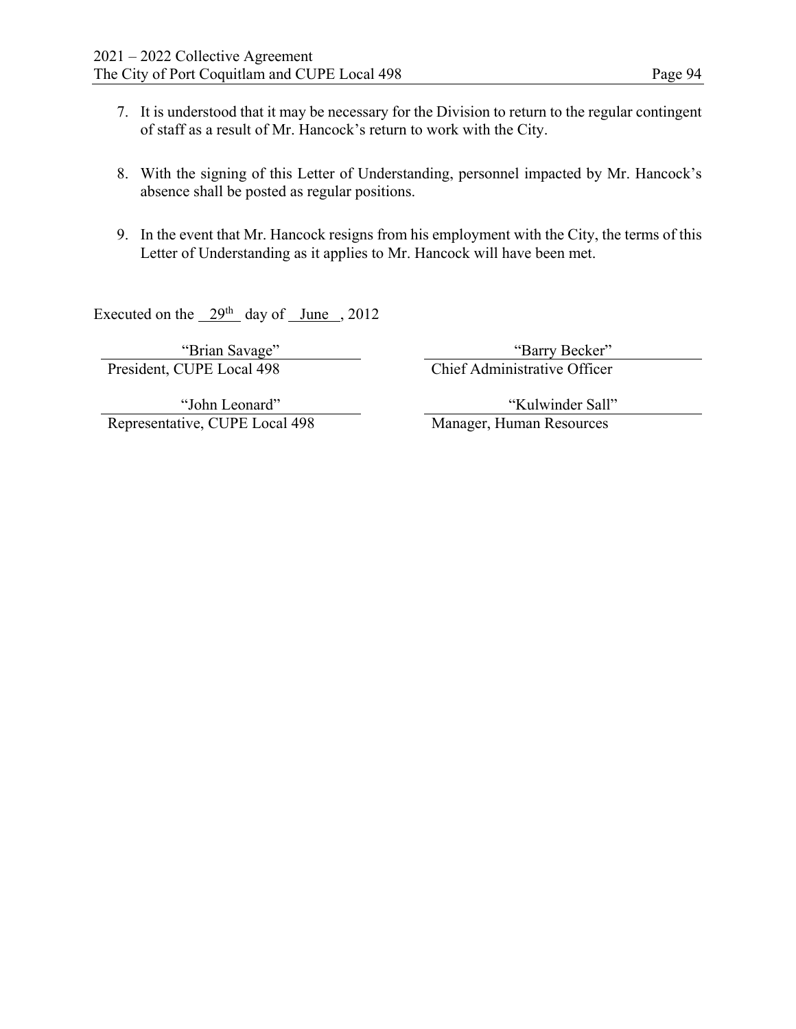7. It is understood that it may be necessary for the Division to return to the regular contingent of staff as a result of Mr. Hancock's return to work with the City.

8. With the signing of this Letter of Understanding, personnel impacted by Mr. Hancock's absence shall be posted as regular positions.

9. In the event that Mr. Hancock resigns from his employment with the City, the terms of this Letter of Understanding as it applies to Mr. Hancock will have been met.

Executed on the 29th day of June, 2012

| | |
|---|---|
| "Brian Savage" | "Barry Becker" |
| President, CUPE Local 498 | Chief Administrative Officer |
| "John Leonard" | "Kulwinder Sall" |
| Representative, CUPE Local 498 | Manager, Human Resources |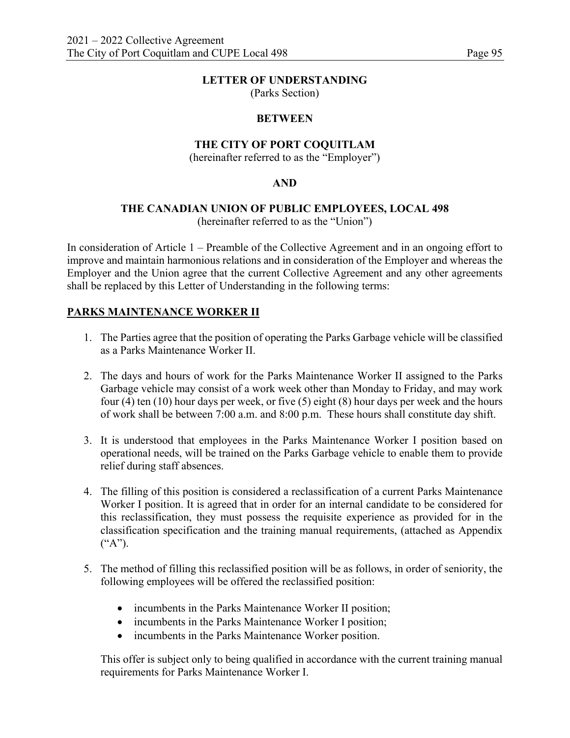# LETTER OF UNDERSTANDING

(Parks Section)

**BETWEEN**

**THE CITY OF PORT COQUITLAM**

(hereinafter referred to as the "Employer")

**AND**

**THE CANADIAN UNION OF PUBLIC EMPLOYEES, LOCAL 498**

(hereinafter referred to as the "Union")

In consideration of Article 1 – Preamble of the Collective Agreement and in an ongoing effort to improve and maintain harmonious relations and in consideration of the Employer and whereas the Employer and the Union agree that the current Collective Agreement and any other agreements shall be replaced by this Letter of Understanding in the following terms:

## PARKS MAINTENANCE WORKER II

1. The Parties agree that the position of operating the Parks Garbage vehicle will be classified as a Parks Maintenance Worker II.

2. The days and hours of work for the Parks Maintenance Worker II assigned to the Parks Garbage vehicle may consist of a work week other than Monday to Friday, and may work four (4) ten (10) hour days per week, or five (5) eight (8) hour days per week and the hours of work shall be between 7:00 a.m. and 8:00 p.m. These hours shall constitute day shift.

3. It is understood that employees in the Parks Maintenance Worker I position based on operational needs, will be trained on the Parks Garbage vehicle to enable them to provide relief during staff absences.

4. The filling of this position is considered a reclassification of a current Parks Maintenance Worker I position. It is agreed that in order for an internal candidate to be considered for this reclassification, they must possess the requisite experience as provided for in the classification specification and the training manual requirements, (attached as Appendix ("A").

5. The method of filling this reclassified position will be as follows, in order of seniority, the following employees will be offered the reclassified position:

   - incumbents in the Parks Maintenance Worker II position;
   - incumbents in the Parks Maintenance Worker I position;
   - incumbents in the Parks Maintenance Worker position.

   This offer is subject only to being qualified in accordance with the current training manual requirements for Parks Maintenance Worker I.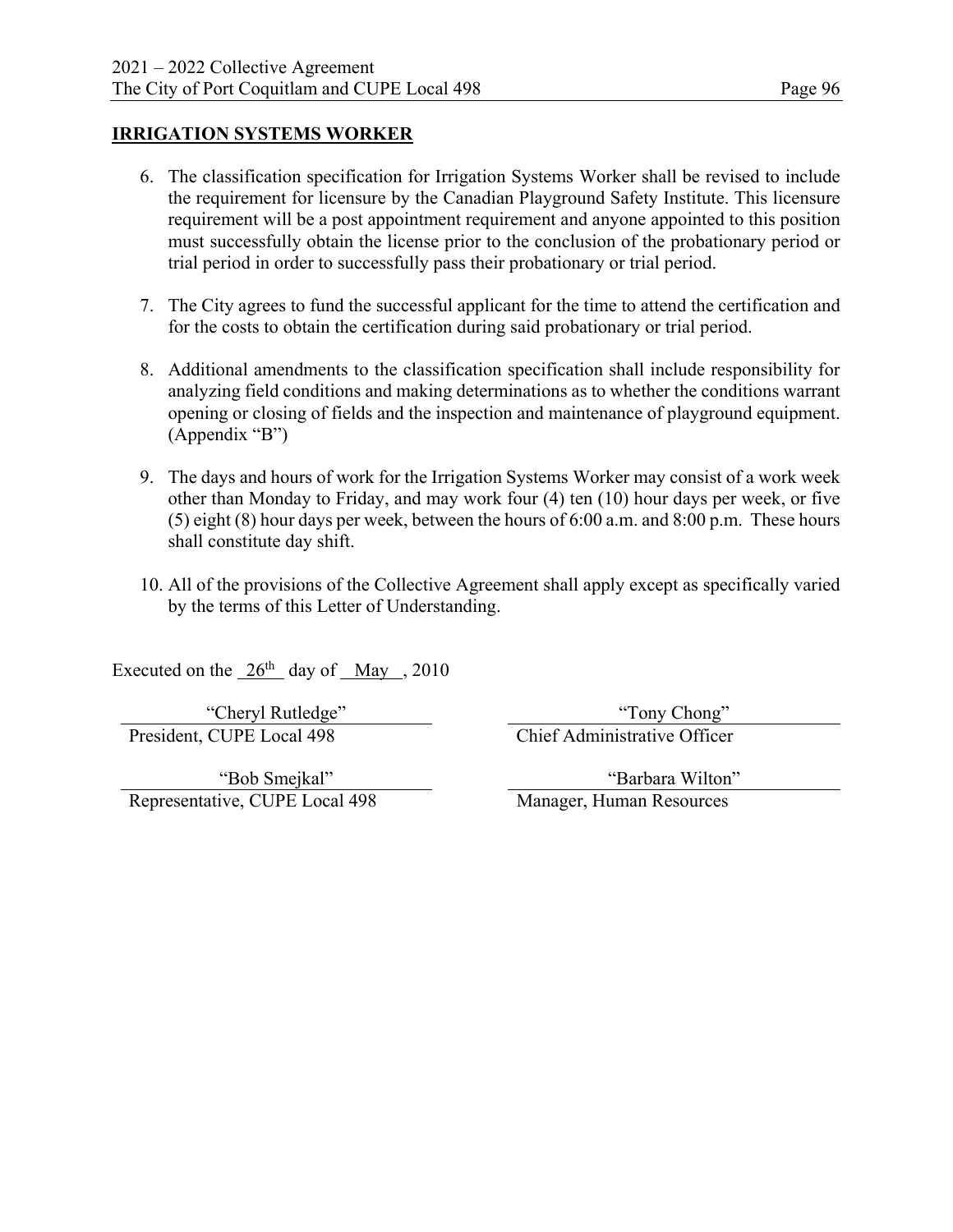**IRRIGATION SYSTEMS WORKER**

6. The classification specification for Irrigation Systems Worker shall be revised to include the requirement for licensure by the Canadian Playground Safety Institute. This licensure requirement will be a post appointment requirement and anyone appointed to this position must successfully obtain the license prior to the conclusion of the probationary period or trial period in order to successfully pass their probationary or trial period.

7. The City agrees to fund the successful applicant for the time to attend the certification and for the costs to obtain the certification during said probationary or trial period.

8. Additional amendments to the classification specification shall include responsibility for analyzing field conditions and making determinations as to whether the conditions warrant opening or closing of fields and the inspection and maintenance of playground equipment. (Appendix "B")

9. The days and hours of work for the Irrigation Systems Worker may consist of a work week other than Monday to Friday, and may work four (4) ten (10) hour days per week, or five (5) eight (8) hour days per week, between the hours of 6:00 a.m. and 8:00 p.m. These hours shall constitute day shift.

10. All of the provisions of the Collective Agreement shall apply except as specifically varied by the terms of this Letter of Understanding.

Executed on the 26th day of May, 2010

| | |
|---|---|
| "Cheryl Rutledge" | "Tony Chong" |
| President, CUPE Local 498 | Chief Administrative Officer |
| "Bob Smejkal" | "Barbara Wilton" |
| Representative, CUPE Local 498 | Manager, Human Resources |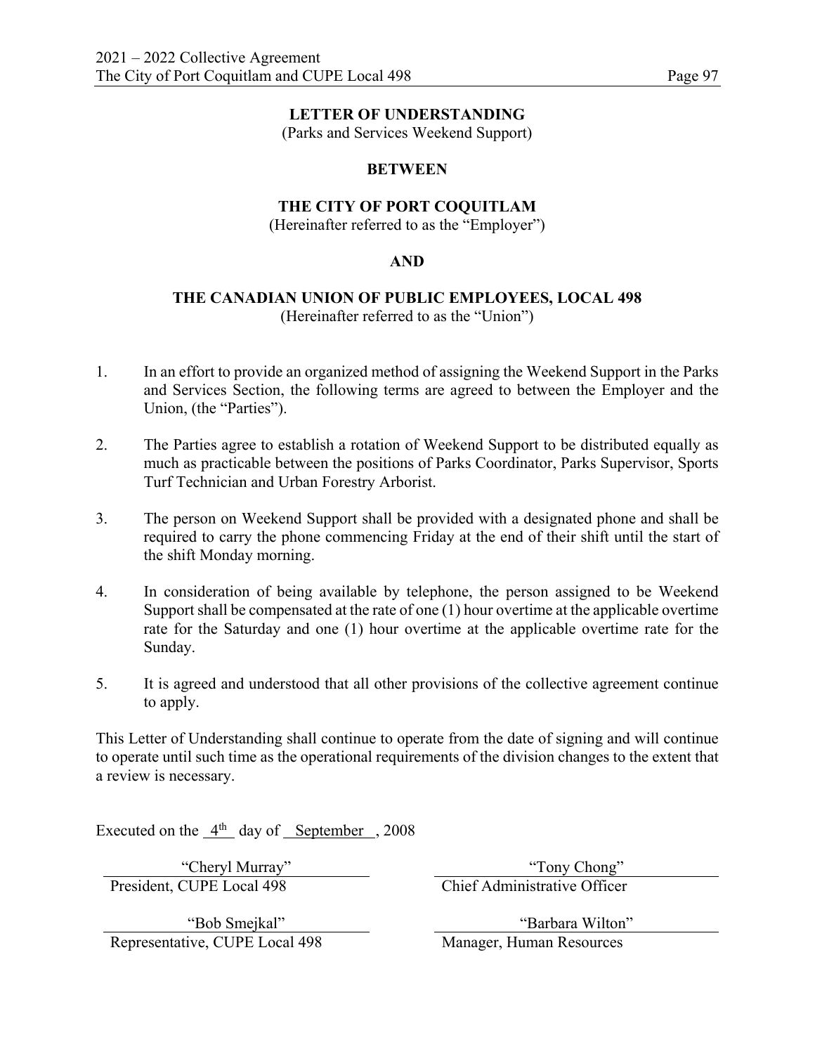## LETTER OF UNDERSTANDING

(Parks and Services Weekend Support)

**BETWEEN**

**THE CITY OF PORT COQUITLAM**

(Hereinafter referred to as the "Employer")

**AND**

**THE CANADIAN UNION OF PUBLIC EMPLOYEES, LOCAL 498**

(Hereinafter referred to as the "Union")

1. In an effort to provide an organized method of assigning the Weekend Support in the Parks and Services Section, the following terms are agreed to between the Employer and the Union, (the "Parties").

2. The Parties agree to establish a rotation of Weekend Support to be distributed equally as much as practicable between the positions of Parks Coordinator, Parks Supervisor, Sports Turf Technician and Urban Forestry Arborist.

3. The person on Weekend Support shall be provided with a designated phone and shall be required to carry the phone commencing Friday at the end of their shift until the start of the shift Monday morning.

4. In consideration of being available by telephone, the person assigned to be Weekend Support shall be compensated at the rate of one (1) hour overtime at the applicable overtime rate for the Saturday and one (1) hour overtime at the applicable overtime rate for the Sunday.

5. It is agreed and understood that all other provisions of the collective agreement continue to apply.

This Letter of Understanding shall continue to operate from the date of signing and will continue to operate until such time as the operational requirements of the division changes to the extent that a review is necessary.

Executed on the 4th day of September, 2008

| | |
|---|---|
| "Cheryl Murray" | "Tony Chong" |
| President, CUPE Local 498 | Chief Administrative Officer |
| "Bob Smejkal" | "Barbara Wilton" |
| Representative, CUPE Local 498 | Manager, Human Resources |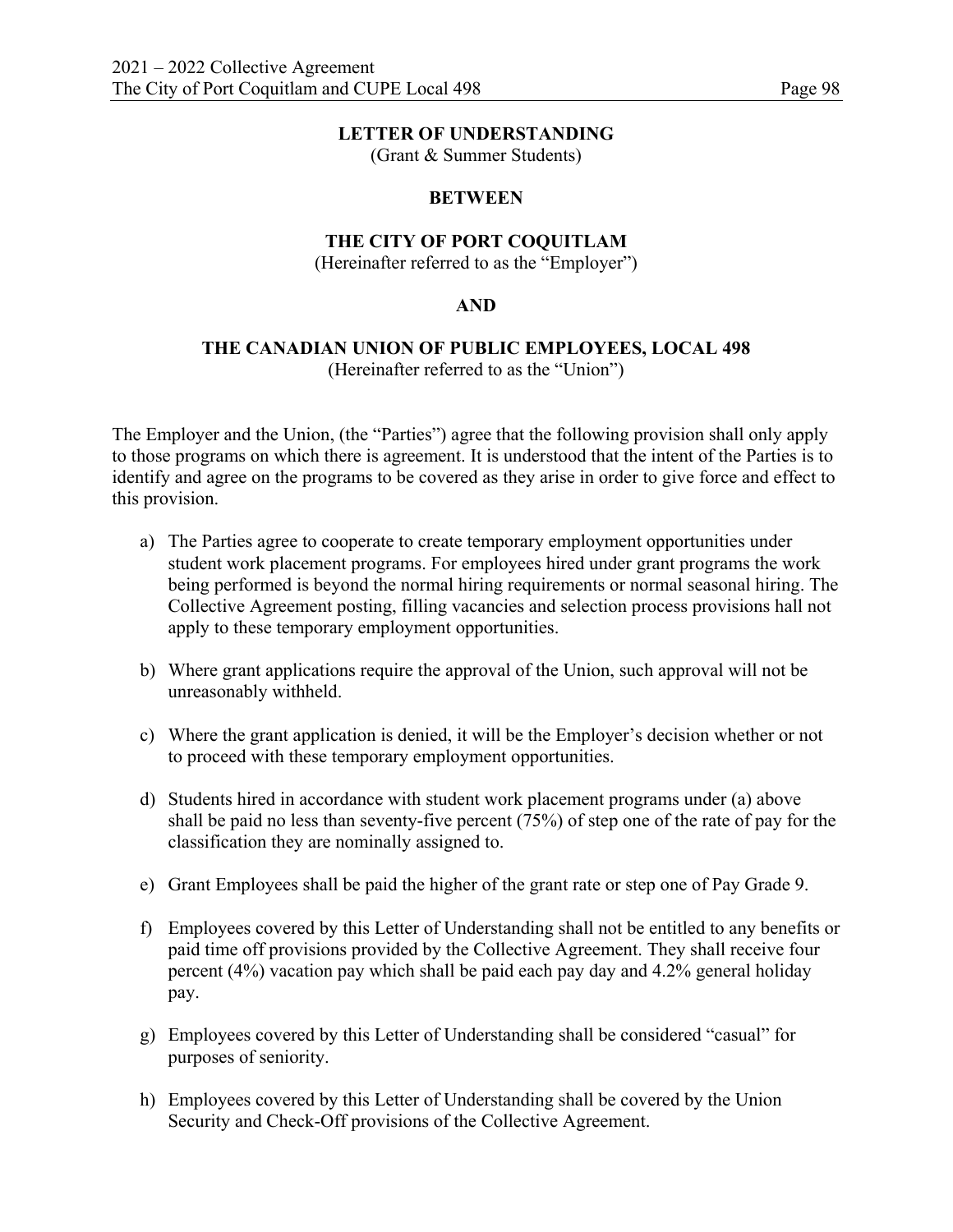**LETTER OF UNDERSTANDING**
(Grant & Summer Students)

**BETWEEN**

**THE CITY OF PORT COQUITLAM**
(Hereinafter referred to as the "Employer")

**AND**

**THE CANADIAN UNION OF PUBLIC EMPLOYEES, LOCAL 498**
(Hereinafter referred to as the "Union")

The Employer and the Union, (the "Parties") agree that the following provision shall only apply to those programs on which there is agreement. It is understood that the intent of the Parties is to identify and agree on the programs to be covered as they arise in order to give force and effect to this provision.

a) The Parties agree to cooperate to create temporary employment opportunities under student work placement programs. For employees hired under grant programs the work being performed is beyond the normal hiring requirements or normal seasonal hiring. The Collective Agreement posting, filling vacancies and selection process provisions hall not apply to these temporary employment opportunities.

b) Where grant applications require the approval of the Union, such approval will not be unreasonably withheld.

c) Where the grant application is denied, it will be the Employer's decision whether or not to proceed with these temporary employment opportunities.

d) Students hired in accordance with student work placement programs under (a) above shall be paid no less than seventy-five percent (75%) of step one of the rate of pay for the classification they are nominally assigned to.

e) Grant Employees shall be paid the higher of the grant rate or step one of Pay Grade 9.

f) Employees covered by this Letter of Understanding shall not be entitled to any benefits or paid time off provisions provided by the Collective Agreement. They shall receive four percent (4%) vacation pay which shall be paid each pay day and 4.2% general holiday pay.

g) Employees covered by this Letter of Understanding shall be considered "casual" for purposes of seniority.

h) Employees covered by this Letter of Understanding shall be covered by the Union Security and Check-Off provisions of the Collective Agreement.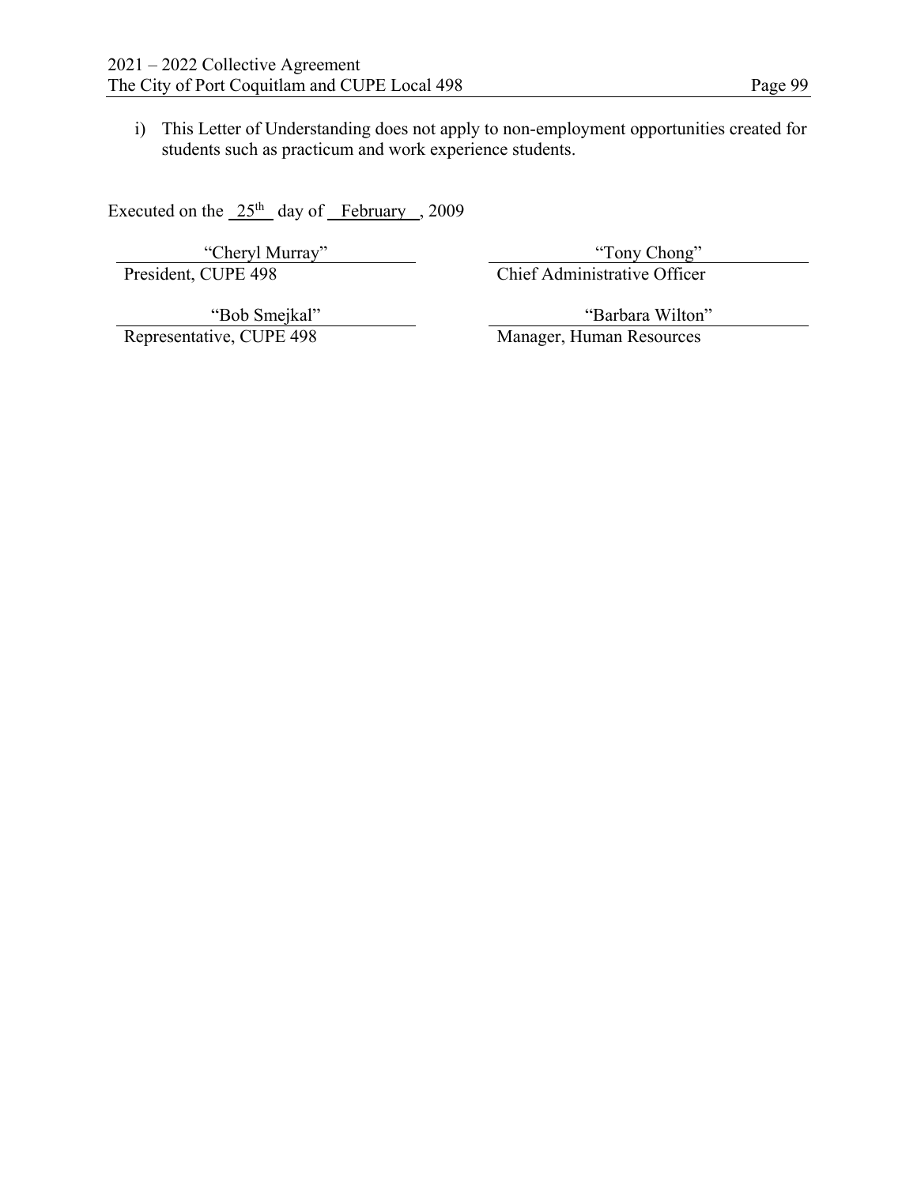i) This Letter of Understanding does not apply to non-employment opportunities created for students such as practicum and work experience students.

Executed on the 25th day of February, 2009

| | |
|---|---|
| "Cheryl Murray" | "Tony Chong" |
| President, CUPE 498 | Chief Administrative Officer |
| "Bob Smejkal" | "Barbara Wilton" |
| Representative, CUPE 498 | Manager, Human Resources |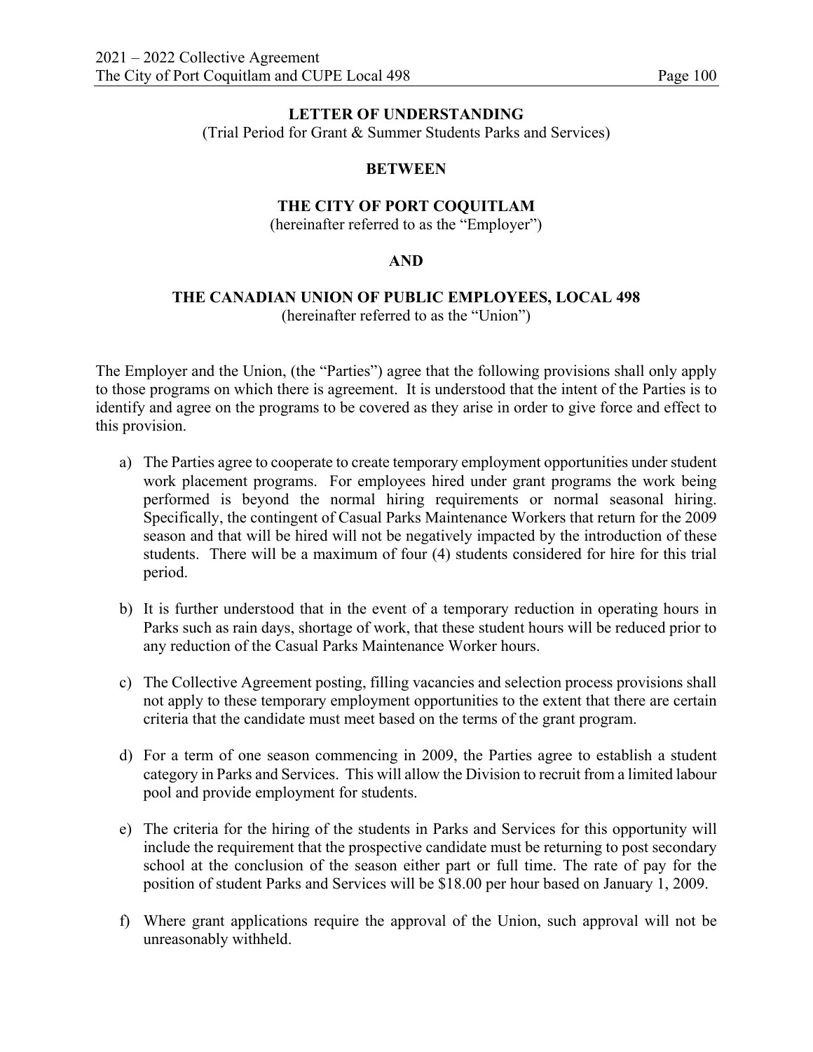**LETTER OF UNDERSTANDING**

(Trial Period for Grant & Summer Students Parks and Services)

**BETWEEN**

**THE CITY OF PORT COQUITLAM**

(hereinafter referred to as the "Employer")

**AND**

**THE CANADIAN UNION OF PUBLIC EMPLOYEES, LOCAL 498**

(hereinafter referred to as the "Union")

The Employer and the Union, (the "Parties") agree that the following provisions shall only apply to those programs on which there is agreement. It is understood that the intent of the Parties is to identify and agree on the programs to be covered as they arise in order to give force and effect to this provision.

a) The Parties agree to cooperate to create temporary employment opportunities under student work placement programs. For employees hired under grant programs the work being performed is beyond the normal hiring requirements or normal seasonal hiring. Specifically, the contingent of Casual Parks Maintenance Workers that return for the 2009 season and that will be hired will not be negatively impacted by the introduction of these students. There will be a maximum of four (4) students considered for hire for this trial period.

b) It is further understood that in the event of a temporary reduction in operating hours in Parks such as rain days, shortage of work, that these student hours will be reduced prior to any reduction of the Casual Parks Maintenance Worker hours.

c) The Collective Agreement posting, filling vacancies and selection process provisions shall not apply to these temporary employment opportunities to the extent that there are certain criteria that the candidate must meet based on the terms of the grant program.

d) For a term of one season commencing in 2009, the Parties agree to establish a student category in Parks and Services. This will allow the Division to recruit from a limited labour pool and provide employment for students.

e) The criteria for the hiring of the students in Parks and Services for this opportunity will include the requirement that the prospective candidate must be returning to post secondary school at the conclusion of the season either part or full time. The rate of pay for the position of student Parks and Services will be $18.00 per hour based on January 1, 2009.

f) Where grant applications require the approval of the Union, such approval will not be unreasonably withheld.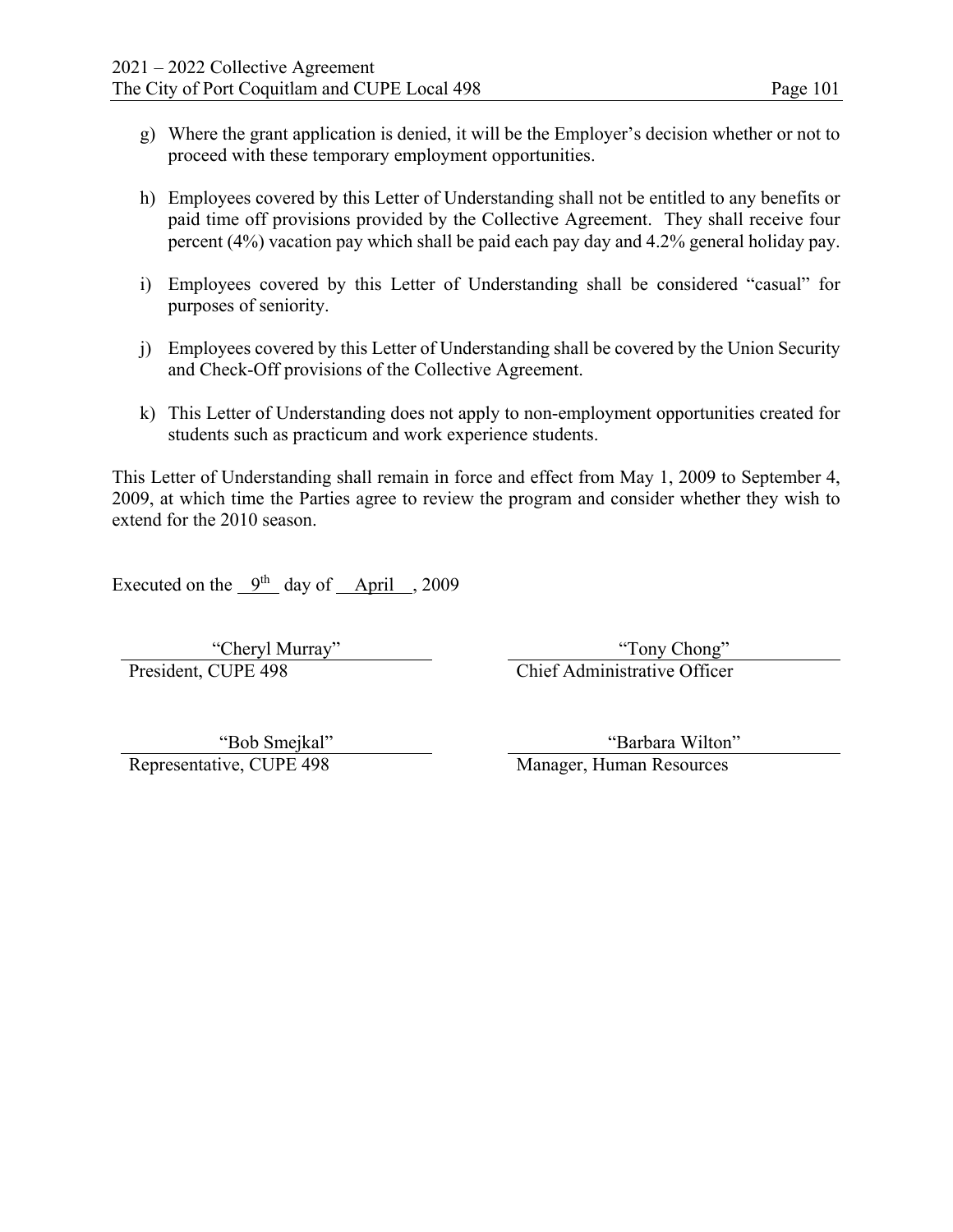g) Where the grant application is denied, it will be the Employer's decision whether or not to proceed with these temporary employment opportunities.

h) Employees covered by this Letter of Understanding shall not be entitled to any benefits or paid time off provisions provided by the Collective Agreement. They shall receive four percent (4%) vacation pay which shall be paid each pay day and 4.2% general holiday pay.

i) Employees covered by this Letter of Understanding shall be considered "casual" for purposes of seniority.

j) Employees covered by this Letter of Understanding shall be covered by the Union Security and Check-Off provisions of the Collective Agreement.

k) This Letter of Understanding does not apply to non-employment opportunities created for students such as practicum and work experience students.

This Letter of Understanding shall remain in force and effect from May 1, 2009 to September 4, 2009, at which time the Parties agree to review the program and consider whether they wish to extend for the 2010 season.

Executed on the 9th day of April, 2009

| | |
|---|---|
| "Cheryl Murray" | "Tony Chong" |
| President, CUPE 498 | Chief Administrative Officer |
| "Bob Smejkal" | "Barbara Wilton" |
| Representative, CUPE 498 | Manager, Human Resources |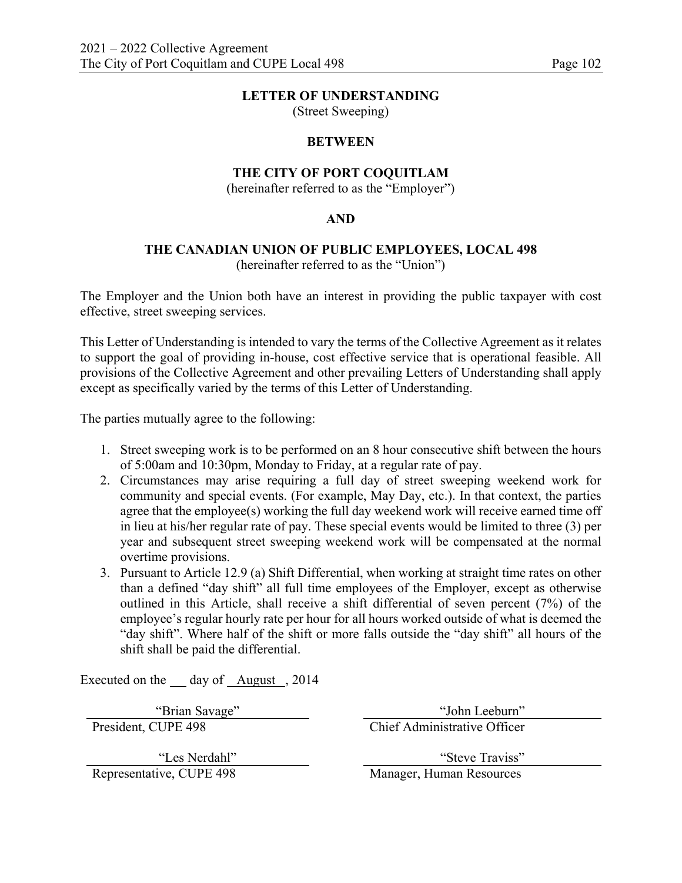## LETTER OF UNDERSTANDING

(Street Sweeping)

**BETWEEN**

**THE CITY OF PORT COQUITLAM**

(hereinafter referred to as the "Employer")

**AND**

**THE CANADIAN UNION OF PUBLIC EMPLOYEES, LOCAL 498**

(hereinafter referred to as the "Union")

The Employer and the Union both have an interest in providing the public taxpayer with cost effective, street sweeping services.

This Letter of Understanding is intended to vary the terms of the Collective Agreement as it relates to support the goal of providing in-house, cost effective service that is operational feasible. All provisions of the Collective Agreement and other prevailing Letters of Understanding shall apply except as specifically varied by the terms of this Letter of Understanding.

The parties mutually agree to the following:

1. Street sweeping work is to be performed on an 8 hour consecutive shift between the hours of 5:00am and 10:30pm, Monday to Friday, at a regular rate of pay.
2. Circumstances may arise requiring a full day of street sweeping weekend work for community and special events. (For example, May Day, etc.). In that context, the parties agree that the employee(s) working the full day weekend work will receive earned time off in lieu at his/her regular rate of pay. These special events would be limited to three (3) per year and subsequent street sweeping weekend work will be compensated at the normal overtime provisions.
3. Pursuant to Article 12.9 (a) Shift Differential, when working at straight time rates on other than a defined "day shift" all full time employees of the Employer, except as otherwise outlined in this Article, shall receive a shift differential of seven percent (7%) of the employee's regular hourly rate per hour for all hours worked outside of what is deemed the "day shift". Where half of the shift or more falls outside the "day shift" all hours of the shift shall be paid the differential.

Executed on the ___ day of August , 2014

| | |
|---|---|
| "Brian Savage" | "John Leeburn" |
| President, CUPE 498 | Chief Administrative Officer |
| "Les Nerdahl" | "Steve Traviss" |
| Representative, CUPE 498 | Manager, Human Resources |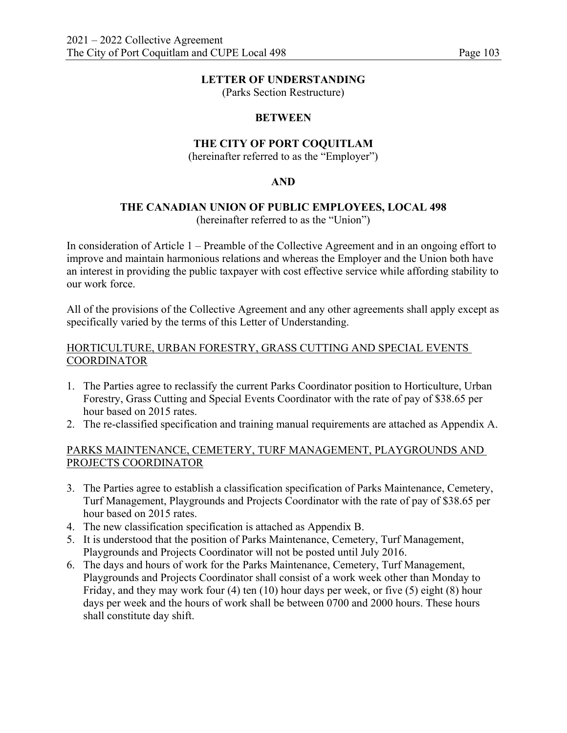**LETTER OF UNDERSTANDING**
(Parks Section Restructure)

**BETWEEN**

**THE CITY OF PORT COQUITLAM**
(hereinafter referred to as the "Employer")

**AND**

**THE CANADIAN UNION OF PUBLIC EMPLOYEES, LOCAL 498**
(hereinafter referred to as the "Union")

In consideration of Article 1 – Preamble of the Collective Agreement and in an ongoing effort to improve and maintain harmonious relations and whereas the Employer and the Union both have an interest in providing the public taxpayer with cost effective service while affording stability to our work force.

All of the provisions of the Collective Agreement and any other agreements shall apply except as specifically varied by the terms of this Letter of Understanding.

HORTICULTURE, URBAN FORESTRY, GRASS CUTTING AND SPECIAL EVENTS COORDINATOR

1. The Parties agree to reclassify the current Parks Coordinator position to Horticulture, Urban Forestry, Grass Cutting and Special Events Coordinator with the rate of pay of $38.65 per hour based on 2015 rates.
2. The re-classified specification and training manual requirements are attached as Appendix A.

PARKS MAINTENANCE, CEMETERY, TURF MANAGEMENT, PLAYGROUNDS AND PROJECTS COORDINATOR

3. The Parties agree to establish a classification specification of Parks Maintenance, Cemetery, Turf Management, Playgrounds and Projects Coordinator with the rate of pay of $38.65 per hour based on 2015 rates.
4. The new classification specification is attached as Appendix B.
5. It is understood that the position of Parks Maintenance, Cemetery, Turf Management, Playgrounds and Projects Coordinator will not be posted until July 2016.
6. The days and hours of work for the Parks Maintenance, Cemetery, Turf Management, Playgrounds and Projects Coordinator shall consist of a work week other than Monday to Friday, and they may work four (4) ten (10) hour days per week, or five (5) eight (8) hour days per week and the hours of work shall be between 0700 and 2000 hours. These hours shall constitute day shift.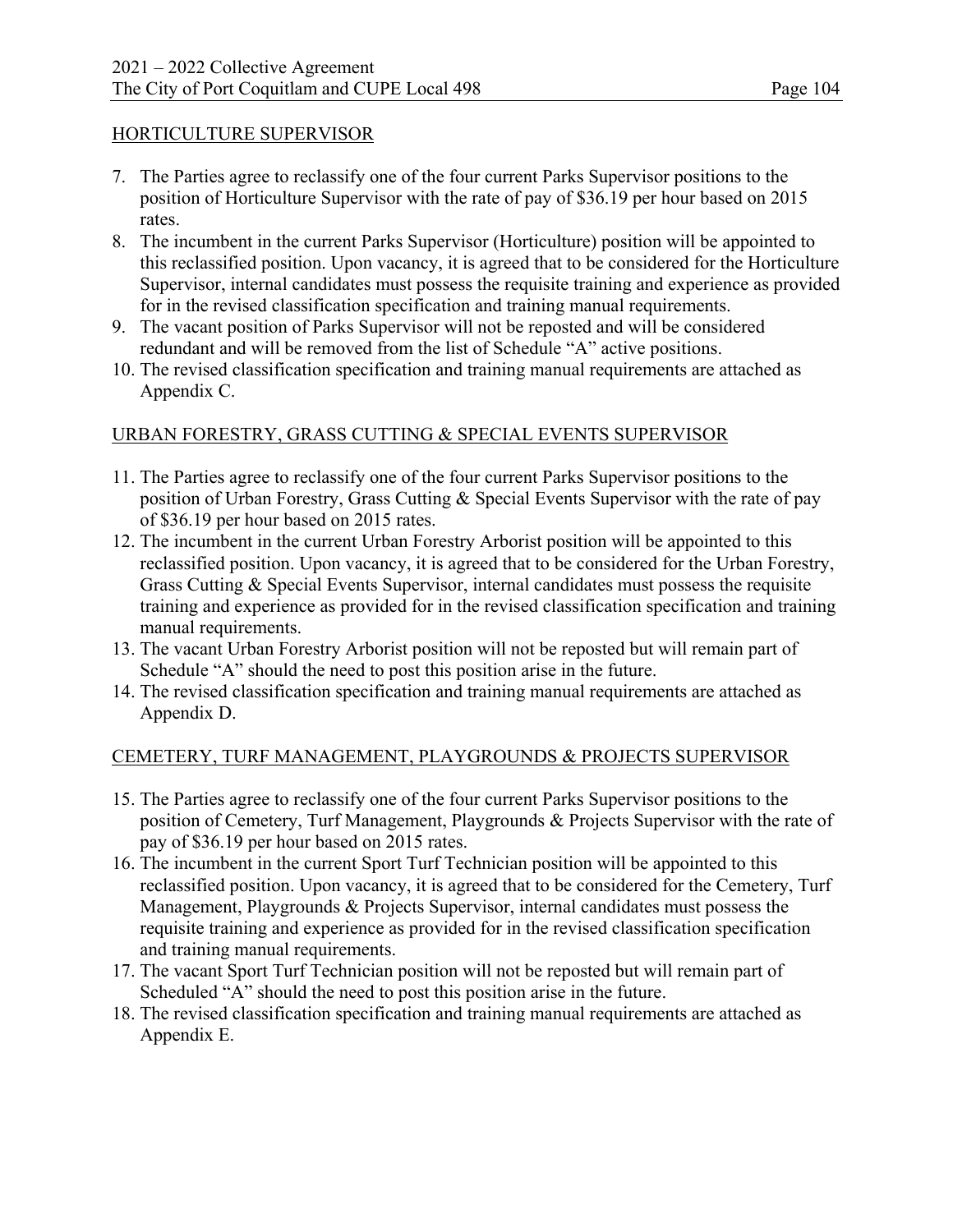HORTICULTURE SUPERVISOR

7. The Parties agree to reclassify one of the four current Parks Supervisor positions to the position of Horticulture Supervisor with the rate of pay of $36.19 per hour based on 2015 rates.
8. The incumbent in the current Parks Supervisor (Horticulture) position will be appointed to this reclassified position. Upon vacancy, it is agreed that to be considered for the Horticulture Supervisor, internal candidates must possess the requisite training and experience as provided for in the revised classification specification and training manual requirements.
9. The vacant position of Parks Supervisor will not be reposted and will be considered redundant and will be removed from the list of Schedule "A" active positions.
10. The revised classification specification and training manual requirements are attached as Appendix C.

URBAN FORESTRY, GRASS CUTTING & SPECIAL EVENTS SUPERVISOR

11. The Parties agree to reclassify one of the four current Parks Supervisor positions to the position of Urban Forestry, Grass Cutting & Special Events Supervisor with the rate of pay of $36.19 per hour based on 2015 rates.
12. The incumbent in the current Urban Forestry Arborist position will be appointed to this reclassified position. Upon vacancy, it is agreed that to be considered for the Urban Forestry, Grass Cutting & Special Events Supervisor, internal candidates must possess the requisite training and experience as provided for in the revised classification specification and training manual requirements.
13. The vacant Urban Forestry Arborist position will not be reposted but will remain part of Schedule "A" should the need to post this position arise in the future.
14. The revised classification specification and training manual requirements are attached as Appendix D.

CEMETERY, TURF MANAGEMENT, PLAYGROUNDS & PROJECTS SUPERVISOR

15. The Parties agree to reclassify one of the four current Parks Supervisor positions to the position of Cemetery, Turf Management, Playgrounds & Projects Supervisor with the rate of pay of $36.19 per hour based on 2015 rates.
16. The incumbent in the current Sport Turf Technician position will be appointed to this reclassified position. Upon vacancy, it is agreed that to be considered for the Cemetery, Turf Management, Playgrounds & Projects Supervisor, internal candidates must possess the requisite training and experience as provided for in the revised classification specification and training manual requirements.
17. The vacant Sport Turf Technician position will not be reposted but will remain part of Scheduled "A" should the need to post this position arise in the future.
18. The revised classification specification and training manual requirements are attached as Appendix E.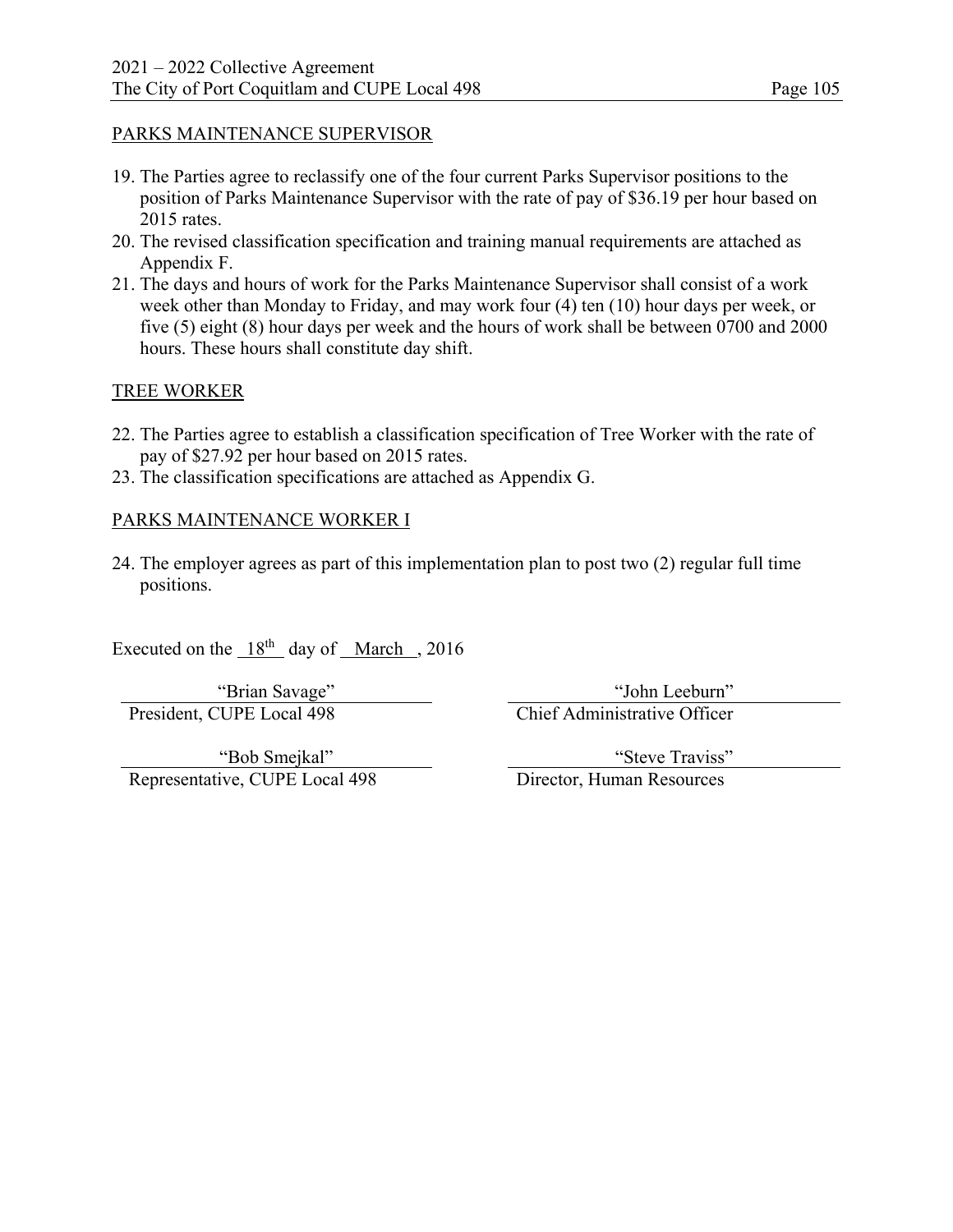PARKS MAINTENANCE SUPERVISOR

19. The Parties agree to reclassify one of the four current Parks Supervisor positions to the position of Parks Maintenance Supervisor with the rate of pay of $36.19 per hour based on 2015 rates.
20. The revised classification specification and training manual requirements are attached as Appendix F.
21. The days and hours of work for the Parks Maintenance Supervisor shall consist of a work week other than Monday to Friday, and may work four (4) ten (10) hour days per week, or five (5) eight (8) hour days per week and the hours of work shall be between 0700 and 2000 hours. These hours shall constitute day shift.

TREE WORKER

22. The Parties agree to establish a classification specification of Tree Worker with the rate of pay of $27.92 per hour based on 2015 rates.
23. The classification specifications are attached as Appendix G.

PARKS MAINTENANCE WORKER I

24. The employer agrees as part of this implementation plan to post two (2) regular full time positions.

Executed on the 18th day of March, 2016

| | |
|---|---|
| "Brian Savage" | "John Leeburn" |
| President, CUPE Local 498 | Chief Administrative Officer |
| "Bob Smejkal" | "Steve Traviss" |
| Representative, CUPE Local 498 | Director, Human Resources |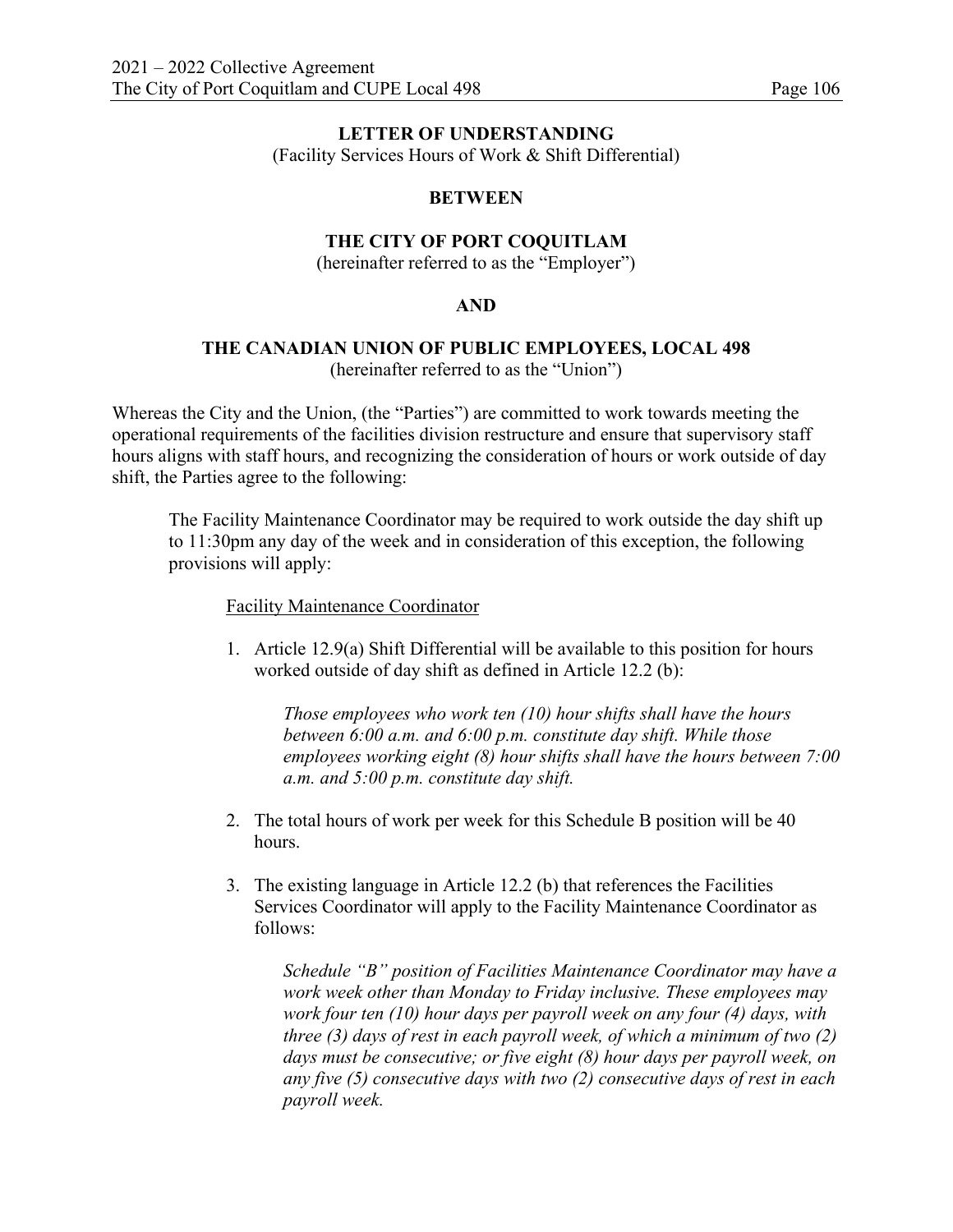**LETTER OF UNDERSTANDING**
(Facility Services Hours of Work & Shift Differential)

**BETWEEN**

**THE CITY OF PORT COQUITLAM**
(hereinafter referred to as the "Employer")

**AND**

**THE CANADIAN UNION OF PUBLIC EMPLOYEES, LOCAL 498**
(hereinafter referred to as the "Union")

Whereas the City and the Union, (the "Parties") are committed to work towards meeting the operational requirements of the facilities division restructure and ensure that supervisory staff hours aligns with staff hours, and recognizing the consideration of hours or work outside of day shift, the Parties agree to the following:

The Facility Maintenance Coordinator may be required to work outside the day shift up to 11:30pm any day of the week and in consideration of this exception, the following provisions will apply:

Facility Maintenance Coordinator

1. Article 12.9(a) Shift Differential will be available to this position for hours worked outside of day shift as defined in Article 12.2 (b):

   *Those employees who work ten (10) hour shifts shall have the hours between 6:00 a.m. and 6:00 p.m. constitute day shift. While those employees working eight (8) hour shifts shall have the hours between 7:00 a.m. and 5:00 p.m. constitute day shift.*

2. The total hours of work per week for this Schedule B position will be 40 hours.

3. The existing language in Article 12.2 (b) that references the Facilities Services Coordinator will apply to the Facility Maintenance Coordinator as follows:

   *Schedule "B" position of Facilities Maintenance Coordinator may have a work week other than Monday to Friday inclusive. These employees may work four ten (10) hour days per payroll week on any four (4) days, with three (3) days of rest in each payroll week, of which a minimum of two (2) days must be consecutive; or five eight (8) hour days per payroll week, on any five (5) consecutive days with two (2) consecutive days of rest in each payroll week.*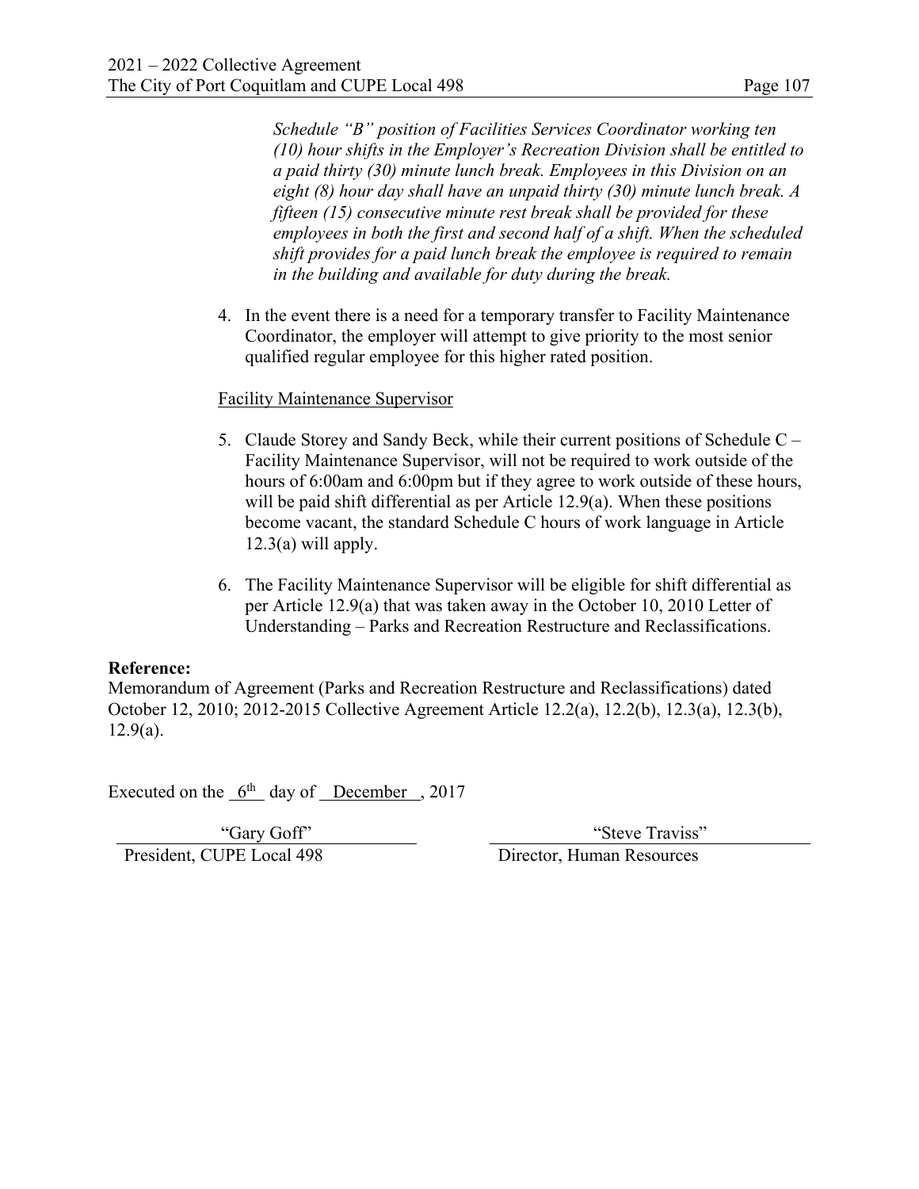*Schedule "B" position of Facilities Services Coordinator working ten (10) hour shifts in the Employer's Recreation Division shall be entitled to a paid thirty (30) minute lunch break. Employees in this Division on an eight (8) hour day shall have an unpaid thirty (30) minute lunch break. A fifteen (15) consecutive minute rest break shall be provided for these employees in both the first and second half of a shift. When the scheduled shift provides for a paid lunch break the employee is required to remain in the building and available for duty during the break.*

4. In the event there is a need for a temporary transfer to Facility Maintenance Coordinator, the employer will attempt to give priority to the most senior qualified regular employee for this higher rated position.

<u>Facility Maintenance Supervisor</u>

5. Claude Storey and Sandy Beck, while their current positions of Schedule C – Facility Maintenance Supervisor, will not be required to work outside of the hours of 6:00am and 6:00pm but if they agree to work outside of these hours, will be paid shift differential as per Article 12.9(a). When these positions become vacant, the standard Schedule C hours of work language in Article 12.3(a) will apply.

6. The Facility Maintenance Supervisor will be eligible for shift differential as per Article 12.9(a) that was taken away in the October 10, 2010 Letter of Understanding – Parks and Recreation Restructure and Reclassifications.

**Reference:**
Memorandum of Agreement (Parks and Recreation Restructure and Reclassifications) dated October 12, 2010; 2012-2015 Collective Agreement Article 12.2(a), 12.2(b), 12.3(a), 12.3(b), 12.9(a).

Executed on the 6th day of December, 2017

| "Gary Goff" | "Steve Traviss" |
| --- | --- |
| President, CUPE Local 498 | Director, Human Resources |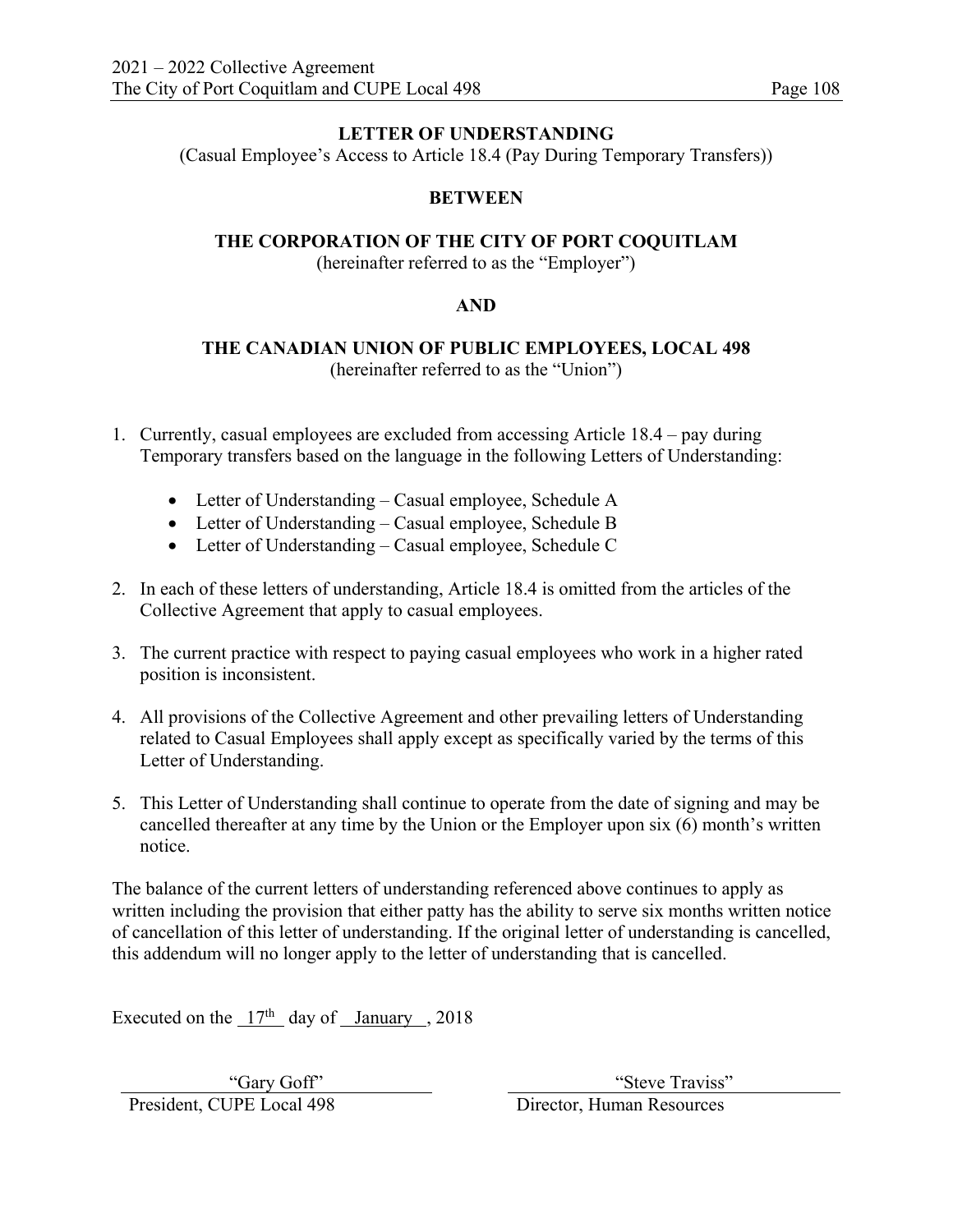**LETTER OF UNDERSTANDING**

(Casual Employee's Access to Article 18.4 (Pay During Temporary Transfers))

**BETWEEN**

**THE CORPORATION OF THE CITY OF PORT COQUITLAM**

(hereinafter referred to as the "Employer")

**AND**

**THE CANADIAN UNION OF PUBLIC EMPLOYEES, LOCAL 498**

(hereinafter referred to as the "Union")

1. Currently, casual employees are excluded from accessing Article 18.4 – pay during Temporary transfers based on the language in the following Letters of Understanding:
   - Letter of Understanding – Casual employee, Schedule A
   - Letter of Understanding – Casual employee, Schedule B
   - Letter of Understanding – Casual employee, Schedule C
2. In each of these letters of understanding, Article 18.4 is omitted from the articles of the Collective Agreement that apply to casual employees.
3. The current practice with respect to paying casual employees who work in a higher rated position is inconsistent.
4. All provisions of the Collective Agreement and other prevailing letters of Understanding related to Casual Employees shall apply except as specifically varied by the terms of this Letter of Understanding.
5. This Letter of Understanding shall continue to operate from the date of signing and may be cancelled thereafter at any time by the Union or the Employer upon six (6) month's written notice.

The balance of the current letters of understanding referenced above continues to apply as written including the provision that either patty has the ability to serve six months written notice of cancellation of this letter of understanding. If the original letter of understanding is cancelled, this addendum will no longer apply to the letter of understanding that is cancelled.

Executed on the 17th day of January, 2018

| "Gary Goff" | "Steve Traviss" |
| --- | --- |
| President, CUPE Local 498 | Director, Human Resources |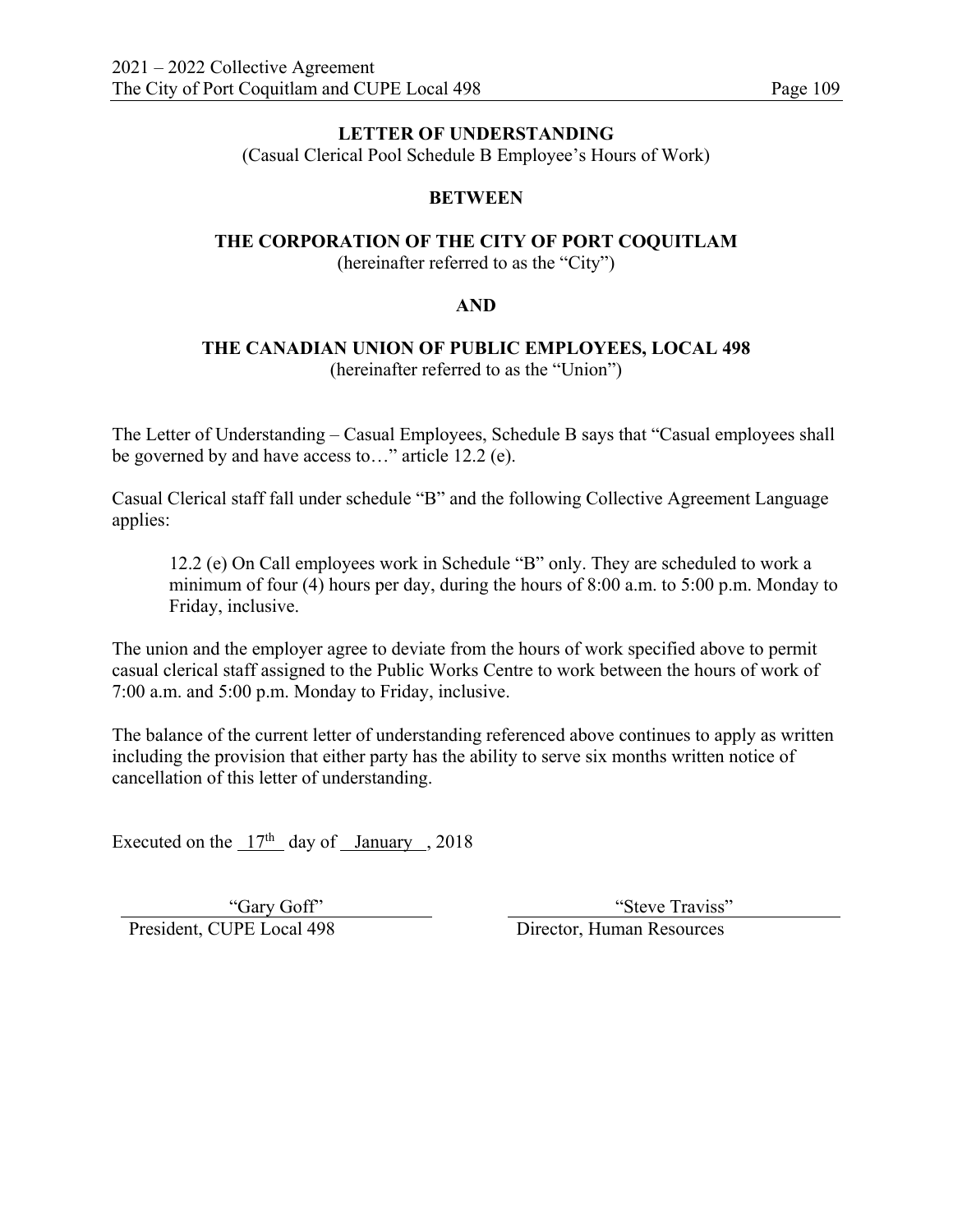**LETTER OF UNDERSTANDING**

(Casual Clerical Pool Schedule B Employee's Hours of Work)

**BETWEEN**

**THE CORPORATION OF THE CITY OF PORT COQUITLAM**

(hereinafter referred to as the "City")

**AND**

**THE CANADIAN UNION OF PUBLIC EMPLOYEES, LOCAL 498**

(hereinafter referred to as the "Union")

The Letter of Understanding – Casual Employees, Schedule B says that "Casual employees shall be governed by and have access to…" article 12.2 (e).

Casual Clerical staff fall under schedule "B" and the following Collective Agreement Language applies:

> 12.2 (e) On Call employees work in Schedule "B" only. They are scheduled to work a minimum of four (4) hours per day, during the hours of 8:00 a.m. to 5:00 p.m. Monday to Friday, inclusive.

The union and the employer agree to deviate from the hours of work specified above to permit casual clerical staff assigned to the Public Works Centre to work between the hours of work of 7:00 a.m. and 5:00 p.m. Monday to Friday, inclusive.

The balance of the current letter of understanding referenced above continues to apply as written including the provision that either party has the ability to serve six months written notice of cancellation of this letter of understanding.

Executed on the 17th day of January, 2018

| "Gary Goff" | "Steve Traviss" |
|---|---|
| President, CUPE Local 498 | Director, Human Resources |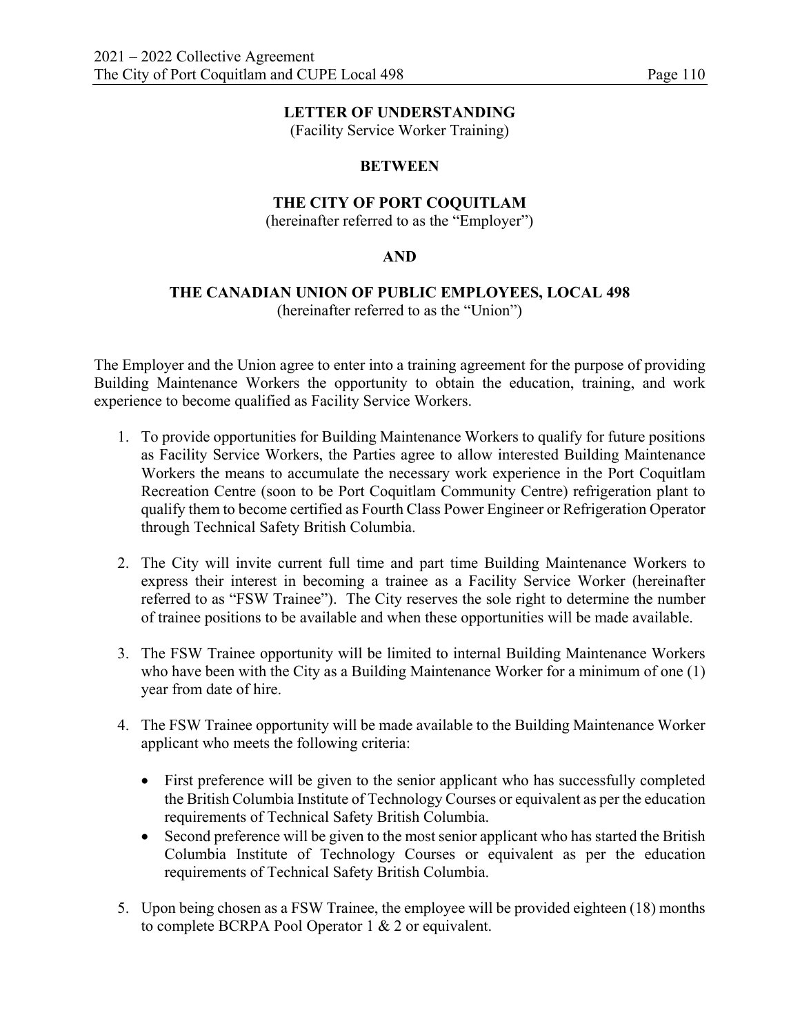**LETTER OF UNDERSTANDING**
(Facility Service Worker Training)

**BETWEEN**

**THE CITY OF PORT COQUITLAM**
(hereinafter referred to as the "Employer")

**AND**

**THE CANADIAN UNION OF PUBLIC EMPLOYEES, LOCAL 498**
(hereinafter referred to as the "Union")

The Employer and the Union agree to enter into a training agreement for the purpose of providing Building Maintenance Workers the opportunity to obtain the education, training, and work experience to become qualified as Facility Service Workers.

1. To provide opportunities for Building Maintenance Workers to qualify for future positions as Facility Service Workers, the Parties agree to allow interested Building Maintenance Workers the means to accumulate the necessary work experience in the Port Coquitlam Recreation Centre (soon to be Port Coquitlam Community Centre) refrigeration plant to qualify them to become certified as Fourth Class Power Engineer or Refrigeration Operator through Technical Safety British Columbia.

2. The City will invite current full time and part time Building Maintenance Workers to express their interest in becoming a trainee as a Facility Service Worker (hereinafter referred to as "FSW Trainee"). The City reserves the sole right to determine the number of trainee positions to be available and when these opportunities will be made available.

3. The FSW Trainee opportunity will be limited to internal Building Maintenance Workers who have been with the City as a Building Maintenance Worker for a minimum of one (1) year from date of hire.

4. The FSW Trainee opportunity will be made available to the Building Maintenance Worker applicant who meets the following criteria:

   - First preference will be given to the senior applicant who has successfully completed the British Columbia Institute of Technology Courses or equivalent as per the education requirements of Technical Safety British Columbia.
   - Second preference will be given to the most senior applicant who has started the British Columbia Institute of Technology Courses or equivalent as per the education requirements of Technical Safety British Columbia.

5. Upon being chosen as a FSW Trainee, the employee will be provided eighteen (18) months to complete BCRPA Pool Operator 1 & 2 or equivalent.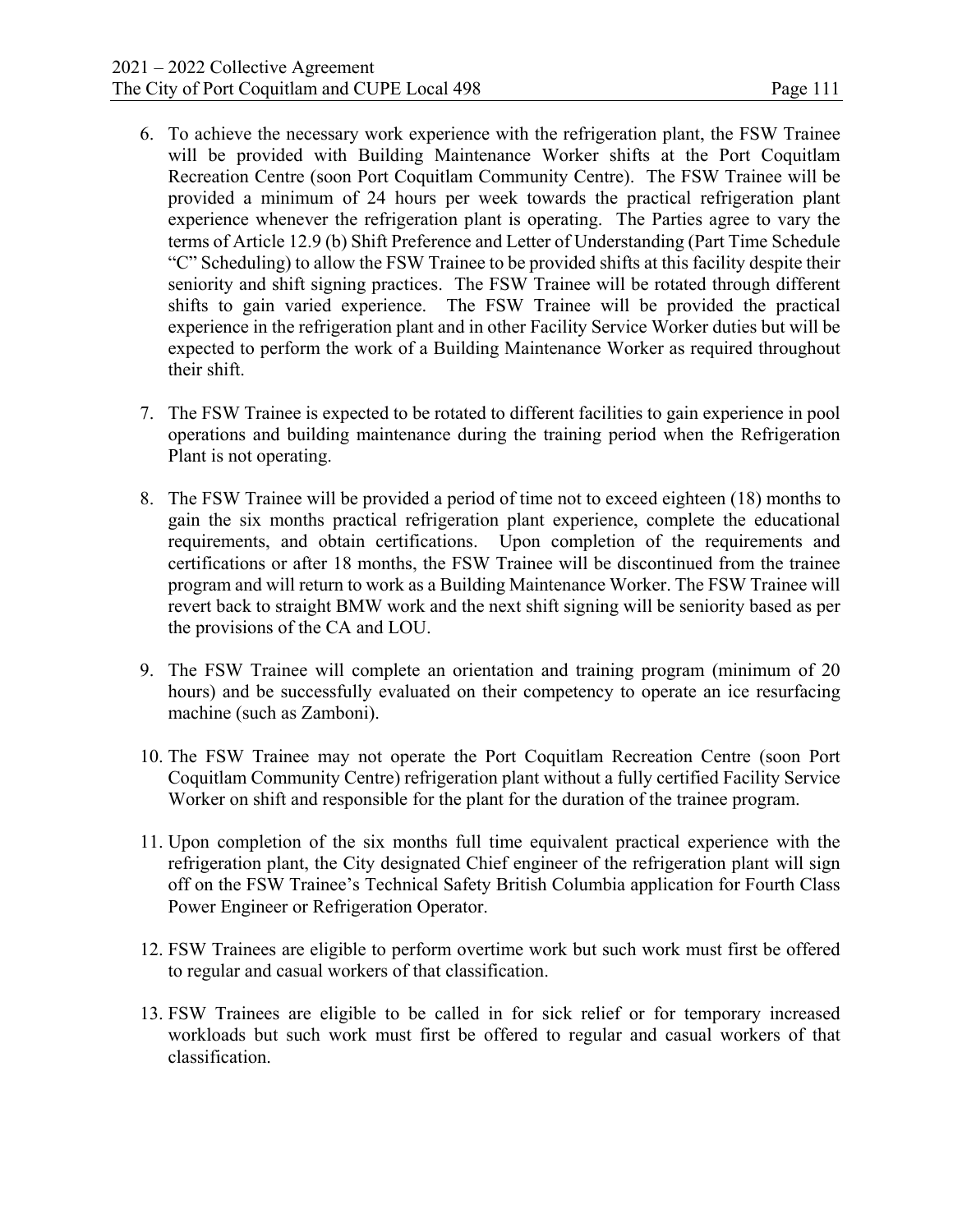6. To achieve the necessary work experience with the refrigeration plant, the FSW Trainee will be provided with Building Maintenance Worker shifts at the Port Coquitlam Recreation Centre (soon Port Coquitlam Community Centre). The FSW Trainee will be provided a minimum of 24 hours per week towards the practical refrigeration plant experience whenever the refrigeration plant is operating. The Parties agree to vary the terms of Article 12.9 (b) Shift Preference and Letter of Understanding (Part Time Schedule "C" Scheduling) to allow the FSW Trainee to be provided shifts at this facility despite their seniority and shift signing practices. The FSW Trainee will be rotated through different shifts to gain varied experience. The FSW Trainee will be provided the practical experience in the refrigeration plant and in other Facility Service Worker duties but will be expected to perform the work of a Building Maintenance Worker as required throughout their shift.

7. The FSW Trainee is expected to be rotated to different facilities to gain experience in pool operations and building maintenance during the training period when the Refrigeration Plant is not operating.

8. The FSW Trainee will be provided a period of time not to exceed eighteen (18) months to gain the six months practical refrigeration plant experience, complete the educational requirements, and obtain certifications. Upon completion of the requirements and certifications or after 18 months, the FSW Trainee will be discontinued from the trainee program and will return to work as a Building Maintenance Worker. The FSW Trainee will revert back to straight BMW work and the next shift signing will be seniority based as per the provisions of the CA and LOU.

9. The FSW Trainee will complete an orientation and training program (minimum of 20 hours) and be successfully evaluated on their competency to operate an ice resurfacing machine (such as Zamboni).

10. The FSW Trainee may not operate the Port Coquitlam Recreation Centre (soon Port Coquitlam Community Centre) refrigeration plant without a fully certified Facility Service Worker on shift and responsible for the plant for the duration of the trainee program.

11. Upon completion of the six months full time equivalent practical experience with the refrigeration plant, the City designated Chief engineer of the refrigeration plant will sign off on the FSW Trainee's Technical Safety British Columbia application for Fourth Class Power Engineer or Refrigeration Operator.

12. FSW Trainees are eligible to perform overtime work but such work must first be offered to regular and casual workers of that classification.

13. FSW Trainees are eligible to be called in for sick relief or for temporary increased workloads but such work must first be offered to regular and casual workers of that classification.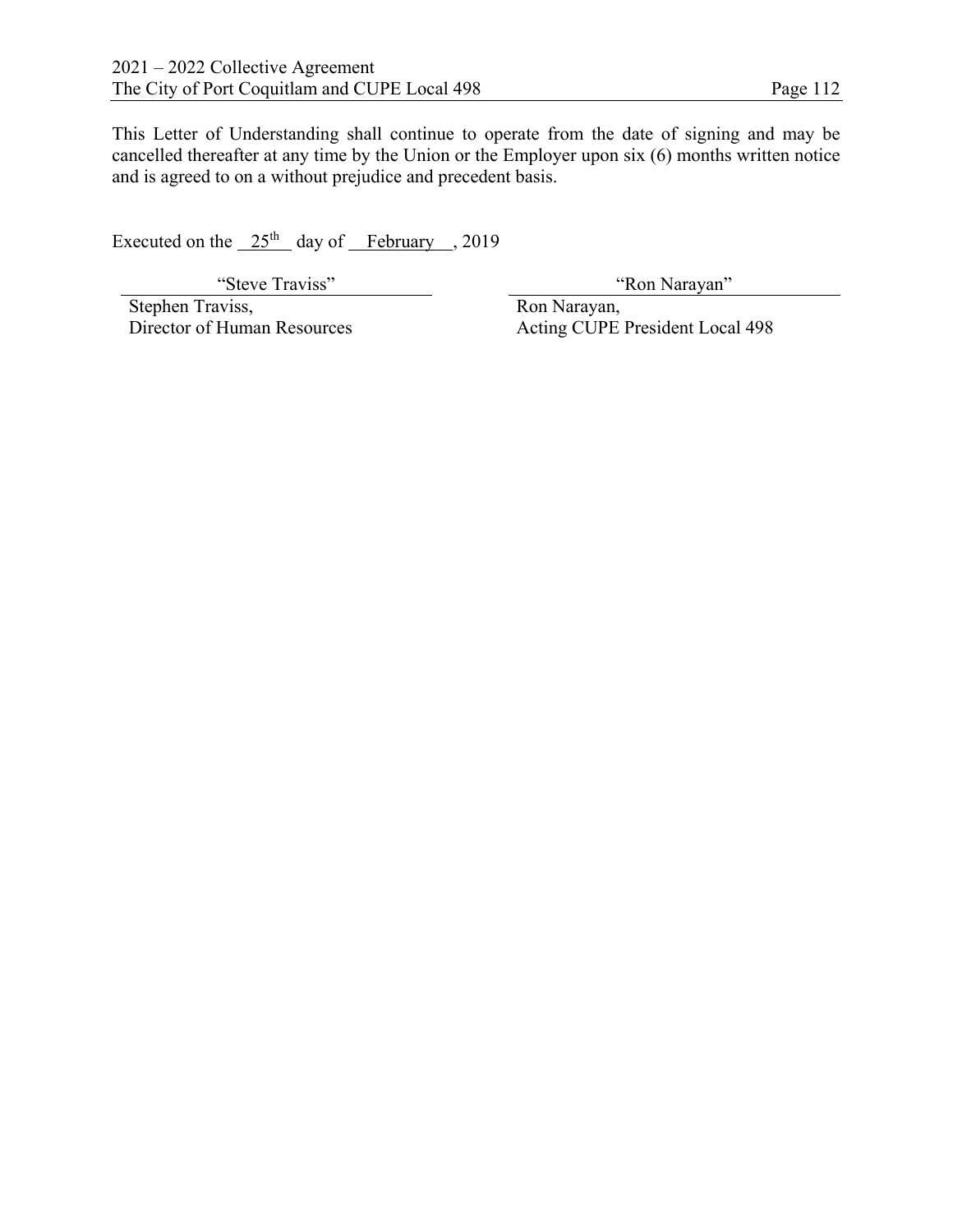This Letter of Understanding shall continue to operate from the date of signing and may be cancelled thereafter at any time by the Union or the Employer upon six (6) months written notice and is agreed to on a without prejudice and precedent basis.

Executed on the 25th day of February, 2019

| "Steve Traviss" | "Ron Narayan" |
|---|---|
| Stephen Traviss,<br>Director of Human Resources | Ron Narayan,<br>Acting CUPE President Local 498 |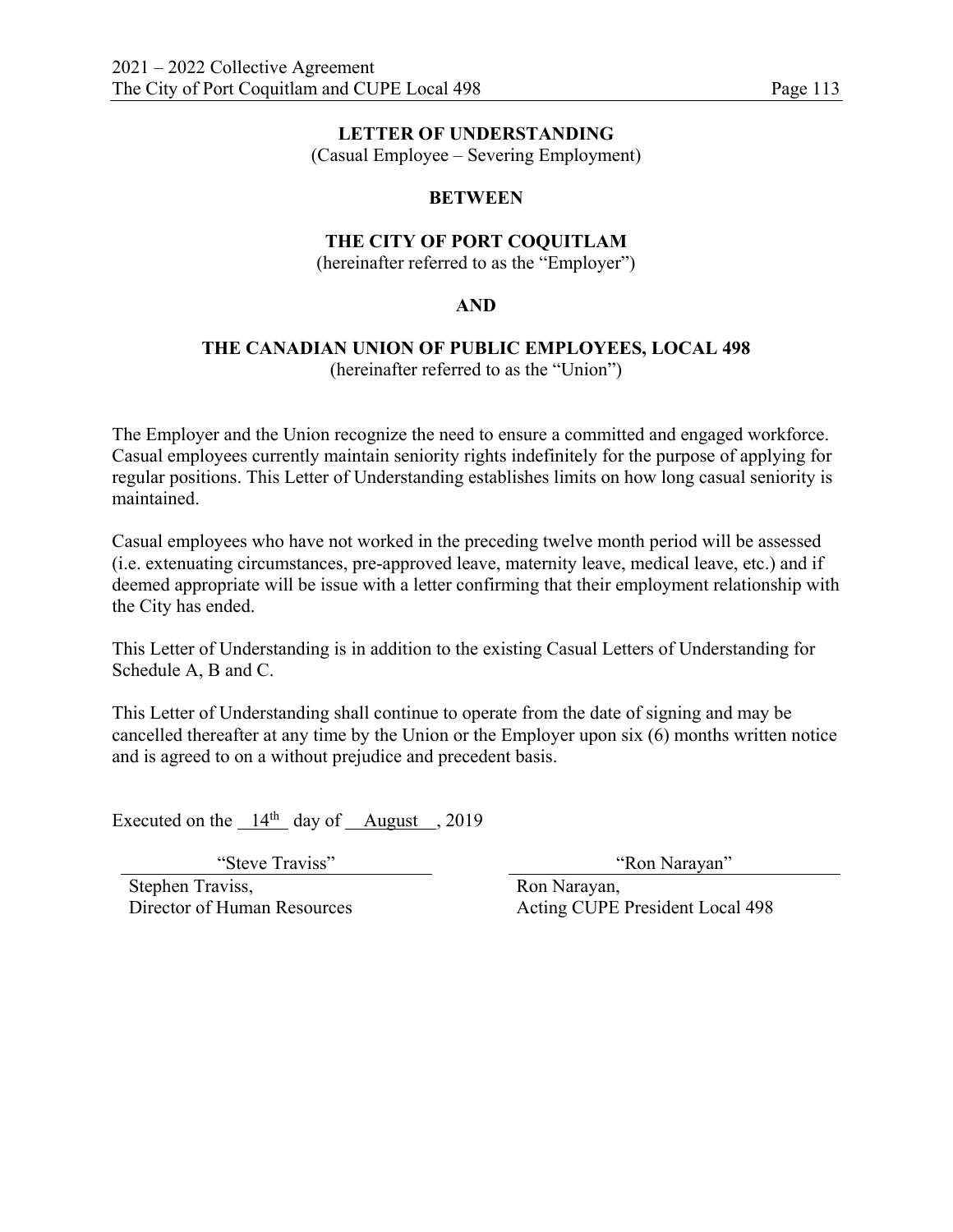**LETTER OF UNDERSTANDING**
(Casual Employee – Severing Employment)

**BETWEEN**

**THE CITY OF PORT COQUITLAM**
(hereinafter referred to as the "Employer")

**AND**

**THE CANADIAN UNION OF PUBLIC EMPLOYEES, LOCAL 498**
(hereinafter referred to as the "Union")

The Employer and the Union recognize the need to ensure a committed and engaged workforce. Casual employees currently maintain seniority rights indefinitely for the purpose of applying for regular positions. This Letter of Understanding establishes limits on how long casual seniority is maintained.

Casual employees who have not worked in the preceding twelve month period will be assessed (i.e. extenuating circumstances, pre-approved leave, maternity leave, medical leave, etc.) and if deemed appropriate will be issue with a letter confirming that their employment relationship with the City has ended.

This Letter of Understanding is in addition to the existing Casual Letters of Understanding for Schedule A, B and C.

This Letter of Understanding shall continue to operate from the date of signing and may be cancelled thereafter at any time by the Union or the Employer upon six (6) months written notice and is agreed to on a without prejudice and precedent basis.

Executed on the 14th day of August, 2019

| "Steve Traviss" | "Ron Narayan" |
|---|---|
| Stephen Traviss,<br>Director of Human Resources | Ron Narayan,<br>Acting CUPE President Local 498 |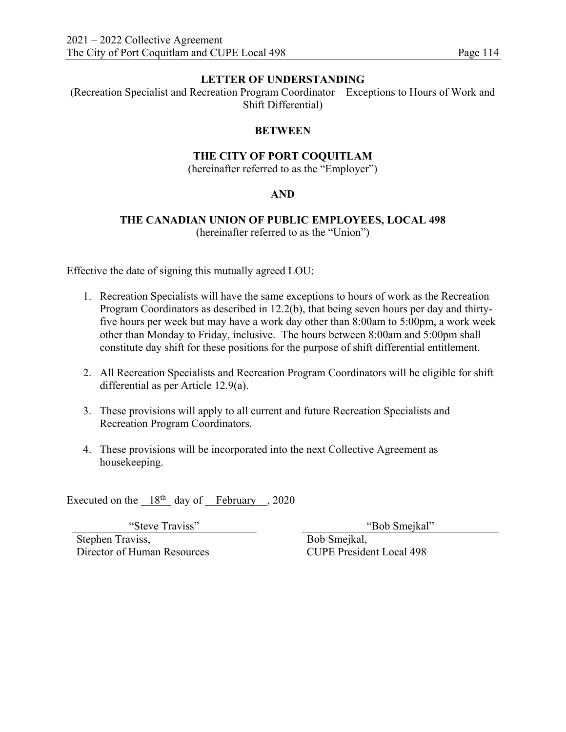## LETTER OF UNDERSTANDING

(Recreation Specialist and Recreation Program Coordinator – Exceptions to Hours of Work and Shift Differential)

**BETWEEN**

**THE CITY OF PORT COQUITLAM**
(hereinafter referred to as the "Employer")

**AND**

**THE CANADIAN UNION OF PUBLIC EMPLOYEES, LOCAL 498**
(hereinafter referred to as the "Union")

Effective the date of signing this mutually agreed LOU:

1. Recreation Specialists will have the same exceptions to hours of work as the Recreation Program Coordinators as described in 12.2(b), that being seven hours per day and thirty-five hours per week but may have a work day other than 8:00am to 5:00pm, a work week other than Monday to Friday, inclusive. The hours between 8:00am and 5:00pm shall constitute day shift for these positions for the purpose of shift differential entitlement.

2. All Recreation Specialists and Recreation Program Coordinators will be eligible for shift differential as per Article 12.9(a).

3. These provisions will apply to all current and future Recreation Specialists and Recreation Program Coordinators.

4. These provisions will be incorporated into the next Collective Agreement as housekeeping.

Executed on the 18th day of February, 2020

| "Steve Traviss" | "Bob Smejkal" |
|---|---|
| Stephen Traviss,<br>Director of Human Resources | Bob Smejkal,<br>CUPE President Local 498 |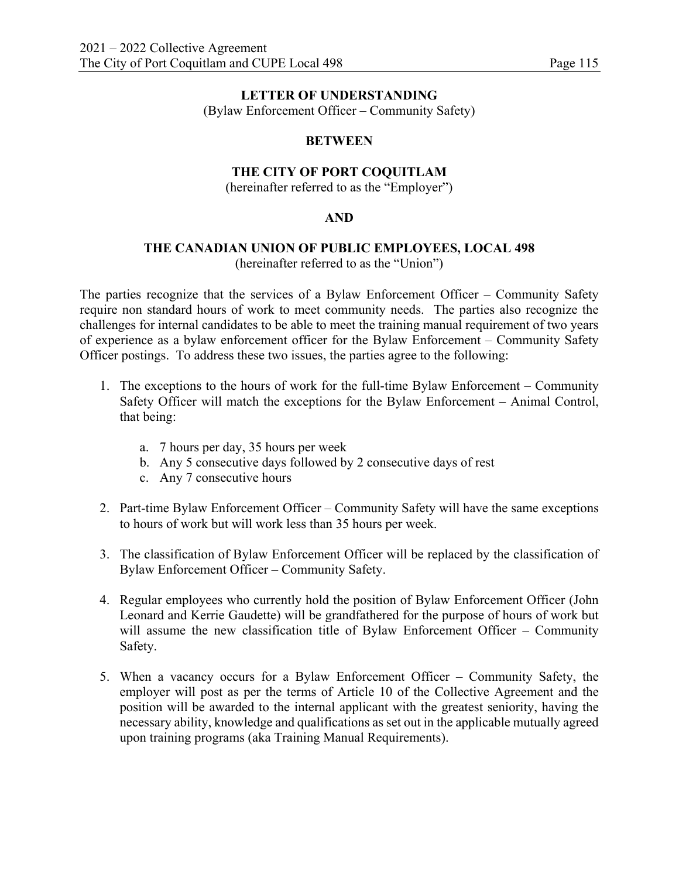**LETTER OF UNDERSTANDING**
(Bylaw Enforcement Officer – Community Safety)

**BETWEEN**

**THE CITY OF PORT COQUITLAM**
(hereinafter referred to as the "Employer")

**AND**

**THE CANADIAN UNION OF PUBLIC EMPLOYEES, LOCAL 498**
(hereinafter referred to as the "Union")

The parties recognize that the services of a Bylaw Enforcement Officer – Community Safety require non standard hours of work to meet community needs. The parties also recognize the challenges for internal candidates to be able to meet the training manual requirement of two years of experience as a bylaw enforcement officer for the Bylaw Enforcement – Community Safety Officer postings. To address these two issues, the parties agree to the following:

1. The exceptions to the hours of work for the full-time Bylaw Enforcement – Community Safety Officer will match the exceptions for the Bylaw Enforcement – Animal Control, that being:

    a. 7 hours per day, 35 hours per week
    b. Any 5 consecutive days followed by 2 consecutive days of rest
    c. Any 7 consecutive hours

2. Part-time Bylaw Enforcement Officer – Community Safety will have the same exceptions to hours of work but will work less than 35 hours per week.

3. The classification of Bylaw Enforcement Officer will be replaced by the classification of Bylaw Enforcement Officer – Community Safety.

4. Regular employees who currently hold the position of Bylaw Enforcement Officer (John Leonard and Kerrie Gaudette) will be grandfathered for the purpose of hours of work but will assume the new classification title of Bylaw Enforcement Officer – Community Safety.

5. When a vacancy occurs for a Bylaw Enforcement Officer – Community Safety, the employer will post as per the terms of Article 10 of the Collective Agreement and the position will be awarded to the internal applicant with the greatest seniority, having the necessary ability, knowledge and qualifications as set out in the applicable mutually agreed upon training programs (aka Training Manual Requirements).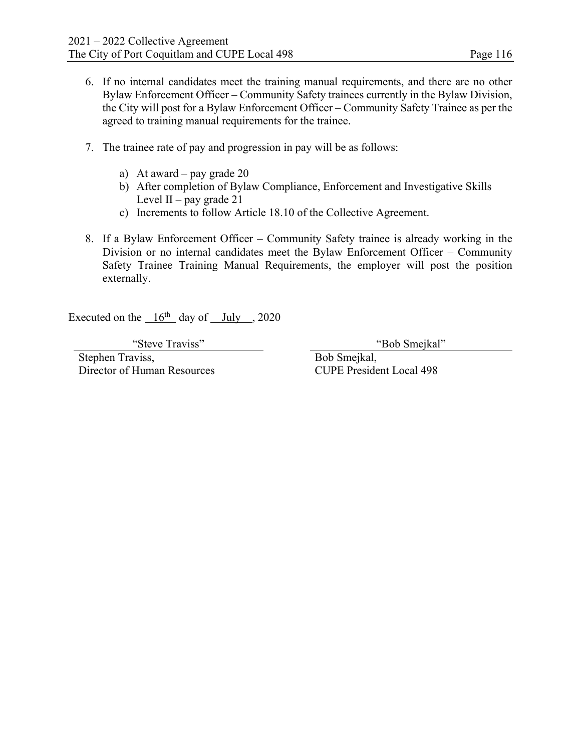6. If no internal candidates meet the training manual requirements, and there are no other Bylaw Enforcement Officer – Community Safety trainees currently in the Bylaw Division, the City will post for a Bylaw Enforcement Officer – Community Safety Trainee as per the agreed to training manual requirements for the trainee.

7. The trainee rate of pay and progression in pay will be as follows:

   a) At award – pay grade 20
   b) After completion of Bylaw Compliance, Enforcement and Investigative Skills Level II – pay grade 21
   c) Increments to follow Article 18.10 of the Collective Agreement.

8. If a Bylaw Enforcement Officer – Community Safety trainee is already working in the Division or no internal candidates meet the Bylaw Enforcement Officer – Community Safety Trainee Training Manual Requirements, the employer will post the position externally.

Executed on the 16th day of July, 2020

| "Steve Traviss" | "Bob Smejkal" |
|---|---|
| Stephen Traviss,<br>Director of Human Resources | Bob Smejkal,<br>CUPE President Local 498 |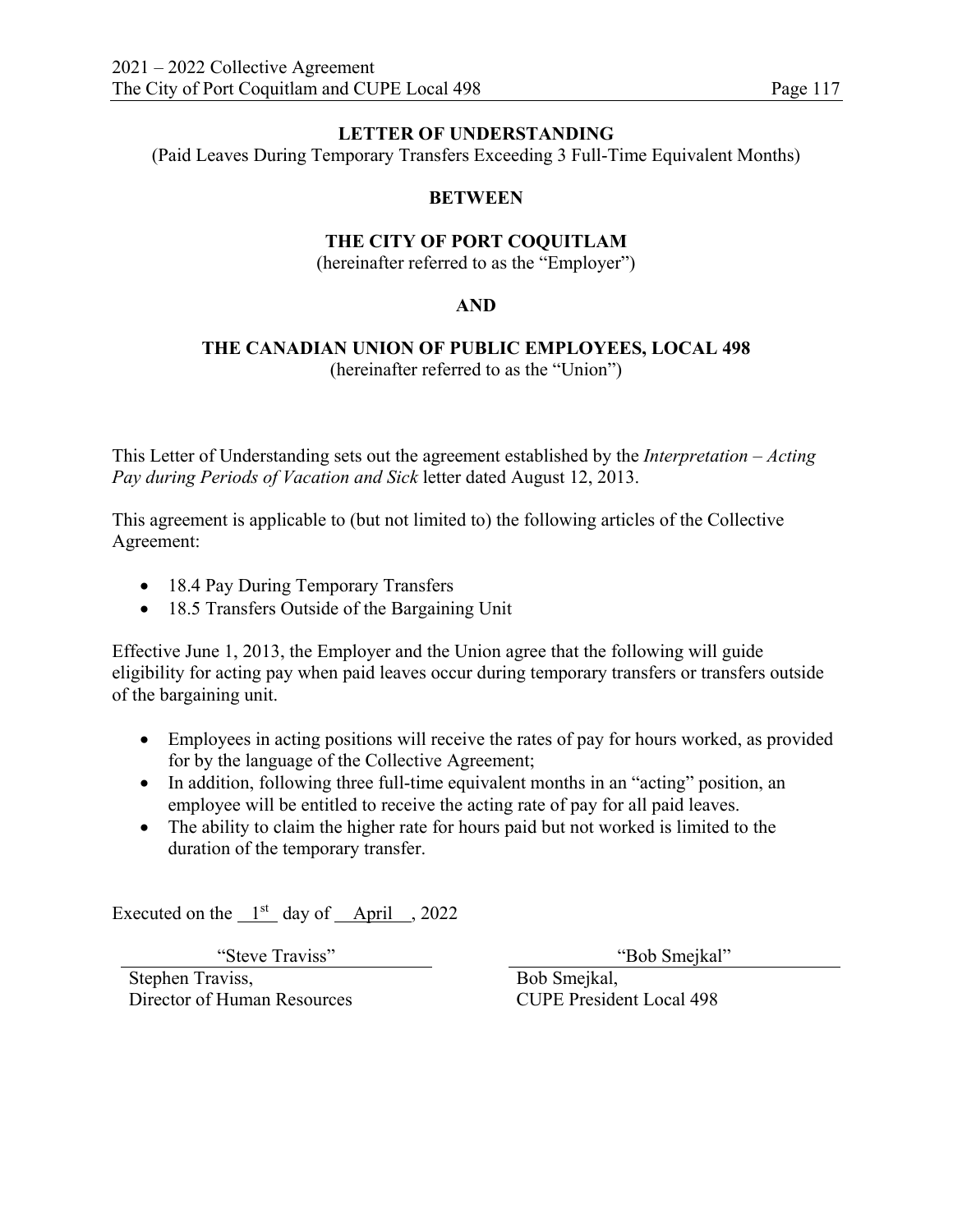## LETTER OF UNDERSTANDING

(Paid Leaves During Temporary Transfers Exceeding 3 Full-Time Equivalent Months)

**BETWEEN**

**THE CITY OF PORT COQUITLAM**

(hereinafter referred to as the "Employer")

**AND**

**THE CANADIAN UNION OF PUBLIC EMPLOYEES, LOCAL 498**

(hereinafter referred to as the "Union")

This Letter of Understanding sets out the agreement established by the *Interpretation – Acting Pay during Periods of Vacation and Sick* letter dated August 12, 2013.

This agreement is applicable to (but not limited to) the following articles of the Collective Agreement:

- 18.4 Pay During Temporary Transfers
- 18.5 Transfers Outside of the Bargaining Unit

Effective June 1, 2013, the Employer and the Union agree that the following will guide eligibility for acting pay when paid leaves occur during temporary transfers or transfers outside of the bargaining unit.

- Employees in acting positions will receive the rates of pay for hours worked, as provided for by the language of the Collective Agreement;
- In addition, following three full-time equivalent months in an "acting" position, an employee will be entitled to receive the acting rate of pay for all paid leaves.
- The ability to claim the higher rate for hours paid but not worked is limited to the duration of the temporary transfer.

Executed on the 1st day of April, 2022

| "Steve Traviss" | "Bob Smejkal" |
|---|---|
| Stephen Traviss,<br>Director of Human Resources | Bob Smejkal,<br>CUPE President Local 498 |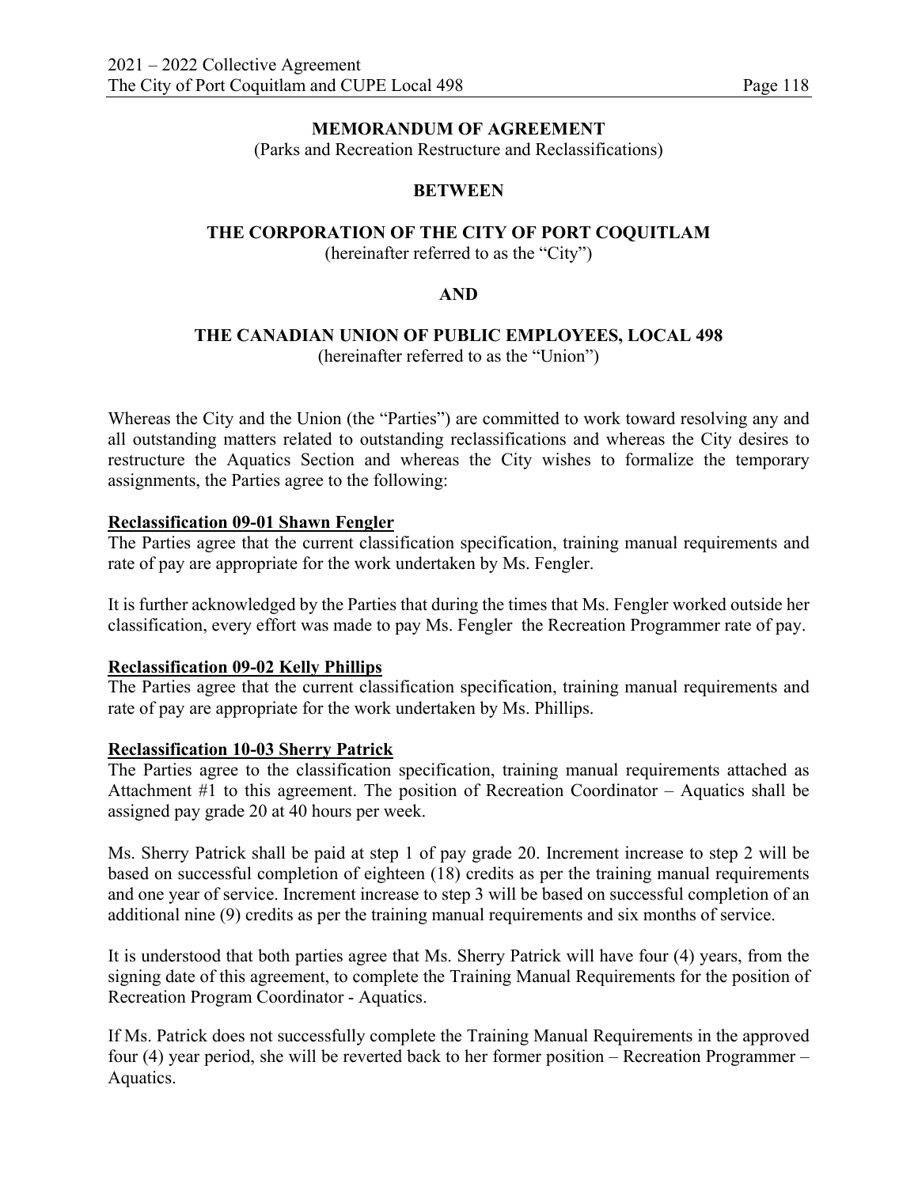**MEMORANDUM OF AGREEMENT**

(Parks and Recreation Restructure and Reclassifications)

**BETWEEN**

**THE CORPORATION OF THE CITY OF PORT COQUITLAM**

(hereinafter referred to as the "City")

**AND**

**THE CANADIAN UNION OF PUBLIC EMPLOYEES, LOCAL 498**

(hereinafter referred to as the "Union")

Whereas the City and the Union (the "Parties") are committed to work toward resolving any and all outstanding matters related to outstanding reclassifications and whereas the City desires to restructure the Aquatics Section and whereas the City wishes to formalize the temporary assignments, the Parties agree to the following:

**Reclassification 09-01 Shawn Fengler**

The Parties agree that the current classification specification, training manual requirements and rate of pay are appropriate for the work undertaken by Ms. Fengler.

It is further acknowledged by the Parties that during the times that Ms. Fengler worked outside her classification, every effort was made to pay Ms. Fengler the Recreation Programmer rate of pay.

**Reclassification 09-02 Kelly Phillips**

The Parties agree that the current classification specification, training manual requirements and rate of pay are appropriate for the work undertaken by Ms. Phillips.

**Reclassification 10-03 Sherry Patrick**

The Parties agree to the classification specification, training manual requirements attached as Attachment #1 to this agreement. The position of Recreation Coordinator – Aquatics shall be assigned pay grade 20 at 40 hours per week.

Ms. Sherry Patrick shall be paid at step 1 of pay grade 20. Increment increase to step 2 will be based on successful completion of eighteen (18) credits as per the training manual requirements and one year of service. Increment increase to step 3 will be based on successful completion of an additional nine (9) credits as per the training manual requirements and six months of service.

It is understood that both parties agree that Ms. Sherry Patrick will have four (4) years, from the signing date of this agreement, to complete the Training Manual Requirements for the position of Recreation Program Coordinator - Aquatics.

If Ms. Patrick does not successfully complete the Training Manual Requirements in the approved four (4) year period, she will be reverted back to her former position – Recreation Programmer – Aquatics.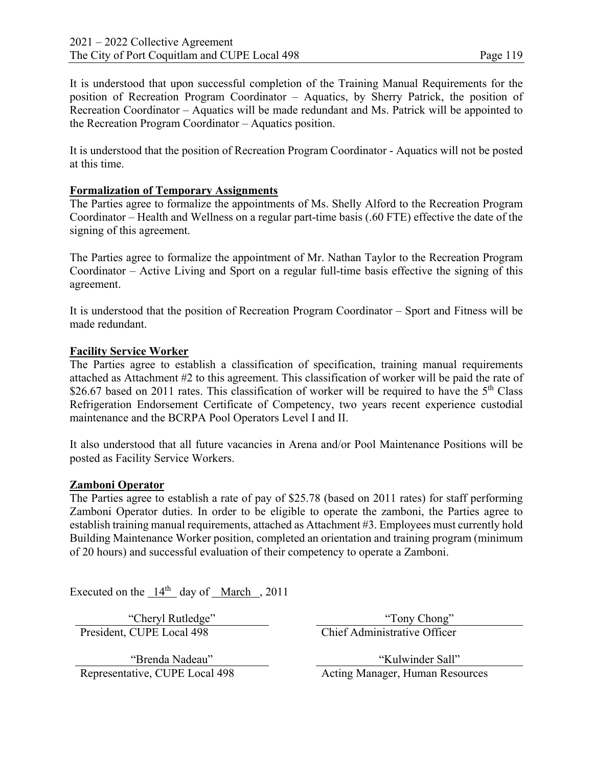It is understood that upon successful completion of the Training Manual Requirements for the position of Recreation Program Coordinator – Aquatics, by Sherry Patrick, the position of Recreation Coordinator – Aquatics will be made redundant and Ms. Patrick will be appointed to the Recreation Program Coordinator – Aquatics position.

It is understood that the position of Recreation Program Coordinator - Aquatics will not be posted at this time.

**Formalization of Temporary Assignments**

The Parties agree to formalize the appointments of Ms. Shelly Alford to the Recreation Program Coordinator – Health and Wellness on a regular part-time basis (.60 FTE) effective the date of the signing of this agreement.

The Parties agree to formalize the appointment of Mr. Nathan Taylor to the Recreation Program Coordinator – Active Living and Sport on a regular full-time basis effective the signing of this agreement.

It is understood that the position of Recreation Program Coordinator – Sport and Fitness will be made redundant.

**Facility Service Worker**

The Parties agree to establish a classification of specification, training manual requirements attached as Attachment #2 to this agreement. This classification of worker will be paid the rate of $26.67 based on 2011 rates. This classification of worker will be required to have the 5th Class Refrigeration Endorsement Certificate of Competency, two years recent experience custodial maintenance and the BCRPA Pool Operators Level I and II.

It also understood that all future vacancies in Arena and/or Pool Maintenance Positions will be posted as Facility Service Workers.

**Zamboni Operator**

The Parties agree to establish a rate of pay of $25.78 (based on 2011 rates) for staff performing Zamboni Operator duties. In order to be eligible to operate the zamboni, the Parties agree to establish training manual requirements, attached as Attachment #3. Employees must currently hold Building Maintenance Worker position, completed an orientation and training program (minimum of 20 hours) and successful evaluation of their competency to operate a Zamboni.

Executed on the 14th day of March, 2011

| | |
|---|---|
| "Cheryl Rutledge" | "Tony Chong" |
| President, CUPE Local 498 | Chief Administrative Officer |
| "Brenda Nadeau" | "Kulwinder Sall" |
| Representative, CUPE Local 498 | Acting Manager, Human Resources |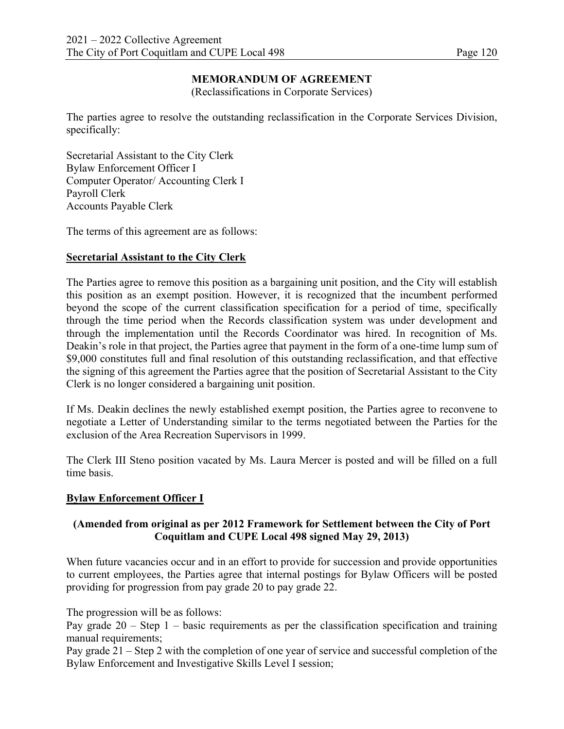## MEMORANDUM OF AGREEMENT

(Reclassifications in Corporate Services)

The parties agree to resolve the outstanding reclassification in the Corporate Services Division, specifically:

Secretarial Assistant to the City Clerk
Bylaw Enforcement Officer I
Computer Operator/ Accounting Clerk I
Payroll Clerk
Accounts Payable Clerk

The terms of this agreement are as follows:

### Secretarial Assistant to the City Clerk

The Parties agree to remove this position as a bargaining unit position, and the City will establish this position as an exempt position. However, it is recognized that the incumbent performed beyond the scope of the current classification specification for a period of time, specifically through the time period when the Records classification system was under development and through the implementation until the Records Coordinator was hired. In recognition of Ms. Deakin's role in that project, the Parties agree that payment in the form of a one-time lump sum of $9,000 constitutes full and final resolution of this outstanding reclassification, and that effective the signing of this agreement the Parties agree that the position of Secretarial Assistant to the City Clerk is no longer considered a bargaining unit position.

If Ms. Deakin declines the newly established exempt position, the Parties agree to reconvene to negotiate a Letter of Understanding similar to the terms negotiated between the Parties for the exclusion of the Area Recreation Supervisors in 1999.

The Clerk III Steno position vacated by Ms. Laura Mercer is posted and will be filled on a full time basis.

### Bylaw Enforcement Officer I

**(Amended from original as per 2012 Framework for Settlement between the City of Port Coquitlam and CUPE Local 498 signed May 29, 2013)**

When future vacancies occur and in an effort to provide for succession and provide opportunities to current employees, the Parties agree that internal postings for Bylaw Officers will be posted providing for progression from pay grade 20 to pay grade 22.

The progression will be as follows:

Pay grade 20 – Step 1 – basic requirements as per the classification specification and training manual requirements;

Pay grade 21 – Step 2 with the completion of one year of service and successful completion of the Bylaw Enforcement and Investigative Skills Level I session;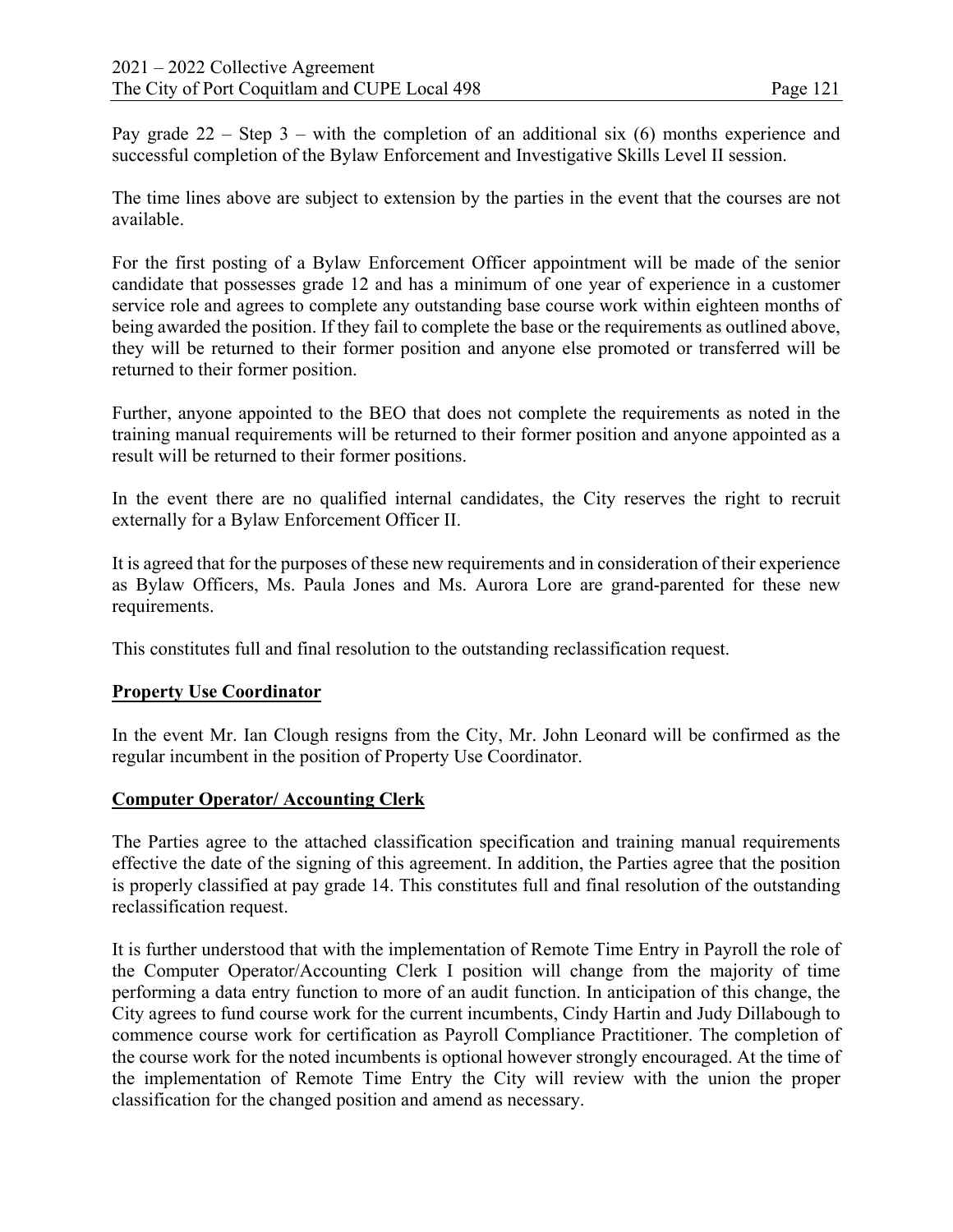Pay grade 22 – Step 3 – with the completion of an additional six (6) months experience and successful completion of the Bylaw Enforcement and Investigative Skills Level II session.

The time lines above are subject to extension by the parties in the event that the courses are not available.

For the first posting of a Bylaw Enforcement Officer appointment will be made of the senior candidate that possesses grade 12 and has a minimum of one year of experience in a customer service role and agrees to complete any outstanding base course work within eighteen months of being awarded the position. If they fail to complete the base or the requirements as outlined above, they will be returned to their former position and anyone else promoted or transferred will be returned to their former position.

Further, anyone appointed to the BEO that does not complete the requirements as noted in the training manual requirements will be returned to their former position and anyone appointed as a result will be returned to their former positions.

In the event there are no qualified internal candidates, the City reserves the right to recruit externally for a Bylaw Enforcement Officer II.

It is agreed that for the purposes of these new requirements and in consideration of their experience as Bylaw Officers, Ms. Paula Jones and Ms. Aurora Lore are grand-parented for these new requirements.

This constitutes full and final resolution to the outstanding reclassification request.

**Property Use Coordinator**

In the event Mr. Ian Clough resigns from the City, Mr. John Leonard will be confirmed as the regular incumbent in the position of Property Use Coordinator.

**Computer Operator/ Accounting Clerk**

The Parties agree to the attached classification specification and training manual requirements effective the date of the signing of this agreement. In addition, the Parties agree that the position is properly classified at pay grade 14. This constitutes full and final resolution of the outstanding reclassification request.

It is further understood that with the implementation of Remote Time Entry in Payroll the role of the Computer Operator/Accounting Clerk I position will change from the majority of time performing a data entry function to more of an audit function. In anticipation of this change, the City agrees to fund course work for the current incumbents, Cindy Hartin and Judy Dillabough to commence course work for certification as Payroll Compliance Practitioner. The completion of the course work for the noted incumbents is optional however strongly encouraged. At the time of the implementation of Remote Time Entry the City will review with the union the proper classification for the changed position and amend as necessary.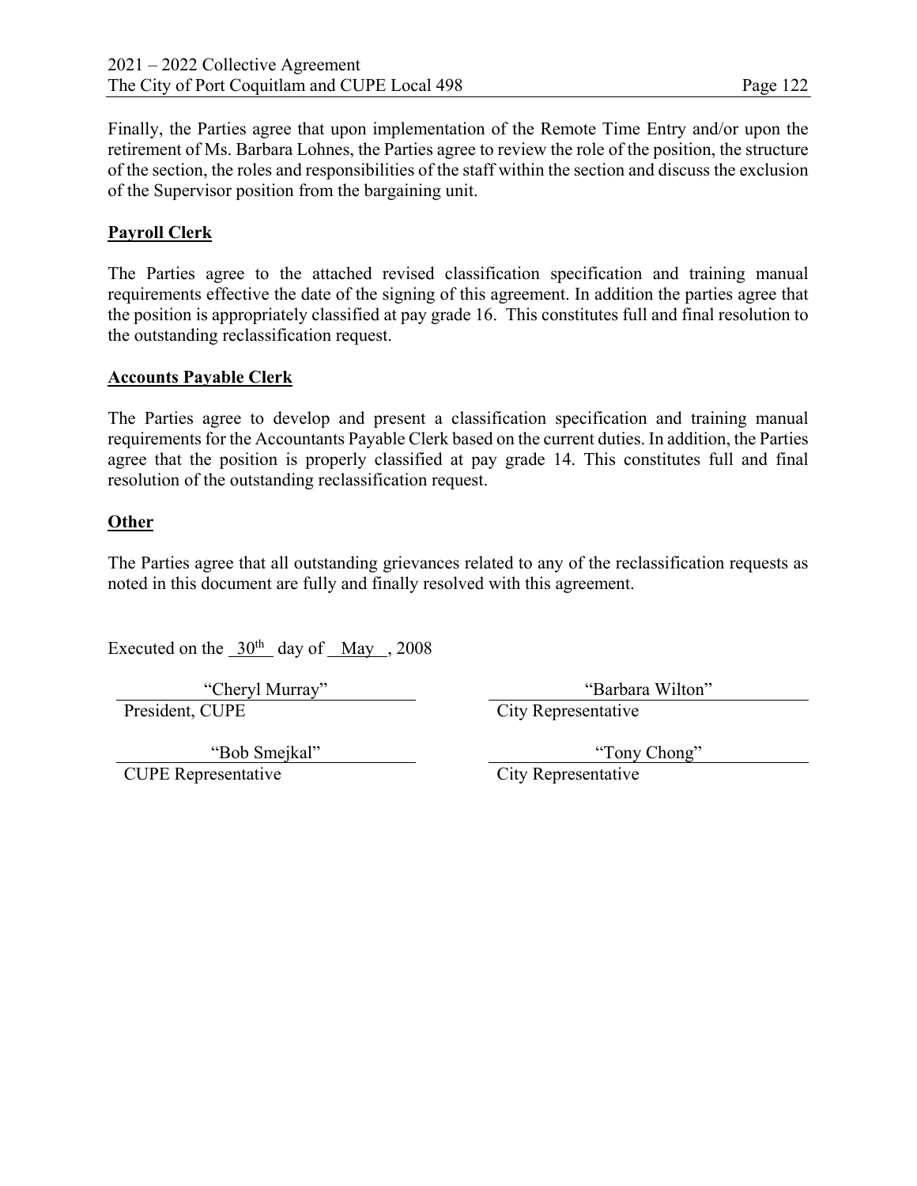Finally, the Parties agree that upon implementation of the Remote Time Entry and/or upon the retirement of Ms. Barbara Lohnes, the Parties agree to review the role of the position, the structure of the section, the roles and responsibilities of the staff within the section and discuss the exclusion of the Supervisor position from the bargaining unit.

**Payroll Clerk**

The Parties agree to the attached revised classification specification and training manual requirements effective the date of the signing of this agreement. In addition the parties agree that the position is appropriately classified at pay grade 16. This constitutes full and final resolution to the outstanding reclassification request.

**Accounts Payable Clerk**

The Parties agree to develop and present a classification specification and training manual requirements for the Accountants Payable Clerk based on the current duties. In addition, the Parties agree that the position is properly classified at pay grade 14. This constitutes full and final resolution of the outstanding reclassification request.

**Other**

The Parties agree that all outstanding grievances related to any of the reclassification requests as noted in this document are fully and finally resolved with this agreement.

Executed on the 30th day of May, 2008

| | |
|---|---|
| "Cheryl Murray" | "Barbara Wilton" |
| President, CUPE | City Representative |
| "Bob Smejkal" | "Tony Chong" |
| CUPE Representative | City Representative |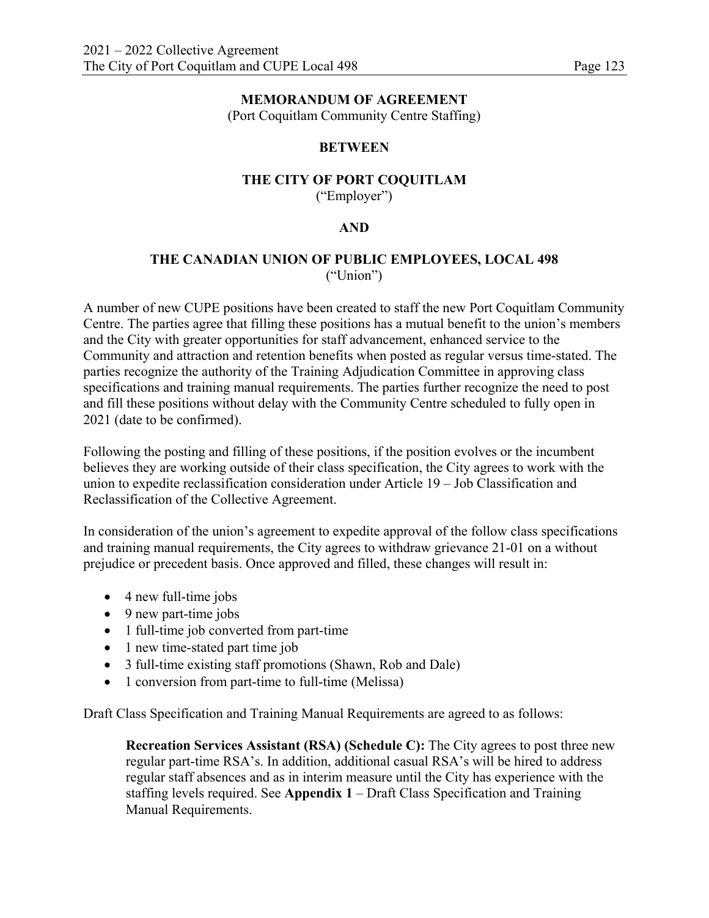**MEMORANDUM OF AGREEMENT**
(Port Coquitlam Community Centre Staffing)

**BETWEEN**

**THE CITY OF PORT COQUITLAM**
("Employer")

**AND**

**THE CANADIAN UNION OF PUBLIC EMPLOYEES, LOCAL 498**
("Union")

A number of new CUPE positions have been created to staff the new Port Coquitlam Community Centre. The parties agree that filling these positions has a mutual benefit to the union's members and the City with greater opportunities for staff advancement, enhanced service to the Community and attraction and retention benefits when posted as regular versus time-stated. The parties recognize the authority of the Training Adjudication Committee in approving class specifications and training manual requirements. The parties further recognize the need to post and fill these positions without delay with the Community Centre scheduled to fully open in 2021 (date to be confirmed).

Following the posting and filling of these positions, if the position evolves or the incumbent believes they are working outside of their class specification, the City agrees to work with the union to expedite reclassification consideration under Article 19 – Job Classification and Reclassification of the Collective Agreement.

In consideration of the union's agreement to expedite approval of the follow class specifications and training manual requirements, the City agrees to withdraw grievance 21-01 on a without prejudice or precedent basis. Once approved and filled, these changes will result in:

- 4 new full-time jobs
- 9 new part-time jobs
- 1 full-time job converted from part-time
- 1 new time-stated part time job
- 3 full-time existing staff promotions (Shawn, Rob and Dale)
- 1 conversion from part-time to full-time (Melissa)

Draft Class Specification and Training Manual Requirements are agreed to as follows:

> **Recreation Services Assistant (RSA) (Schedule C):** The City agrees to post three new regular part-time RSA's. In addition, additional casual RSA's will be hired to address regular staff absences and as in interim measure until the City has experience with the staffing levels required. See **Appendix 1** – Draft Class Specification and Training Manual Requirements.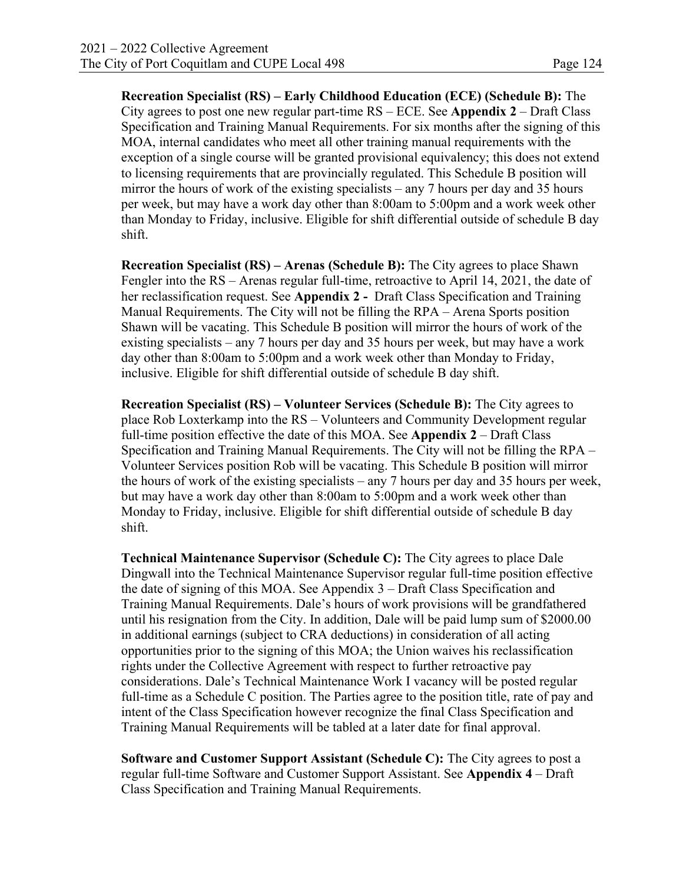**Recreation Specialist (RS) – Early Childhood Education (ECE) (Schedule B):** The City agrees to post one new regular part-time RS – ECE. See **Appendix 2** – Draft Class Specification and Training Manual Requirements. For six months after the signing of this MOA, internal candidates who meet all other training manual requirements with the exception of a single course will be granted provisional equivalency; this does not extend to licensing requirements that are provincially regulated. This Schedule B position will mirror the hours of work of the existing specialists – any 7 hours per day and 35 hours per week, but may have a work day other than 8:00am to 5:00pm and a work week other than Monday to Friday, inclusive. Eligible for shift differential outside of schedule B day shift.

**Recreation Specialist (RS) – Arenas (Schedule B):** The City agrees to place Shawn Fengler into the RS – Arenas regular full-time, retroactive to April 14, 2021, the date of her reclassification request. See **Appendix 2 -** Draft Class Specification and Training Manual Requirements. The City will not be filling the RPA – Arena Sports position Shawn will be vacating. This Schedule B position will mirror the hours of work of the existing specialists – any 7 hours per day and 35 hours per week, but may have a work day other than 8:00am to 5:00pm and a work week other than Monday to Friday, inclusive. Eligible for shift differential outside of schedule B day shift.

**Recreation Specialist (RS) – Volunteer Services (Schedule B):** The City agrees to place Rob Loxterkamp into the RS – Volunteers and Community Development regular full-time position effective the date of this MOA. See **Appendix 2** – Draft Class Specification and Training Manual Requirements. The City will not be filling the RPA – Volunteer Services position Rob will be vacating. This Schedule B position will mirror the hours of work of the existing specialists – any 7 hours per day and 35 hours per week, but may have a work day other than 8:00am to 5:00pm and a work week other than Monday to Friday, inclusive. Eligible for shift differential outside of schedule B day shift.

**Technical Maintenance Supervisor (Schedule C):** The City agrees to place Dale Dingwall into the Technical Maintenance Supervisor regular full-time position effective the date of signing of this MOA. See Appendix 3 – Draft Class Specification and Training Manual Requirements. Dale's hours of work provisions will be grandfathered until his resignation from the City. In addition, Dale will be paid lump sum of $2000.00 in additional earnings (subject to CRA deductions) in consideration of all acting opportunities prior to the signing of this MOA; the Union waives his reclassification rights under the Collective Agreement with respect to further retroactive pay considerations. Dale's Technical Maintenance Work I vacancy will be posted regular full-time as a Schedule C position. The Parties agree to the position title, rate of pay and intent of the Class Specification however recognize the final Class Specification and Training Manual Requirements will be tabled at a later date for final approval.

**Software and Customer Support Assistant (Schedule C):** The City agrees to post a regular full-time Software and Customer Support Assistant. See **Appendix 4** – Draft Class Specification and Training Manual Requirements.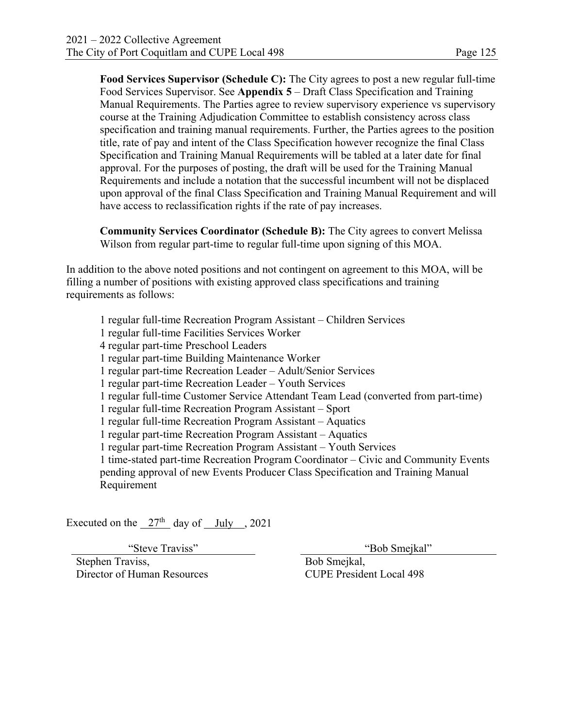**Food Services Supervisor (Schedule C):** The City agrees to post a new regular full-time Food Services Supervisor. See **Appendix 5** – Draft Class Specification and Training Manual Requirements. The Parties agree to review supervisory experience vs supervisory course at the Training Adjudication Committee to establish consistency across class specification and training manual requirements. Further, the Parties agrees to the position title, rate of pay and intent of the Class Specification however recognize the final Class Specification and Training Manual Requirements will be tabled at a later date for final approval. For the purposes of posting, the draft will be used for the Training Manual Requirements and include a notation that the successful incumbent will not be displaced upon approval of the final Class Specification and Training Manual Requirement and will have access to reclassification rights if the rate of pay increases.

**Community Services Coordinator (Schedule B):** The City agrees to convert Melissa Wilson from regular part-time to regular full-time upon signing of this MOA.

In addition to the above noted positions and not contingent on agreement to this MOA, will be filling a number of positions with existing approved class specifications and training requirements as follows:

1 regular full-time Recreation Program Assistant – Children Services
1 regular full-time Facilities Services Worker
4 regular part-time Preschool Leaders
1 regular part-time Building Maintenance Worker
1 regular part-time Recreation Leader – Adult/Senior Services
1 regular part-time Recreation Leader – Youth Services
1 regular full-time Customer Service Attendant Team Lead (converted from part-time)
1 regular full-time Recreation Program Assistant – Sport
1 regular full-time Recreation Program Assistant – Aquatics
1 regular part-time Recreation Program Assistant – Aquatics
1 regular part-time Recreation Program Assistant – Youth Services
1 time-stated part-time Recreation Program Coordinator – Civic and Community Events pending approval of new Events Producer Class Specification and Training Manual Requirement

Executed on the 27th day of July, 2021

| | |
|---|---|
| "Steve Traviss" | "Bob Smejkal" |
| Stephen Traviss,<br>Director of Human Resources | Bob Smejkal,<br>CUPE President Local 498 |